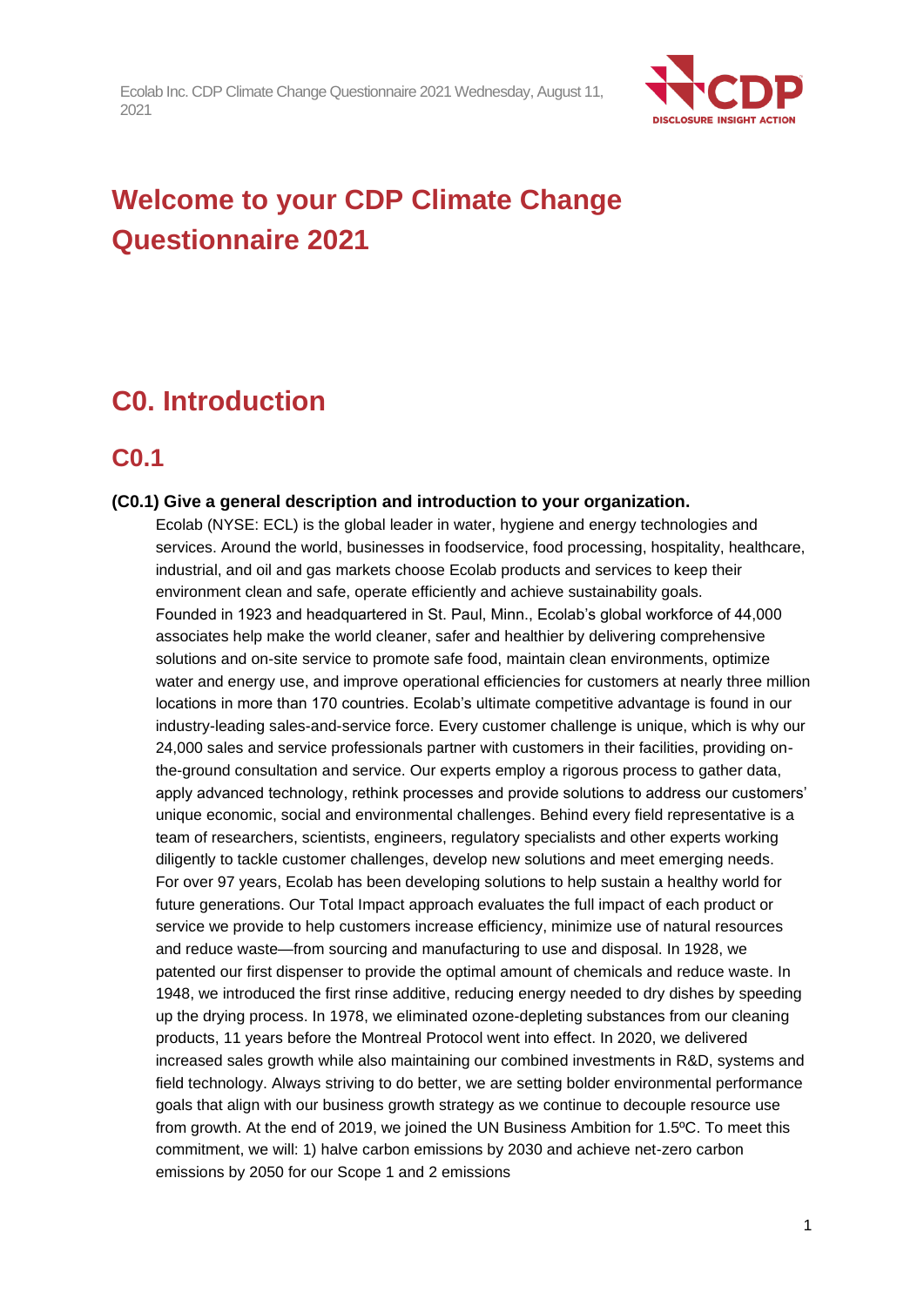# Welcome to your CDP Climate Change Questionnaire 2021

## C0. Introduction

### C0.1

**(C0.1) Give a general description and introduction to your organization.**

Ecolab (NYSE: ECL) is the global leader in water, hygiene and energy technologies and services. Around the world, businesses in foodservice, food processing, hospitality, healthcare, industrial, and oil and gas markets choose Ecolab products and services to keep their environment clean and safe, operate efficiently and achieve sustainability goals.
Founded in 1923 and headquartered in St. Paul, Minn., Ecolab's global workforce of 44,000 associates help make the world cleaner, safer and healthier by delivering comprehensive solutions and on-site service to promote safe food, maintain clean environments, optimize water and energy use, and improve operational efficiencies for customers at nearly three million locations in more than 170 countries. Ecolab's ultimate competitive advantage is found in our industry-leading sales-and-service force. Every customer challenge is unique, which is why our 24,000 sales and service professionals partner with customers in their facilities, providing on-the-ground consultation and service. Our experts employ a rigorous process to gather data, apply advanced technology, rethink processes and provide solutions to address our customers' unique economic, social and environmental challenges. Behind every field representative is a team of researchers, scientists, engineers, regulatory specialists and other experts working diligently to tackle customer challenges, develop new solutions and meet emerging needs.
For over 97 years, Ecolab has been developing solutions to help sustain a healthy world for future generations. Our Total Impact approach evaluates the full impact of each product or service we provide to help customers increase efficiency, minimize use of natural resources and reduce waste—from sourcing and manufacturing to use and disposal. In 1928, we patented our first dispenser to provide the optimal amount of chemicals and reduce waste. In 1948, we introduced the first rinse additive, reducing energy needed to dry dishes by speeding up the drying process. In 1978, we eliminated ozone-depleting substances from our cleaning products, 11 years before the Montreal Protocol went into effect. In 2020, we delivered increased sales growth while also maintaining our combined investments in R&D, systems and field technology. Always striving to do better, we are setting bolder environmental performance goals that align with our business growth strategy as we continue to decouple resource use from growth. At the end of 2019, we joined the UN Business Ambition for 1.5ºC. To meet this commitment, we will: 1) halve carbon emissions by 2030 and achieve net-zero carbon emissions by 2050 for our Scope 1 and 2 emissions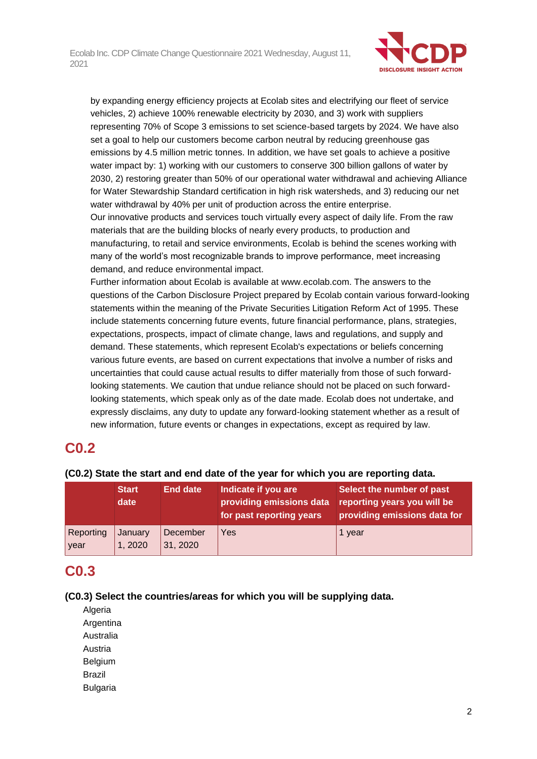by expanding energy efficiency projects at Ecolab sites and electrifying our fleet of service vehicles, 2) achieve 100% renewable electricity by 2030, and 3) work with suppliers representing 70% of Scope 3 emissions to set science-based targets by 2024. We have also set a goal to help our customers become carbon neutral by reducing greenhouse gas emissions by 4.5 million metric tonnes. In addition, we have set goals to achieve a positive water impact by: 1) working with our customers to conserve 300 billion gallons of water by 2030, 2) restoring greater than 50% of our operational water withdrawal and achieving Alliance for Water Stewardship Standard certification in high risk watersheds, and 3) reducing our net water withdrawal by 40% per unit of production across the entire enterprise.
Our innovative products and services touch virtually every aspect of daily life. From the raw materials that are the building blocks of nearly every products, to production and manufacturing, to retail and service environments, Ecolab is behind the scenes working with many of the world's most recognizable brands to improve performance, meet increasing demand, and reduce environmental impact.
Further information about Ecolab is available at www.ecolab.com. The answers to the questions of the Carbon Disclosure Project prepared by Ecolab contain various forward-looking statements within the meaning of the Private Securities Litigation Reform Act of 1995. These include statements concerning future events, future financial performance, plans, strategies, expectations, prospects, impact of climate change, laws and regulations, and supply and demand. These statements, which represent Ecolab's expectations or beliefs concerning various future events, are based on current expectations that involve a number of risks and uncertainties that could cause actual results to differ materially from those of such forward-looking statements. We caution that undue reliance should not be placed on such forward-looking statements, which speak only as of the date made. Ecolab does not undertake, and expressly disclaims, any duty to update any forward-looking statement whether as a result of new information, future events or changes in expectations, except as required by law.

## C0.2

**(C0.2) State the start and end date of the year for which you are reporting data.**

| | Start date | End date | Indicate if you are providing emissions data for past reporting years | Select the number of past reporting years you will be providing emissions data for |
|---|---|---|---|---|
| Reporting year | January 1, 2020 | December 31, 2020 | Yes | 1 year |

## C0.3

**(C0.3) Select the countries/areas for which you will be supplying data.**

Algeria
Argentina
Australia
Austria
Belgium
Brazil
Bulgaria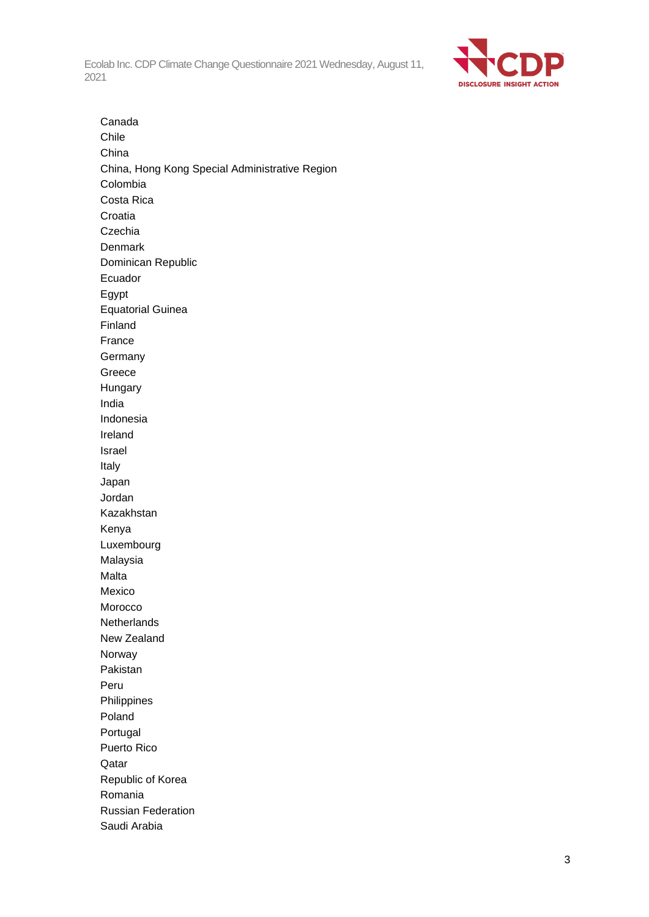Canada
Chile
China
China, Hong Kong Special Administrative Region
Colombia
Costa Rica
Croatia
Czechia
Denmark
Dominican Republic
Ecuador
Egypt
Equatorial Guinea
Finland
France
Germany
Greece
Hungary
India
Indonesia
Ireland
Israel
Italy
Japan
Jordan
Kazakhstan
Kenya
Luxembourg
Malaysia
Malta
Mexico
Morocco
Netherlands
New Zealand
Norway
Pakistan
Peru
Philippines
Poland
Portugal
Puerto Rico
Qatar
Republic of Korea
Romania
Russian Federation
Saudi Arabia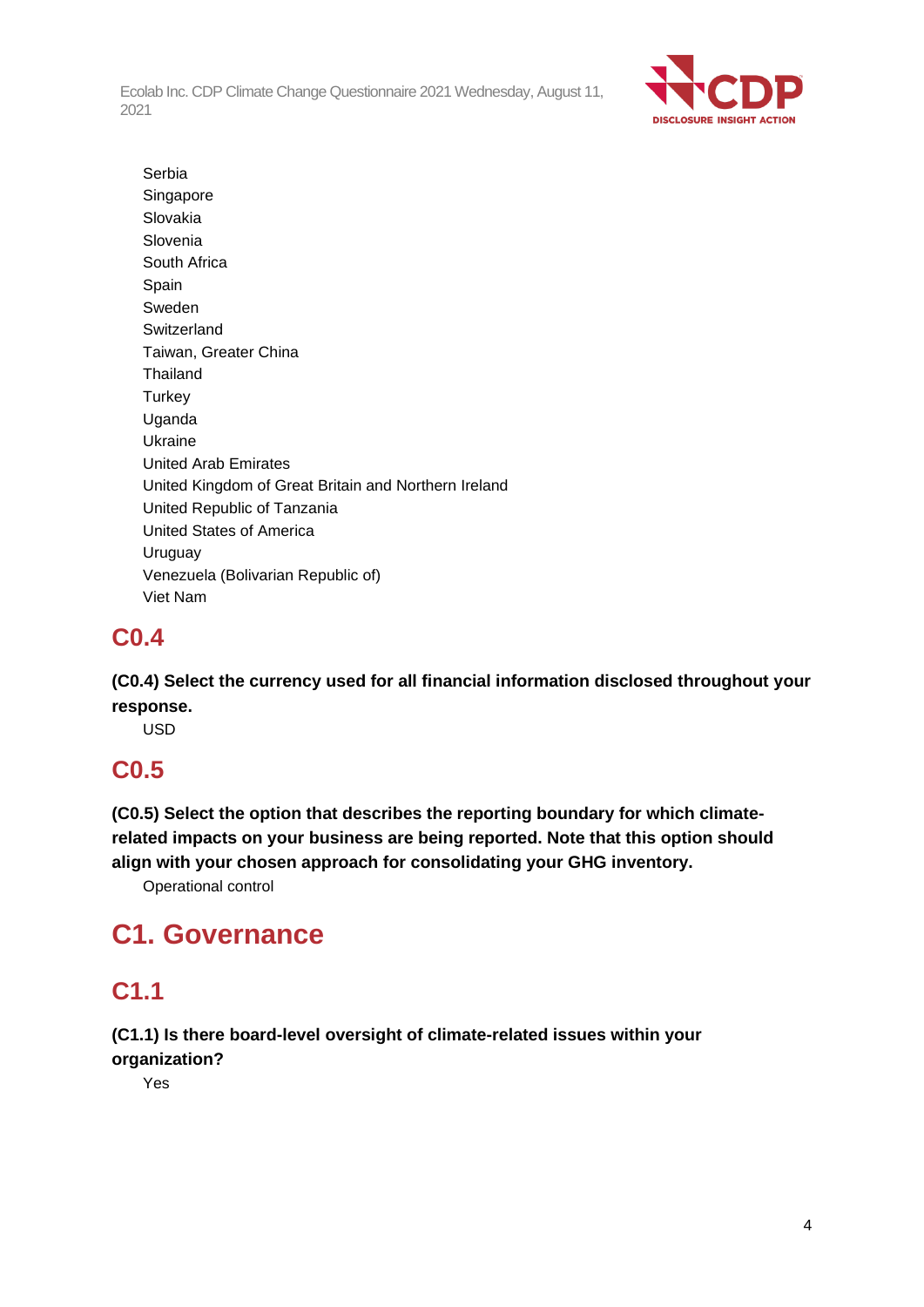Serbia
Singapore
Slovakia
Slovenia
South Africa
Spain
Sweden
Switzerland
Taiwan, Greater China
Thailand
Turkey
Uganda
Ukraine
United Arab Emirates
United Kingdom of Great Britain and Northern Ireland
United Republic of Tanzania
United States of America
Uruguay
Venezuela (Bolivarian Republic of)
Viet Nam

## C0.4

**(C0.4) Select the currency used for all financial information disclosed throughout your response.**

USD

## C0.5

**(C0.5) Select the option that describes the reporting boundary for which climate-related impacts on your business are being reported. Note that this option should align with your chosen approach for consolidating your GHG inventory.**

Operational control

# C1. Governance

## C1.1

**(C1.1) Is there board-level oversight of climate-related issues within your organization?**

Yes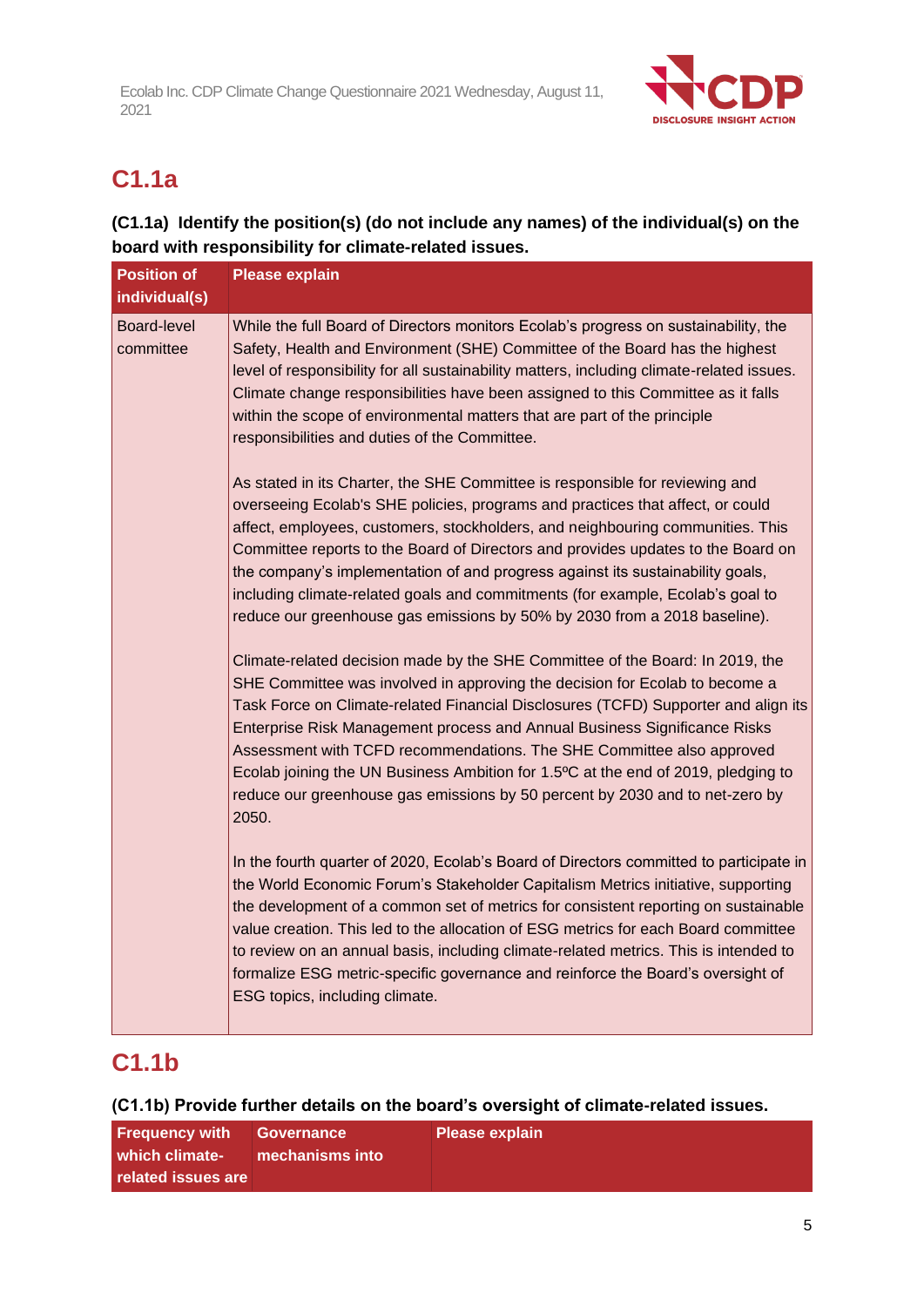## C1.1a

**(C1.1a) Identify the position(s) (do not include any names) of the individual(s) on the board with responsibility for climate-related issues.**

| Position of individual(s) | Please explain |
|---|---|
| Board-level committee | While the full Board of Directors monitors Ecolab's progress on sustainability, the Safety, Health and Environment (SHE) Committee of the Board has the highest level of responsibility for all sustainability matters, including climate-related issues. Climate change responsibilities have been assigned to this Committee as it falls within the scope of environmental matters that are part of the principle responsibilities and duties of the Committee.<br><br>As stated in its Charter, the SHE Committee is responsible for reviewing and overseeing Ecolab's SHE policies, programs and practices that affect, or could affect, employees, customers, stockholders, and neighbouring communities. This Committee reports to the Board of Directors and provides updates to the Board on the company's implementation of and progress against its sustainability goals, including climate-related goals and commitments (for example, Ecolab's goal to reduce our greenhouse gas emissions by 50% by 2030 from a 2018 baseline).<br><br>Climate-related decision made by the SHE Committee of the Board: In 2019, the SHE Committee was involved in approving the decision for Ecolab to become a Task Force on Climate-related Financial Disclosures (TCFD) Supporter and align its Enterprise Risk Management process and Annual Business Significance Risks Assessment with TCFD recommendations. The SHE Committee also approved Ecolab joining the UN Business Ambition for 1.5ºC at the end of 2019, pledging to reduce our greenhouse gas emissions by 50 percent by 2030 and to net-zero by 2050.<br><br>In the fourth quarter of 2020, Ecolab's Board of Directors committed to participate in the World Economic Forum's Stakeholder Capitalism Metrics initiative, supporting the development of a common set of metrics for consistent reporting on sustainable value creation. This led to the allocation of ESG metrics for each Board committee to review on an annual basis, including climate-related metrics. This is intended to formalize ESG metric-specific governance and reinforce the Board's oversight of ESG topics, including climate. |

## C1.1b

**(C1.1b) Provide further details on the board's oversight of climate-related issues.**

| Frequency with which climate-related issues are | Governance mechanisms into | Please explain |
|---|---|---|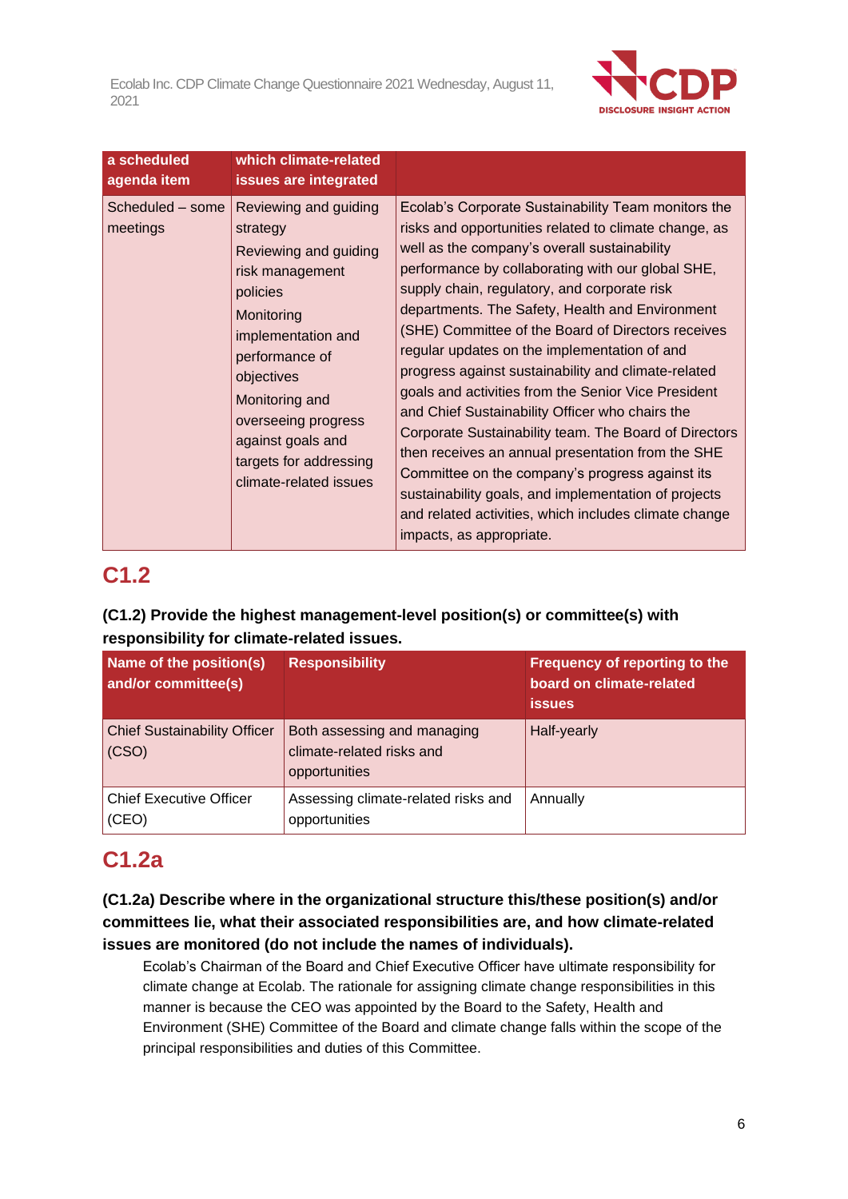| a scheduled agenda item | which climate-related issues are integrated | |
|---|---|---|
| Scheduled – some meetings | Reviewing and guiding strategy<br>Reviewing and guiding risk management policies<br>Monitoring implementation and performance of objectives<br>Monitoring and overseeing progress against goals and targets for addressing climate-related issues | Ecolab's Corporate Sustainability Team monitors the risks and opportunities related to climate change, as well as the company's overall sustainability performance by collaborating with our global SHE, supply chain, regulatory, and corporate risk departments. The Safety, Health and Environment (SHE) Committee of the Board of Directors receives regular updates on the implementation of and progress against sustainability and climate-related goals and activities from the Senior Vice President and Chief Sustainability Officer who chairs the Corporate Sustainability team. The Board of Directors then receives an annual presentation from the SHE Committee on the company's progress against its sustainability goals, and implementation of projects and related activities, which includes climate change impacts, as appropriate. |

## C1.2

**(C1.2) Provide the highest management-level position(s) or committee(s) with responsibility for climate-related issues.**

| Name of the position(s) and/or committee(s) | Responsibility | Frequency of reporting to the board on climate-related issues |
|---|---|---|
| Chief Sustainability Officer (CSO) | Both assessing and managing climate-related risks and opportunities | Half-yearly |
| Chief Executive Officer (CEO) | Assessing climate-related risks and opportunities | Annually |

## C1.2a

**(C1.2a) Describe where in the organizational structure this/these position(s) and/or committees lie, what their associated responsibilities are, and how climate-related issues are monitored (do not include the names of individuals).**

Ecolab's Chairman of the Board and Chief Executive Officer have ultimate responsibility for climate change at Ecolab. The rationale for assigning climate change responsibilities in this manner is because the CEO was appointed by the Board to the Safety, Health and Environment (SHE) Committee of the Board and climate change falls within the scope of the principal responsibilities and duties of this Committee.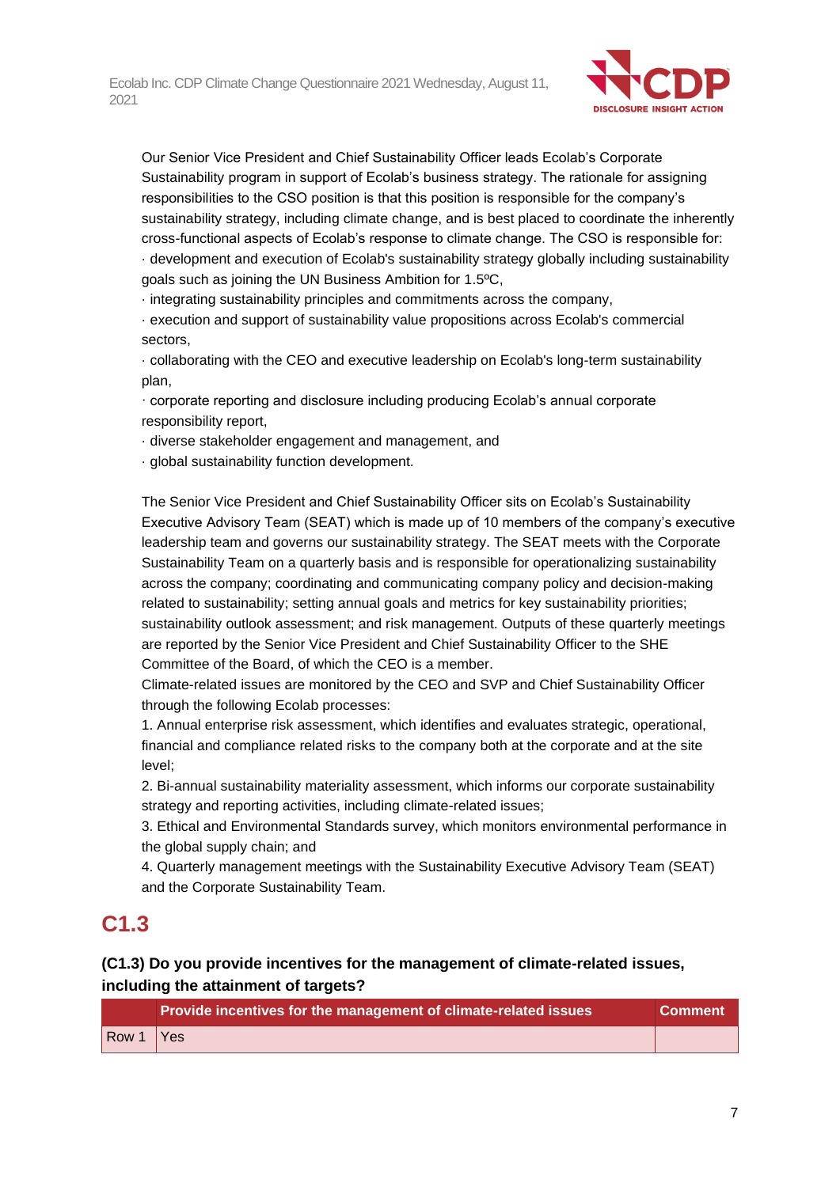Our Senior Vice President and Chief Sustainability Officer leads Ecolab's Corporate Sustainability program in support of Ecolab's business strategy. The rationale for assigning responsibilities to the CSO position is that this position is responsible for the company's sustainability strategy, including climate change, and is best placed to coordinate the inherently cross-functional aspects of Ecolab's response to climate change. The CSO is responsible for:
· development and execution of Ecolab's sustainability strategy globally including sustainability goals such as joining the UN Business Ambition for 1.5ºC,
· integrating sustainability principles and commitments across the company,
· execution and support of sustainability value propositions across Ecolab's commercial sectors,
· collaborating with the CEO and executive leadership on Ecolab's long-term sustainability plan,
· corporate reporting and disclosure including producing Ecolab's annual corporate responsibility report,
· diverse stakeholder engagement and management, and
· global sustainability function development.

The Senior Vice President and Chief Sustainability Officer sits on Ecolab's Sustainability Executive Advisory Team (SEAT) which is made up of 10 members of the company's executive leadership team and governs our sustainability strategy. The SEAT meets with the Corporate Sustainability Team on a quarterly basis and is responsible for operationalizing sustainability across the company; coordinating and communicating company policy and decision-making related to sustainability; setting annual goals and metrics for key sustainability priorities; sustainability outlook assessment; and risk management. Outputs of these quarterly meetings are reported by the Senior Vice President and Chief Sustainability Officer to the SHE Committee of the Board, of which the CEO is a member.
Climate-related issues are monitored by the CEO and SVP and Chief Sustainability Officer through the following Ecolab processes:
1. Annual enterprise risk assessment, which identifies and evaluates strategic, operational, financial and compliance related risks to the company both at the corporate and at the site level;
2. Bi-annual sustainability materiality assessment, which informs our corporate sustainability strategy and reporting activities, including climate-related issues;
3. Ethical and Environmental Standards survey, which monitors environmental performance in the global supply chain; and
4. Quarterly management meetings with the Sustainability Executive Advisory Team (SEAT) and the Corporate Sustainability Team.

## C1.3

### (C1.3) Do you provide incentives for the management of climate-related issues, including the attainment of targets?

| | Provide incentives for the management of climate-related issues | Comment |
|---|---|---|
| Row 1 | Yes | |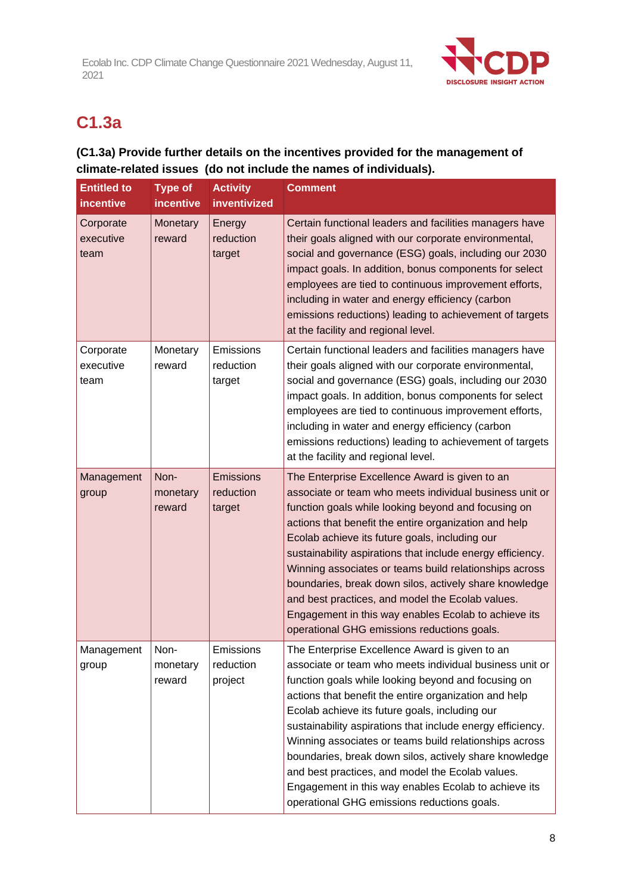## C1.3a

**(C1.3a) Provide further details on the incentives provided for the management of climate-related issues (do not include the names of individuals).**

| Entitled to incentive | Type of incentive | Activity inventivized | Comment |
|---|---|---|---|
| Corporate executive team | Monetary reward | Energy reduction target | Certain functional leaders and facilities managers have their goals aligned with our corporate environmental, social and governance (ESG) goals, including our 2030 impact goals. In addition, bonus components for select employees are tied to continuous improvement efforts, including in water and energy efficiency (carbon emissions reductions) leading to achievement of targets at the facility and regional level. |
| Corporate executive team | Monetary reward | Emissions reduction target | Certain functional leaders and facilities managers have their goals aligned with our corporate environmental, social and governance (ESG) goals, including our 2030 impact goals. In addition, bonus components for select employees are tied to continuous improvement efforts, including in water and energy efficiency (carbon emissions reductions) leading to achievement of targets at the facility and regional level. |
| Management group | Non-monetary reward | Emissions reduction target | The Enterprise Excellence Award is given to an associate or team who meets individual business unit or function goals while looking beyond and focusing on actions that benefit the entire organization and help Ecolab achieve its future goals, including our sustainability aspirations that include energy efficiency. Winning associates or teams build relationships across boundaries, break down silos, actively share knowledge and best practices, and model the Ecolab values. Engagement in this way enables Ecolab to achieve its operational GHG emissions reductions goals. |
| Management group | Non-monetary reward | Emissions reduction project | The Enterprise Excellence Award is given to an associate or team who meets individual business unit or function goals while looking beyond and focusing on actions that benefit the entire organization and help Ecolab achieve its future goals, including our sustainability aspirations that include energy efficiency. Winning associates or teams build relationships across boundaries, break down silos, actively share knowledge and best practices, and model the Ecolab values. Engagement in this way enables Ecolab to achieve its operational GHG emissions reductions goals. |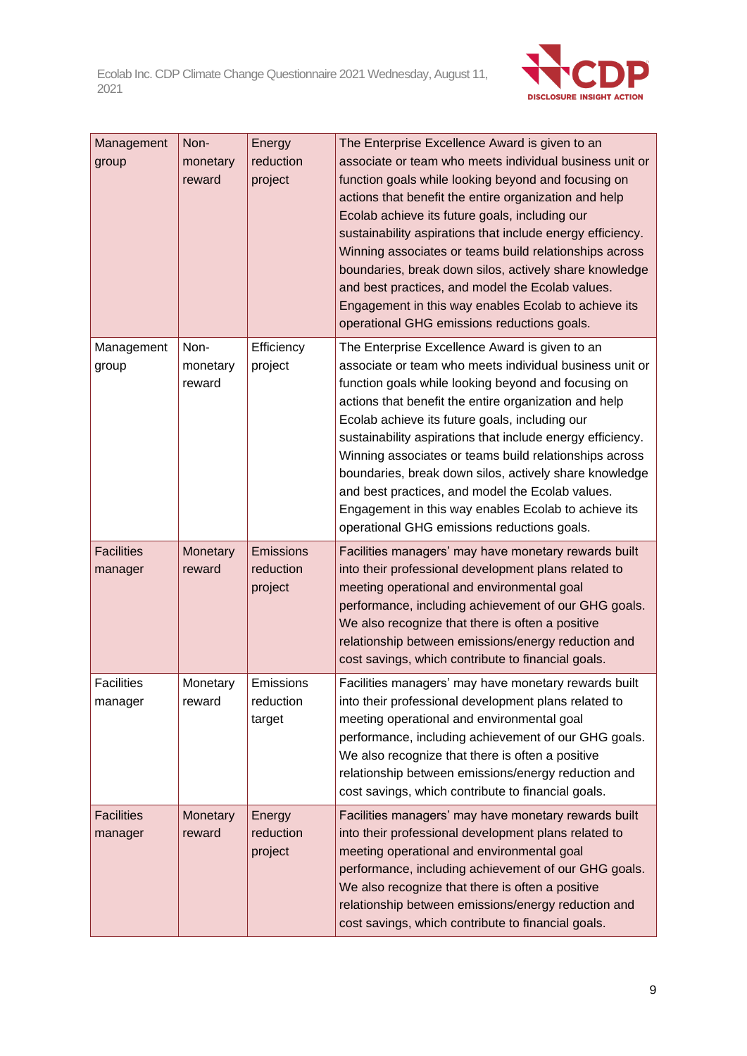| | | | |
|---|---|---|---|
| Management group | Non-monetary reward | Energy reduction project | The Enterprise Excellence Award is given to an associate or team who meets individual business unit or function goals while looking beyond and focusing on actions that benefit the entire organization and help Ecolab achieve its future goals, including our sustainability aspirations that include energy efficiency. Winning associates or teams build relationships across boundaries, break down silos, actively share knowledge and best practices, and model the Ecolab values. Engagement in this way enables Ecolab to achieve its operational GHG emissions reductions goals. |
| Management group | Non-monetary reward | Efficiency project | The Enterprise Excellence Award is given to an associate or team who meets individual business unit or function goals while looking beyond and focusing on actions that benefit the entire organization and help Ecolab achieve its future goals, including our sustainability aspirations that include energy efficiency. Winning associates or teams build relationships across boundaries, break down silos, actively share knowledge and best practices, and model the Ecolab values. Engagement in this way enables Ecolab to achieve its operational GHG emissions reductions goals. |
| Facilities manager | Monetary reward | Emissions reduction project | Facilities managers' may have monetary rewards built into their professional development plans related to meeting operational and environmental goal performance, including achievement of our GHG goals. We also recognize that there is often a positive relationship between emissions/energy reduction and cost savings, which contribute to financial goals. |
| Facilities manager | Monetary reward | Emissions reduction target | Facilities managers' may have monetary rewards built into their professional development plans related to meeting operational and environmental goal performance, including achievement of our GHG goals. We also recognize that there is often a positive relationship between emissions/energy reduction and cost savings, which contribute to financial goals. |
| Facilities manager | Monetary reward | Energy reduction project | Facilities managers' may have monetary rewards built into their professional development plans related to meeting operational and environmental goal performance, including achievement of our GHG goals. We also recognize that there is often a positive relationship between emissions/energy reduction and cost savings, which contribute to financial goals. |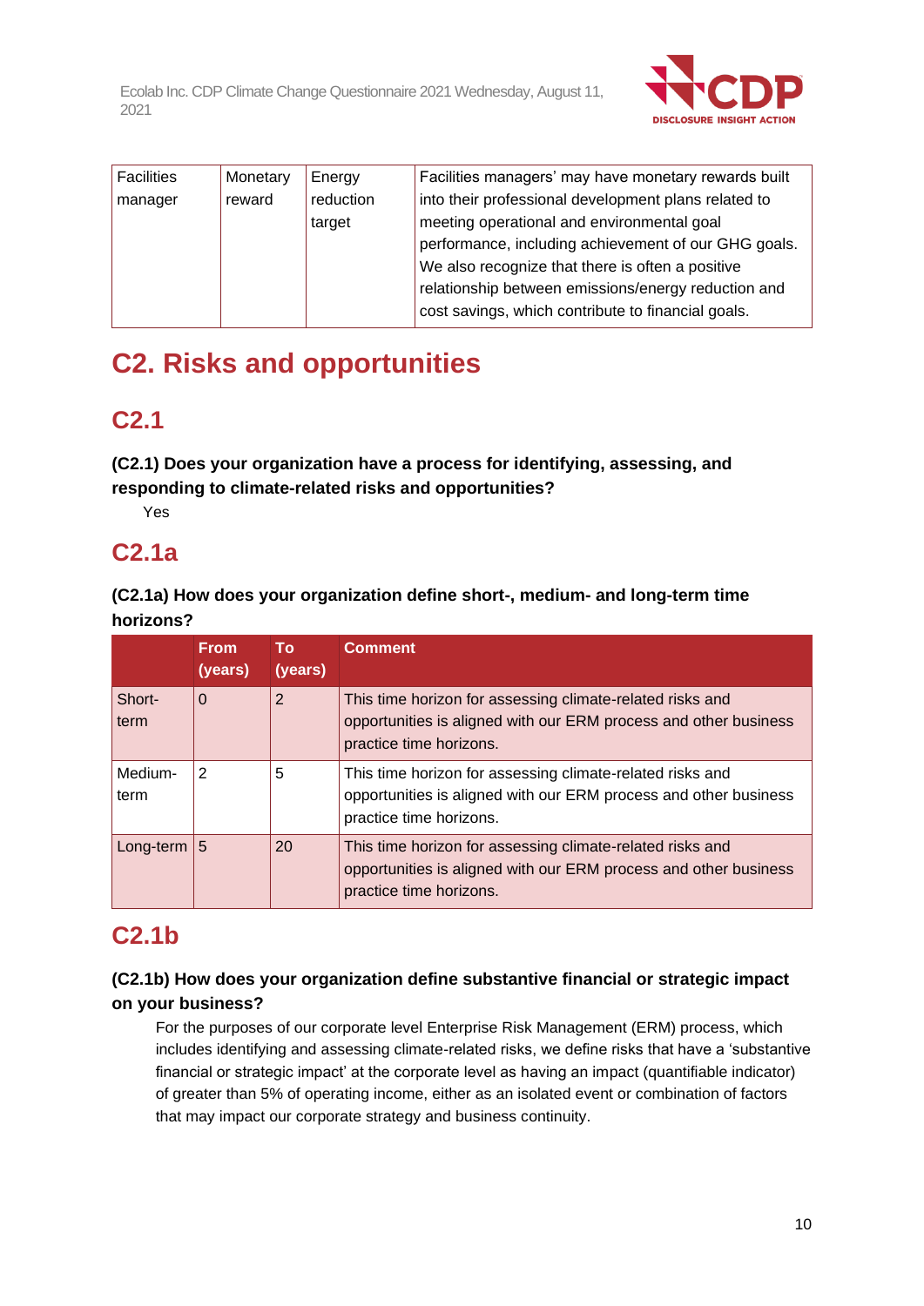| Facilities manager | Monetary reward | Energy reduction target | Facilities managers' may have monetary rewards built into their professional development plans related to meeting operational and environmental goal performance, including achievement of our GHG goals. We also recognize that there is often a positive relationship between emissions/energy reduction and cost savings, which contribute to financial goals. |
|---|---|---|---|

# C2. Risks and opportunities

## C2.1

**(C2.1) Does your organization have a process for identifying, assessing, and responding to climate-related risks and opportunities?**

Yes

## C2.1a

**(C2.1a) How does your organization define short-, medium- and long-term time horizons?**

| | From (years) | To (years) | Comment |
|---|---|---|---|
| Short-term | 0 | 2 | This time horizon for assessing climate-related risks and opportunities is aligned with our ERM process and other business practice time horizons. |
| Medium-term | 2 | 5 | This time horizon for assessing climate-related risks and opportunities is aligned with our ERM process and other business practice time horizons. |
| Long-term | 5 | 20 | This time horizon for assessing climate-related risks and opportunities is aligned with our ERM process and other business practice time horizons. |

## C2.1b

**(C2.1b) How does your organization define substantive financial or strategic impact on your business?**

For the purposes of our corporate level Enterprise Risk Management (ERM) process, which includes identifying and assessing climate-related risks, we define risks that have a 'substantive financial or strategic impact' at the corporate level as having an impact (quantifiable indicator) of greater than 5% of operating income, either as an isolated event or combination of factors that may impact our corporate strategy and business continuity.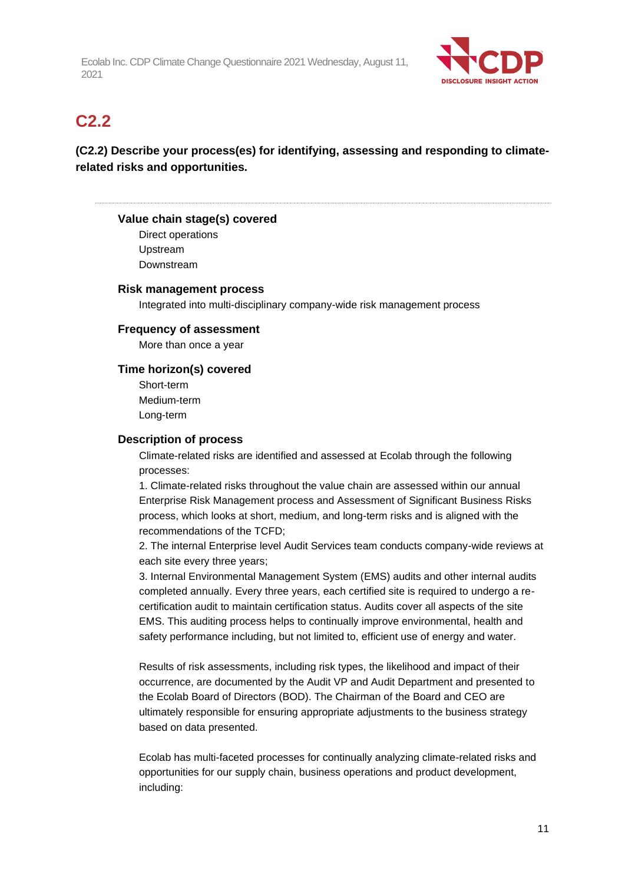## C2.2

**(C2.2) Describe your process(es) for identifying, assessing and responding to climate-related risks and opportunities.**

---

### Value chain stage(s) covered

Direct operations
Upstream
Downstream

### Risk management process

Integrated into multi-disciplinary company-wide risk management process

### Frequency of assessment

More than once a year

### Time horizon(s) covered

Short-term
Medium-term
Long-term

### Description of process

Climate-related risks are identified and assessed at Ecolab through the following processes:

1. Climate-related risks throughout the value chain are assessed within our annual Enterprise Risk Management process and Assessment of Significant Business Risks process, which looks at short, medium, and long-term risks and is aligned with the recommendations of the TCFD;
2. The internal Enterprise level Audit Services team conducts company-wide reviews at each site every three years;
3. Internal Environmental Management System (EMS) audits and other internal audits completed annually. Every three years, each certified site is required to undergo a re-certification audit to maintain certification status. Audits cover all aspects of the site EMS. This auditing process helps to continually improve environmental, health and safety performance including, but not limited to, efficient use of energy and water.

Results of risk assessments, including risk types, the likelihood and impact of their occurrence, are documented by the Audit VP and Audit Department and presented to the Ecolab Board of Directors (BOD). The Chairman of the Board and CEO are ultimately responsible for ensuring appropriate adjustments to the business strategy based on data presented.

Ecolab has multi-faceted processes for continually analyzing climate-related risks and opportunities for our supply chain, business operations and product development, including: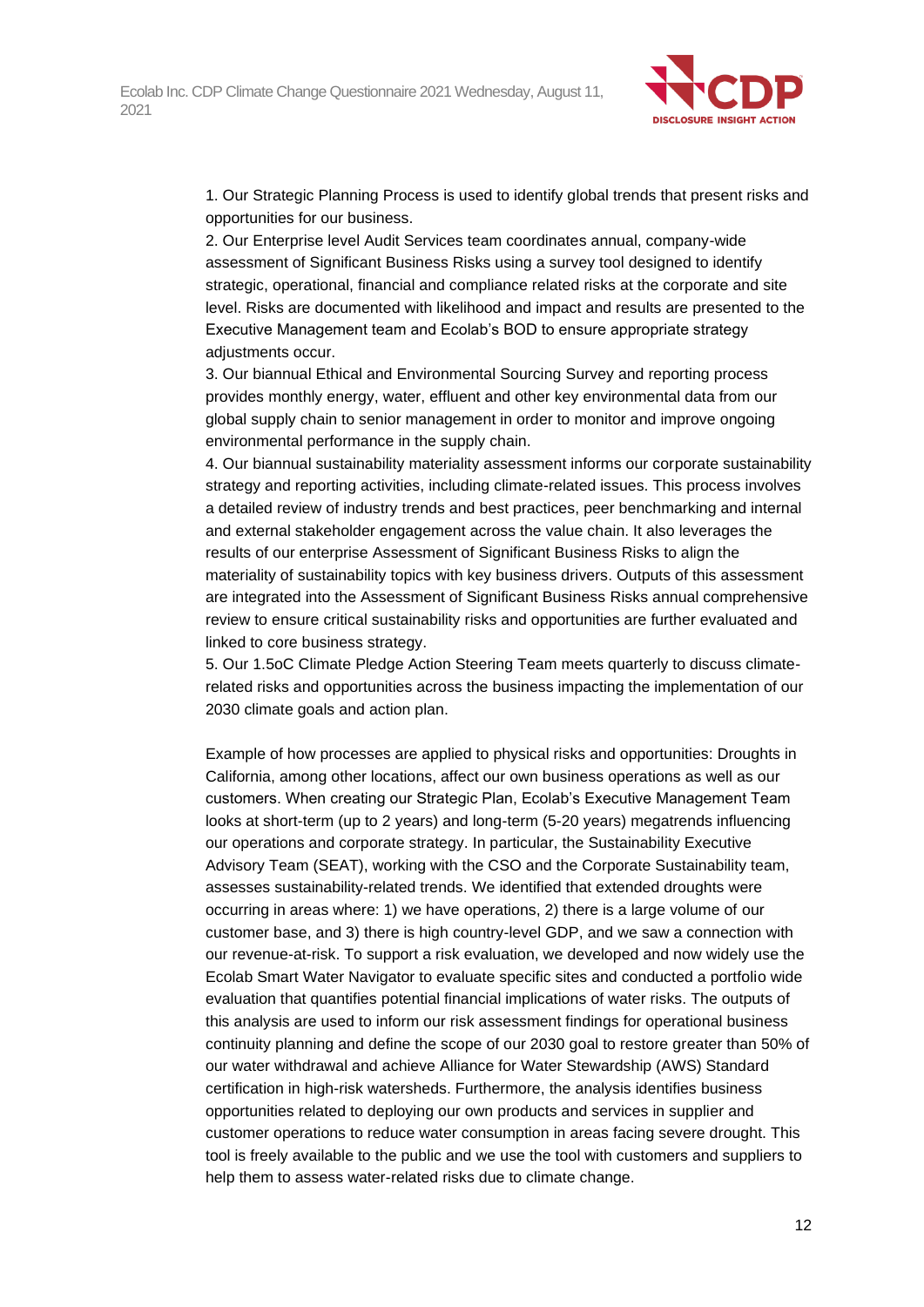1. Our Strategic Planning Process is used to identify global trends that present risks and opportunities for our business.
2. Our Enterprise level Audit Services team coordinates annual, company-wide assessment of Significant Business Risks using a survey tool designed to identify strategic, operational, financial and compliance related risks at the corporate and site level. Risks are documented with likelihood and impact and results are presented to the Executive Management team and Ecolab's BOD to ensure appropriate strategy adjustments occur.
3. Our biannual Ethical and Environmental Sourcing Survey and reporting process provides monthly energy, water, effluent and other key environmental data from our global supply chain to senior management in order to monitor and improve ongoing environmental performance in the supply chain.
4. Our biannual sustainability materiality assessment informs our corporate sustainability strategy and reporting activities, including climate-related issues. This process involves a detailed review of industry trends and best practices, peer benchmarking and internal and external stakeholder engagement across the value chain. It also leverages the results of our enterprise Assessment of Significant Business Risks to align the materiality of sustainability topics with key business drivers. Outputs of this assessment are integrated into the Assessment of Significant Business Risks annual comprehensive review to ensure critical sustainability risks and opportunities are further evaluated and linked to core business strategy.
5. Our 1.5oC Climate Pledge Action Steering Team meets quarterly to discuss climate-related risks and opportunities across the business impacting the implementation of our 2030 climate goals and action plan.

Example of how processes are applied to physical risks and opportunities: Droughts in California, among other locations, affect our own business operations as well as our customers. When creating our Strategic Plan, Ecolab's Executive Management Team looks at short-term (up to 2 years) and long-term (5-20 years) megatrends influencing our operations and corporate strategy. In particular, the Sustainability Executive Advisory Team (SEAT), working with the CSO and the Corporate Sustainability team, assesses sustainability-related trends. We identified that extended droughts were occurring in areas where: 1) we have operations, 2) there is a large volume of our customer base, and 3) there is high country-level GDP, and we saw a connection with our revenue-at-risk. To support a risk evaluation, we developed and now widely use the Ecolab Smart Water Navigator to evaluate specific sites and conducted a portfolio wide evaluation that quantifies potential financial implications of water risks. The outputs of this analysis are used to inform our risk assessment findings for operational business continuity planning and define the scope of our 2030 goal to restore greater than 50% of our water withdrawal and achieve Alliance for Water Stewardship (AWS) Standard certification in high-risk watersheds. Furthermore, the analysis identifies business opportunities related to deploying our own products and services in supplier and customer operations to reduce water consumption in areas facing severe drought. This tool is freely available to the public and we use the tool with customers and suppliers to help them to assess water-related risks due to climate change.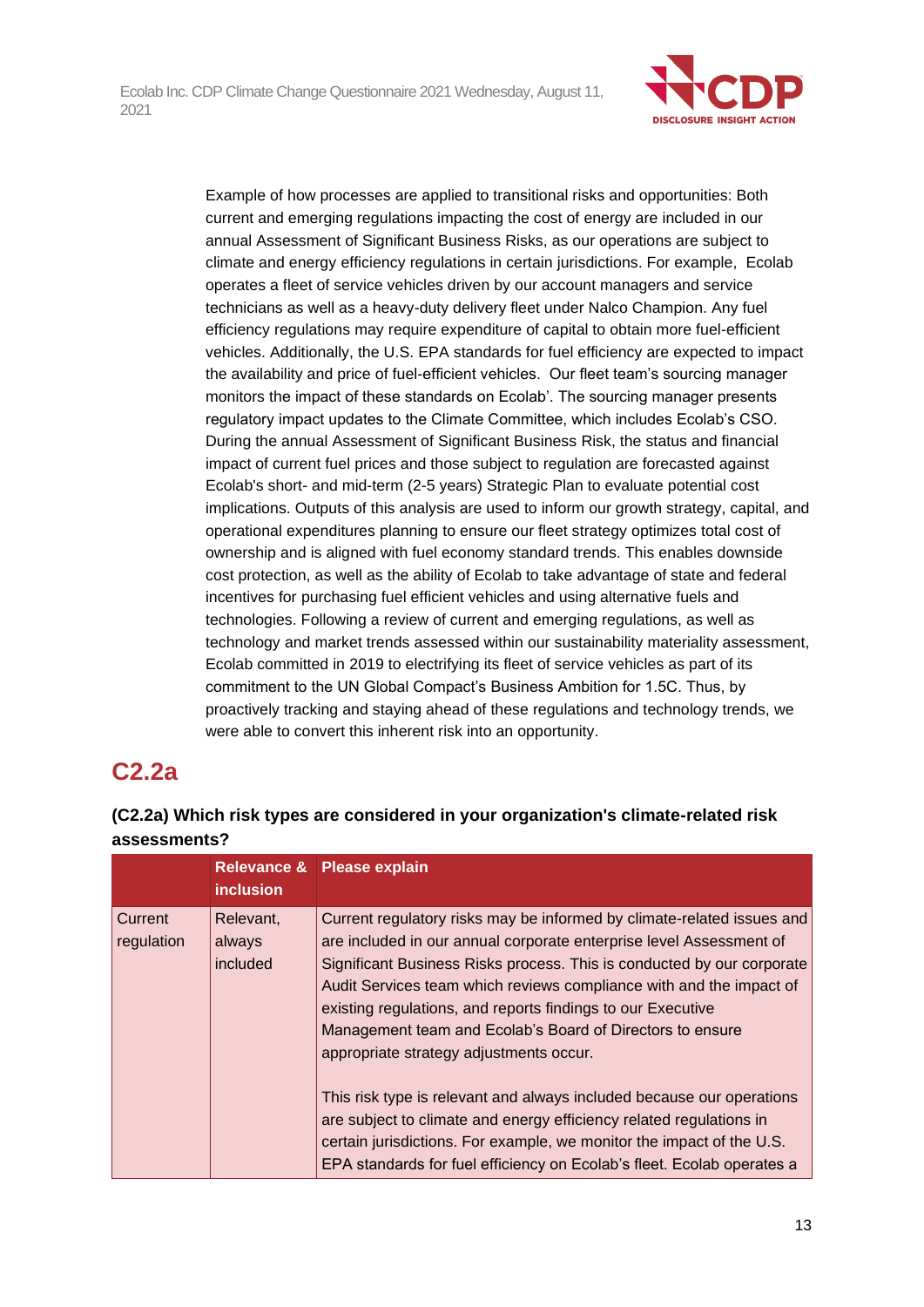Example of how processes are applied to transitional risks and opportunities: Both current and emerging regulations impacting the cost of energy are included in our annual Assessment of Significant Business Risks, as our operations are subject to climate and energy efficiency regulations in certain jurisdictions. For example, Ecolab operates a fleet of service vehicles driven by our account managers and service technicians as well as a heavy-duty delivery fleet under Nalco Champion. Any fuel efficiency regulations may require expenditure of capital to obtain more fuel-efficient vehicles. Additionally, the U.S. EPA standards for fuel efficiency are expected to impact the availability and price of fuel-efficient vehicles. Our fleet team's sourcing manager monitors the impact of these standards on Ecolab'. The sourcing manager presents regulatory impact updates to the Climate Committee, which includes Ecolab's CSO. During the annual Assessment of Significant Business Risk, the status and financial impact of current fuel prices and those subject to regulation are forecasted against Ecolab's short- and mid-term (2-5 years) Strategic Plan to evaluate potential cost implications. Outputs of this analysis are used to inform our growth strategy, capital, and operational expenditures planning to ensure our fleet strategy optimizes total cost of ownership and is aligned with fuel economy standard trends. This enables downside cost protection, as well as the ability of Ecolab to take advantage of state and federal incentives for purchasing fuel efficient vehicles and using alternative fuels and technologies. Following a review of current and emerging regulations, as well as technology and market trends assessed within our sustainability materiality assessment, Ecolab committed in 2019 to electrifying its fleet of service vehicles as part of its commitment to the UN Global Compact's Business Ambition for 1.5C. Thus, by proactively tracking and staying ahead of these regulations and technology trends, we were able to convert this inherent risk into an opportunity.

## C2.2a

**(C2.2a) Which risk types are considered in your organization's climate-related risk assessments?**

| | Relevance & inclusion | Please explain |
|---|---|---|
| Current regulation | Relevant, always included | Current regulatory risks may be informed by climate-related issues and are included in our annual corporate enterprise level Assessment of Significant Business Risks process. This is conducted by our corporate Audit Services team which reviews compliance with and the impact of existing regulations, and reports findings to our Executive Management team and Ecolab's Board of Directors to ensure appropriate strategy adjustments occur.<br><br>This risk type is relevant and always included because our operations are subject to climate and energy efficiency related regulations in certain jurisdictions. For example, we monitor the impact of the U.S. EPA standards for fuel efficiency on Ecolab's fleet. Ecolab operates a |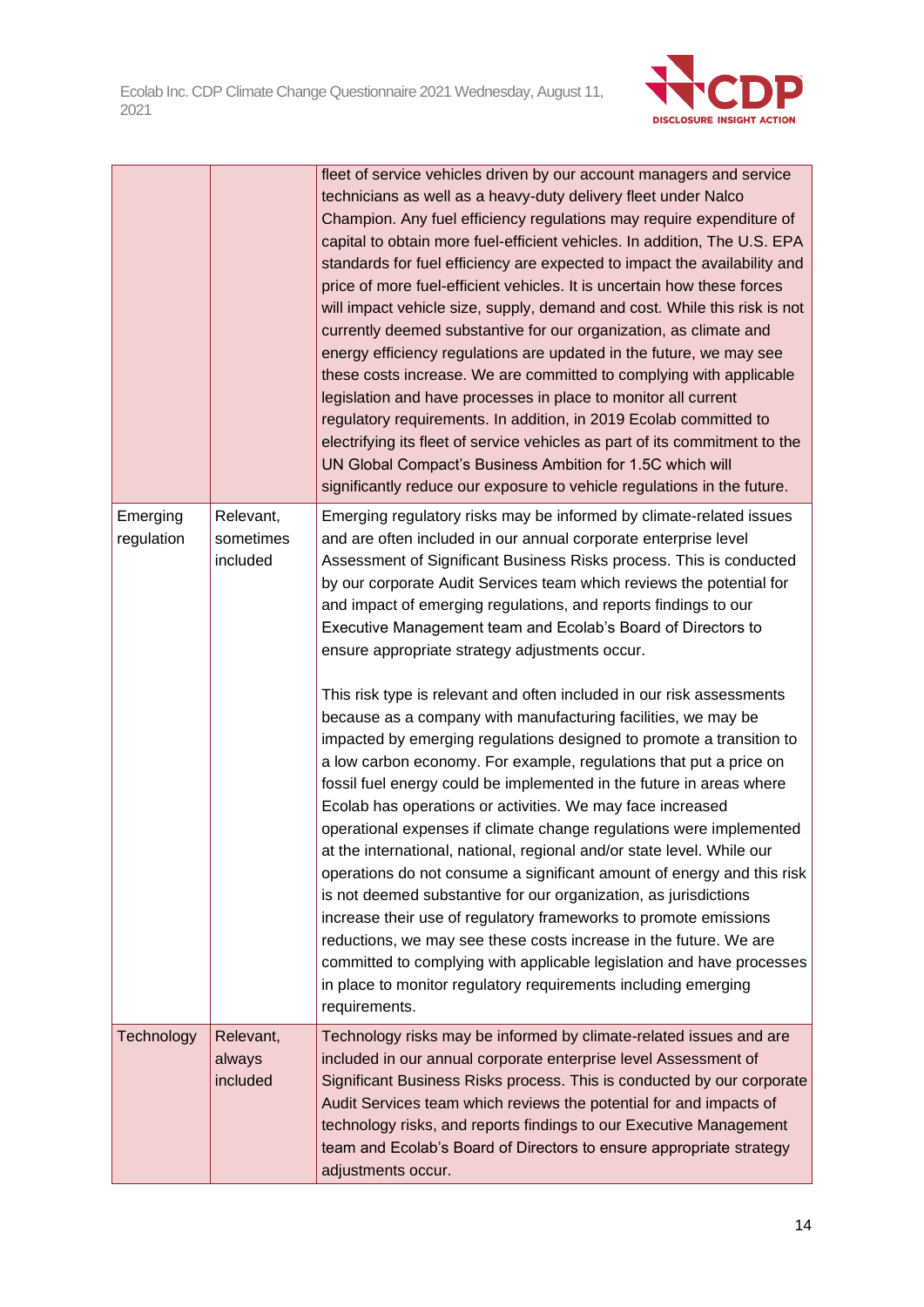| | | |
|---|---|---|
| | | fleet of service vehicles driven by our account managers and service technicians as well as a heavy-duty delivery fleet under Nalco Champion. Any fuel efficiency regulations may require expenditure of capital to obtain more fuel-efficient vehicles. In addition, The U.S. EPA standards for fuel efficiency are expected to impact the availability and price of more fuel-efficient vehicles. It is uncertain how these forces will impact vehicle size, supply, demand and cost. While this risk is not currently deemed substantive for our organization, as climate and energy efficiency regulations are updated in the future, we may see these costs increase. We are committed to complying with applicable legislation and have processes in place to monitor all current regulatory requirements. In addition, in 2019 Ecolab committed to electrifying its fleet of service vehicles as part of its commitment to the UN Global Compact's Business Ambition for 1.5C which will significantly reduce our exposure to vehicle regulations in the future. |
| Emerging regulation | Relevant, sometimes included | Emerging regulatory risks may be informed by climate-related issues and are often included in our annual corporate enterprise level Assessment of Significant Business Risks process. This is conducted by our corporate Audit Services team which reviews the potential for and impact of emerging regulations, and reports findings to our Executive Management team and Ecolab's Board of Directors to ensure appropriate strategy adjustments occur.<br><br>This risk type is relevant and often included in our risk assessments because as a company with manufacturing facilities, we may be impacted by emerging regulations designed to promote a transition to a low carbon economy. For example, regulations that put a price on fossil fuel energy could be implemented in the future in areas where Ecolab has operations or activities. We may face increased operational expenses if climate change regulations were implemented at the international, national, regional and/or state level. While our operations do not consume a significant amount of energy and this risk is not deemed substantive for our organization, as jurisdictions increase their use of regulatory frameworks to promote emissions reductions, we may see these costs increase in the future. We are committed to complying with applicable legislation and have processes in place to monitor regulatory requirements including emerging requirements. |
| Technology | Relevant, always included | Technology risks may be informed by climate-related issues and are included in our annual corporate enterprise level Assessment of Significant Business Risks process. This is conducted by our corporate Audit Services team which reviews the potential for and impacts of technology risks, and reports findings to our Executive Management team and Ecolab's Board of Directors to ensure appropriate strategy adjustments occur. |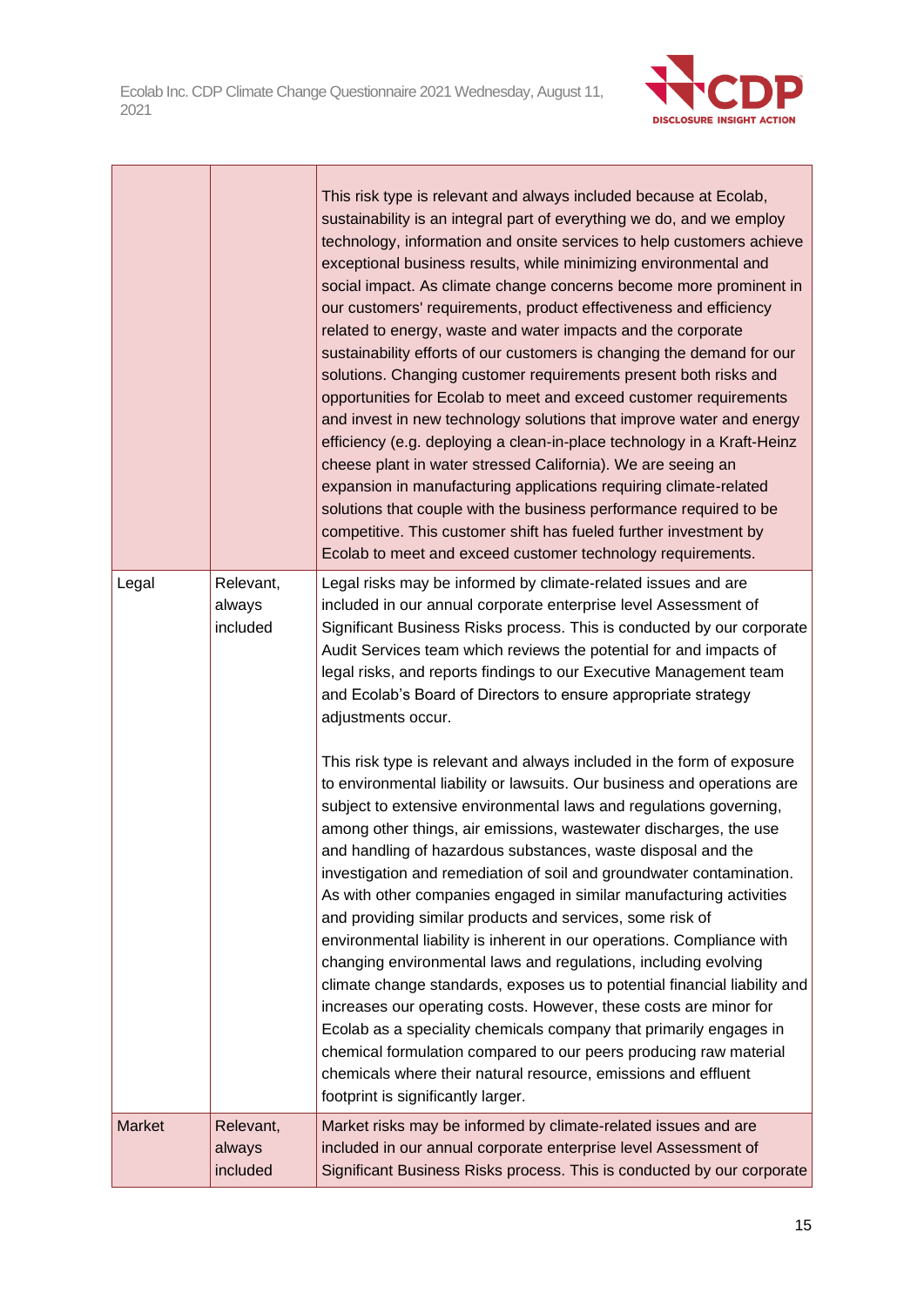| | | |
|---|---|---|
| | | This risk type is relevant and always included because at Ecolab, sustainability is an integral part of everything we do, and we employ technology, information and onsite services to help customers achieve exceptional business results, while minimizing environmental and social impact. As climate change concerns become more prominent in our customers' requirements, product effectiveness and efficiency related to energy, waste and water impacts and the corporate sustainability efforts of our customers is changing the demand for our solutions. Changing customer requirements present both risks and opportunities for Ecolab to meet and exceed customer requirements and invest in new technology solutions that improve water and energy efficiency (e.g. deploying a clean-in-place technology in a Kraft-Heinz cheese plant in water stressed California). We are seeing an expansion in manufacturing applications requiring climate-related solutions that couple with the business performance required to be competitive. This customer shift has fueled further investment by Ecolab to meet and exceed customer technology requirements. |
| Legal | Relevant, always included | Legal risks may be informed by climate-related issues and are included in our annual corporate enterprise level Assessment of Significant Business Risks process. This is conducted by our corporate Audit Services team which reviews the potential for and impacts of legal risks, and reports findings to our Executive Management team and Ecolab's Board of Directors to ensure appropriate strategy adjustments occur.<br><br>This risk type is relevant and always included in the form of exposure to environmental liability or lawsuits. Our business and operations are subject to extensive environmental laws and regulations governing, among other things, air emissions, wastewater discharges, the use and handling of hazardous substances, waste disposal and the investigation and remediation of soil and groundwater contamination. As with other companies engaged in similar manufacturing activities and providing similar products and services, some risk of environmental liability is inherent in our operations. Compliance with changing environmental laws and regulations, including evolving climate change standards, exposes us to potential financial liability and increases our operating costs. However, these costs are minor for Ecolab as a speciality chemicals company that primarily engages in chemical formulation compared to our peers producing raw material chemicals where their natural resource, emissions and effluent footprint is significantly larger. |
| Market | Relevant, always included | Market risks may be informed by climate-related issues and are included in our annual corporate enterprise level Assessment of Significant Business Risks process. This is conducted by our corporate |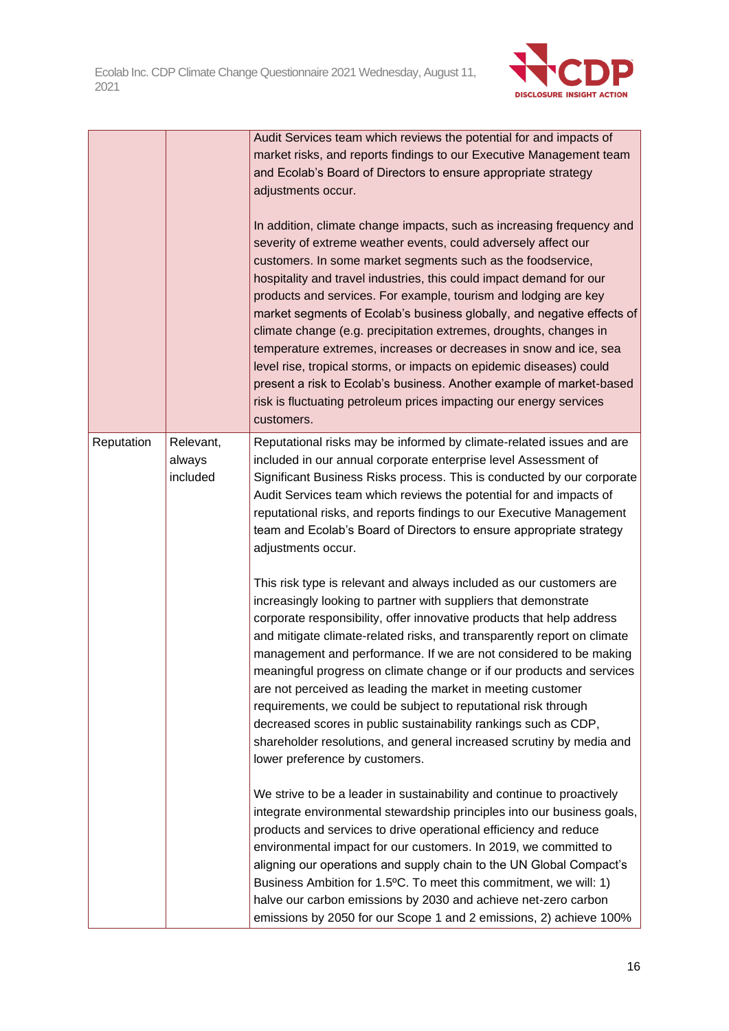| | | |
|---|---|---|
| | | Audit Services team which reviews the potential for and impacts of market risks, and reports findings to our Executive Management team and Ecolab's Board of Directors to ensure appropriate strategy adjustments occur.<br><br>In addition, climate change impacts, such as increasing frequency and severity of extreme weather events, could adversely affect our customers. In some market segments such as the foodservice, hospitality and travel industries, this could impact demand for our products and services. For example, tourism and lodging are key market segments of Ecolab's business globally, and negative effects of climate change (e.g. precipitation extremes, droughts, changes in temperature extremes, increases or decreases in snow and ice, sea level rise, tropical storms, or impacts on epidemic diseases) could present a risk to Ecolab's business. Another example of market-based risk is fluctuating petroleum prices impacting our energy services customers. |
| Reputation | Relevant, always included | Reputational risks may be informed by climate-related issues and are included in our annual corporate enterprise level Assessment of Significant Business Risks process. This is conducted by our corporate Audit Services team which reviews the potential for and impacts of reputational risks, and reports findings to our Executive Management team and Ecolab's Board of Directors to ensure appropriate strategy adjustments occur.<br><br>This risk type is relevant and always included as our customers are increasingly looking to partner with suppliers that demonstrate corporate responsibility, offer innovative products that help address and mitigate climate-related risks, and transparently report on climate management and performance. If we are not considered to be making meaningful progress on climate change or if our products and services are not perceived as leading the market in meeting customer requirements, we could be subject to reputational risk through decreased scores in public sustainability rankings such as CDP, shareholder resolutions, and general increased scrutiny by media and lower preference by customers.<br><br>We strive to be a leader in sustainability and continue to proactively integrate environmental stewardship principles into our business goals, products and services to drive operational efficiency and reduce environmental impact for our customers. In 2019, we committed to aligning our operations and supply chain to the UN Global Compact's Business Ambition for 1.5ºC. To meet this commitment, we will: 1) halve our carbon emissions by 2030 and achieve net-zero carbon emissions by 2050 for our Scope 1 and 2 emissions, 2) achieve 100% |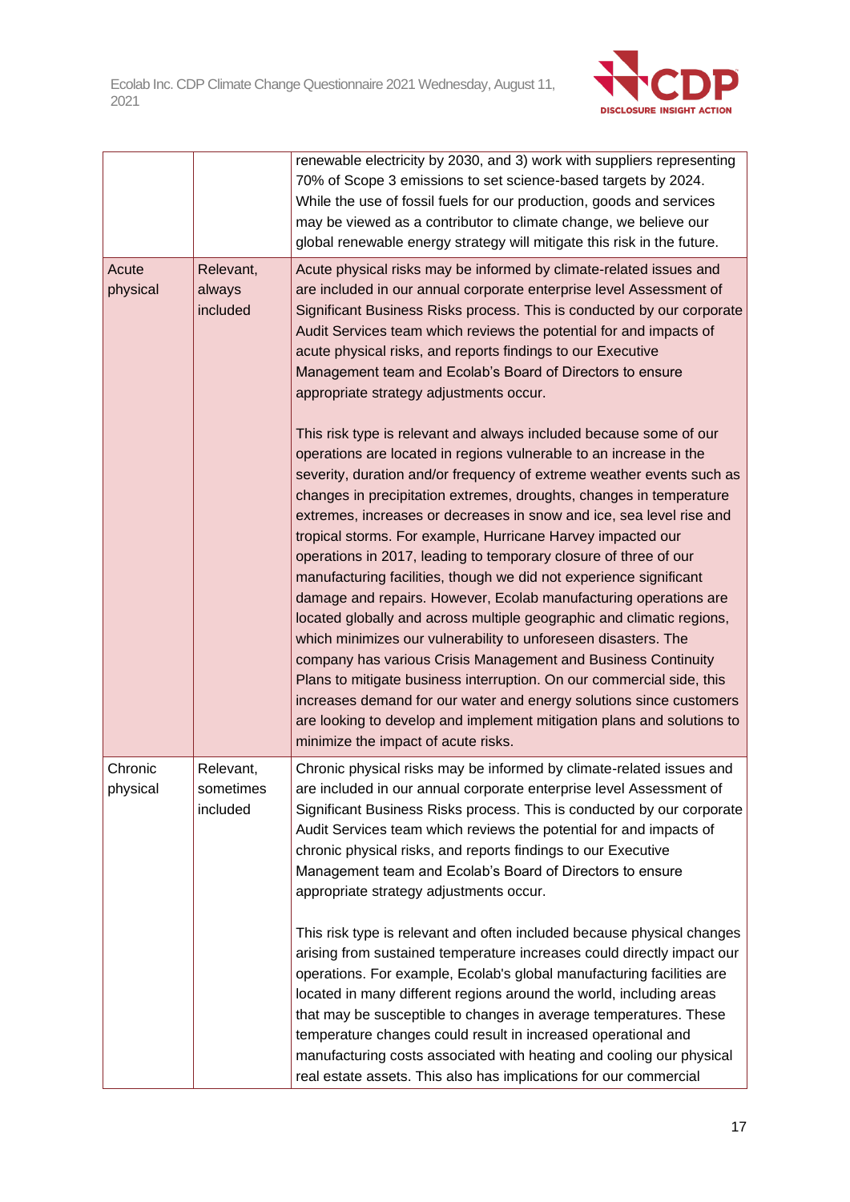| | | |
|---|---|---|
| | | renewable electricity by 2030, and 3) work with suppliers representing 70% of Scope 3 emissions to set science-based targets by 2024. While the use of fossil fuels for our production, goods and services may be viewed as a contributor to climate change, we believe our global renewable energy strategy will mitigate this risk in the future. |
| Acute physical | Relevant, always included | Acute physical risks may be informed by climate-related issues and are included in our annual corporate enterprise level Assessment of Significant Business Risks process. This is conducted by our corporate Audit Services team which reviews the potential for and impacts of acute physical risks, and reports findings to our Executive Management team and Ecolab's Board of Directors to ensure appropriate strategy adjustments occur.<br><br>This risk type is relevant and always included because some of our operations are located in regions vulnerable to an increase in the severity, duration and/or frequency of extreme weather events such as changes in precipitation extremes, droughts, changes in temperature extremes, increases or decreases in snow and ice, sea level rise and tropical storms. For example, Hurricane Harvey impacted our operations in 2017, leading to temporary closure of three of our manufacturing facilities, though we did not experience significant damage and repairs. However, Ecolab manufacturing operations are located globally and across multiple geographic and climatic regions, which minimizes our vulnerability to unforeseen disasters. The company has various Crisis Management and Business Continuity Plans to mitigate business interruption. On our commercial side, this increases demand for our water and energy solutions since customers are looking to develop and implement mitigation plans and solutions to minimize the impact of acute risks. |
| Chronic physical | Relevant, sometimes included | Chronic physical risks may be informed by climate-related issues and are included in our annual corporate enterprise level Assessment of Significant Business Risks process. This is conducted by our corporate Audit Services team which reviews the potential for and impacts of chronic physical risks, and reports findings to our Executive Management team and Ecolab's Board of Directors to ensure appropriate strategy adjustments occur.<br><br>This risk type is relevant and often included because physical changes arising from sustained temperature increases could directly impact our operations. For example, Ecolab's global manufacturing facilities are located in many different regions around the world, including areas that may be susceptible to changes in average temperatures. These temperature changes could result in increased operational and manufacturing costs associated with heating and cooling our physical real estate assets. This also has implications for our commercial |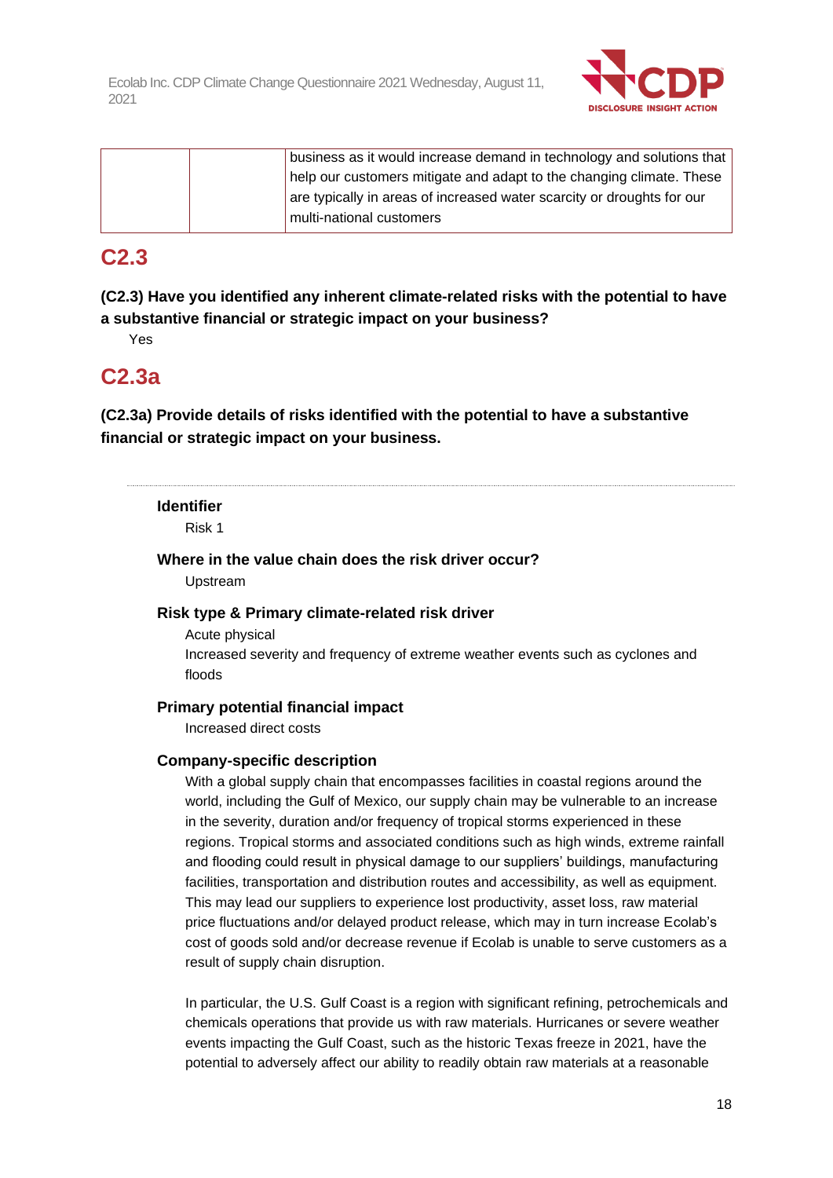|  |  | business as it would increase demand in technology and solutions that help our customers mitigate and adapt to the changing climate. These are typically in areas of increased water scarcity or droughts for our multi-national customers |
|---|---|---|

## C2.3

**(C2.3) Have you identified any inherent climate-related risks with the potential to have a substantive financial or strategic impact on your business?**

Yes

## C2.3a

**(C2.3a) Provide details of risks identified with the potential to have a substantive financial or strategic impact on your business.**

---

**Identifier**

Risk 1

**Where in the value chain does the risk driver occur?**

Upstream

**Risk type & Primary climate-related risk driver**

Acute physical

Increased severity and frequency of extreme weather events such as cyclones and floods

**Primary potential financial impact**

Increased direct costs

**Company-specific description**

With a global supply chain that encompasses facilities in coastal regions around the world, including the Gulf of Mexico, our supply chain may be vulnerable to an increase in the severity, duration and/or frequency of tropical storms experienced in these regions. Tropical storms and associated conditions such as high winds, extreme rainfall and flooding could result in physical damage to our suppliers' buildings, manufacturing facilities, transportation and distribution routes and accessibility, as well as equipment. This may lead our suppliers to experience lost productivity, asset loss, raw material price fluctuations and/or delayed product release, which may in turn increase Ecolab's cost of goods sold and/or decrease revenue if Ecolab is unable to serve customers as a result of supply chain disruption.

In particular, the U.S. Gulf Coast is a region with significant refining, petrochemicals and chemicals operations that provide us with raw materials. Hurricanes or severe weather events impacting the Gulf Coast, such as the historic Texas freeze in 2021, have the potential to adversely affect our ability to readily obtain raw materials at a reasonable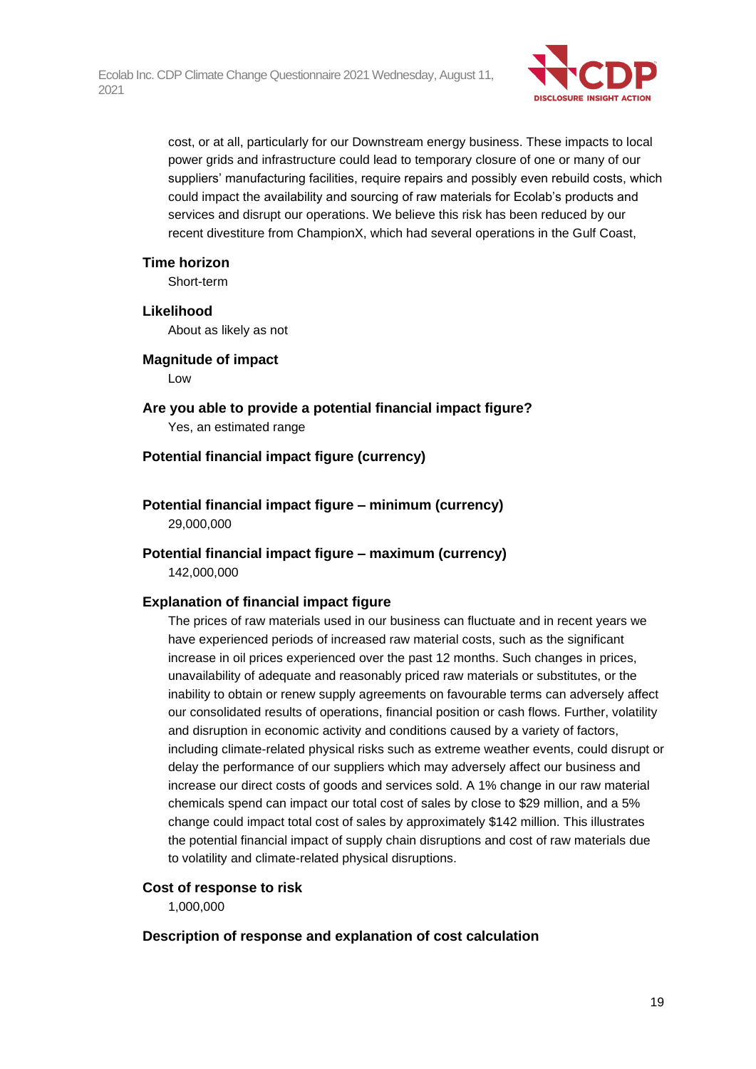cost, or at all, particularly for our Downstream energy business. These impacts to local power grids and infrastructure could lead to temporary closure of one or many of our suppliers' manufacturing facilities, require repairs and possibly even rebuild costs, which could impact the availability and sourcing of raw materials for Ecolab's products and services and disrupt our operations. We believe this risk has been reduced by our recent divestiture from ChampionX, which had several operations in the Gulf Coast,

**Time horizon**

Short-term

**Likelihood**

About as likely as not

**Magnitude of impact**

Low

**Are you able to provide a potential financial impact figure?**

Yes, an estimated range

**Potential financial impact figure (currency)**

**Potential financial impact figure – minimum (currency)**

29,000,000

**Potential financial impact figure – maximum (currency)**

142,000,000

**Explanation of financial impact figure**

The prices of raw materials used in our business can fluctuate and in recent years we have experienced periods of increased raw material costs, such as the significant increase in oil prices experienced over the past 12 months. Such changes in prices, unavailability of adequate and reasonably priced raw materials or substitutes, or the inability to obtain or renew supply agreements on favourable terms can adversely affect our consolidated results of operations, financial position or cash flows. Further, volatility and disruption in economic activity and conditions caused by a variety of factors, including climate-related physical risks such as extreme weather events, could disrupt or delay the performance of our suppliers which may adversely affect our business and increase our direct costs of goods and services sold. A 1% change in our raw material chemicals spend can impact our total cost of sales by close to $29 million, and a 5% change could impact total cost of sales by approximately $142 million. This illustrates the potential financial impact of supply chain disruptions and cost of raw materials due to volatility and climate-related physical disruptions.

**Cost of response to risk**

1,000,000

**Description of response and explanation of cost calculation**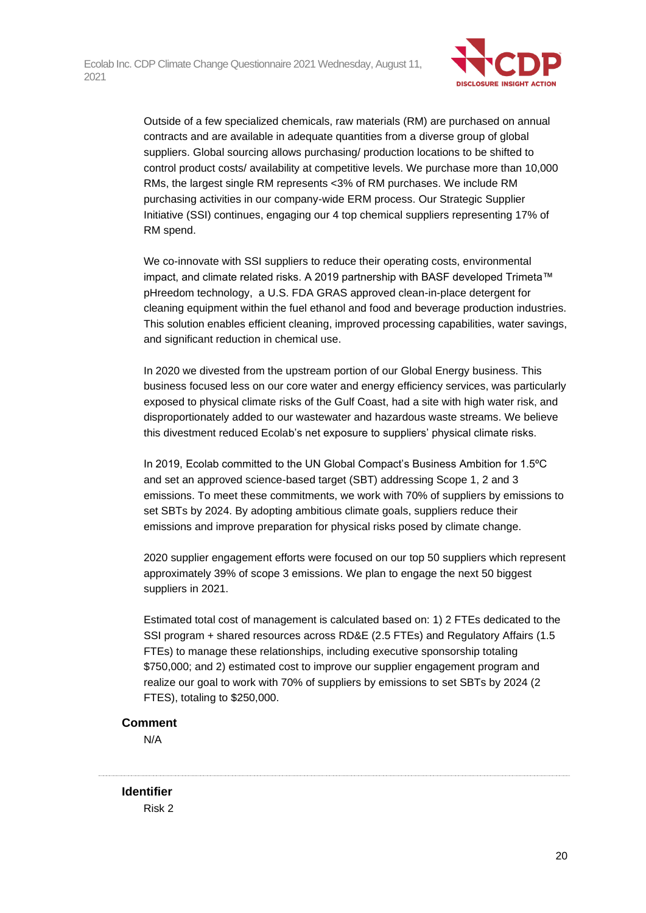Outside of a few specialized chemicals, raw materials (RM) are purchased on annual contracts and are available in adequate quantities from a diverse group of global suppliers. Global sourcing allows purchasing/ production locations to be shifted to control product costs/ availability at competitive levels. We purchase more than 10,000 RMs, the largest single RM represents <3% of RM purchases. We include RM purchasing activities in our company-wide ERM process. Our Strategic Supplier Initiative (SSI) continues, engaging our 4 top chemical suppliers representing 17% of RM spend.

We co-innovate with SSI suppliers to reduce their operating costs, environmental impact, and climate related risks. A 2019 partnership with BASF developed Trimeta™ pHreedom technology, a U.S. FDA GRAS approved clean-in-place detergent for cleaning equipment within the fuel ethanol and food and beverage production industries. This solution enables efficient cleaning, improved processing capabilities, water savings, and significant reduction in chemical use.

In 2020 we divested from the upstream portion of our Global Energy business. This business focused less on our core water and energy efficiency services, was particularly exposed to physical climate risks of the Gulf Coast, had a site with high water risk, and disproportionately added to our wastewater and hazardous waste streams. We believe this divestment reduced Ecolab's net exposure to suppliers' physical climate risks.

In 2019, Ecolab committed to the UN Global Compact's Business Ambition for 1.5ºC and set an approved science-based target (SBT) addressing Scope 1, 2 and 3 emissions. To meet these commitments, we work with 70% of suppliers by emissions to set SBTs by 2024. By adopting ambitious climate goals, suppliers reduce their emissions and improve preparation for physical risks posed by climate change.

2020 supplier engagement efforts were focused on our top 50 suppliers which represent approximately 39% of scope 3 emissions. We plan to engage the next 50 biggest suppliers in 2021.

Estimated total cost of management is calculated based on: 1) 2 FTEs dedicated to the SSI program + shared resources across RD&E (2.5 FTEs) and Regulatory Affairs (1.5 FTEs) to manage these relationships, including executive sponsorship totaling $750,000; and 2) estimated cost to improve our supplier engagement program and realize our goal to work with 70% of suppliers by emissions to set SBTs by 2024 (2 FTES), totaling to $250,000.

**Comment**

N/A

---

**Identifier**

Risk 2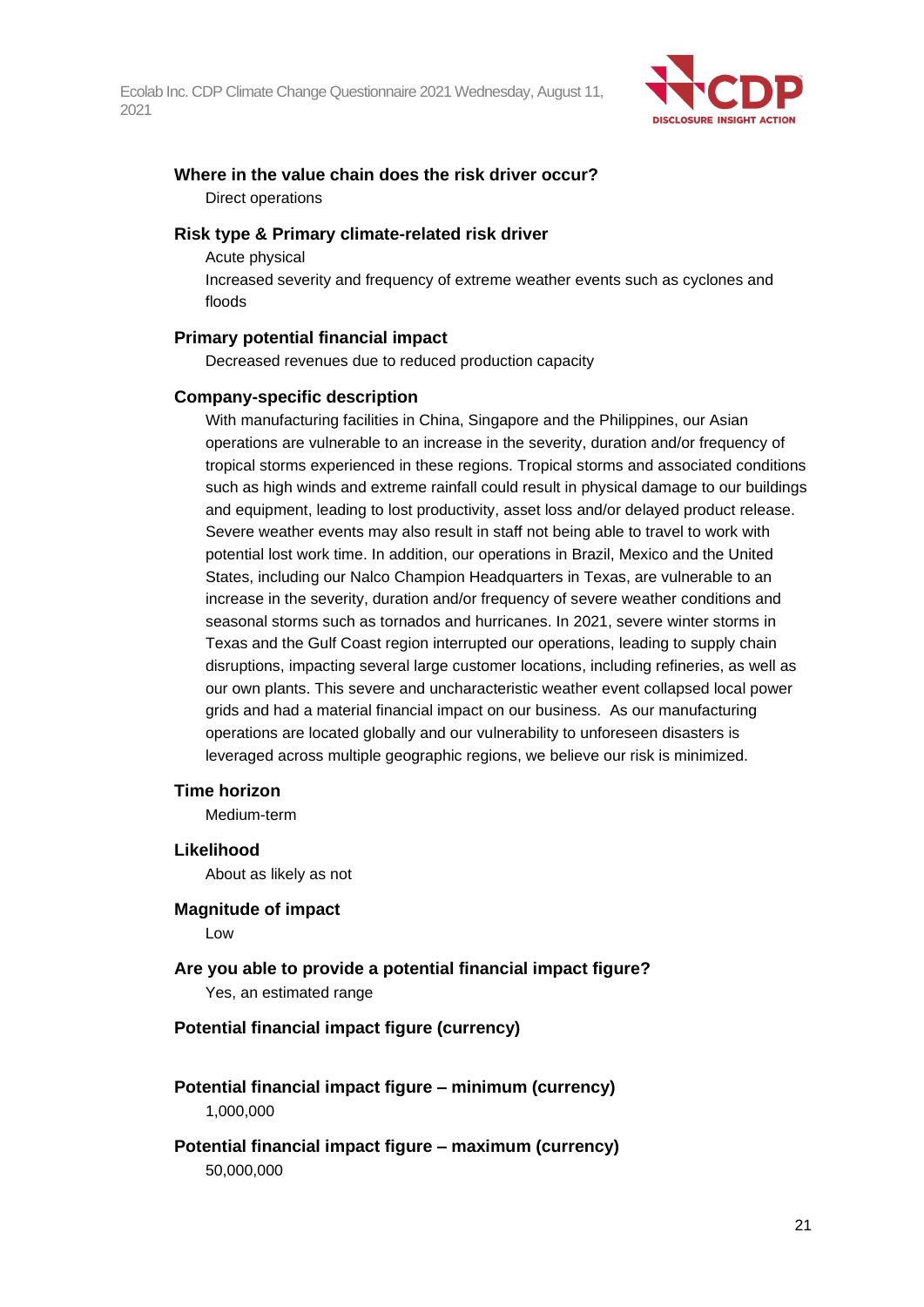**Where in the value chain does the risk driver occur?**

Direct operations

**Risk type & Primary climate-related risk driver**

Acute physical

Increased severity and frequency of extreme weather events such as cyclones and floods

**Primary potential financial impact**

Decreased revenues due to reduced production capacity

**Company-specific description**

With manufacturing facilities in China, Singapore and the Philippines, our Asian operations are vulnerable to an increase in the severity, duration and/or frequency of tropical storms experienced in these regions. Tropical storms and associated conditions such as high winds and extreme rainfall could result in physical damage to our buildings and equipment, leading to lost productivity, asset loss and/or delayed product release. Severe weather events may also result in staff not being able to travel to work with potential lost work time. In addition, our operations in Brazil, Mexico and the United States, including our Nalco Champion Headquarters in Texas, are vulnerable to an increase in the severity, duration and/or frequency of severe weather conditions and seasonal storms such as tornados and hurricanes. In 2021, severe winter storms in Texas and the Gulf Coast region interrupted our operations, leading to supply chain disruptions, impacting several large customer locations, including refineries, as well as our own plants. This severe and uncharacteristic weather event collapsed local power grids and had a material financial impact on our business. As our manufacturing operations are located globally and our vulnerability to unforeseen disasters is leveraged across multiple geographic regions, we believe our risk is minimized.

**Time horizon**

Medium-term

**Likelihood**

About as likely as not

**Magnitude of impact**

Low

**Are you able to provide a potential financial impact figure?**

Yes, an estimated range

**Potential financial impact figure (currency)**

**Potential financial impact figure – minimum (currency)**

1,000,000

**Potential financial impact figure – maximum (currency)**

50,000,000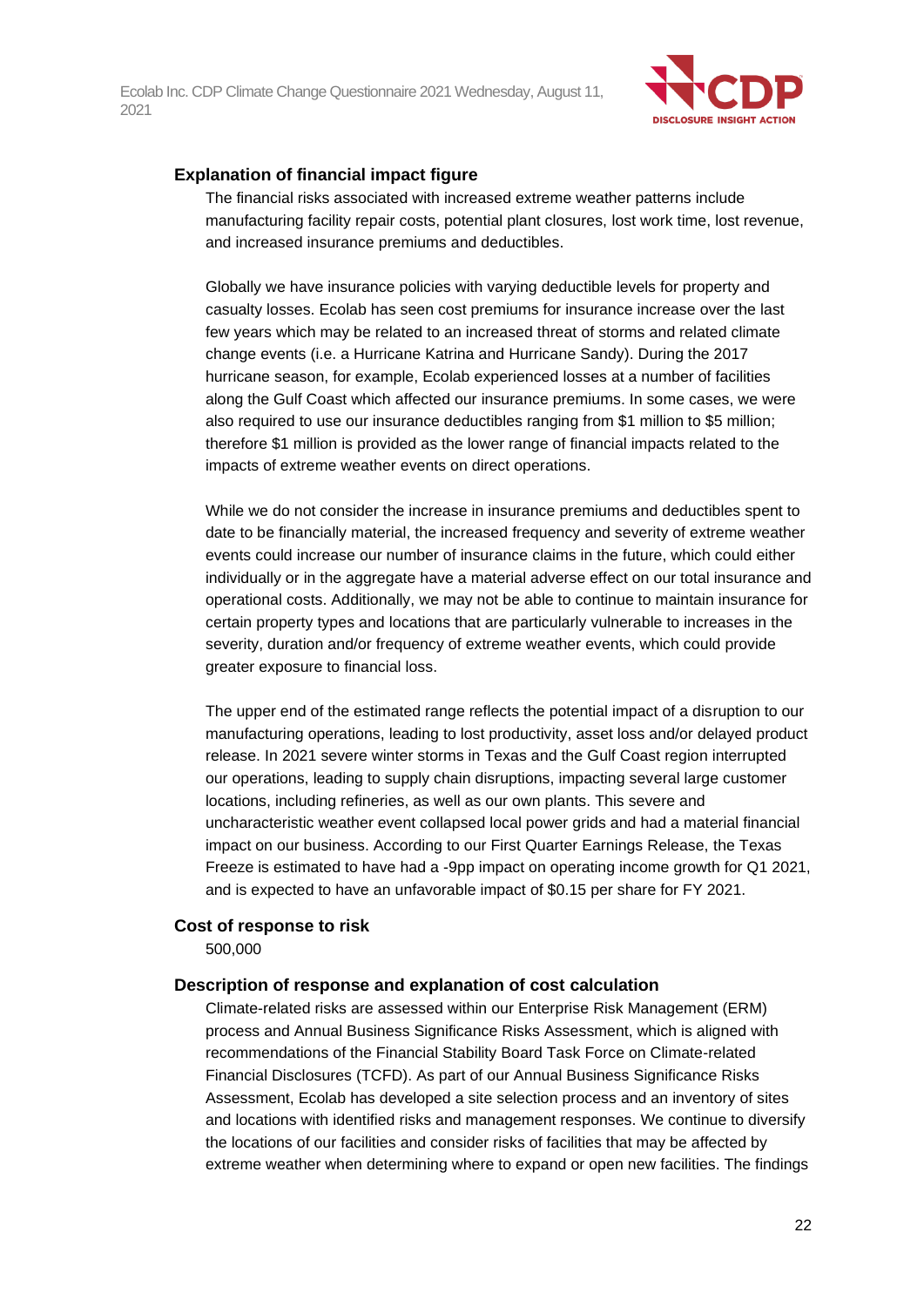### Explanation of financial impact figure

The financial risks associated with increased extreme weather patterns include manufacturing facility repair costs, potential plant closures, lost work time, lost revenue, and increased insurance premiums and deductibles.

Globally we have insurance policies with varying deductible levels for property and casualty losses. Ecolab has seen cost premiums for insurance increase over the last few years which may be related to an increased threat of storms and related climate change events (i.e. a Hurricane Katrina and Hurricane Sandy). During the 2017 hurricane season, for example, Ecolab experienced losses at a number of facilities along the Gulf Coast which affected our insurance premiums. In some cases, we were also required to use our insurance deductibles ranging from $1 million to $5 million; therefore $1 million is provided as the lower range of financial impacts related to the impacts of extreme weather events on direct operations.

While we do not consider the increase in insurance premiums and deductibles spent to date to be financially material, the increased frequency and severity of extreme weather events could increase our number of insurance claims in the future, which could either individually or in the aggregate have a material adverse effect on our total insurance and operational costs. Additionally, we may not be able to continue to maintain insurance for certain property types and locations that are particularly vulnerable to increases in the severity, duration and/or frequency of extreme weather events, which could provide greater exposure to financial loss.

The upper end of the estimated range reflects the potential impact of a disruption to our manufacturing operations, leading to lost productivity, asset loss and/or delayed product release. In 2021 severe winter storms in Texas and the Gulf Coast region interrupted our operations, leading to supply chain disruptions, impacting several large customer locations, including refineries, as well as our own plants. This severe and uncharacteristic weather event collapsed local power grids and had a material financial impact on our business. According to our First Quarter Earnings Release, the Texas Freeze is estimated to have had a -9pp impact on operating income growth for Q1 2021, and is expected to have an unfavorable impact of $0.15 per share for FY 2021.

### Cost of response to risk

500,000

### Description of response and explanation of cost calculation

Climate-related risks are assessed within our Enterprise Risk Management (ERM) process and Annual Business Significance Risks Assessment, which is aligned with recommendations of the Financial Stability Board Task Force on Climate-related Financial Disclosures (TCFD). As part of our Annual Business Significance Risks Assessment, Ecolab has developed a site selection process and an inventory of sites and locations with identified risks and management responses. We continue to diversify the locations of our facilities and consider risks of facilities that may be affected by extreme weather when determining where to expand or open new facilities. The findings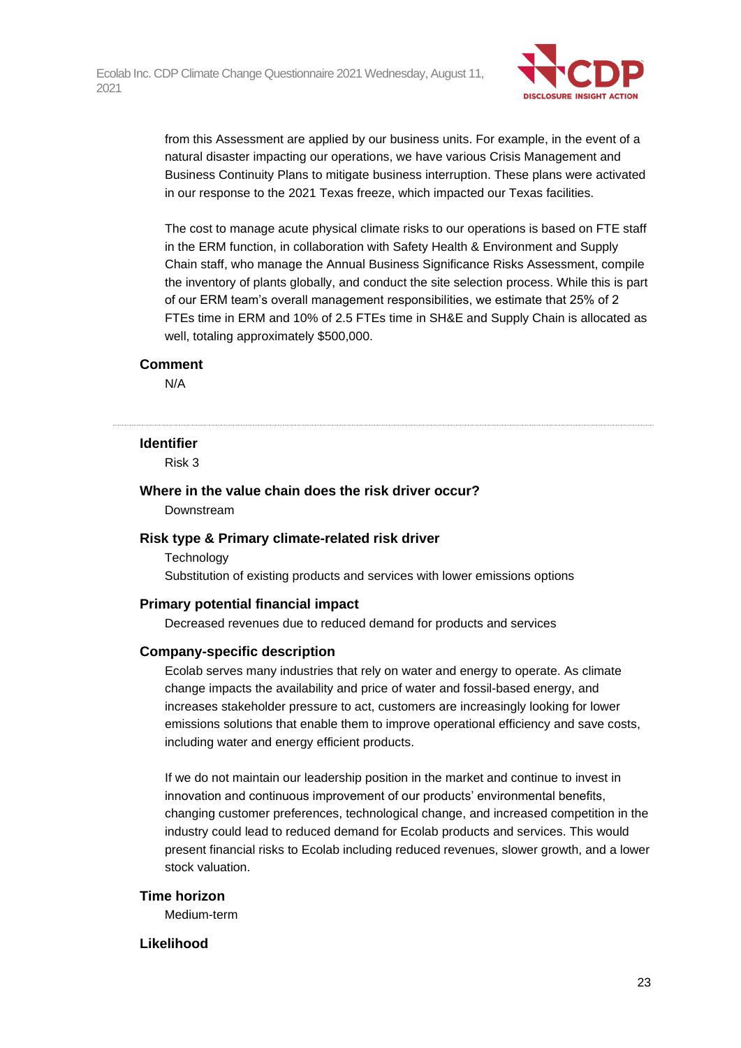from this Assessment are applied by our business units. For example, in the event of a natural disaster impacting our operations, we have various Crisis Management and Business Continuity Plans to mitigate business interruption. These plans were activated in our response to the 2021 Texas freeze, which impacted our Texas facilities.

The cost to manage acute physical climate risks to our operations is based on FTE staff in the ERM function, in collaboration with Safety Health & Environment and Supply Chain staff, who manage the Annual Business Significance Risks Assessment, compile the inventory of plants globally, and conduct the site selection process. While this is part of our ERM team's overall management responsibilities, we estimate that 25% of 2 FTEs time in ERM and 10% of 2.5 FTEs time in SH&E and Supply Chain is allocated as well, totaling approximately $500,000.

**Comment**

N/A

---

**Identifier**

Risk 3

**Where in the value chain does the risk driver occur?**

Downstream

**Risk type & Primary climate-related risk driver**

Technology

Substitution of existing products and services with lower emissions options

**Primary potential financial impact**

Decreased revenues due to reduced demand for products and services

**Company-specific description**

Ecolab serves many industries that rely on water and energy to operate. As climate change impacts the availability and price of water and fossil-based energy, and increases stakeholder pressure to act, customers are increasingly looking for lower emissions solutions that enable them to improve operational efficiency and save costs, including water and energy efficient products.

If we do not maintain our leadership position in the market and continue to invest in innovation and continuous improvement of our products' environmental benefits, changing customer preferences, technological change, and increased competition in the industry could lead to reduced demand for Ecolab products and services. This would present financial risks to Ecolab including reduced revenues, slower growth, and a lower stock valuation.

**Time horizon**

Medium-term

**Likelihood**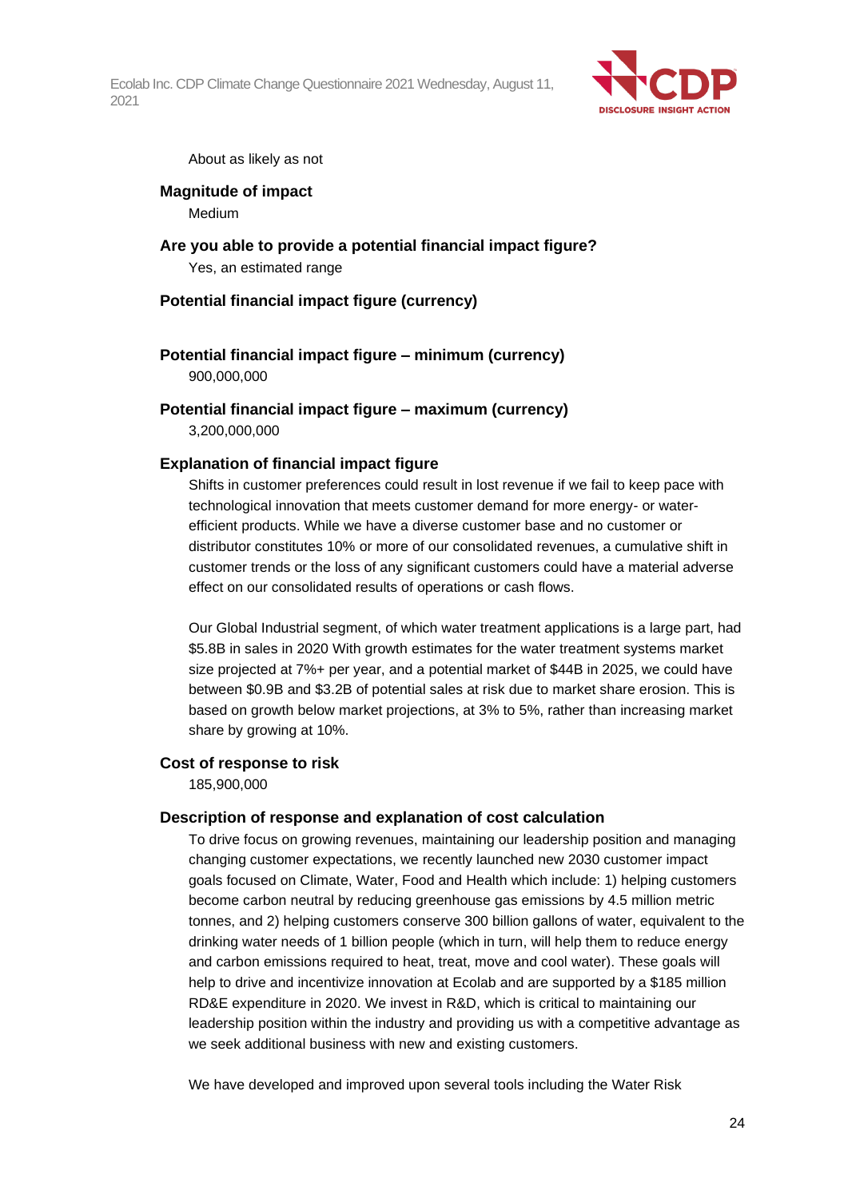About as likely as not

**Magnitude of impact**

Medium

**Are you able to provide a potential financial impact figure?**

Yes, an estimated range

**Potential financial impact figure (currency)**

**Potential financial impact figure – minimum (currency)**

900,000,000

**Potential financial impact figure – maximum (currency)**

3,200,000,000

**Explanation of financial impact figure**

Shifts in customer preferences could result in lost revenue if we fail to keep pace with technological innovation that meets customer demand for more energy- or water-efficient products. While we have a diverse customer base and no customer or distributor constitutes 10% or more of our consolidated revenues, a cumulative shift in customer trends or the loss of any significant customers could have a material adverse effect on our consolidated results of operations or cash flows.

Our Global Industrial segment, of which water treatment applications is a large part, had $5.8B in sales in 2020 With growth estimates for the water treatment systems market size projected at 7%+ per year, and a potential market of $44B in 2025, we could have between $0.9B and $3.2B of potential sales at risk due to market share erosion. This is based on growth below market projections, at 3% to 5%, rather than increasing market share by growing at 10%.

**Cost of response to risk**

185,900,000

**Description of response and explanation of cost calculation**

To drive focus on growing revenues, maintaining our leadership position and managing changing customer expectations, we recently launched new 2030 customer impact goals focused on Climate, Water, Food and Health which include: 1) helping customers become carbon neutral by reducing greenhouse gas emissions by 4.5 million metric tonnes, and 2) helping customers conserve 300 billion gallons of water, equivalent to the drinking water needs of 1 billion people (which in turn, will help them to reduce energy and carbon emissions required to heat, treat, move and cool water). These goals will help to drive and incentivize innovation at Ecolab and are supported by a $185 million RD&E expenditure in 2020. We invest in R&D, which is critical to maintaining our leadership position within the industry and providing us with a competitive advantage as we seek additional business with new and existing customers.

We have developed and improved upon several tools including the Water Risk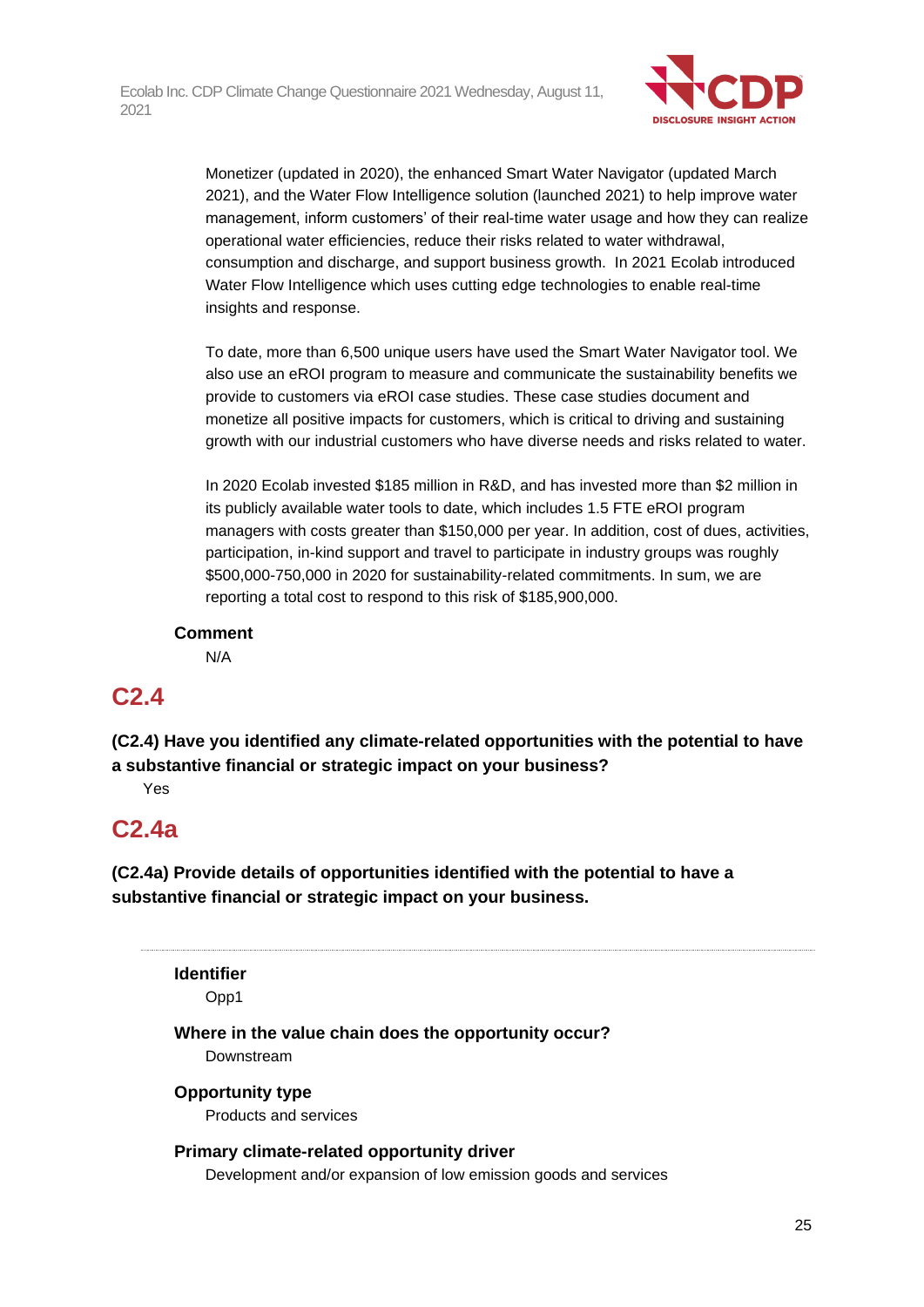Monetizer (updated in 2020), the enhanced Smart Water Navigator (updated March 2021), and the Water Flow Intelligence solution (launched 2021) to help improve water management, inform customers' of their real-time water usage and how they can realize operational water efficiencies, reduce their risks related to water withdrawal, consumption and discharge, and support business growth.  In 2021 Ecolab introduced Water Flow Intelligence which uses cutting edge technologies to enable real-time insights and response.

To date, more than 6,500 unique users have used the Smart Water Navigator tool. We also use an eROI program to measure and communicate the sustainability benefits we provide to customers via eROI case studies. These case studies document and monetize all positive impacts for customers, which is critical to driving and sustaining growth with our industrial customers who have diverse needs and risks related to water.

In 2020 Ecolab invested $185 million in R&D, and has invested more than $2 million in its publicly available water tools to date, which includes 1.5 FTE eROI program managers with costs greater than $150,000 per year. In addition, cost of dues, activities, participation, in-kind support and travel to participate in industry groups was roughly $500,000-750,000 in 2020 for sustainability-related commitments. In sum, we are reporting a total cost to respond to this risk of $185,900,000.

**Comment**

N/A

## C2.4

**(C2.4) Have you identified any climate-related opportunities with the potential to have a substantive financial or strategic impact on your business?**

Yes

## C2.4a

**(C2.4a) Provide details of opportunities identified with the potential to have a substantive financial or strategic impact on your business.**

---

**Identifier**

Opp1

**Where in the value chain does the opportunity occur?**

Downstream

**Opportunity type**

Products and services

**Primary climate-related opportunity driver**

Development and/or expansion of low emission goods and services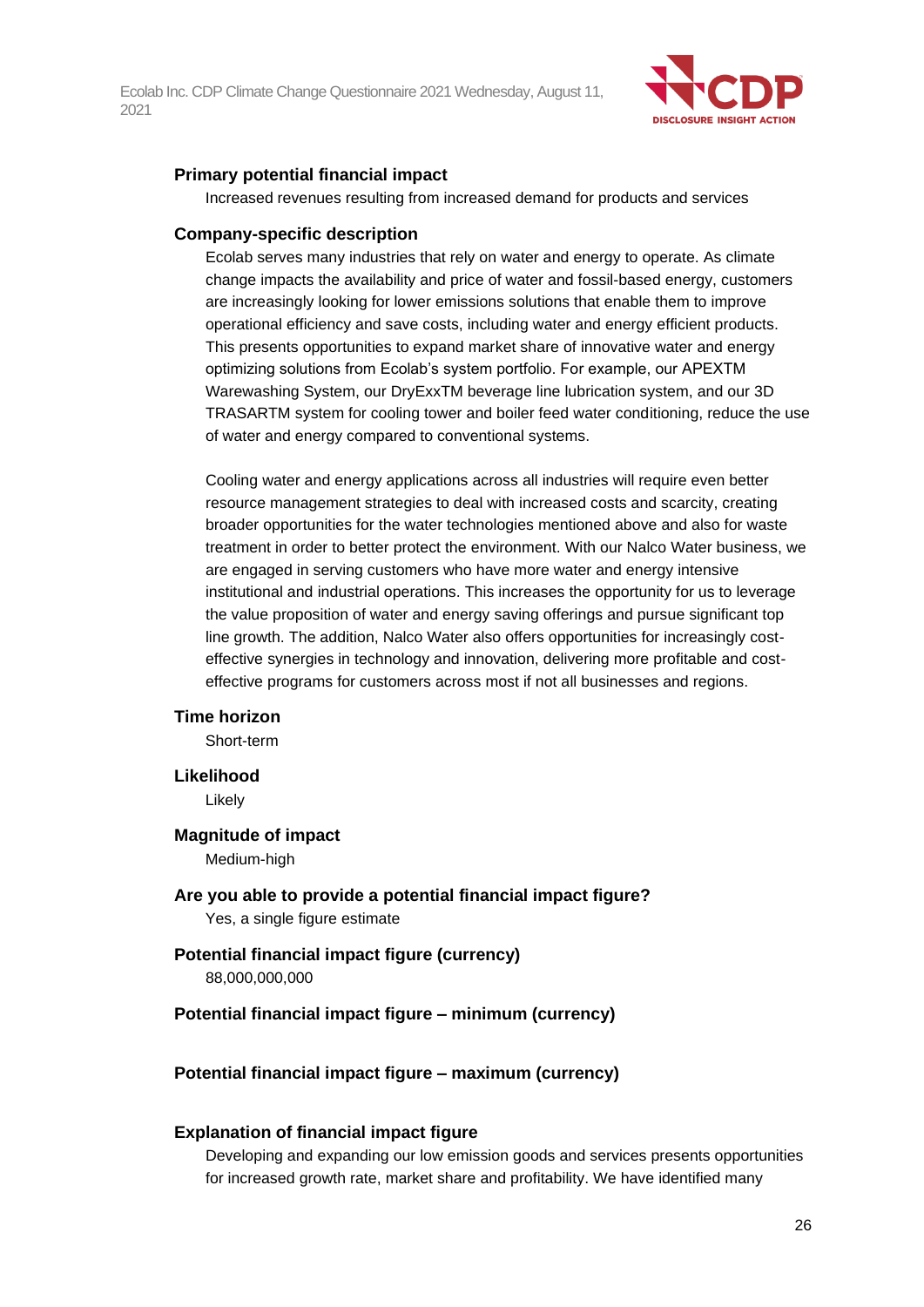**Primary potential financial impact**

Increased revenues resulting from increased demand for products and services

**Company-specific description**

Ecolab serves many industries that rely on water and energy to operate. As climate change impacts the availability and price of water and fossil-based energy, customers are increasingly looking for lower emissions solutions that enable them to improve operational efficiency and save costs, including water and energy efficient products. This presents opportunities to expand market share of innovative water and energy optimizing solutions from Ecolab's system portfolio. For example, our APEXTM Warewashing System, our DryExxTM beverage line lubrication system, and our 3D TRASARTM system for cooling tower and boiler feed water conditioning, reduce the use of water and energy compared to conventional systems.

Cooling water and energy applications across all industries will require even better resource management strategies to deal with increased costs and scarcity, creating broader opportunities for the water technologies mentioned above and also for waste treatment in order to better protect the environment. With our Nalco Water business, we are engaged in serving customers who have more water and energy intensive institutional and industrial operations. This increases the opportunity for us to leverage the value proposition of water and energy saving offerings and pursue significant top line growth. The addition, Nalco Water also offers opportunities for increasingly cost-effective synergies in technology and innovation, delivering more profitable and cost-effective programs for customers across most if not all businesses and regions.

**Time horizon**

Short-term

**Likelihood**

Likely

**Magnitude of impact**

Medium-high

**Are you able to provide a potential financial impact figure?**

Yes, a single figure estimate

**Potential financial impact figure (currency)**

88,000,000,000

**Potential financial impact figure – minimum (currency)**

**Potential financial impact figure – maximum (currency)**

**Explanation of financial impact figure**

Developing and expanding our low emission goods and services presents opportunities for increased growth rate, market share and profitability. We have identified many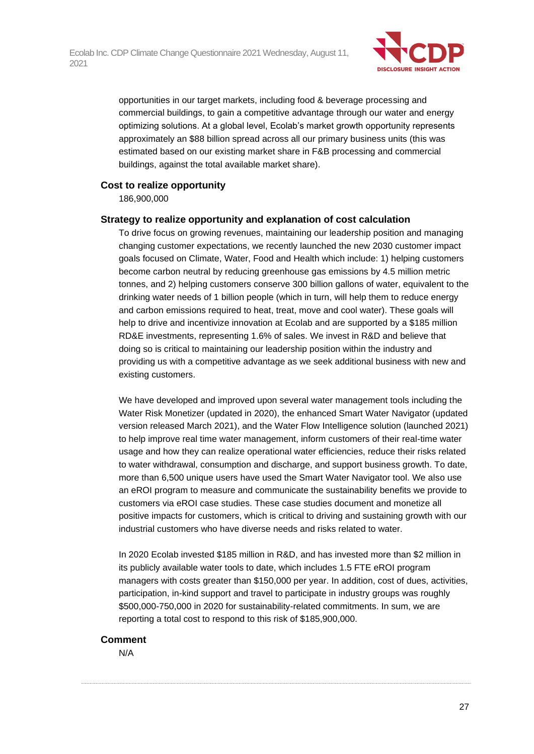opportunities in our target markets, including food & beverage processing and commercial buildings, to gain a competitive advantage through our water and energy optimizing solutions. At a global level, Ecolab's market growth opportunity represents approximately an $88 billion spread across all our primary business units (this was estimated based on our existing market share in F&B processing and commercial buildings, against the total available market share).

**Cost to realize opportunity**

186,900,000

**Strategy to realize opportunity and explanation of cost calculation**

To drive focus on growing revenues, maintaining our leadership position and managing changing customer expectations, we recently launched the new 2030 customer impact goals focused on Climate, Water, Food and Health which include: 1) helping customers become carbon neutral by reducing greenhouse gas emissions by 4.5 million metric tonnes, and 2) helping customers conserve 300 billion gallons of water, equivalent to the drinking water needs of 1 billion people (which in turn, will help them to reduce energy and carbon emissions required to heat, treat, move and cool water). These goals will help to drive and incentivize innovation at Ecolab and are supported by a $185 million RD&E investments, representing 1.6% of sales. We invest in R&D and believe that doing so is critical to maintaining our leadership position within the industry and providing us with a competitive advantage as we seek additional business with new and existing customers.

We have developed and improved upon several water management tools including the Water Risk Monetizer (updated in 2020), the enhanced Smart Water Navigator (updated version released March 2021), and the Water Flow Intelligence solution (launched 2021) to help improve real time water management, inform customers of their real-time water usage and how they can realize operational water efficiencies, reduce their risks related to water withdrawal, consumption and discharge, and support business growth. To date, more than 6,500 unique users have used the Smart Water Navigator tool. We also use an eROI program to measure and communicate the sustainability benefits we provide to customers via eROI case studies. These case studies document and monetize all positive impacts for customers, which is critical to driving and sustaining growth with our industrial customers who have diverse needs and risks related to water.

In 2020 Ecolab invested $185 million in R&D, and has invested more than $2 million in its publicly available water tools to date, which includes 1.5 FTE eROI program managers with costs greater than $150,000 per year. In addition, cost of dues, activities, participation, in-kind support and travel to participate in industry groups was roughly $500,000-750,000 in 2020 for sustainability-related commitments. In sum, we are reporting a total cost to respond to this risk of $185,900,000.

**Comment**

N/A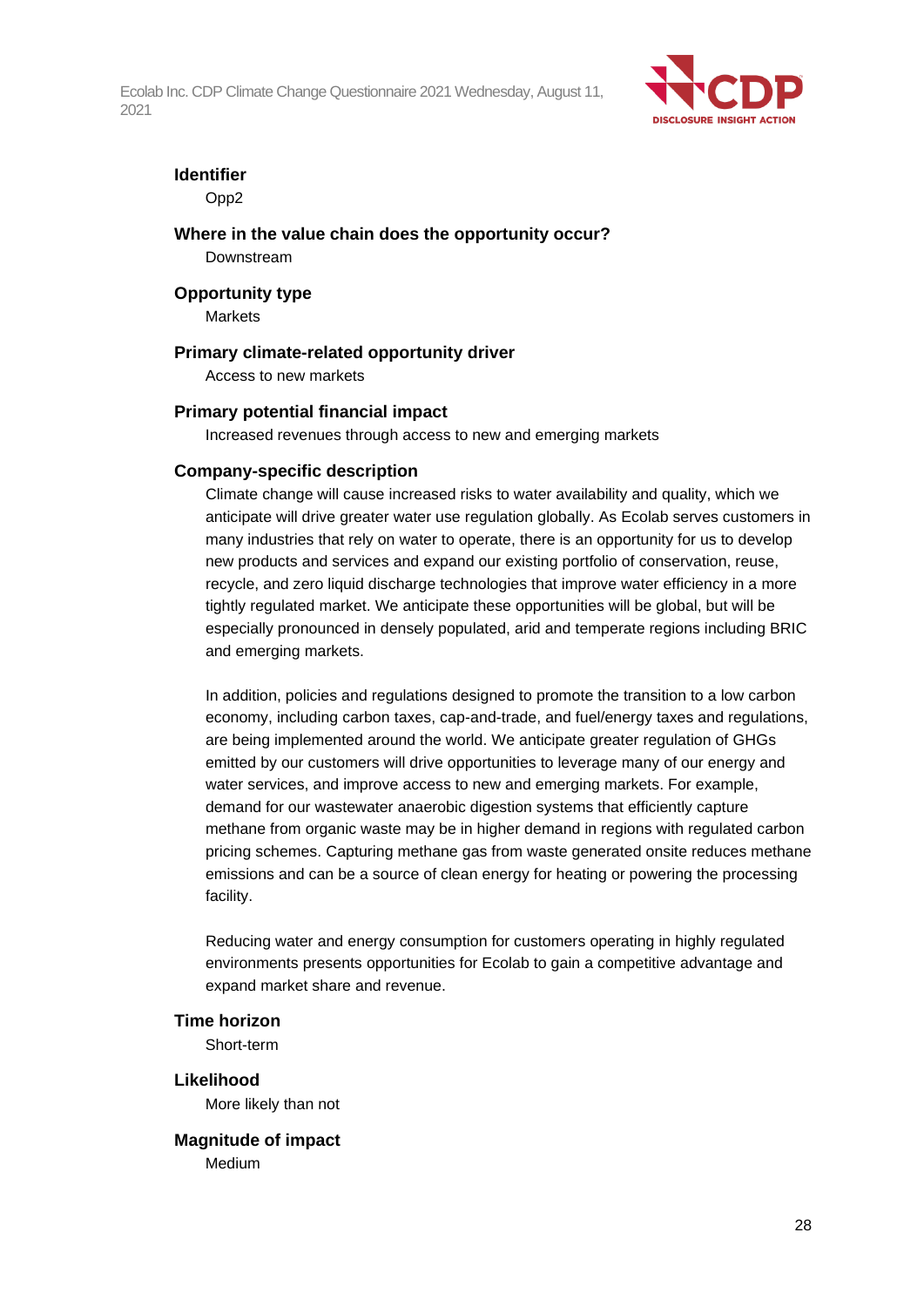**Identifier**

Opp2

**Where in the value chain does the opportunity occur?**

Downstream

**Opportunity type**

Markets

**Primary climate-related opportunity driver**

Access to new markets

**Primary potential financial impact**

Increased revenues through access to new and emerging markets

**Company-specific description**

Climate change will cause increased risks to water availability and quality, which we anticipate will drive greater water use regulation globally. As Ecolab serves customers in many industries that rely on water to operate, there is an opportunity for us to develop new products and services and expand our existing portfolio of conservation, reuse, recycle, and zero liquid discharge technologies that improve water efficiency in a more tightly regulated market. We anticipate these opportunities will be global, but will be especially pronounced in densely populated, arid and temperate regions including BRIC and emerging markets.

In addition, policies and regulations designed to promote the transition to a low carbon economy, including carbon taxes, cap-and-trade, and fuel/energy taxes and regulations, are being implemented around the world. We anticipate greater regulation of GHGs emitted by our customers will drive opportunities to leverage many of our energy and water services, and improve access to new and emerging markets. For example, demand for our wastewater anaerobic digestion systems that efficiently capture methane from organic waste may be in higher demand in regions with regulated carbon pricing schemes. Capturing methane gas from waste generated onsite reduces methane emissions and can be a source of clean energy for heating or powering the processing facility.

Reducing water and energy consumption for customers operating in highly regulated environments presents opportunities for Ecolab to gain a competitive advantage and expand market share and revenue.

**Time horizon**

Short-term

**Likelihood**

More likely than not

**Magnitude of impact**

Medium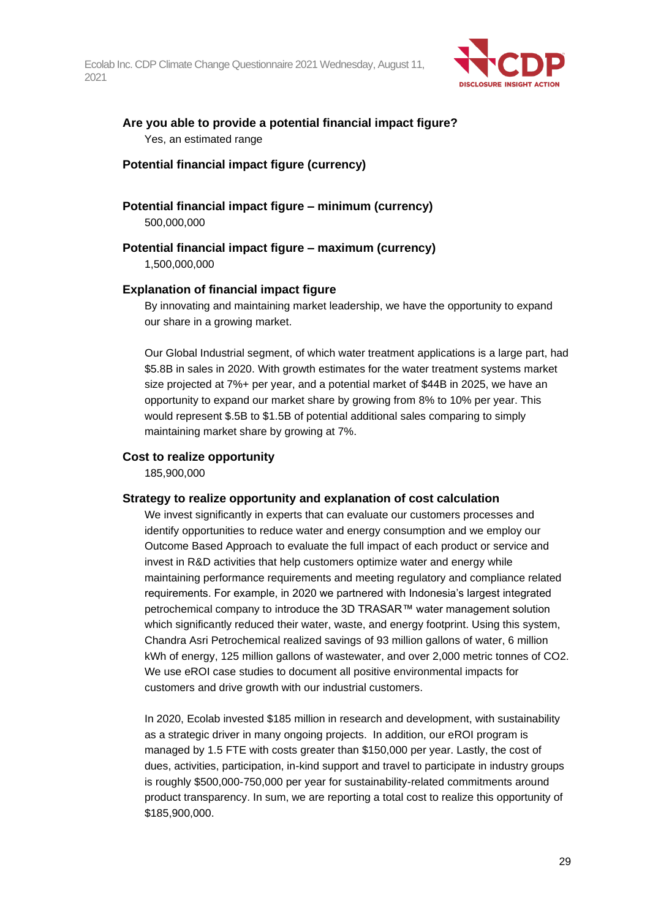**Are you able to provide a potential financial impact figure?**

Yes, an estimated range

**Potential financial impact figure (currency)**

**Potential financial impact figure – minimum (currency)**

500,000,000

**Potential financial impact figure – maximum (currency)**

1,500,000,000

**Explanation of financial impact figure**

By innovating and maintaining market leadership, we have the opportunity to expand our share in a growing market.

Our Global Industrial segment, of which water treatment applications is a large part, had $5.8B in sales in 2020. With growth estimates for the water treatment systems market size projected at 7%+ per year, and a potential market of $44B in 2025, we have an opportunity to expand our market share by growing from 8% to 10% per year. This would represent $.5B to $1.5B of potential additional sales comparing to simply maintaining market share by growing at 7%.

**Cost to realize opportunity**

185,900,000

**Strategy to realize opportunity and explanation of cost calculation**

We invest significantly in experts that can evaluate our customers processes and identify opportunities to reduce water and energy consumption and we employ our Outcome Based Approach to evaluate the full impact of each product or service and invest in R&D activities that help customers optimize water and energy while maintaining performance requirements and meeting regulatory and compliance related requirements. For example, in 2020 we partnered with Indonesia's largest integrated petrochemical company to introduce the 3D TRASAR™ water management solution which significantly reduced their water, waste, and energy footprint. Using this system, Chandra Asri Petrochemical realized savings of 93 million gallons of water, 6 million kWh of energy, 125 million gallons of wastewater, and over 2,000 metric tonnes of $CO_2$. We use eROI case studies to document all positive environmental impacts for customers and drive growth with our industrial customers.

In 2020, Ecolab invested $185 million in research and development, with sustainability as a strategic driver in many ongoing projects. In addition, our eROI program is managed by 1.5 FTE with costs greater than $150,000 per year. Lastly, the cost of dues, activities, participation, in-kind support and travel to participate in industry groups is roughly $500,000-750,000 per year for sustainability-related commitments around product transparency. In sum, we are reporting a total cost to realize this opportunity of $185,900,000.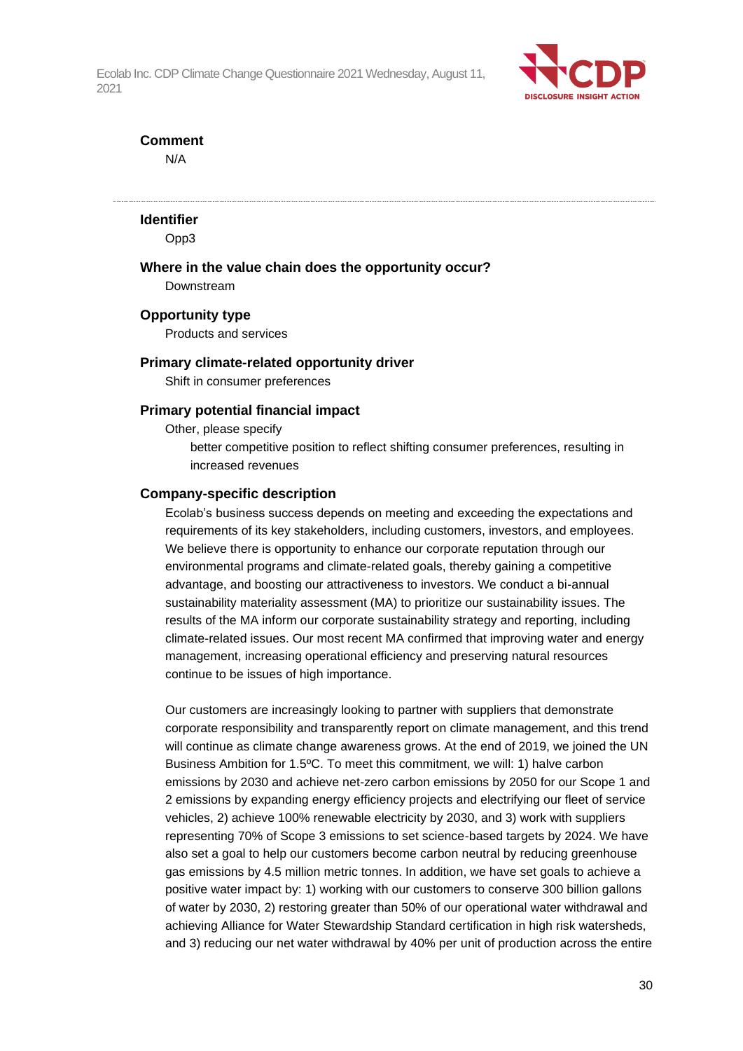**Comment**

N/A

---

**Identifier**

Opp3

**Where in the value chain does the opportunity occur?**

Downstream

**Opportunity type**

Products and services

**Primary climate-related opportunity driver**

Shift in consumer preferences

**Primary potential financial impact**

Other, please specify

better competitive position to reflect shifting consumer preferences, resulting in increased revenues

**Company-specific description**

Ecolab's business success depends on meeting and exceeding the expectations and requirements of its key stakeholders, including customers, investors, and employees. We believe there is opportunity to enhance our corporate reputation through our environmental programs and climate-related goals, thereby gaining a competitive advantage, and boosting our attractiveness to investors. We conduct a bi-annual sustainability materiality assessment (MA) to prioritize our sustainability issues. The results of the MA inform our corporate sustainability strategy and reporting, including climate-related issues. Our most recent MA confirmed that improving water and energy management, increasing operational efficiency and preserving natural resources continue to be issues of high importance.

Our customers are increasingly looking to partner with suppliers that demonstrate corporate responsibility and transparently report on climate management, and this trend will continue as climate change awareness grows. At the end of 2019, we joined the UN Business Ambition for 1.5ºC. To meet this commitment, we will: 1) halve carbon emissions by 2030 and achieve net-zero carbon emissions by 2050 for our Scope 1 and 2 emissions by expanding energy efficiency projects and electrifying our fleet of service vehicles, 2) achieve 100% renewable electricity by 2030, and 3) work with suppliers representing 70% of Scope 3 emissions to set science-based targets by 2024. We have also set a goal to help our customers become carbon neutral by reducing greenhouse gas emissions by 4.5 million metric tonnes. In addition, we have set goals to achieve a positive water impact by: 1) working with our customers to conserve 300 billion gallons of water by 2030, 2) restoring greater than 50% of our operational water withdrawal and achieving Alliance for Water Stewardship Standard certification in high risk watersheds, and 3) reducing our net water withdrawal by 40% per unit of production across the entire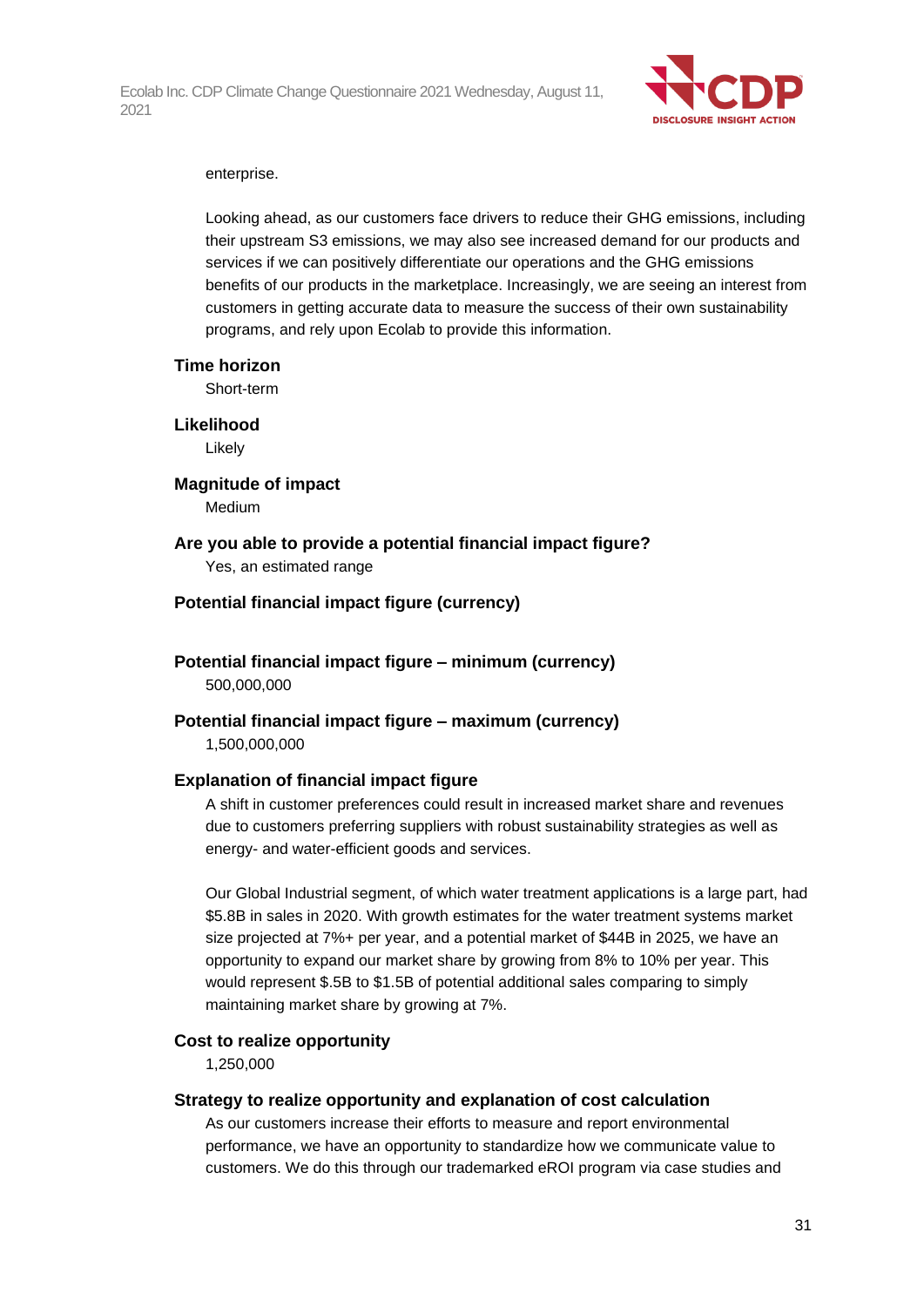enterprise.

Looking ahead, as our customers face drivers to reduce their GHG emissions, including their upstream S3 emissions, we may also see increased demand for our products and services if we can positively differentiate our operations and the GHG emissions benefits of our products in the marketplace. Increasingly, we are seeing an interest from customers in getting accurate data to measure the success of their own sustainability programs, and rely upon Ecolab to provide this information.

**Time horizon**

Short-term

**Likelihood**

Likely

**Magnitude of impact**

Medium

**Are you able to provide a potential financial impact figure?**

Yes, an estimated range

**Potential financial impact figure (currency)**

**Potential financial impact figure – minimum (currency)**

500,000,000

**Potential financial impact figure – maximum (currency)**

1,500,000,000

**Explanation of financial impact figure**

A shift in customer preferences could result in increased market share and revenues due to customers preferring suppliers with robust sustainability strategies as well as energy- and water-efficient goods and services.

Our Global Industrial segment, of which water treatment applications is a large part, had $5.8B in sales in 2020. With growth estimates for the water treatment systems market size projected at 7%+ per year, and a potential market of $44B in 2025, we have an opportunity to expand our market share by growing from 8% to 10% per year. This would represent $.5B to $1.5B of potential additional sales comparing to simply maintaining market share by growing at 7%.

**Cost to realize opportunity**

1,250,000

**Strategy to realize opportunity and explanation of cost calculation**

As our customers increase their efforts to measure and report environmental performance, we have an opportunity to standardize how we communicate value to customers. We do this through our trademarked eROI program via case studies and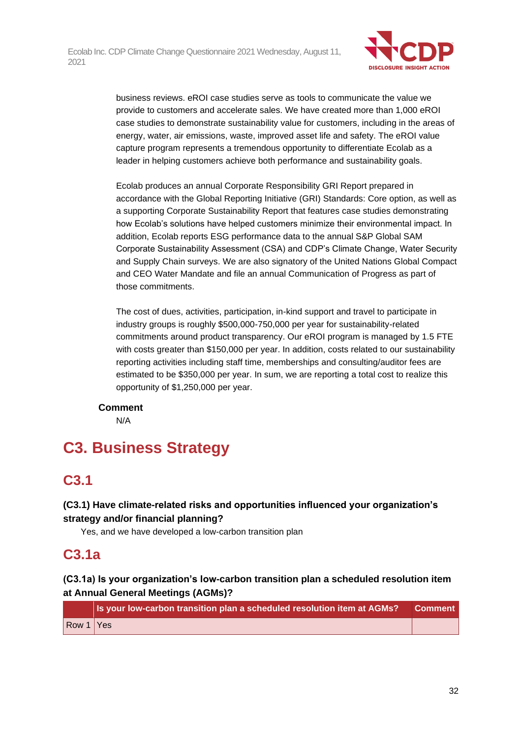business reviews. eROI case studies serve as tools to communicate the value we provide to customers and accelerate sales. We have created more than 1,000 eROI case studies to demonstrate sustainability value for customers, including in the areas of energy, water, air emissions, waste, improved asset life and safety. The eROI value capture program represents a tremendous opportunity to differentiate Ecolab as a leader in helping customers achieve both performance and sustainability goals.

Ecolab produces an annual Corporate Responsibility GRI Report prepared in accordance with the Global Reporting Initiative (GRI) Standards: Core option, as well as a supporting Corporate Sustainability Report that features case studies demonstrating how Ecolab's solutions have helped customers minimize their environmental impact. In addition, Ecolab reports ESG performance data to the annual S&P Global SAM Corporate Sustainability Assessment (CSA) and CDP's Climate Change, Water Security and Supply Chain surveys. We are also signatory of the United Nations Global Compact and CEO Water Mandate and file an annual Communication of Progress as part of those commitments.

The cost of dues, activities, participation, in-kind support and travel to participate in industry groups is roughly $500,000-750,000 per year for sustainability-related commitments around product transparency. Our eROI program is managed by 1.5 FTE with costs greater than $150,000 per year. In addition, costs related to our sustainability reporting activities including staff time, memberships and consulting/auditor fees are estimated to be $350,000 per year. In sum, we are reporting a total cost to realize this opportunity of $1,250,000 per year.

**Comment**

N/A

# C3. Business Strategy

## C3.1

**(C3.1) Have climate-related risks and opportunities influenced your organization's strategy and/or financial planning?**

Yes, and we have developed a low-carbon transition plan

## C3.1a

**(C3.1a) Is your organization's low-carbon transition plan a scheduled resolution item at Annual General Meetings (AGMs)?**

| | Is your low-carbon transition plan a scheduled resolution item at AGMs? | Comment |
|---|---|---|
| Row 1 | Yes | |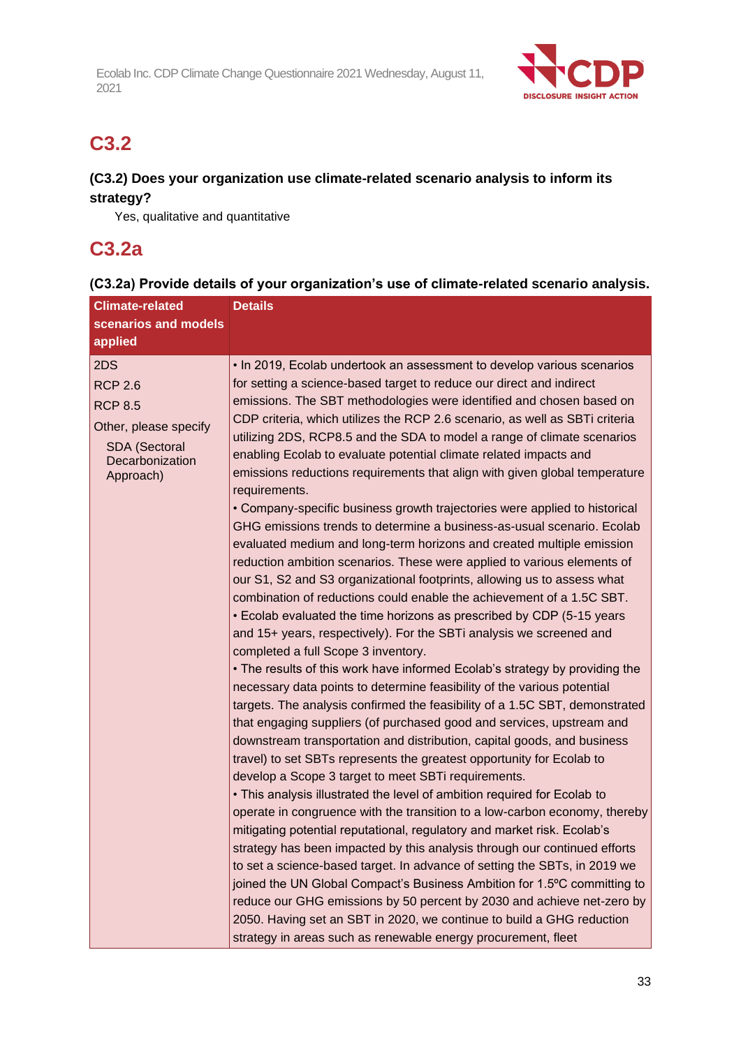## C3.2

### (C3.2) Does your organization use climate-related scenario analysis to inform its strategy?

Yes, qualitative and quantitative

## C3.2a

### (C3.2a) Provide details of your organization's use of climate-related scenario analysis.

| Climate-related scenarios and models applied | Details |
| --- | --- |
| 2DS<br>RCP 2.6<br>RCP 8.5<br>Other, please specify<br>SDA (Sectoral Decarbonization Approach) | • In 2019, Ecolab undertook an assessment to develop various scenarios for setting a science-based target to reduce our direct and indirect emissions. The SBT methodologies were identified and chosen based on CDP criteria, which utilizes the RCP 2.6 scenario, as well as SBTi criteria utilizing 2DS, RCP8.5 and the SDA to model a range of climate scenarios enabling Ecolab to evaluate potential climate related impacts and emissions reductions requirements that align with given global temperature requirements.<br>• Company-specific business growth trajectories were applied to historical GHG emissions trends to determine a business-as-usual scenario. Ecolab evaluated medium and long-term horizons and created multiple emission reduction ambition scenarios. These were applied to various elements of our S1, S2 and S3 organizational footprints, allowing us to assess what combination of reductions could enable the achievement of a 1.5C SBT.<br>• Ecolab evaluated the time horizons as prescribed by CDP (5-15 years and 15+ years, respectively). For the SBTi analysis we screened and completed a full Scope 3 inventory.<br>• The results of this work have informed Ecolab's strategy by providing the necessary data points to determine feasibility of the various potential targets. The analysis confirmed the feasibility of a 1.5C SBT, demonstrated that engaging suppliers (of purchased good and services, upstream and downstream transportation and distribution, capital goods, and business travel) to set SBTs represents the greatest opportunity for Ecolab to develop a Scope 3 target to meet SBTi requirements.<br>• This analysis illustrated the level of ambition required for Ecolab to operate in congruence with the transition to a low-carbon economy, thereby mitigating potential reputational, regulatory and market risk. Ecolab's strategy has been impacted by this analysis through our continued efforts to set a science-based target. In advance of setting the SBTs, in 2019 we joined the UN Global Compact's Business Ambition for 1.5ºC committing to reduce our GHG emissions by 50 percent by 2030 and achieve net-zero by 2050. Having set an SBT in 2020, we continue to build a GHG reduction strategy in areas such as renewable energy procurement, fleet |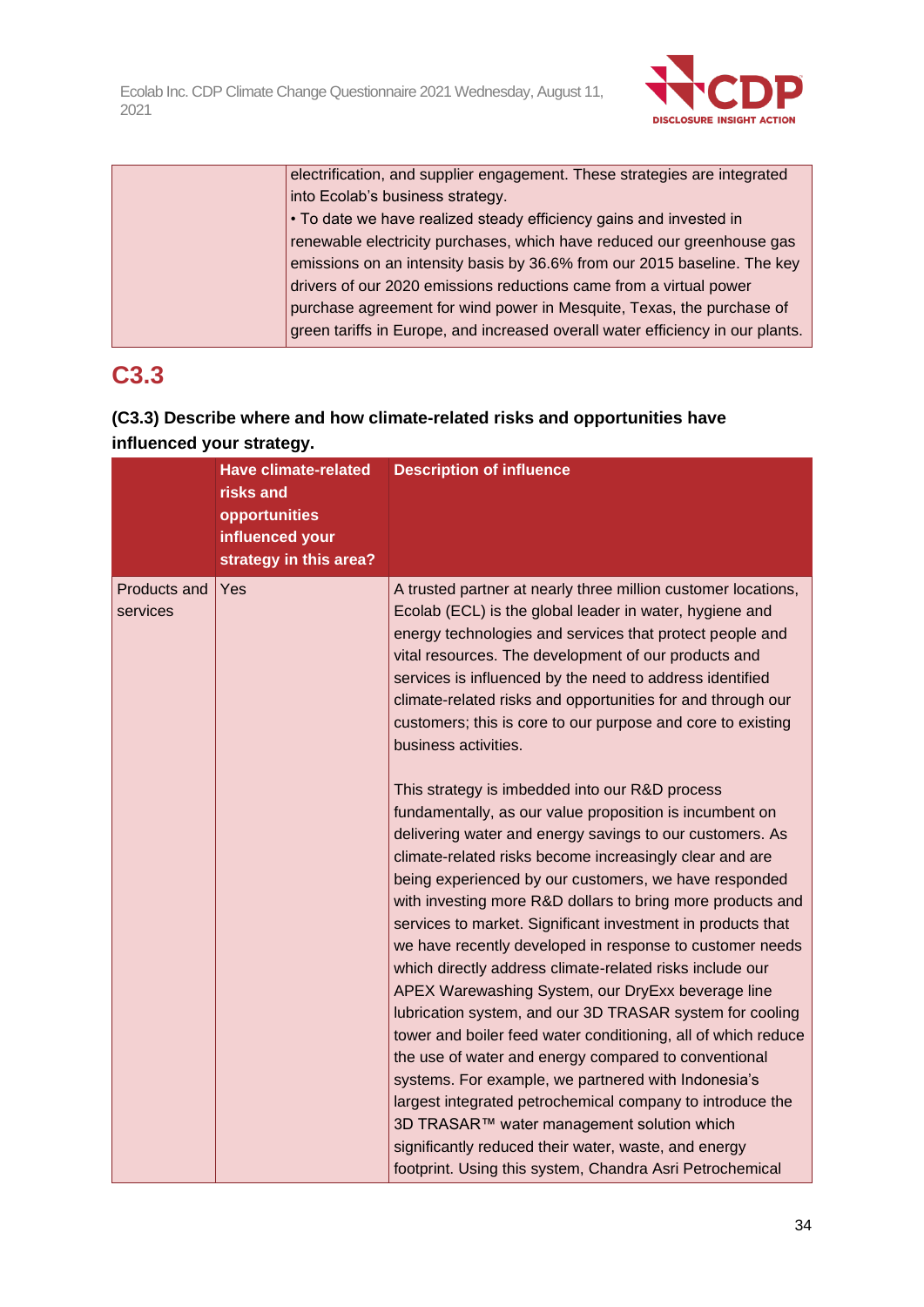| | |
|---|---|
| | electrification, and supplier engagement. These strategies are integrated into Ecolab's business strategy.<br>• To date we have realized steady efficiency gains and invested in renewable electricity purchases, which have reduced our greenhouse gas emissions on an intensity basis by 36.6% from our 2015 baseline. The key drivers of our 2020 emissions reductions came from a virtual power purchase agreement for wind power in Mesquite, Texas, the purchase of green tariffs in Europe, and increased overall water efficiency in our plants. |

## C3.3

**(C3.3) Describe where and how climate-related risks and opportunities have influenced your strategy.**

| | Have climate-related risks and opportunities influenced your strategy in this area? | Description of influence |
|---|---|---|
| Products and services | Yes | A trusted partner at nearly three million customer locations, Ecolab (ECL) is the global leader in water, hygiene and energy technologies and services that protect people and vital resources. The development of our products and services is influenced by the need to address identified climate-related risks and opportunities for and through our customers; this is core to our purpose and core to existing business activities.<br><br>This strategy is imbedded into our R&D process fundamentally, as our value proposition is incumbent on delivering water and energy savings to our customers. As climate-related risks become increasingly clear and are being experienced by our customers, we have responded with investing more R&D dollars to bring more products and services to market. Significant investment in products that we have recently developed in response to customer needs which directly address climate-related risks include our APEX Warewashing System, our DryExx beverage line lubrication system, and our 3D TRASAR system for cooling tower and boiler feed water conditioning, all of which reduce the use of water and energy compared to conventional systems. For example, we partnered with Indonesia's largest integrated petrochemical company to introduce the 3D TRASAR™ water management solution which significantly reduced their water, waste, and energy footprint. Using this system, Chandra Asri Petrochemical |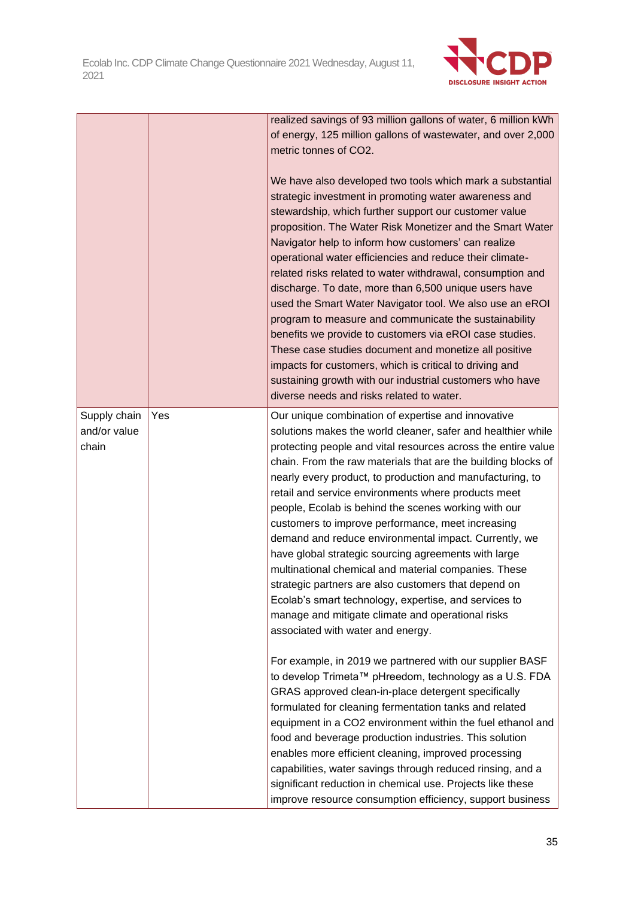|  |  |  |
|---|---|---|
|  |  | realized savings of 93 million gallons of water, 6 million kWh of energy, 125 million gallons of wastewater, and over 2,000 metric tonnes of CO2.<br><br>We have also developed two tools which mark a substantial strategic investment in promoting water awareness and stewardship, which further support our customer value proposition. The Water Risk Monetizer and the Smart Water Navigator help to inform how customers' can realize operational water efficiencies and reduce their climate-related risks related to water withdrawal, consumption and discharge. To date, more than 6,500 unique users have used the Smart Water Navigator tool. We also use an eROI program to measure and communicate the sustainability benefits we provide to customers via eROI case studies. These case studies document and monetize all positive impacts for customers, which is critical to driving and sustaining growth with our industrial customers who have diverse needs and risks related to water. |
| Supply chain and/or value chain | Yes | Our unique combination of expertise and innovative solutions makes the world cleaner, safer and healthier while protecting people and vital resources across the entire value chain. From the raw materials that are the building blocks of nearly every product, to production and manufacturing, to retail and service environments where products meet people, Ecolab is behind the scenes working with our customers to improve performance, meet increasing demand and reduce environmental impact. Currently, we have global strategic sourcing agreements with large multinational chemical and material companies. These strategic partners are also customers that depend on Ecolab's smart technology, expertise, and services to manage and mitigate climate and operational risks associated with water and energy.<br><br>For example, in 2019 we partnered with our supplier BASF to develop Trimeta™ pHreedom, technology as a U.S. FDA GRAS approved clean-in-place detergent specifically formulated for cleaning fermentation tanks and related equipment in a CO2 environment within the fuel ethanol and food and beverage production industries. This solution enables more efficient cleaning, improved processing capabilities, water savings through reduced rinsing, and a significant reduction in chemical use. Projects like these improve resource consumption efficiency, support business |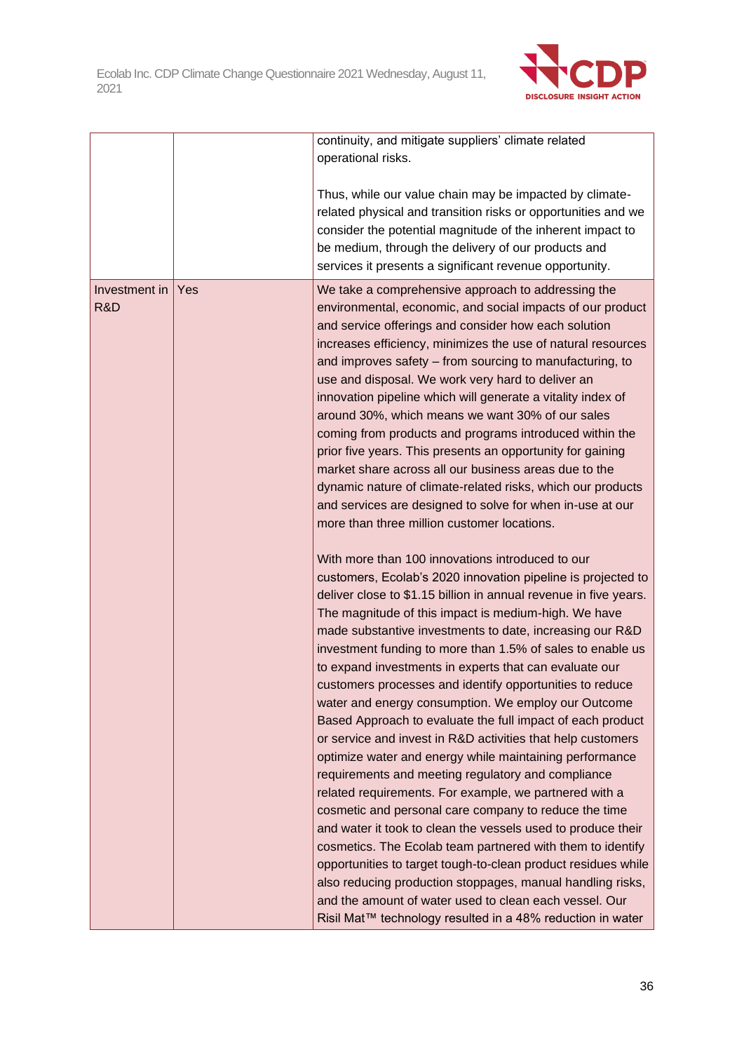| | | |
|---|---|---|
| | | continuity, and mitigate suppliers' climate related operational risks.<br><br>Thus, while our value chain may be impacted by climate-related physical and transition risks or opportunities and we consider the potential magnitude of the inherent impact to be medium, through the delivery of our products and services it presents a significant revenue opportunity. |
| Investment in R&D | Yes | We take a comprehensive approach to addressing the environmental, economic, and social impacts of our product and service offerings and consider how each solution increases efficiency, minimizes the use of natural resources and improves safety – from sourcing to manufacturing, to use and disposal. We work very hard to deliver an innovation pipeline which will generate a vitality index of around 30%, which means we want 30% of our sales coming from products and programs introduced within the prior five years. This presents an opportunity for gaining market share across all our business areas due to the dynamic nature of climate-related risks, which our products and services are designed to solve for when in-use at our more than three million customer locations.<br><br>With more than 100 innovations introduced to our customers, Ecolab's 2020 innovation pipeline is projected to deliver close to $1.15 billion in annual revenue in five years. The magnitude of this impact is medium-high. We have made substantive investments to date, increasing our R&D investment funding to more than 1.5% of sales to enable us to expand investments in experts that can evaluate our customers processes and identify opportunities to reduce water and energy consumption. We employ our Outcome Based Approach to evaluate the full impact of each product or service and invest in R&D activities that help customers optimize water and energy while maintaining performance requirements and meeting regulatory and compliance related requirements. For example, we partnered with a cosmetic and personal care company to reduce the time and water it took to clean the vessels used to produce their cosmetics. The Ecolab team partnered with them to identify opportunities to target tough-to-clean product residues while also reducing production stoppages, manual handling risks, and the amount of water used to clean each vessel. Our Risil Mat™ technology resulted in a 48% reduction in water |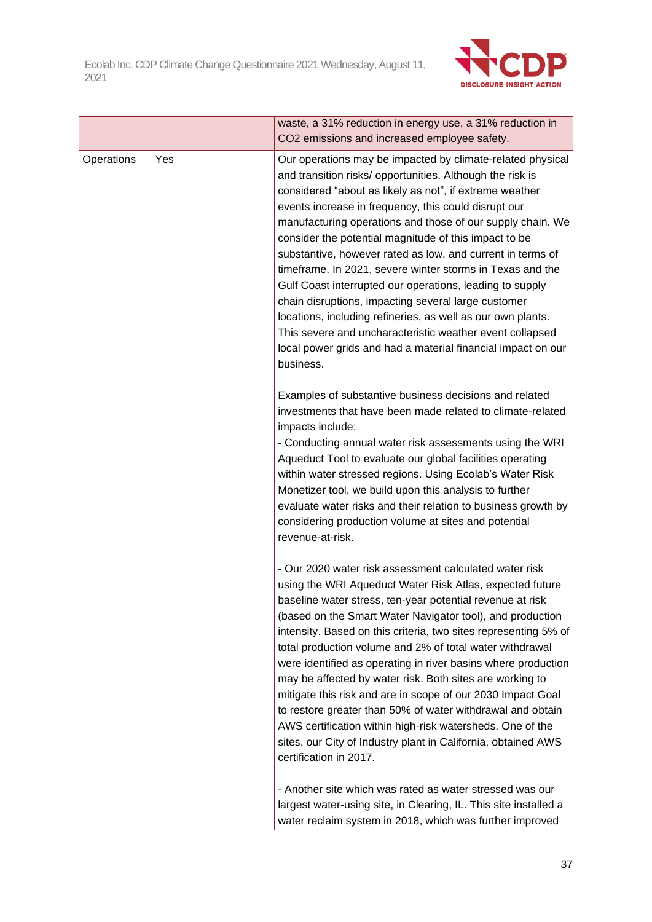| | | |
|---|---|---|
| | | waste, a 31% reduction in energy use, a 31% reduction in CO2 emissions and increased employee safety. |
| Operations | Yes | Our operations may be impacted by climate-related physical and transition risks/ opportunities. Although the risk is considered "about as likely as not", if extreme weather events increase in frequency, this could disrupt our manufacturing operations and those of our supply chain. We consider the potential magnitude of this impact to be substantive, however rated as low, and current in terms of timeframe. In 2021, severe winter storms in Texas and the Gulf Coast interrupted our operations, leading to supply chain disruptions, impacting several large customer locations, including refineries, as well as our own plants. This severe and uncharacteristic weather event collapsed local power grids and had a material financial impact on our business.<br><br>Examples of substantive business decisions and related investments that have been made related to climate-related impacts include:<br>- Conducting annual water risk assessments using the WRI Aqueduct Tool to evaluate our global facilities operating within water stressed regions. Using Ecolab's Water Risk Monetizer tool, we build upon this analysis to further evaluate water risks and their relation to business growth by considering production volume at sites and potential revenue-at-risk.<br><br>- Our 2020 water risk assessment calculated water risk using the WRI Aqueduct Water Risk Atlas, expected future baseline water stress, ten-year potential revenue at risk (based on the Smart Water Navigator tool), and production intensity. Based on this criteria, two sites representing 5% of total production volume and 2% of total water withdrawal were identified as operating in river basins where production may be affected by water risk. Both sites are working to mitigate this risk and are in scope of our 2030 Impact Goal to restore greater than 50% of water withdrawal and obtain AWS certification within high-risk watersheds. One of the sites, our City of Industry plant in California, obtained AWS certification in 2017.<br><br>- Another site which was rated as water stressed was our largest water-using site, in Clearing, IL. This site installed a water reclaim system in 2018, which was further improved |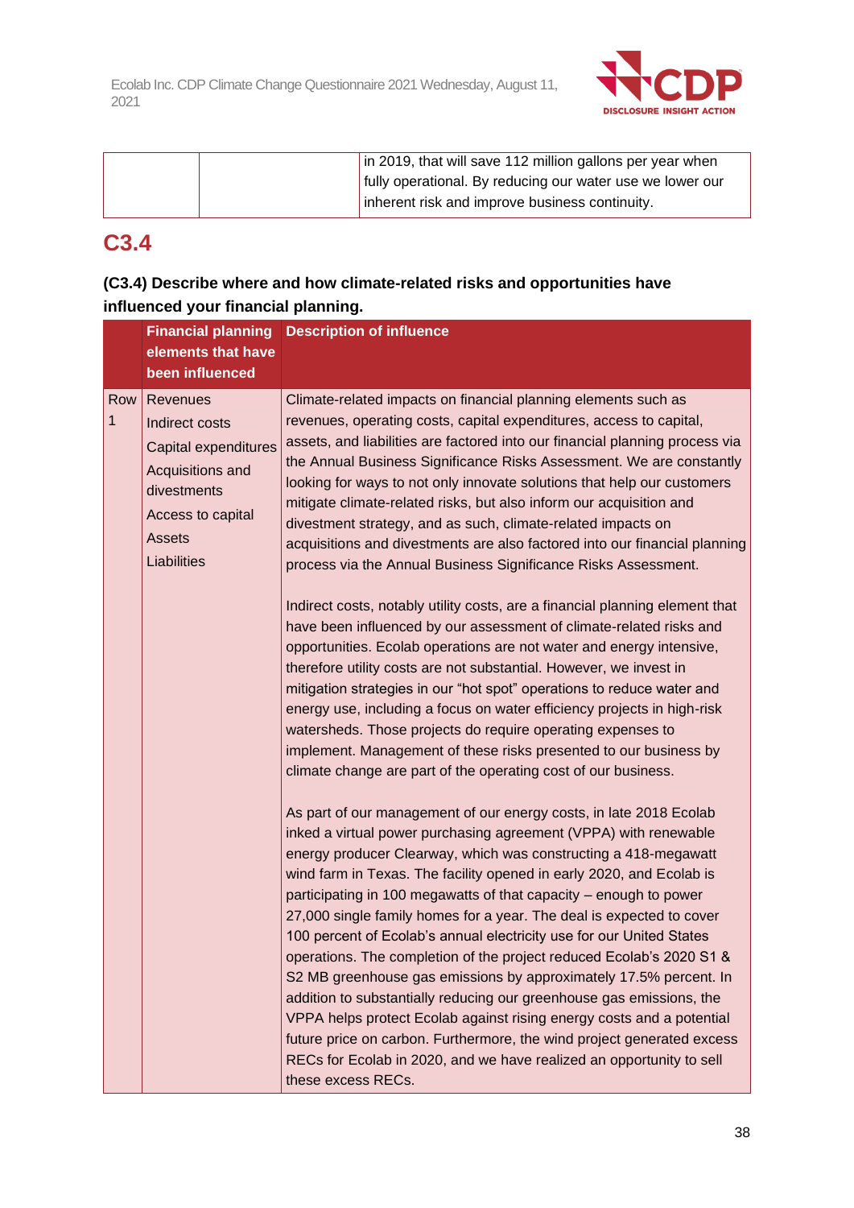| | | |
|---|---|---|
| | | in 2019, that will save 112 million gallons per year when fully operational. By reducing our water use we lower our inherent risk and improve business continuity. |

## C3.4

**(C3.4) Describe where and how climate-related risks and opportunities have influenced your financial planning.**

| | Financial planning elements that have been influenced | Description of influence |
|---|---|---|
| Row 1 | Revenues<br>Indirect costs<br>Capital expenditures<br>Acquisitions and divestments<br>Access to capital<br>Assets<br>Liabilities | Climate-related impacts on financial planning elements such as revenues, operating costs, capital expenditures, access to capital, assets, and liabilities are factored into our financial planning process via the Annual Business Significance Risks Assessment. We are constantly looking for ways to not only innovate solutions that help our customers mitigate climate-related risks, but also inform our acquisition and divestment strategy, and as such, climate-related impacts on acquisitions and divestments are also factored into our financial planning process via the Annual Business Significance Risks Assessment.<br><br>Indirect costs, notably utility costs, are a financial planning element that have been influenced by our assessment of climate-related risks and opportunities. Ecolab operations are not water and energy intensive, therefore utility costs are not substantial. However, we invest in mitigation strategies in our "hot spot" operations to reduce water and energy use, including a focus on water efficiency projects in high-risk watersheds. Those projects do require operating expenses to implement. Management of these risks presented to our business by climate change are part of the operating cost of our business.<br><br>As part of our management of our energy costs, in late 2018 Ecolab inked a virtual power purchasing agreement (VPPA) with renewable energy producer Clearway, which was constructing a 418-megawatt wind farm in Texas. The facility opened in early 2020, and Ecolab is participating in 100 megawatts of that capacity – enough to power 27,000 single family homes for a year. The deal is expected to cover 100 percent of Ecolab's annual electricity use for our United States operations. The completion of the project reduced Ecolab's 2020 S1 & S2 MB greenhouse gas emissions by approximately 17.5% percent. In addition to substantially reducing our greenhouse gas emissions, the VPPA helps protect Ecolab against rising energy costs and a potential future price on carbon. Furthermore, the wind project generated excess RECs for Ecolab in 2020, and we have realized an opportunity to sell these excess RECs. |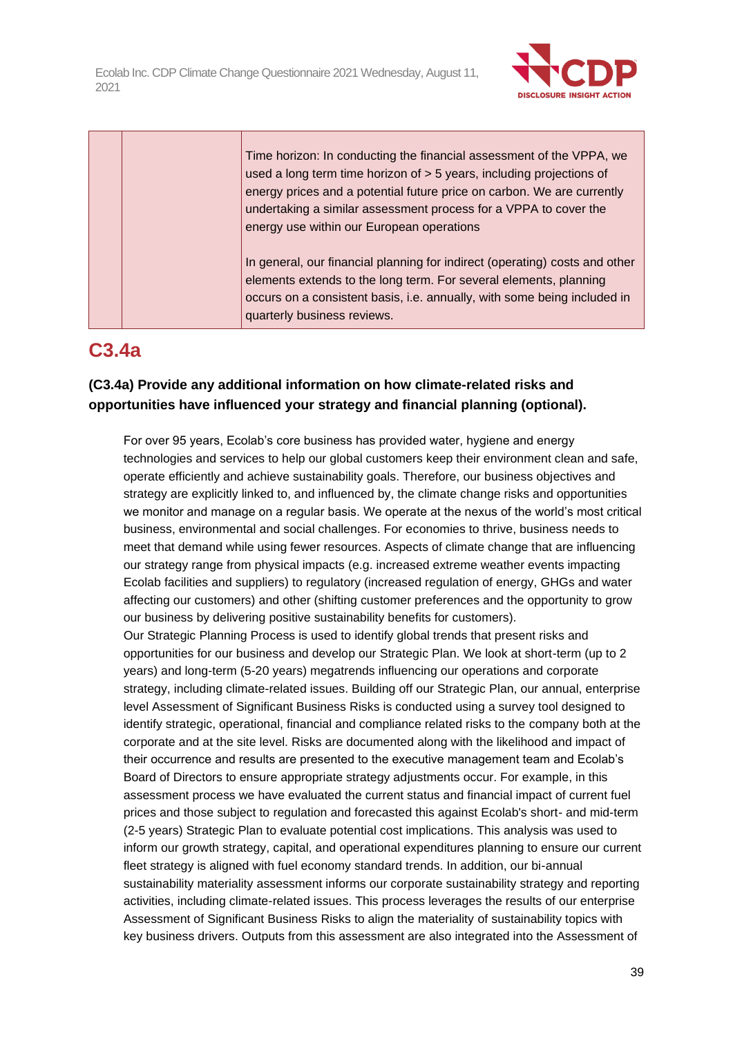| | | Time horizon: In conducting the financial assessment of the VPPA, we used a long term time horizon of > 5 years, including projections of energy prices and a potential future price on carbon. We are currently undertaking a similar assessment process for a VPPA to cover the energy use within our European operations<br><br>In general, our financial planning for indirect (operating) costs and other elements extends to the long term. For several elements, planning occurs on a consistent basis, i.e. annually, with some being included in quarterly business reviews. |
|---|---|---|

## C3.4a

### (C3.4a) Provide any additional information on how climate-related risks and opportunities have influenced your strategy and financial planning (optional).

For over 95 years, Ecolab's core business has provided water, hygiene and energy technologies and services to help our global customers keep their environment clean and safe, operate efficiently and achieve sustainability goals. Therefore, our business objectives and strategy are explicitly linked to, and influenced by, the climate change risks and opportunities we monitor and manage on a regular basis. We operate at the nexus of the world's most critical business, environmental and social challenges. For economies to thrive, business needs to meet that demand while using fewer resources. Aspects of climate change that are influencing our strategy range from physical impacts (e.g. increased extreme weather events impacting Ecolab facilities and suppliers) to regulatory (increased regulation of energy, GHGs and water affecting our customers) and other (shifting customer preferences and the opportunity to grow our business by delivering positive sustainability benefits for customers).
Our Strategic Planning Process is used to identify global trends that present risks and opportunities for our business and develop our Strategic Plan. We look at short-term (up to 2 years) and long-term (5-20 years) megatrends influencing our operations and corporate strategy, including climate-related issues. Building off our Strategic Plan, our annual, enterprise level Assessment of Significant Business Risks is conducted using a survey tool designed to identify strategic, operational, financial and compliance related risks to the company both at the corporate and at the site level. Risks are documented along with the likelihood and impact of their occurrence and results are presented to the executive management team and Ecolab's Board of Directors to ensure appropriate strategy adjustments occur. For example, in this assessment process we have evaluated the current status and financial impact of current fuel prices and those subject to regulation and forecasted this against Ecolab's short- and mid-term (2-5 years) Strategic Plan to evaluate potential cost implications. This analysis was used to inform our growth strategy, capital, and operational expenditures planning to ensure our current fleet strategy is aligned with fuel economy standard trends. In addition, our bi-annual sustainability materiality assessment informs our corporate sustainability strategy and reporting activities, including climate-related issues. This process leverages the results of our enterprise Assessment of Significant Business Risks to align the materiality of sustainability topics with key business drivers. Outputs from this assessment are also integrated into the Assessment of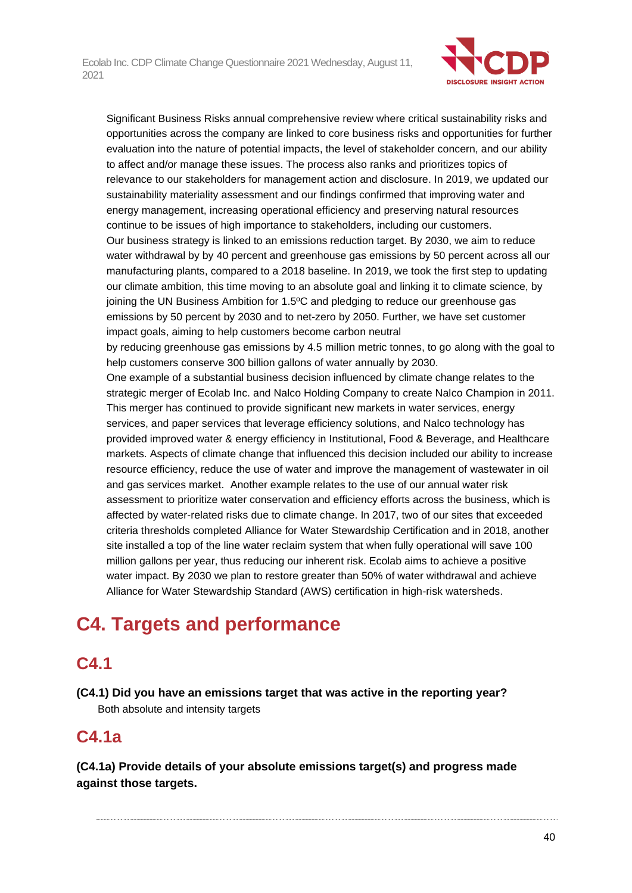Significant Business Risks annual comprehensive review where critical sustainability risks and opportunities across the company are linked to core business risks and opportunities for further evaluation into the nature of potential impacts, the level of stakeholder concern, and our ability to affect and/or manage these issues. The process also ranks and prioritizes topics of relevance to our stakeholders for management action and disclosure. In 2019, we updated our sustainability materiality assessment and our findings confirmed that improving water and energy management, increasing operational efficiency and preserving natural resources continue to be issues of high importance to stakeholders, including our customers.
Our business strategy is linked to an emissions reduction target. By 2030, we aim to reduce water withdrawal by by 40 percent and greenhouse gas emissions by 50 percent across all our manufacturing plants, compared to a 2018 baseline. In 2019, we took the first step to updating our climate ambition, this time moving to an absolute goal and linking it to climate science, by joining the UN Business Ambition for 1.5ºC and pledging to reduce our greenhouse gas emissions by 50 percent by 2030 and to net-zero by 2050. Further, we have set customer impact goals, aiming to help customers become carbon neutral
by reducing greenhouse gas emissions by 4.5 million metric tonnes, to go along with the goal to help customers conserve 300 billion gallons of water annually by 2030.
One example of a substantial business decision influenced by climate change relates to the strategic merger of Ecolab Inc. and Nalco Holding Company to create Nalco Champion in 2011. This merger has continued to provide significant new markets in water services, energy services, and paper services that leverage efficiency solutions, and Nalco technology has provided improved water & energy efficiency in Institutional, Food & Beverage, and Healthcare markets. Aspects of climate change that influenced this decision included our ability to increase resource efficiency, reduce the use of water and improve the management of wastewater in oil and gas services market. Another example relates to the use of our annual water risk assessment to prioritize water conservation and efficiency efforts across the business, which is affected by water-related risks due to climate change. In 2017, two of our sites that exceeded criteria thresholds completed Alliance for Water Stewardship Certification and in 2018, another site installed a top of the line water reclaim system that when fully operational will save 100 million gallons per year, thus reducing our inherent risk. Ecolab aims to achieve a positive water impact. By 2030 we plan to restore greater than 50% of water withdrawal and achieve Alliance for Water Stewardship Standard (AWS) certification in high-risk watersheds.

# C4. Targets and performance

## C4.1

**(C4.1) Did you have an emissions target that was active in the reporting year?**

Both absolute and intensity targets

## C4.1a

**(C4.1a) Provide details of your absolute emissions target(s) and progress made against those targets.**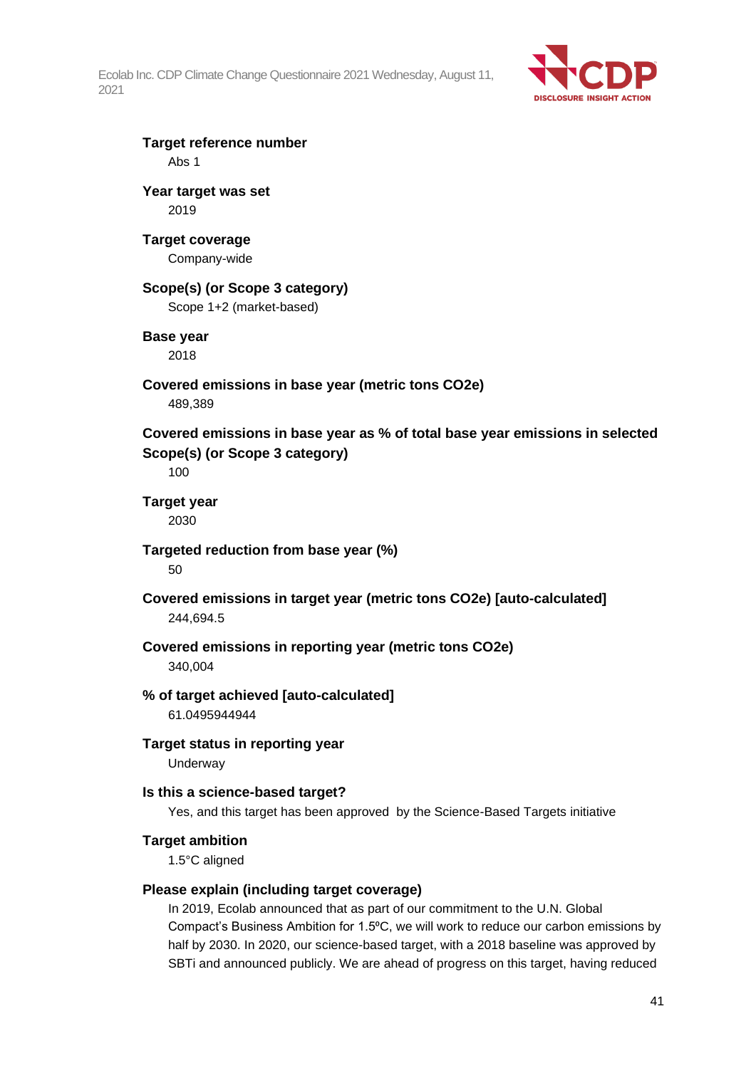**Target reference number**

Abs 1

**Year target was set**

2019

**Target coverage**

Company-wide

**Scope(s) (or Scope 3 category)**

Scope 1+2 (market-based)

**Base year**

2018

**Covered emissions in base year (metric tons CO2e)**

489,389

**Covered emissions in base year as % of total base year emissions in selected Scope(s) (or Scope 3 category)**

100

**Target year**

2030

**Targeted reduction from base year (%)**

50

**Covered emissions in target year (metric tons CO2e) [auto-calculated]**

244,694.5

**Covered emissions in reporting year (metric tons CO2e)**

340,004

**% of target achieved [auto-calculated]**

61.0495944944

**Target status in reporting year**

Underway

**Is this a science-based target?**

Yes, and this target has been approved by the Science-Based Targets initiative

**Target ambition**

1.5°C aligned

**Please explain (including target coverage)**

In 2019, Ecolab announced that as part of our commitment to the U.N. Global Compact's Business Ambition for 1.5ºC, we will work to reduce our carbon emissions by half by 2030. In 2020, our science-based target, with a 2018 baseline was approved by SBTi and announced publicly. We are ahead of progress on this target, having reduced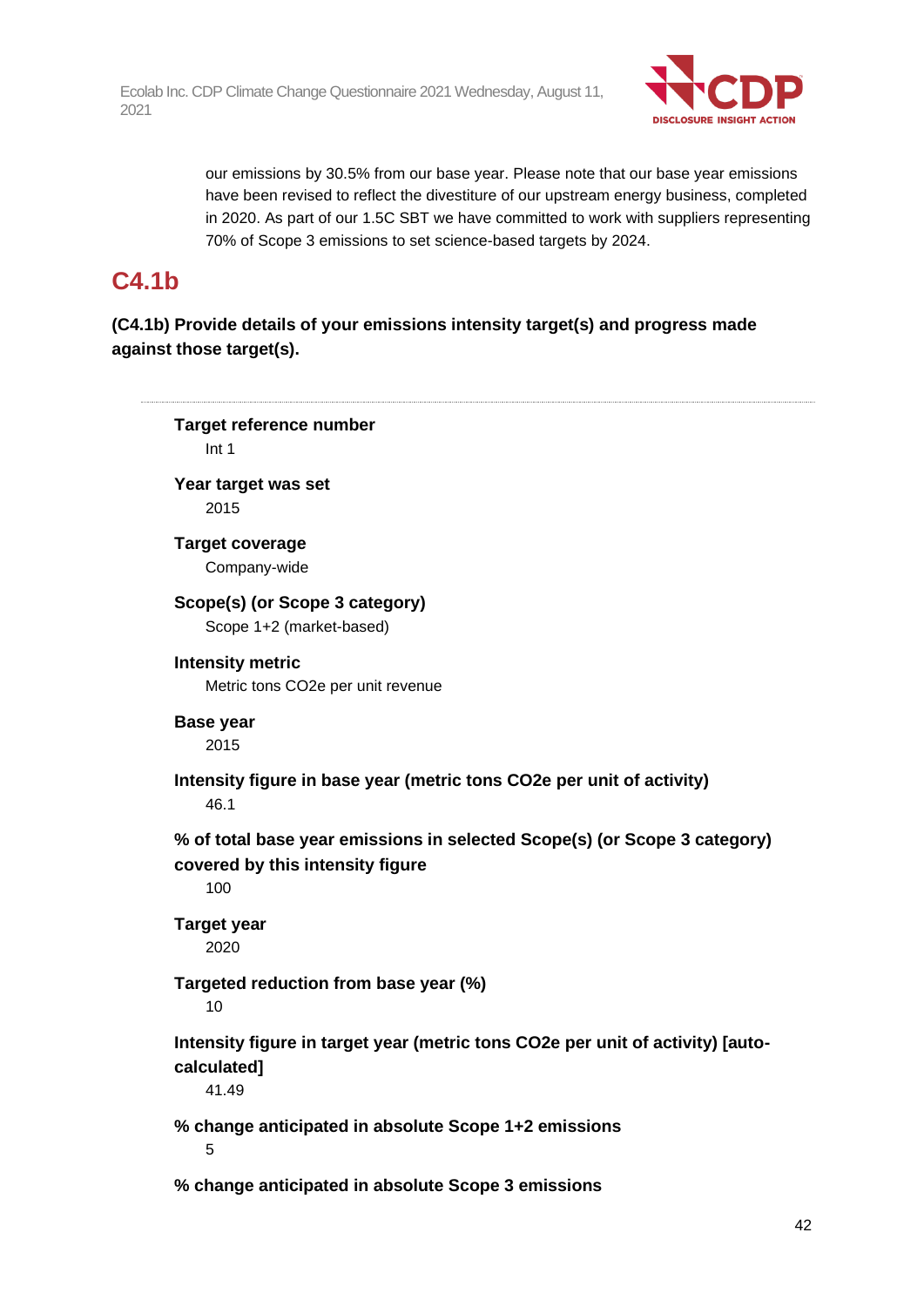our emissions by 30.5% from our base year. Please note that our base year emissions have been revised to reflect the divestiture of our upstream energy business, completed in 2020. As part of our 1.5C SBT we have committed to work with suppliers representing 70% of Scope 3 emissions to set science-based targets by 2024.

## C4.1b

**(C4.1b) Provide details of your emissions intensity target(s) and progress made against those target(s).**

---

**Target reference number**

Int 1

**Year target was set**

2015

**Target coverage**

Company-wide

**Scope(s) (or Scope 3 category)**

Scope 1+2 (market-based)

**Intensity metric**

Metric tons CO2e per unit revenue

**Base year**

2015

**Intensity figure in base year (metric tons CO2e per unit of activity)**

46.1

**% of total base year emissions in selected Scope(s) (or Scope 3 category) covered by this intensity figure**

100

**Target year**

2020

**Targeted reduction from base year (%)**

10

**Intensity figure in target year (metric tons CO2e per unit of activity) [auto-calculated]**

41.49

**% change anticipated in absolute Scope 1+2 emissions**

5

**% change anticipated in absolute Scope 3 emissions**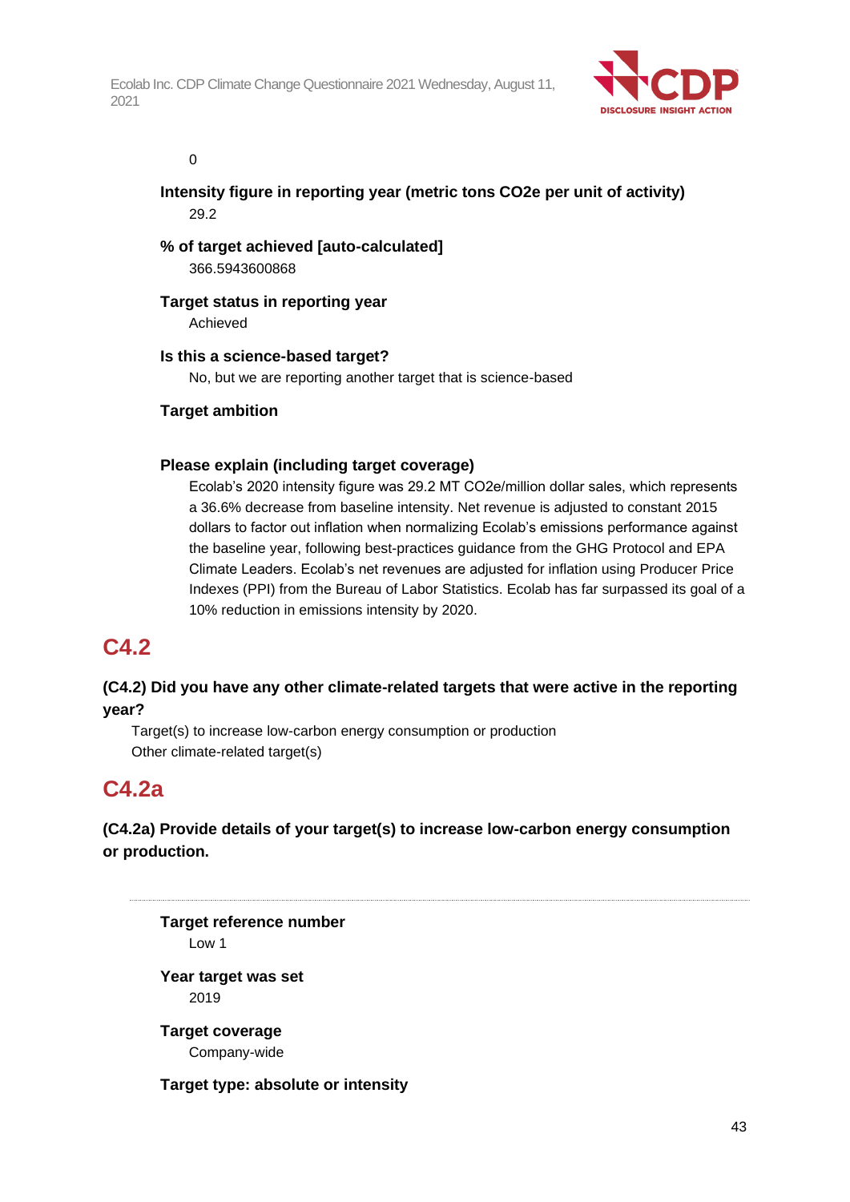0

**Intensity figure in reporting year (metric tons CO2e per unit of activity)**
29.2

**% of target achieved [auto-calculated]**
366.5943600868

**Target status in reporting year**
Achieved

**Is this a science-based target?**
No, but we are reporting another target that is science-based

**Target ambition**

**Please explain (including target coverage)**
Ecolab's 2020 intensity figure was 29.2 MT CO2e/million dollar sales, which represents a 36.6% decrease from baseline intensity. Net revenue is adjusted to constant 2015 dollars to factor out inflation when normalizing Ecolab's emissions performance against the baseline year, following best-practices guidance from the GHG Protocol and EPA Climate Leaders. Ecolab's net revenues are adjusted for inflation using Producer Price Indexes (PPI) from the Bureau of Labor Statistics. Ecolab has far surpassed its goal of a 10% reduction in emissions intensity by 2020.

## C4.2

**(C4.2) Did you have any other climate-related targets that were active in the reporting year?**

Target(s) to increase low-carbon energy consumption or production
Other climate-related target(s)

## C4.2a

**(C4.2a) Provide details of your target(s) to increase low-carbon energy consumption or production.**

---

**Target reference number**
Low 1

**Year target was set**
2019

**Target coverage**
Company-wide

**Target type: absolute or intensity**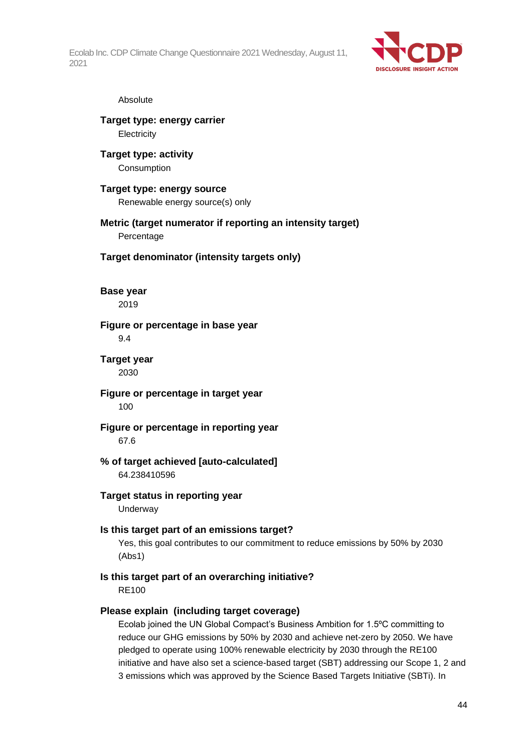Absolute

**Target type: energy carrier**

Electricity

**Target type: activity**

Consumption

**Target type: energy source**

Renewable energy source(s) only

**Metric (target numerator if reporting an intensity target)**

Percentage

**Target denominator (intensity targets only)**

**Base year**

2019

**Figure or percentage in base year**

9.4

**Target year**

2030

**Figure or percentage in target year**

100

**Figure or percentage in reporting year**

67.6

**% of target achieved [auto-calculated]**

64.238410596

**Target status in reporting year**

Underway

**Is this target part of an emissions target?**

Yes, this goal contributes to our commitment to reduce emissions by 50% by 2030 (Abs1)

**Is this target part of an overarching initiative?**

RE100

**Please explain (including target coverage)**

Ecolab joined the UN Global Compact's Business Ambition for 1.5ºC committing to reduce our GHG emissions by 50% by 2030 and achieve net-zero by 2050. We have pledged to operate using 100% renewable electricity by 2030 through the RE100 initiative and have also set a science-based target (SBT) addressing our Scope 1, 2 and 3 emissions which was approved by the Science Based Targets Initiative (SBTi). In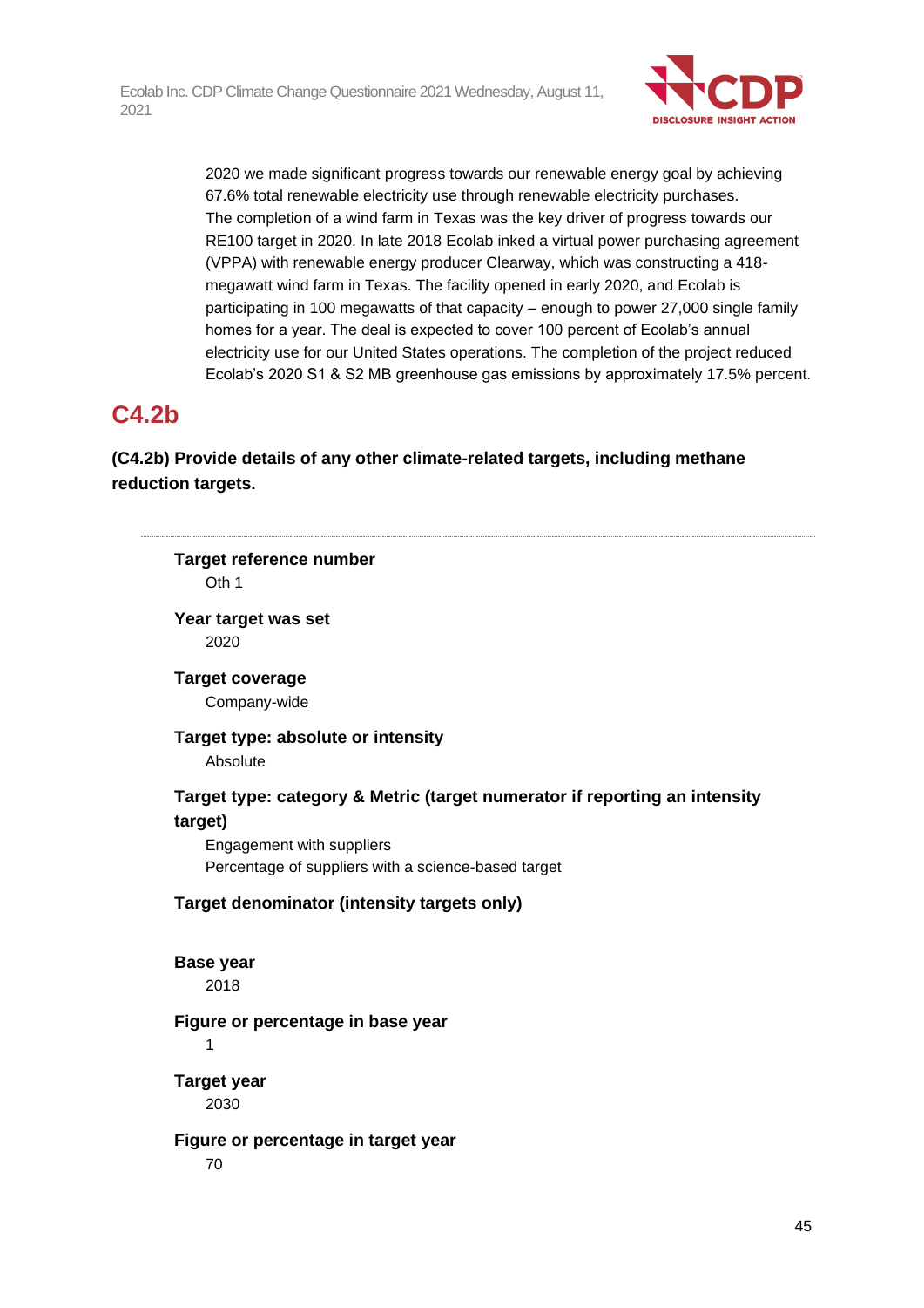2020 we made significant progress towards our renewable energy goal by achieving 67.6% total renewable electricity use through renewable electricity purchases. The completion of a wind farm in Texas was the key driver of progress towards our RE100 target in 2020. In late 2018 Ecolab inked a virtual power purchasing agreement (VPPA) with renewable energy producer Clearway, which was constructing a 418-megawatt wind farm in Texas. The facility opened in early 2020, and Ecolab is participating in 100 megawatts of that capacity – enough to power 27,000 single family homes for a year. The deal is expected to cover 100 percent of Ecolab's annual electricity use for our United States operations. The completion of the project reduced Ecolab's 2020 S1 & S2 MB greenhouse gas emissions by approximately 17.5% percent.

## C4.2b

**(C4.2b) Provide details of any other climate-related targets, including methane reduction targets.**

---

**Target reference number**
Oth 1

**Year target was set**
2020

**Target coverage**
Company-wide

**Target type: absolute or intensity**
Absolute

**Target type: category & Metric (target numerator if reporting an intensity target)**
Engagement with suppliers
Percentage of suppliers with a science-based target

**Target denominator (intensity targets only)**

**Base year**
2018

**Figure or percentage in base year**
1

**Target year**
2030

**Figure or percentage in target year**
70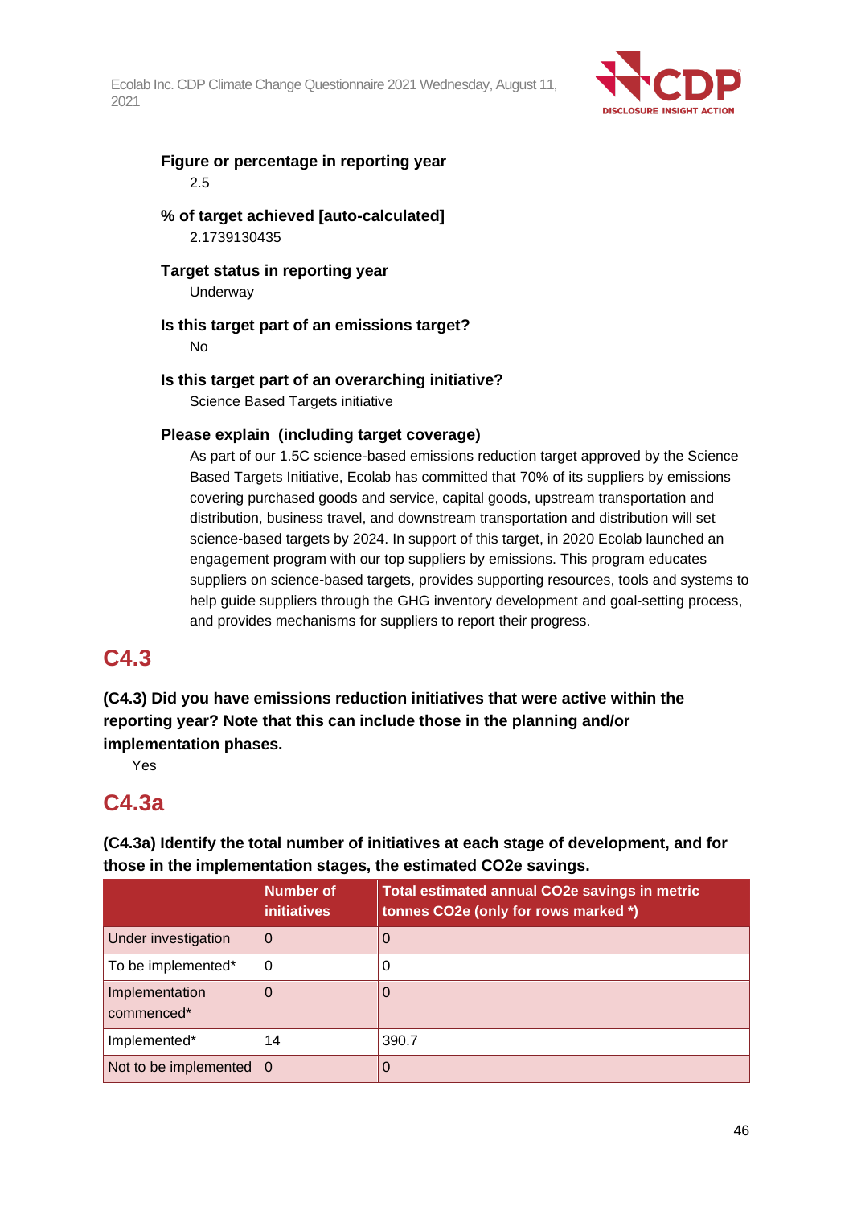**Figure or percentage in reporting year**

2.5

**% of target achieved [auto-calculated]**

2.1739130435

**Target status in reporting year**

Underway

**Is this target part of an emissions target?**

No

**Is this target part of an overarching initiative?**

Science Based Targets initiative

**Please explain (including target coverage)**

As part of our 1.5C science-based emissions reduction target approved by the Science Based Targets Initiative, Ecolab has committed that 70% of its suppliers by emissions covering purchased goods and service, capital goods, upstream transportation and distribution, business travel, and downstream transportation and distribution will set science-based targets by 2024. In support of this target, in 2020 Ecolab launched an engagement program with our top suppliers by emissions. This program educates suppliers on science-based targets, provides supporting resources, tools and systems to help guide suppliers through the GHG inventory development and goal-setting process, and provides mechanisms for suppliers to report their progress.

## C4.3

**(C4.3) Did you have emissions reduction initiatives that were active within the reporting year? Note that this can include those in the planning and/or implementation phases.**

Yes

## C4.3a

**(C4.3a) Identify the total number of initiatives at each stage of development, and for those in the implementation stages, the estimated CO2e savings.**

| | Number of initiatives | Total estimated annual CO2e savings in metric tonnes CO2e (only for rows marked *) |
|---|---|---|
| Under investigation | 0 | 0 |
| To be implemented* | 0 | 0 |
| Implementation commenced* | 0 | 0 |
| Implemented* | 14 | 390.7 |
| Not to be implemented | 0 | 0 |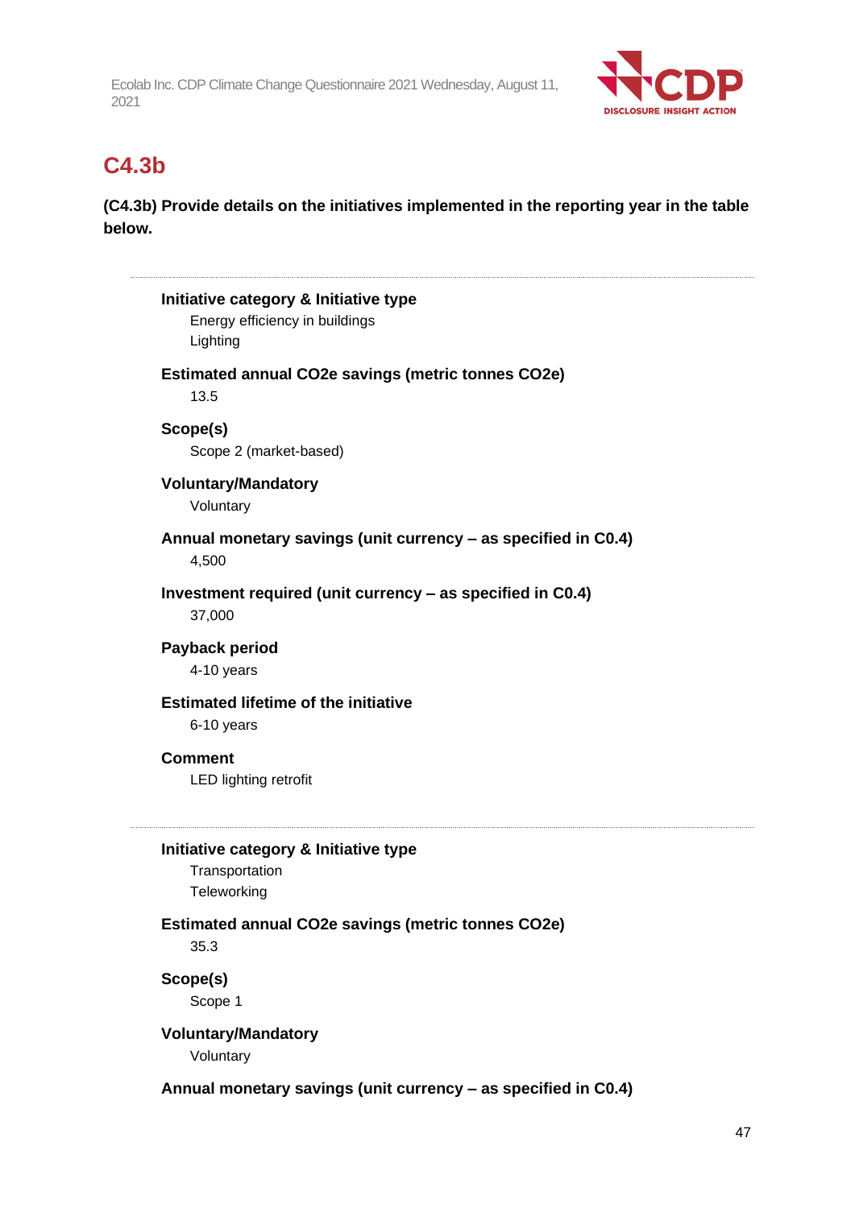## C4.3b

**(C4.3b) Provide details on the initiatives implemented in the reporting year in the table below.**

---

**Initiative category & Initiative type**

Energy efficiency in buildings

Lighting

**Estimated annual CO2e savings (metric tonnes CO2e)**

13.5

**Scope(s)**

Scope 2 (market-based)

**Voluntary/Mandatory**

Voluntary

**Annual monetary savings (unit currency – as specified in C0.4)**

4,500

**Investment required (unit currency – as specified in C0.4)**

37,000

**Payback period**

4-10 years

**Estimated lifetime of the initiative**

6-10 years

**Comment**

LED lighting retrofit

---

**Initiative category & Initiative type**

Transportation

Teleworking

**Estimated annual CO2e savings (metric tonnes CO2e)**

35.3

**Scope(s)**

Scope 1

**Voluntary/Mandatory**

Voluntary

**Annual monetary savings (unit currency – as specified in C0.4)**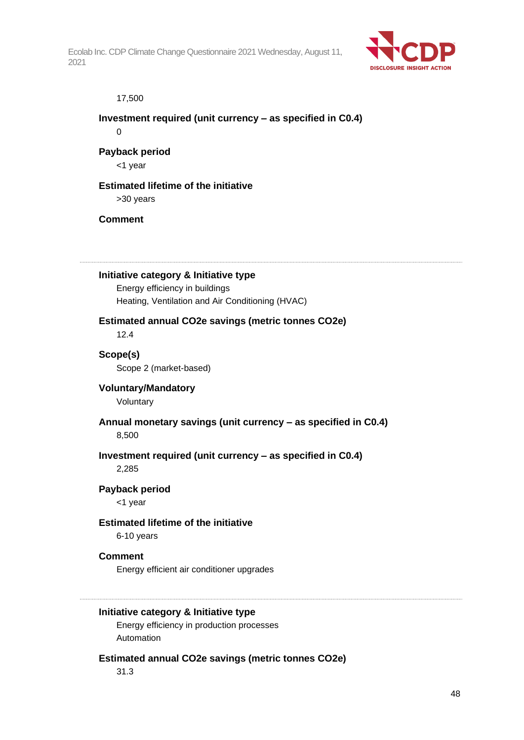17,500

**Investment required (unit currency – as specified in C0.4)**

0

**Payback period**

<1 year

**Estimated lifetime of the initiative**

>30 years

**Comment**

---

**Initiative category & Initiative type**

Energy efficiency in buildings

Heating, Ventilation and Air Conditioning (HVAC)

**Estimated annual CO2e savings (metric tonnes CO2e)**

12.4

**Scope(s)**

Scope 2 (market-based)

**Voluntary/Mandatory**

Voluntary

**Annual monetary savings (unit currency – as specified in C0.4)**

8,500

**Investment required (unit currency – as specified in C0.4)**

2,285

**Payback period**

<1 year

**Estimated lifetime of the initiative**

6-10 years

**Comment**

Energy efficient air conditioner upgrades

---

**Initiative category & Initiative type**

Energy efficiency in production processes

Automation

**Estimated annual CO2e savings (metric tonnes CO2e)**

31.3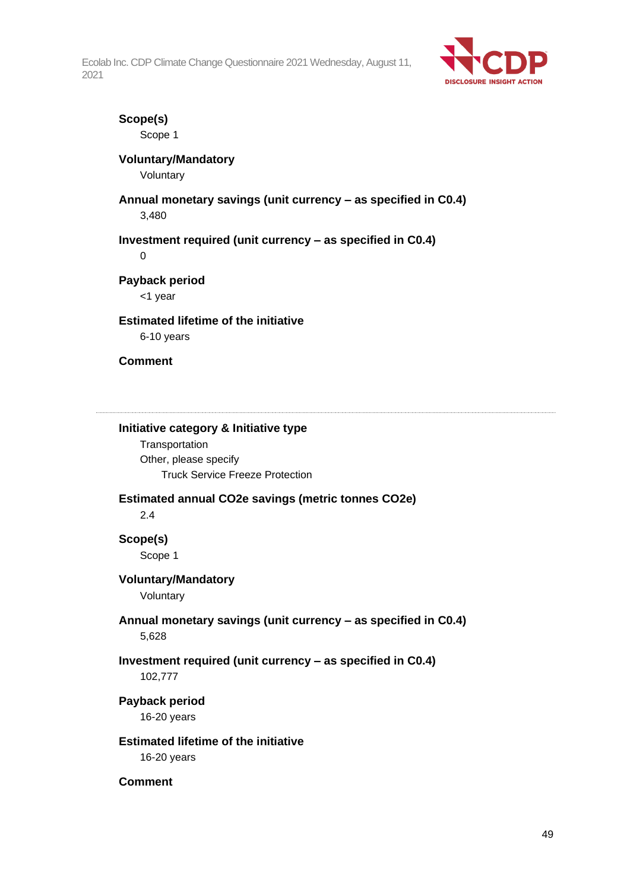**Scope(s)**

Scope 1

**Voluntary/Mandatory**

Voluntary

**Annual monetary savings (unit currency – as specified in C0.4)**

3,480

**Investment required (unit currency – as specified in C0.4)**

0

**Payback period**

<1 year

**Estimated lifetime of the initiative**

6-10 years

**Comment**

---

**Initiative category & Initiative type**

Transportation

Other, please specify

Truck Service Freeze Protection

**Estimated annual CO2e savings (metric tonnes CO2e)**

2.4

**Scope(s)**

Scope 1

**Voluntary/Mandatory**

Voluntary

**Annual monetary savings (unit currency – as specified in C0.4)**

5,628

**Investment required (unit currency – as specified in C0.4)**

102,777

**Payback period**

16-20 years

**Estimated lifetime of the initiative**

16-20 years

**Comment**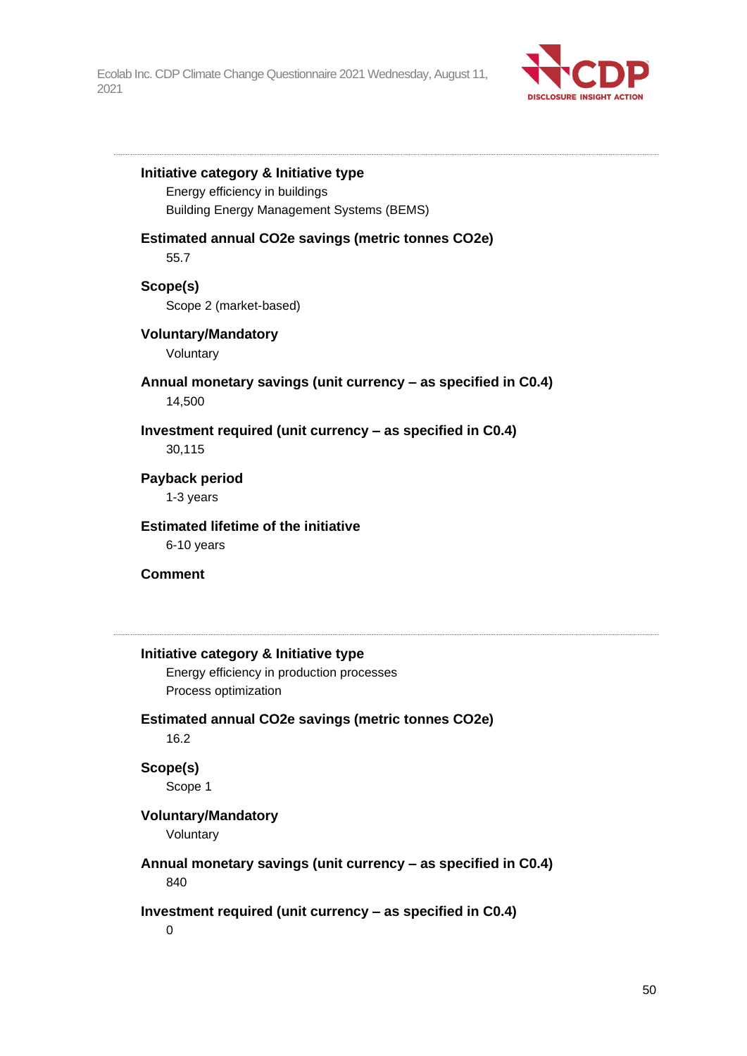---

**Initiative category & Initiative type**

Energy efficiency in buildings

Building Energy Management Systems (BEMS)

**Estimated annual CO2e savings (metric tonnes CO2e)**

55.7

**Scope(s)**

Scope 2 (market-based)

**Voluntary/Mandatory**

Voluntary

**Annual monetary savings (unit currency – as specified in C0.4)**

14,500

**Investment required (unit currency – as specified in C0.4)**

30,115

**Payback period**

1-3 years

**Estimated lifetime of the initiative**

6-10 years

**Comment**

---

**Initiative category & Initiative type**

Energy efficiency in production processes

Process optimization

**Estimated annual CO2e savings (metric tonnes CO2e)**

16.2

**Scope(s)**

Scope 1

**Voluntary/Mandatory**

Voluntary

**Annual monetary savings (unit currency – as specified in C0.4)**

840

**Investment required (unit currency – as specified in C0.4)**

0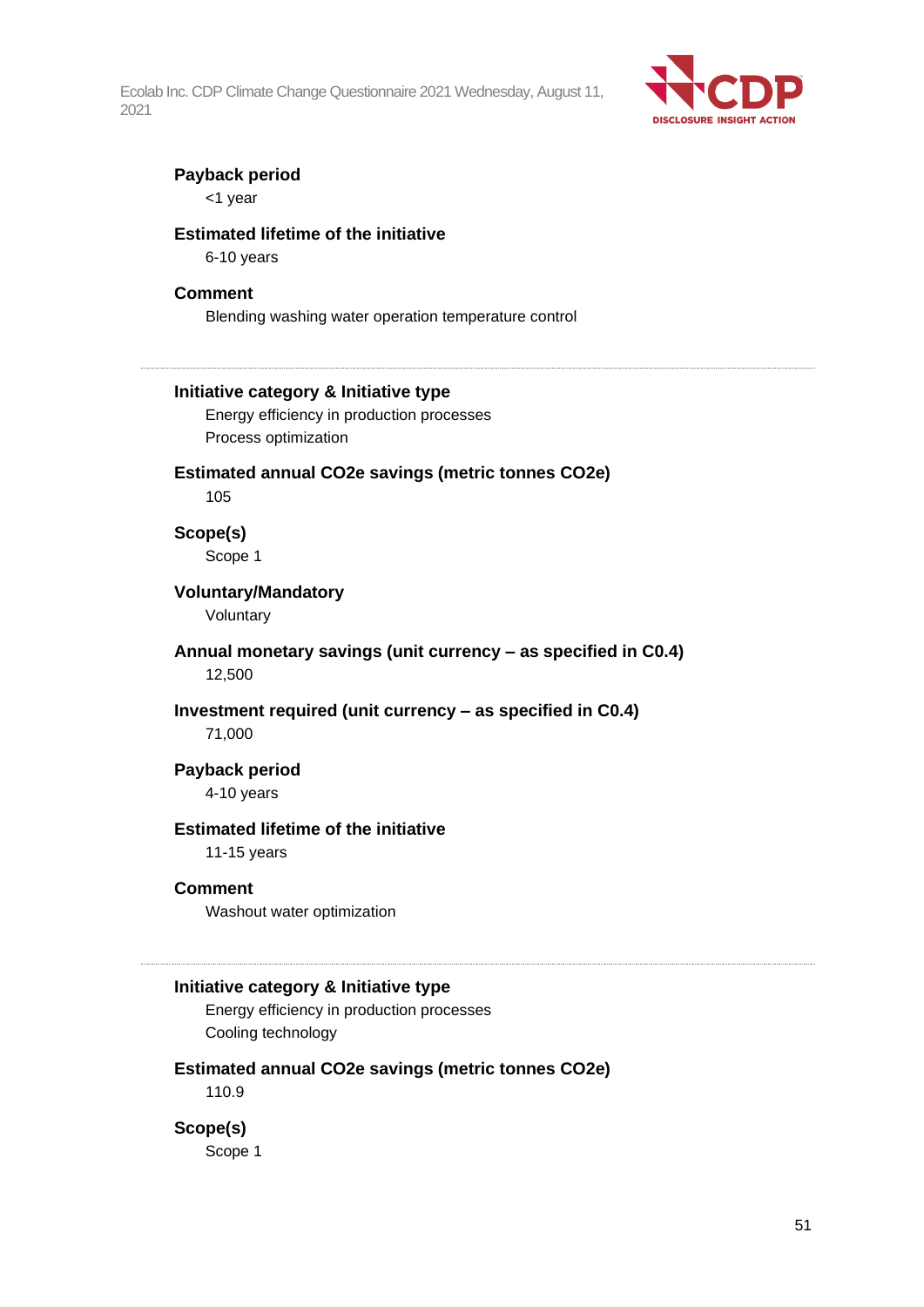**Payback period**

<1 year

**Estimated lifetime of the initiative**

6-10 years

**Comment**

Blending washing water operation temperature control

---

**Initiative category & Initiative type**

Energy efficiency in production processes

Process optimization

**Estimated annual CO2e savings (metric tonnes CO2e)**

105

**Scope(s)**

Scope 1

**Voluntary/Mandatory**

Voluntary

**Annual monetary savings (unit currency – as specified in C0.4)**

12,500

**Investment required (unit currency – as specified in C0.4)**

71,000

**Payback period**

4-10 years

**Estimated lifetime of the initiative**

11-15 years

**Comment**

Washout water optimization

---

**Initiative category & Initiative type**

Energy efficiency in production processes

Cooling technology

**Estimated annual CO2e savings (metric tonnes CO2e)**

110.9

**Scope(s)**

Scope 1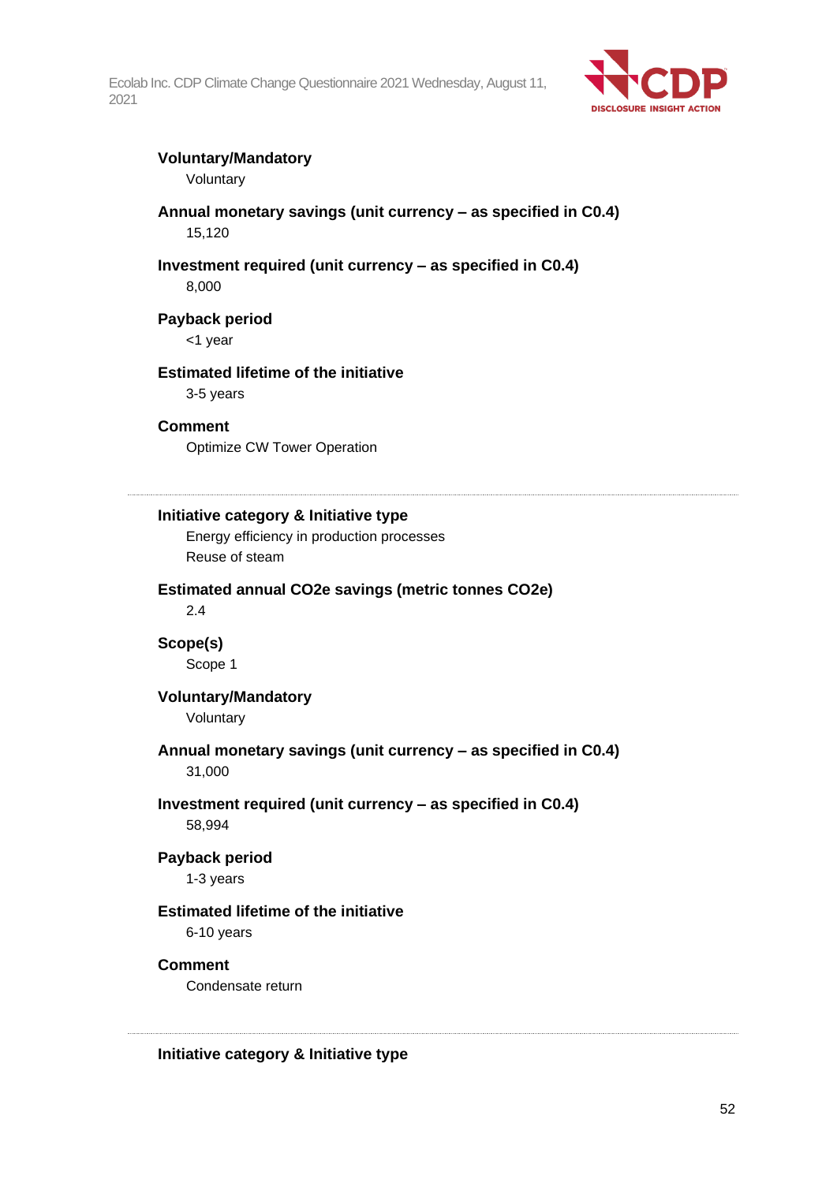**Voluntary/Mandatory**

Voluntary

**Annual monetary savings (unit currency – as specified in C0.4)**

15,120

**Investment required (unit currency – as specified in C0.4)**

8,000

**Payback period**

<1 year

**Estimated lifetime of the initiative**

3-5 years

**Comment**

Optimize CW Tower Operation

---

**Initiative category & Initiative type**

Energy efficiency in production processes

Reuse of steam

**Estimated annual CO2e savings (metric tonnes CO2e)**

2.4

**Scope(s)**

Scope 1

**Voluntary/Mandatory**

Voluntary

**Annual monetary savings (unit currency – as specified in C0.4)**

31,000

**Investment required (unit currency – as specified in C0.4)**

58,994

**Payback period**

1-3 years

**Estimated lifetime of the initiative**

6-10 years

**Comment**

Condensate return

---

**Initiative category & Initiative type**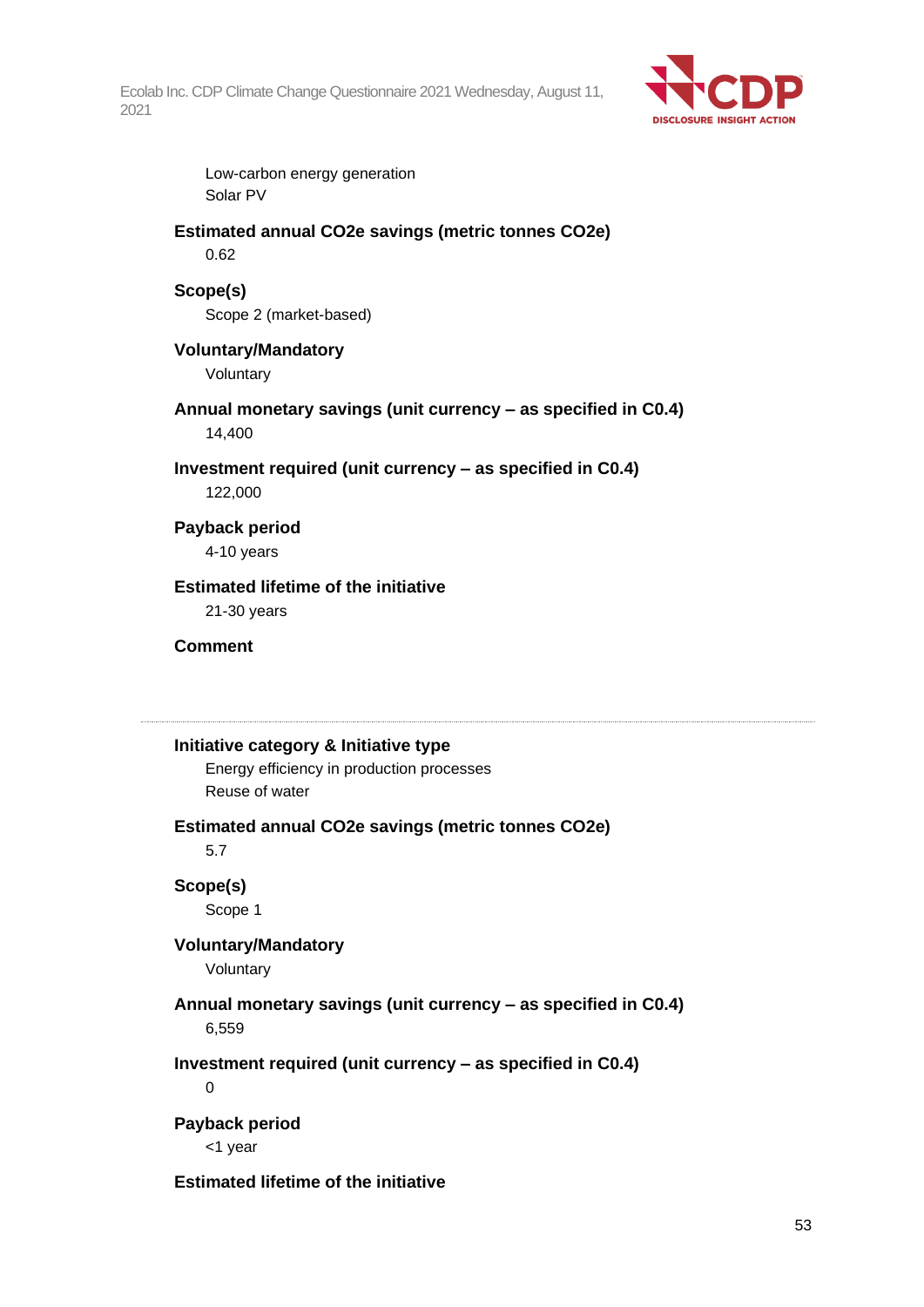Low-carbon energy generation
Solar PV

**Estimated annual CO2e savings (metric tonnes CO2e)**
0.62

**Scope(s)**
Scope 2 (market-based)

**Voluntary/Mandatory**
Voluntary

**Annual monetary savings (unit currency – as specified in C0.4)**
14,400

**Investment required (unit currency – as specified in C0.4)**
122,000

**Payback period**
4-10 years

**Estimated lifetime of the initiative**
21-30 years

**Comment**

---

**Initiative category & Initiative type**
Energy efficiency in production processes
Reuse of water

**Estimated annual CO2e savings (metric tonnes CO2e)**
5.7

**Scope(s)**
Scope 1

**Voluntary/Mandatory**
Voluntary

**Annual monetary savings (unit currency – as specified in C0.4)**
6,559

**Investment required (unit currency – as specified in C0.4)**
0

**Payback period**
<1 year

**Estimated lifetime of the initiative**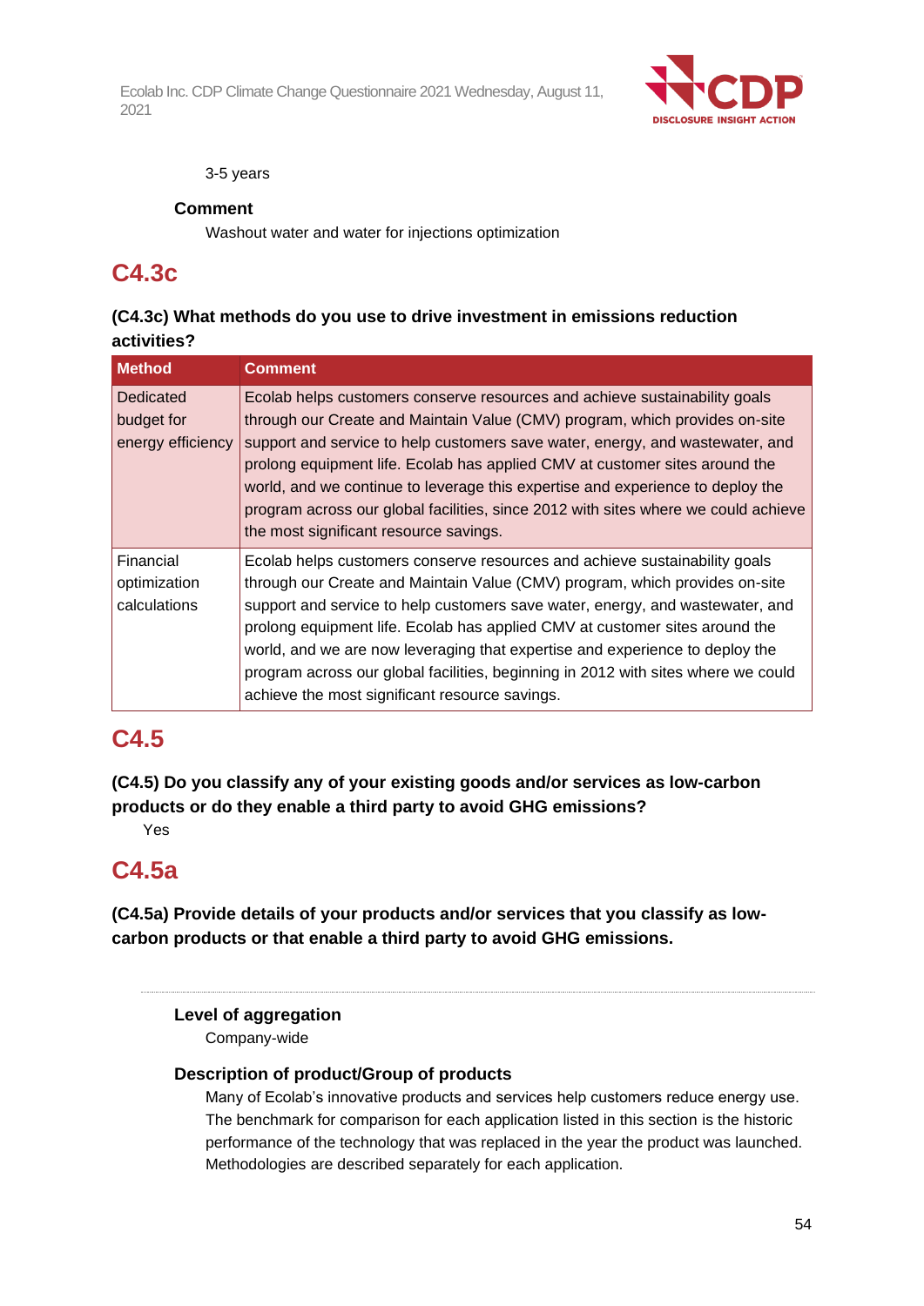3-5 years

**Comment**

Washout water and water for injections optimization

## C4.3c

**(C4.3c) What methods do you use to drive investment in emissions reduction activities?**

| Method | Comment |
|---|---|
| Dedicated budget for energy efficiency | Ecolab helps customers conserve resources and achieve sustainability goals through our Create and Maintain Value (CMV) program, which provides on-site support and service to help customers save water, energy, and wastewater, and prolong equipment life. Ecolab has applied CMV at customer sites around the world, and we continue to leverage this expertise and experience to deploy the program across our global facilities, since 2012 with sites where we could achieve the most significant resource savings. |
| Financial optimization calculations | Ecolab helps customers conserve resources and achieve sustainability goals through our Create and Maintain Value (CMV) program, which provides on-site support and service to help customers save water, energy, and wastewater, and prolong equipment life. Ecolab has applied CMV at customer sites around the world, and we are now leveraging that expertise and experience to deploy the program across our global facilities, beginning in 2012 with sites where we could achieve the most significant resource savings. |

## C4.5

**(C4.5) Do you classify any of your existing goods and/or services as low-carbon products or do they enable a third party to avoid GHG emissions?**

Yes

## C4.5a

**(C4.5a) Provide details of your products and/or services that you classify as low-carbon products or that enable a third party to avoid GHG emissions.**

---

**Level of aggregation**

Company-wide

**Description of product/Group of products**

Many of Ecolab's innovative products and services help customers reduce energy use. The benchmark for comparison for each application listed in this section is the historic performance of the technology that was replaced in the year the product was launched. Methodologies are described separately for each application.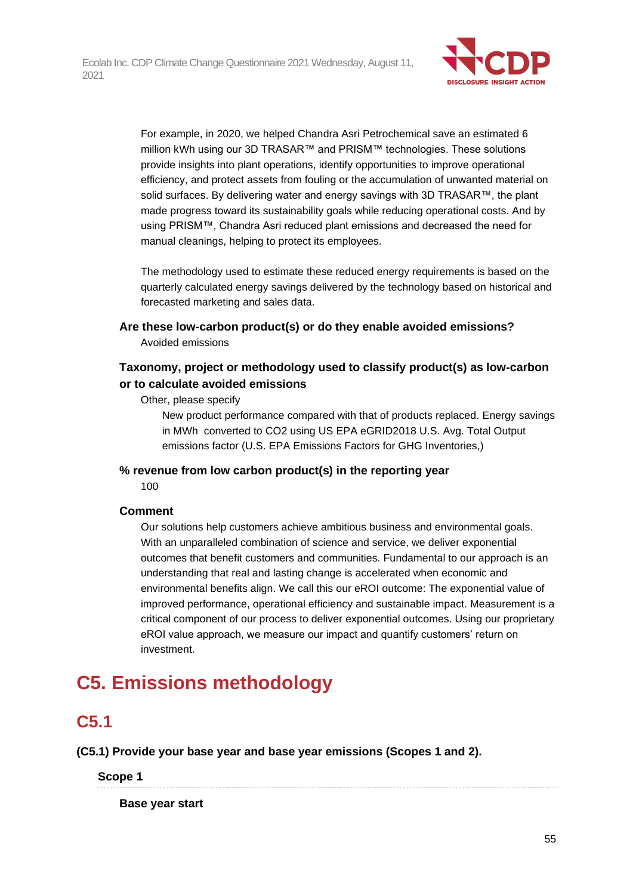For example, in 2020, we helped Chandra Asri Petrochemical save an estimated 6 million kWh using our 3D TRASAR™ and PRISM™ technologies. These solutions provide insights into plant operations, identify opportunities to improve operational efficiency, and protect assets from fouling or the accumulation of unwanted material on solid surfaces. By delivering water and energy savings with 3D TRASAR™, the plant made progress toward its sustainability goals while reducing operational costs. And by using PRISM™, Chandra Asri reduced plant emissions and decreased the need for manual cleanings, helping to protect its employees.

The methodology used to estimate these reduced energy requirements is based on the quarterly calculated energy savings delivered by the technology based on historical and forecasted marketing and sales data.

**Are these low-carbon product(s) or do they enable avoided emissions?**

Avoided emissions

**Taxonomy, project or methodology used to classify product(s) as low-carbon or to calculate avoided emissions**

Other, please specify

New product performance compared with that of products replaced. Energy savings in MWh converted to $CO_2$ using US EPA eGRID2018 U.S. Avg. Total Output emissions factor (U.S. EPA Emissions Factors for GHG Inventories,)

**% revenue from low carbon product(s) in the reporting year**

100

**Comment**

Our solutions help customers achieve ambitious business and environmental goals. With an unparalleled combination of science and service, we deliver exponential outcomes that benefit customers and communities. Fundamental to our approach is an understanding that real and lasting change is accelerated when economic and environmental benefits align. We call this our eROI outcome: The exponential value of improved performance, operational efficiency and sustainable impact. Measurement is a critical component of our process to deliver exponential outcomes. Using our proprietary eROI value approach, we measure our impact and quantify customers' return on investment.

# C5. Emissions methodology

## C5.1

**(C5.1) Provide your base year and base year emissions (Scopes 1 and 2).**

**Scope 1**

**Base year start**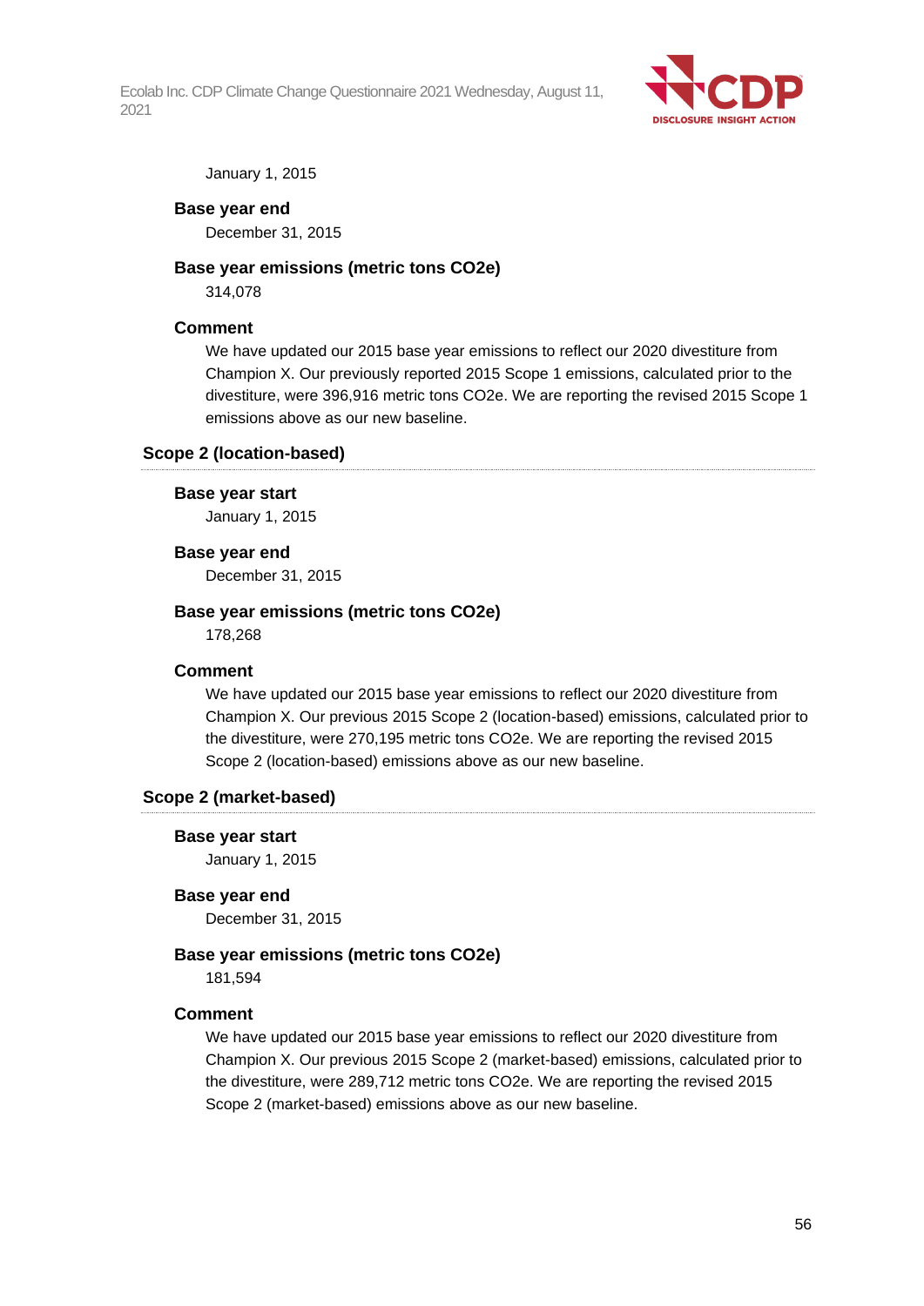January 1, 2015

**Base year end**

December 31, 2015

**Base year emissions (metric tons CO2e)**

314,078

**Comment**

We have updated our 2015 base year emissions to reflect our 2020 divestiture from Champion X. Our previously reported 2015 Scope 1 emissions, calculated prior to the divestiture, were 396,916 metric tons CO2e. We are reporting the revised 2015 Scope 1 emissions above as our new baseline.

### Scope 2 (location-based)

**Base year start**

January 1, 2015

**Base year end**

December 31, 2015

**Base year emissions (metric tons CO2e)**

178,268

**Comment**

We have updated our 2015 base year emissions to reflect our 2020 divestiture from Champion X. Our previous 2015 Scope 2 (location-based) emissions, calculated prior to the divestiture, were 270,195 metric tons CO2e. We are reporting the revised 2015 Scope 2 (location-based) emissions above as our new baseline.

### Scope 2 (market-based)

**Base year start**

January 1, 2015

**Base year end**

December 31, 2015

**Base year emissions (metric tons CO2e)**

181,594

**Comment**

We have updated our 2015 base year emissions to reflect our 2020 divestiture from Champion X. Our previous 2015 Scope 2 (market-based) emissions, calculated prior to the divestiture, were 289,712 metric tons CO2e. We are reporting the revised 2015 Scope 2 (market-based) emissions above as our new baseline.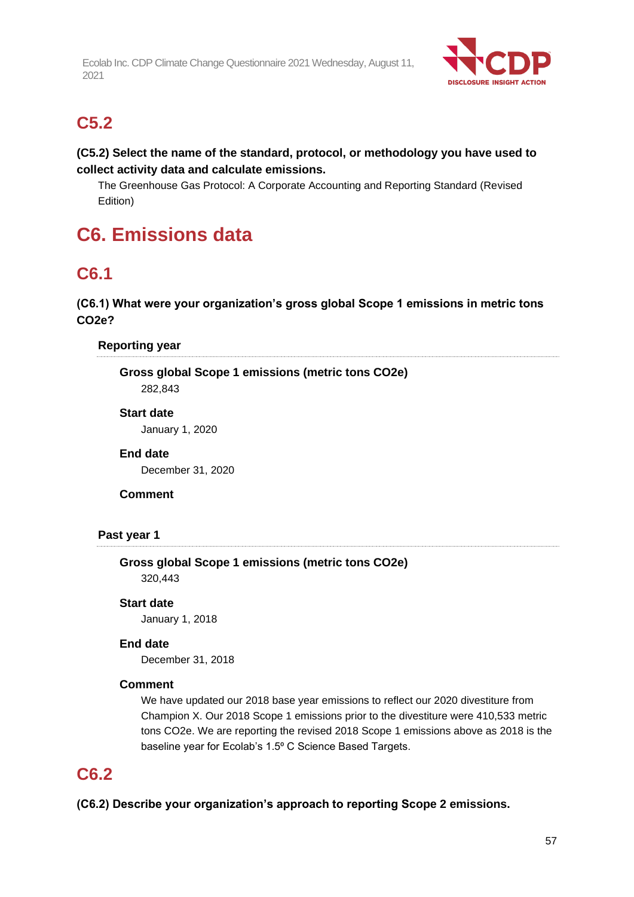## C5.2

**(C5.2) Select the name of the standard, protocol, or methodology you have used to collect activity data and calculate emissions.**

The Greenhouse Gas Protocol: A Corporate Accounting and Reporting Standard (Revised Edition)

# C6. Emissions data

## C6.1

**(C6.1) What were your organization's gross global Scope 1 emissions in metric tons CO2e?**

**Reporting year**

**Gross global Scope 1 emissions (metric tons CO2e)**

282,843

**Start date**

January 1, 2020

**End date**

December 31, 2020

**Comment**

**Past year 1**

**Gross global Scope 1 emissions (metric tons CO2e)**

320,443

**Start date**

January 1, 2018

**End date**

December 31, 2018

**Comment**

We have updated our 2018 base year emissions to reflect our 2020 divestiture from Champion X. Our 2018 Scope 1 emissions prior to the divestiture were 410,533 metric tons CO2e. We are reporting the revised 2018 Scope 1 emissions above as 2018 is the baseline year for Ecolab's 1.5º C Science Based Targets.

## C6.2

**(C6.2) Describe your organization's approach to reporting Scope 2 emissions.**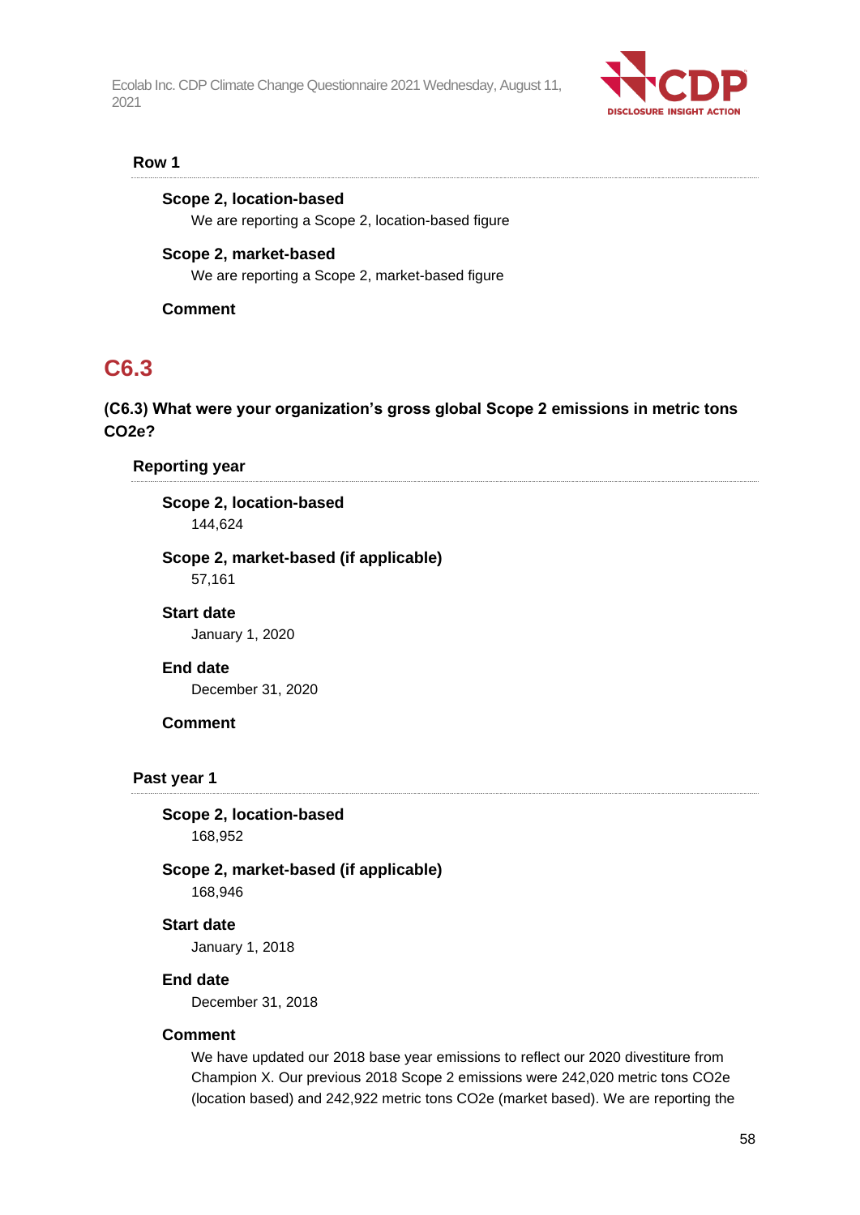### Row 1

**Scope 2, location-based**

We are reporting a Scope 2, location-based figure

**Scope 2, market-based**

We are reporting a Scope 2, market-based figure

**Comment**

## C6.3

**(C6.3) What were your organization's gross global Scope 2 emissions in metric tons CO2e?**

### Reporting year

**Scope 2, location-based**

144,624

**Scope 2, market-based (if applicable)**

57,161

**Start date**

January 1, 2020

**End date**

December 31, 2020

**Comment**

### Past year 1

**Scope 2, location-based**

168,952

**Scope 2, market-based (if applicable)**

168,946

**Start date**

January 1, 2018

**End date**

December 31, 2018

**Comment**

We have updated our 2018 base year emissions to reflect our 2020 divestiture from Champion X. Our previous 2018 Scope 2 emissions were 242,020 metric tons CO2e (location based) and 242,922 metric tons CO2e (market based). We are reporting the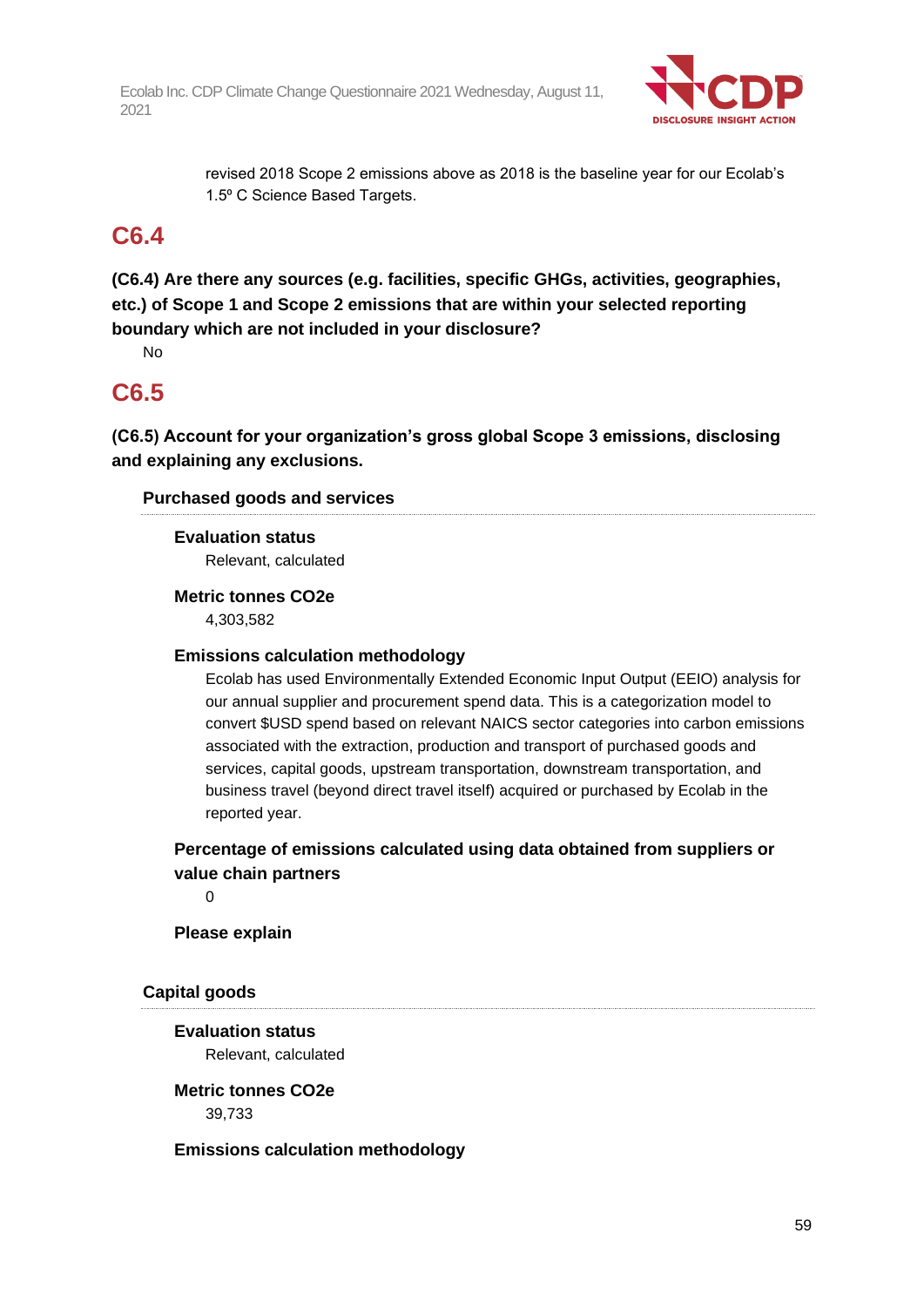revised 2018 Scope 2 emissions above as 2018 is the baseline year for our Ecolab's 1.5º C Science Based Targets.

## C6.4

**(C6.4) Are there any sources (e.g. facilities, specific GHGs, activities, geographies, etc.) of Scope 1 and Scope 2 emissions that are within your selected reporting boundary which are not included in your disclosure?**

No

## C6.5

**(C6.5) Account for your organization's gross global Scope 3 emissions, disclosing and explaining any exclusions.**

### Purchased goods and services

**Evaluation status**

Relevant, calculated

**Metric tonnes CO2e**

4,303,582

**Emissions calculation methodology**

Ecolab has used Environmentally Extended Economic Input Output (EEIO) analysis for our annual supplier and procurement spend data. This is a categorization model to convert $USD spend based on relevant NAICS sector categories into carbon emissions associated with the extraction, production and transport of purchased goods and services, capital goods, upstream transportation, downstream transportation, and business travel (beyond direct travel itself) acquired or purchased by Ecolab in the reported year.

**Percentage of emissions calculated using data obtained from suppliers or value chain partners**

0

**Please explain**

### Capital goods

**Evaluation status**

Relevant, calculated

**Metric tonnes CO2e**

39,733

**Emissions calculation methodology**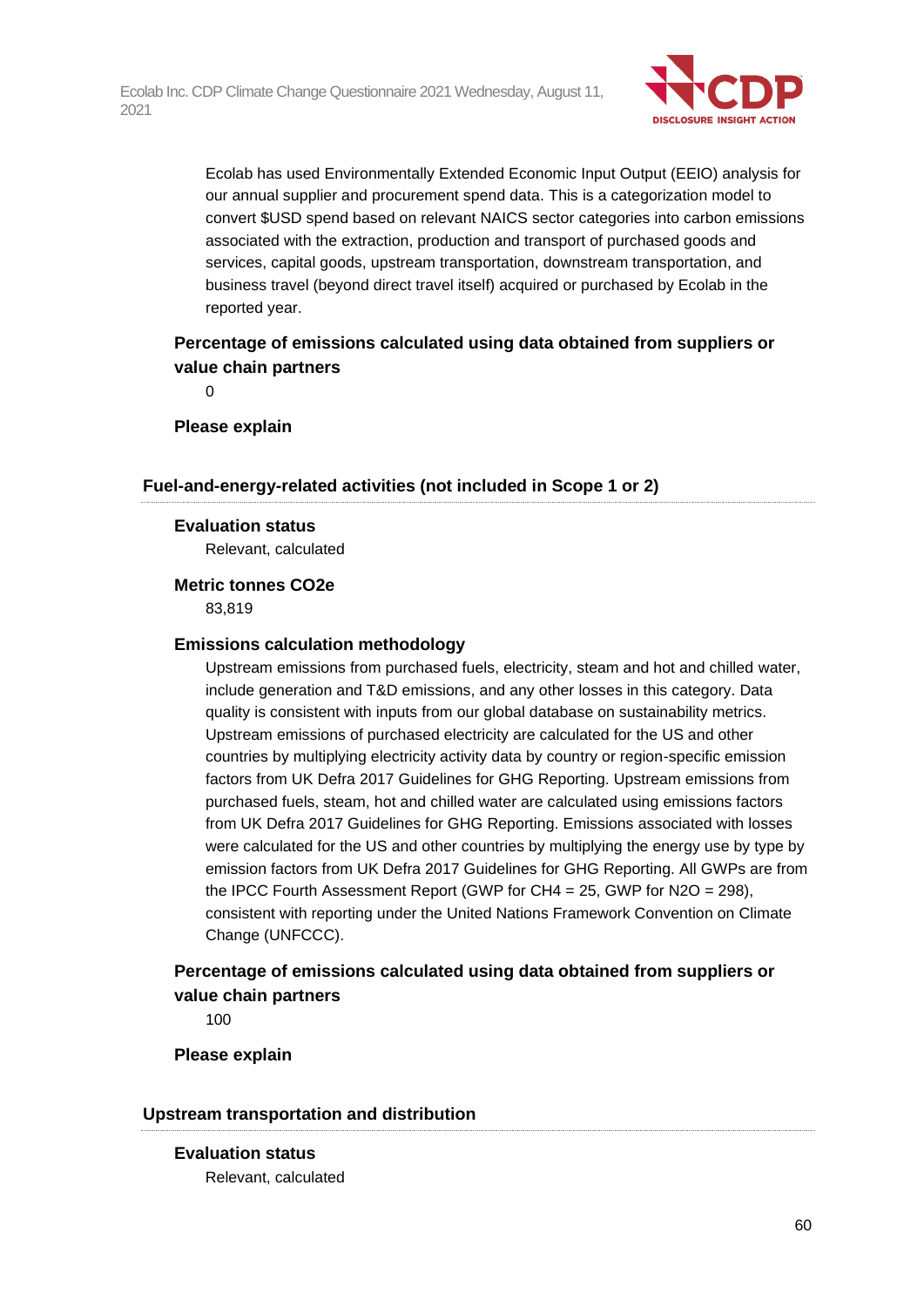Ecolab has used Environmentally Extended Economic Input Output (EEIO) analysis for our annual supplier and procurement spend data. This is a categorization model to convert $USD spend based on relevant NAICS sector categories into carbon emissions associated with the extraction, production and transport of purchased goods and services, capital goods, upstream transportation, downstream transportation, and business travel (beyond direct travel itself) acquired or purchased by Ecolab in the reported year.

**Percentage of emissions calculated using data obtained from suppliers or value chain partners**

0

**Please explain**

### Fuel-and-energy-related activities (not included in Scope 1 or 2)

**Evaluation status**

Relevant, calculated

**Metric tonnes CO2e**

83,819

**Emissions calculation methodology**

Upstream emissions from purchased fuels, electricity, steam and hot and chilled water, include generation and T&D emissions, and any other losses in this category. Data quality is consistent with inputs from our global database on sustainability metrics. Upstream emissions of purchased electricity are calculated for the US and other countries by multiplying electricity activity data by country or region-specific emission factors from UK Defra 2017 Guidelines for GHG Reporting. Upstream emissions from purchased fuels, steam, hot and chilled water are calculated using emissions factors from UK Defra 2017 Guidelines for GHG Reporting. Emissions associated with losses were calculated for the US and other countries by multiplying the energy use by type by emission factors from UK Defra 2017 Guidelines for GHG Reporting. All GWPs are from the IPCC Fourth Assessment Report (GWP for $CH_4$ = 25, GWP for $N_2O$ = 298), consistent with reporting under the United Nations Framework Convention on Climate Change (UNFCCC).

**Percentage of emissions calculated using data obtained from suppliers or value chain partners**

100

**Please explain**

### Upstream transportation and distribution

**Evaluation status**

Relevant, calculated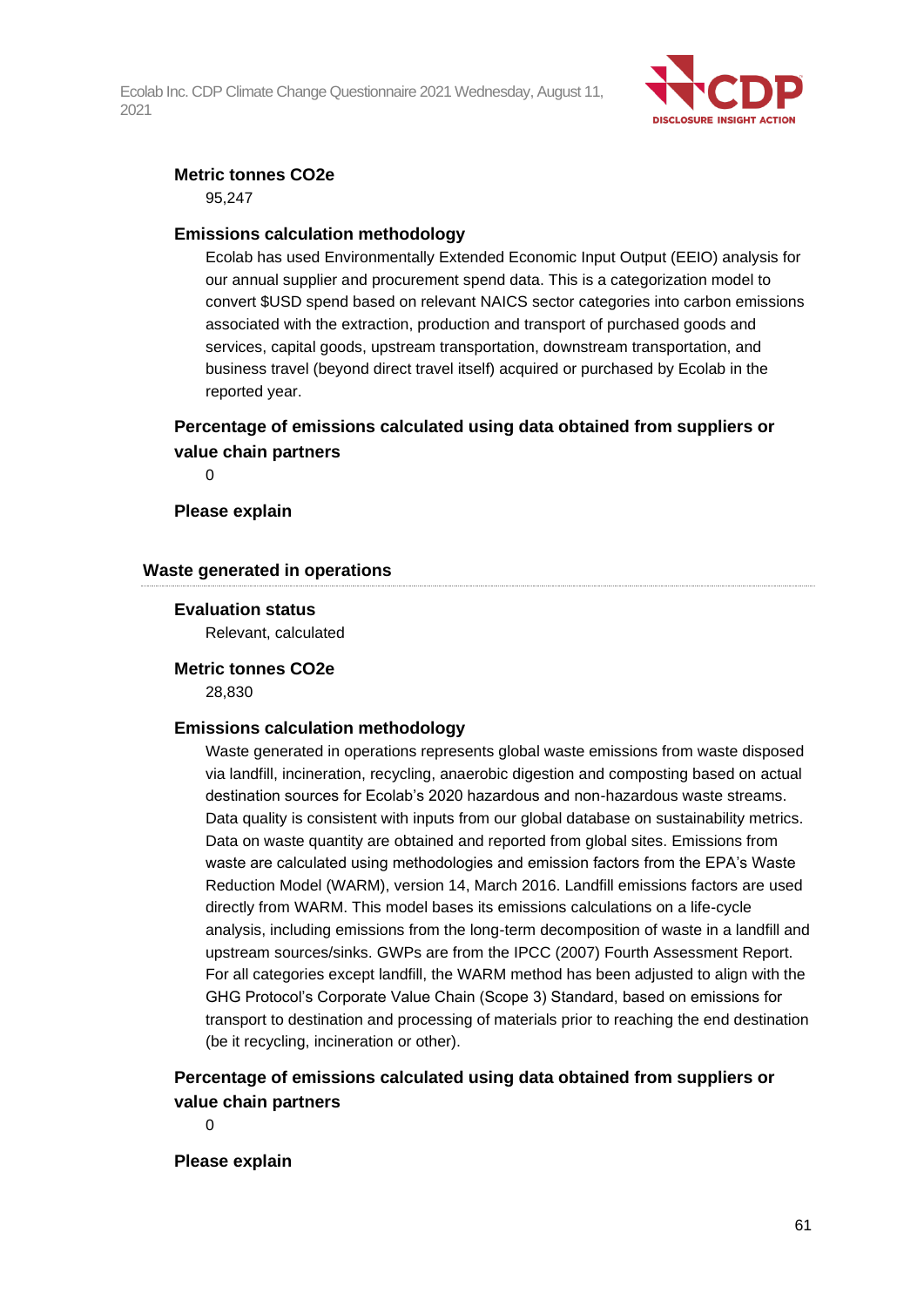**Metric tonnes CO2e**

95,247

**Emissions calculation methodology**

Ecolab has used Environmentally Extended Economic Input Output (EEIO) analysis for our annual supplier and procurement spend data. This is a categorization model to convert $USD spend based on relevant NAICS sector categories into carbon emissions associated with the extraction, production and transport of purchased goods and services, capital goods, upstream transportation, downstream transportation, and business travel (beyond direct travel itself) acquired or purchased by Ecolab in the reported year.

**Percentage of emissions calculated using data obtained from suppliers or value chain partners**

0

**Please explain**

### Waste generated in operations

**Evaluation status**

Relevant, calculated

**Metric tonnes CO2e**

28,830

**Emissions calculation methodology**

Waste generated in operations represents global waste emissions from waste disposed via landfill, incineration, recycling, anaerobic digestion and composting based on actual destination sources for Ecolab's 2020 hazardous and non-hazardous waste streams. Data quality is consistent with inputs from our global database on sustainability metrics. Data on waste quantity are obtained and reported from global sites. Emissions from waste are calculated using methodologies and emission factors from the EPA's Waste Reduction Model (WARM), version 14, March 2016. Landfill emissions factors are used directly from WARM. This model bases its emissions calculations on a life-cycle analysis, including emissions from the long-term decomposition of waste in a landfill and upstream sources/sinks. GWPs are from the IPCC (2007) Fourth Assessment Report. For all categories except landfill, the WARM method has been adjusted to align with the GHG Protocol's Corporate Value Chain (Scope 3) Standard, based on emissions for transport to destination and processing of materials prior to reaching the end destination (be it recycling, incineration or other).

**Percentage of emissions calculated using data obtained from suppliers or value chain partners**

0

**Please explain**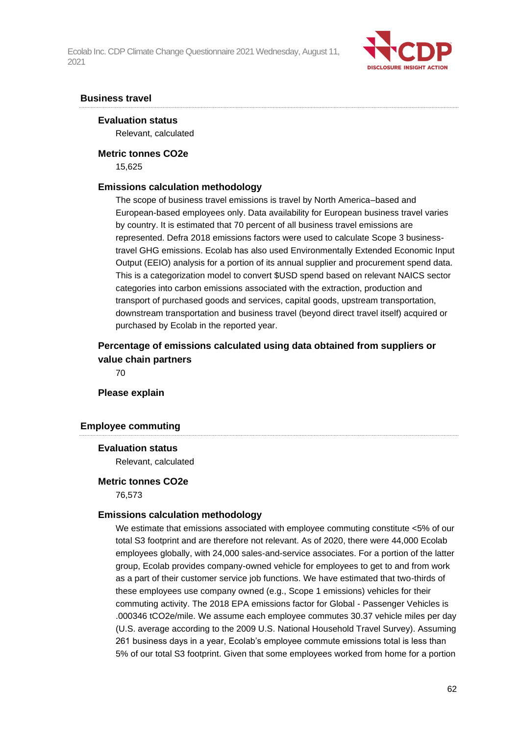### Business travel

**Evaluation status**

Relevant, calculated

**Metric tonnes CO2e**

15,625

**Emissions calculation methodology**

The scope of business travel emissions is travel by North America–based and European-based employees only. Data availability for European business travel varies by country. It is estimated that 70 percent of all business travel emissions are represented. Defra 2018 emissions factors were used to calculate Scope 3 business-travel GHG emissions. Ecolab has also used Environmentally Extended Economic Input Output (EEIO) analysis for a portion of its annual supplier and procurement spend data. This is a categorization model to convert $USD spend based on relevant NAICS sector categories into carbon emissions associated with the extraction, production and transport of purchased goods and services, capital goods, upstream transportation, downstream transportation and business travel (beyond direct travel itself) acquired or purchased by Ecolab in the reported year.

**Percentage of emissions calculated using data obtained from suppliers or value chain partners**

70

**Please explain**

### Employee commuting

**Evaluation status**

Relevant, calculated

**Metric tonnes CO2e**

76,573

**Emissions calculation methodology**

We estimate that emissions associated with employee commuting constitute <5% of our total S3 footprint and are therefore not relevant. As of 2020, there were 44,000 Ecolab employees globally, with 24,000 sales-and-service associates. For a portion of the latter group, Ecolab provides company-owned vehicle for employees to get to and from work as a part of their customer service job functions. We have estimated that two-thirds of these employees use company owned (e.g., Scope 1 emissions) vehicles for their commuting activity. The 2018 EPA emissions factor for Global - Passenger Vehicles is .000346 tCO2e/mile. We assume each employee commutes 30.37 vehicle miles per day (U.S. average according to the 2009 U.S. National Household Travel Survey). Assuming 261 business days in a year, Ecolab's employee commute emissions total is less than 5% of our total S3 footprint. Given that some employees worked from home for a portion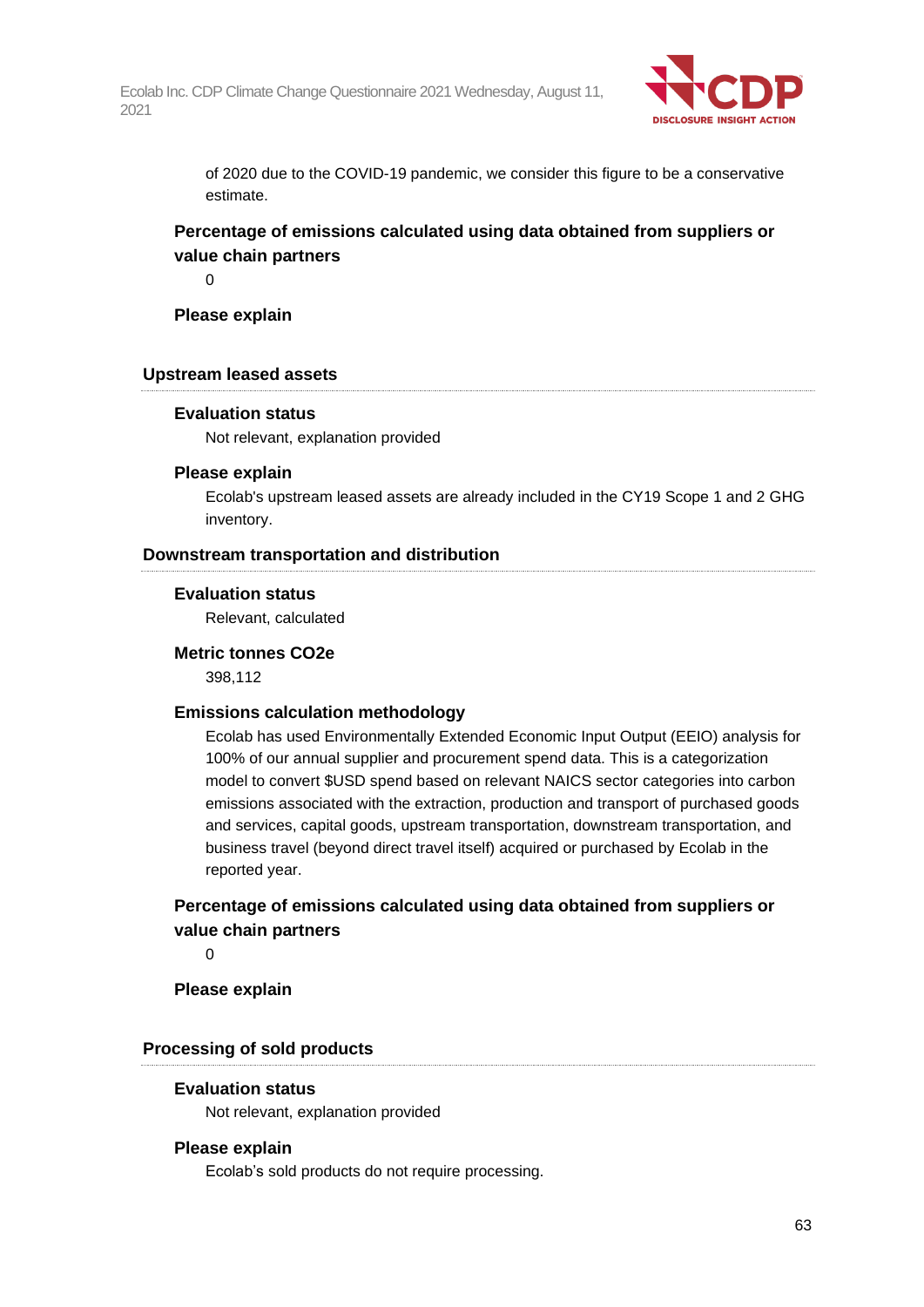of 2020 due to the COVID-19 pandemic, we consider this figure to be a conservative estimate.

**Percentage of emissions calculated using data obtained from suppliers or value chain partners**

0

**Please explain**

### Upstream leased assets

**Evaluation status**

Not relevant, explanation provided

**Please explain**

Ecolab's upstream leased assets are already included in the CY19 Scope 1 and 2 GHG inventory.

### Downstream transportation and distribution

**Evaluation status**

Relevant, calculated

**Metric tonnes CO2e**

398,112

**Emissions calculation methodology**

Ecolab has used Environmentally Extended Economic Input Output (EEIO) analysis for 100% of our annual supplier and procurement spend data. This is a categorization model to convert $USD spend based on relevant NAICS sector categories into carbon emissions associated with the extraction, production and transport of purchased goods and services, capital goods, upstream transportation, downstream transportation, and business travel (beyond direct travel itself) acquired or purchased by Ecolab in the reported year.

**Percentage of emissions calculated using data obtained from suppliers or value chain partners**

0

**Please explain**

### Processing of sold products

**Evaluation status**

Not relevant, explanation provided

**Please explain**

Ecolab's sold products do not require processing.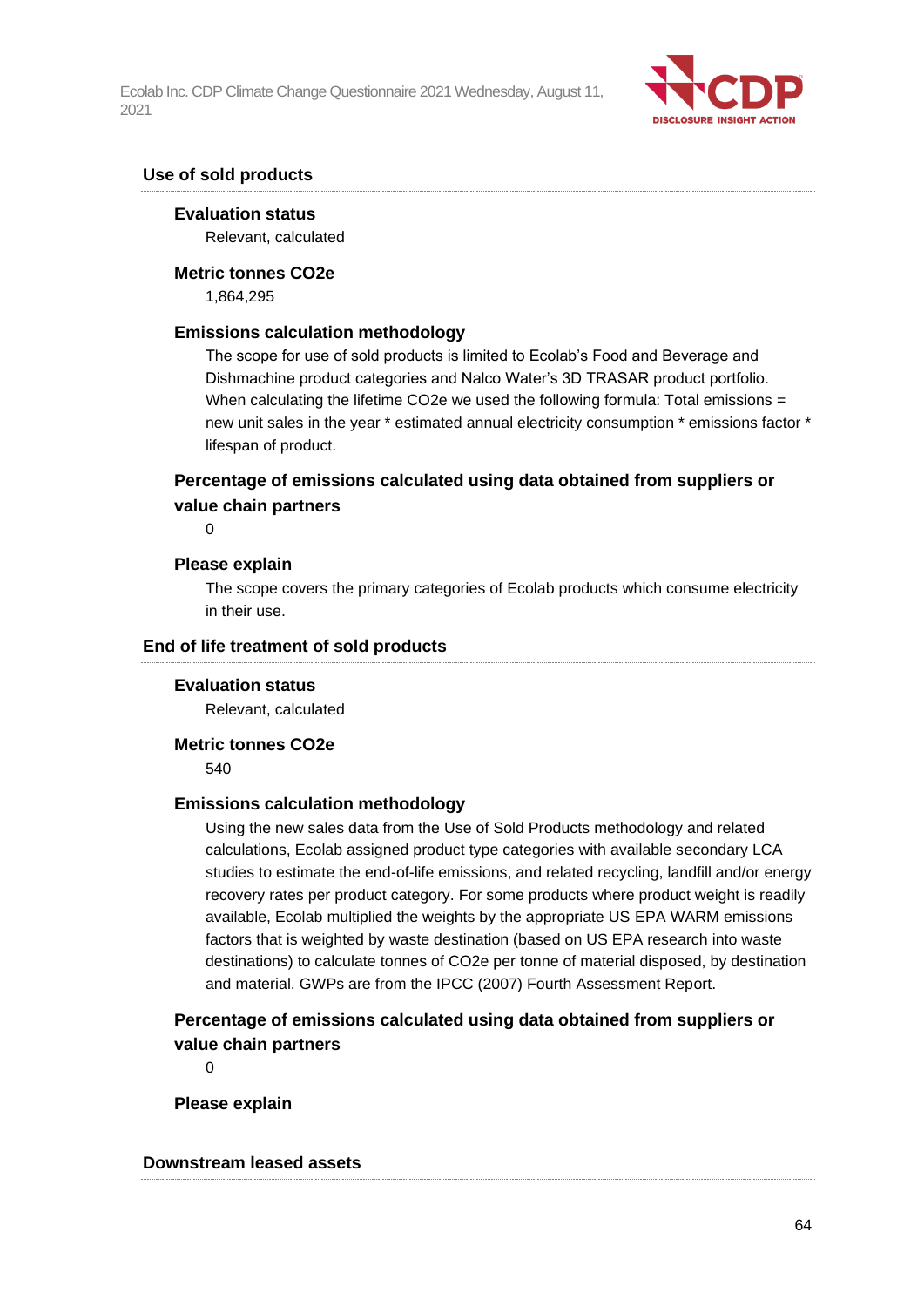### Use of sold products

**Evaluation status**

Relevant, calculated

**Metric tonnes CO2e**

1,864,295

**Emissions calculation methodology**

The scope for use of sold products is limited to Ecolab's Food and Beverage and Dishmachine product categories and Nalco Water's 3D TRASAR product portfolio. When calculating the lifetime CO2e we used the following formula: Total emissions = new unit sales in the year * estimated annual electricity consumption * emissions factor * lifespan of product.

**Percentage of emissions calculated using data obtained from suppliers or value chain partners**

0

**Please explain**

The scope covers the primary categories of Ecolab products which consume electricity in their use.

### End of life treatment of sold products

**Evaluation status**

Relevant, calculated

**Metric tonnes CO2e**

540

**Emissions calculation methodology**

Using the new sales data from the Use of Sold Products methodology and related calculations, Ecolab assigned product type categories with available secondary LCA studies to estimate the end-of-life emissions, and related recycling, landfill and/or energy recovery rates per product category. For some products where product weight is readily available, Ecolab multiplied the weights by the appropriate US EPA WARM emissions factors that is weighted by waste destination (based on US EPA research into waste destinations) to calculate tonnes of CO2e per tonne of material disposed, by destination and material. GWPs are from the IPCC (2007) Fourth Assessment Report.

**Percentage of emissions calculated using data obtained from suppliers or value chain partners**

0

**Please explain**

### Downstream leased assets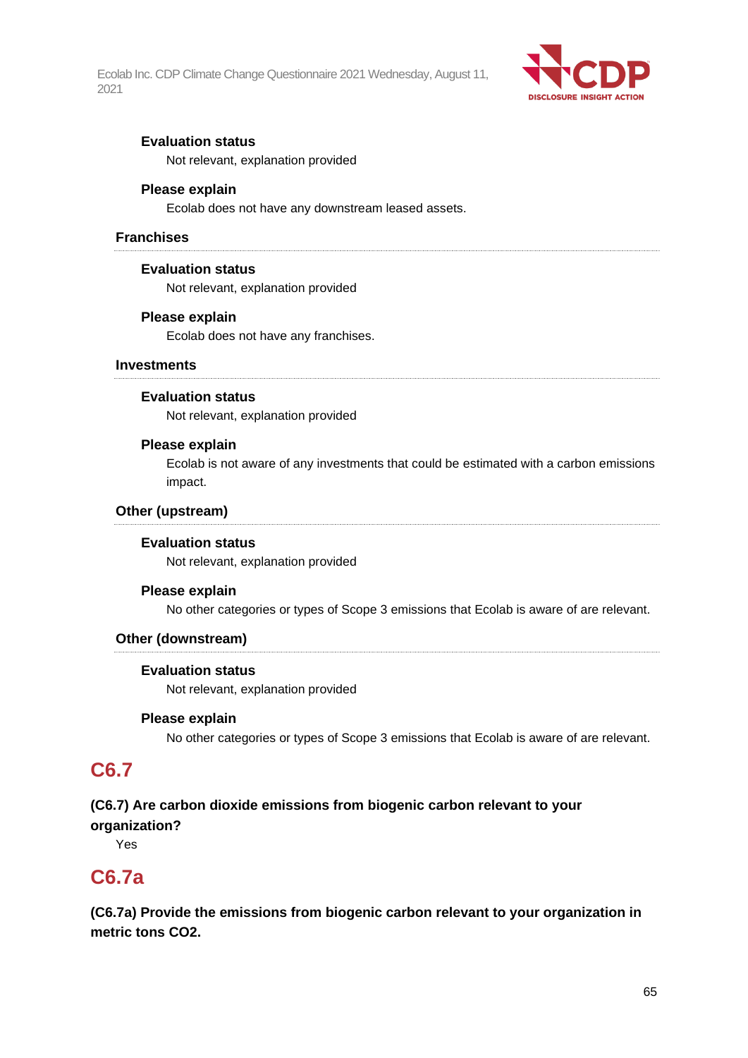**Evaluation status**

Not relevant, explanation provided

**Please explain**

Ecolab does not have any downstream leased assets.

**Franchises**

**Evaluation status**

Not relevant, explanation provided

**Please explain**

Ecolab does not have any franchises.

**Investments**

**Evaluation status**

Not relevant, explanation provided

**Please explain**

Ecolab is not aware of any investments that could be estimated with a carbon emissions impact.

**Other (upstream)**

**Evaluation status**

Not relevant, explanation provided

**Please explain**

No other categories or types of Scope 3 emissions that Ecolab is aware of are relevant.

**Other (downstream)**

**Evaluation status**

Not relevant, explanation provided

**Please explain**

No other categories or types of Scope 3 emissions that Ecolab is aware of are relevant.

## C6.7

**(C6.7) Are carbon dioxide emissions from biogenic carbon relevant to your organization?**

Yes

## C6.7a

**(C6.7a) Provide the emissions from biogenic carbon relevant to your organization in metric tons CO2.**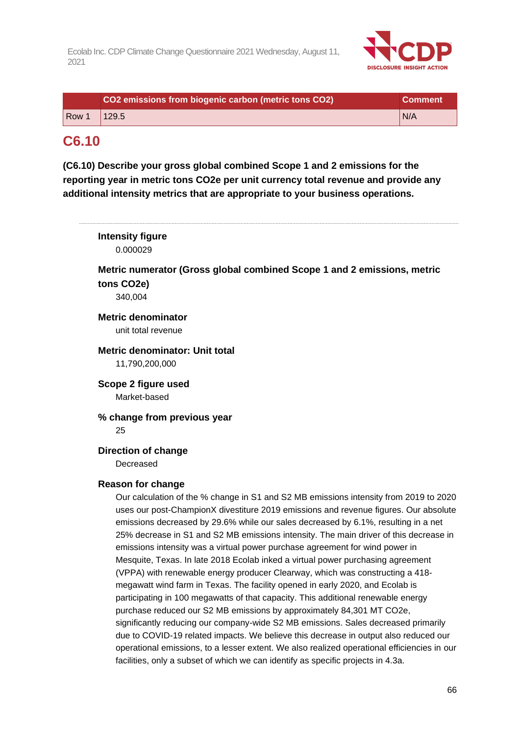| | CO2 emissions from biogenic carbon (metric tons CO2) | Comment |
|---|---|---|
| Row 1 | 129.5 | N/A |

## C6.10

**(C6.10) Describe your gross global combined Scope 1 and 2 emissions for the reporting year in metric tons CO2e per unit currency total revenue and provide any additional intensity metrics that are appropriate to your business operations.**

**Intensity figure**

0.000029

**Metric numerator (Gross global combined Scope 1 and 2 emissions, metric tons CO2e)**

340,004

**Metric denominator**

unit total revenue

**Metric denominator: Unit total**

11,790,200,000

**Scope 2 figure used**

Market-based

**% change from previous year**

25

**Direction of change**

Decreased

**Reason for change**

Our calculation of the % change in S1 and S2 MB emissions intensity from 2019 to 2020 uses our post-ChampionX divestiture 2019 emissions and revenue figures. Our absolute emissions decreased by 29.6% while our sales decreased by 6.1%, resulting in a net 25% decrease in S1 and S2 MB emissions intensity. The main driver of this decrease in emissions intensity was a virtual power purchase agreement for wind power in Mesquite, Texas. In late 2018 Ecolab inked a virtual power purchasing agreement (VPPA) with renewable energy producer Clearway, which was constructing a 418-megawatt wind farm in Texas. The facility opened in early 2020, and Ecolab is participating in 100 megawatts of that capacity. This additional renewable energy purchase reduced our S2 MB emissions by approximately 84,301 MT CO2e, significantly reducing our company-wide S2 MB emissions. Sales decreased primarily due to COVID-19 related impacts. We believe this decrease in output also reduced our operational emissions, to a lesser extent. We also realized operational efficiencies in our facilities, only a subset of which we can identify as specific projects in 4.3a.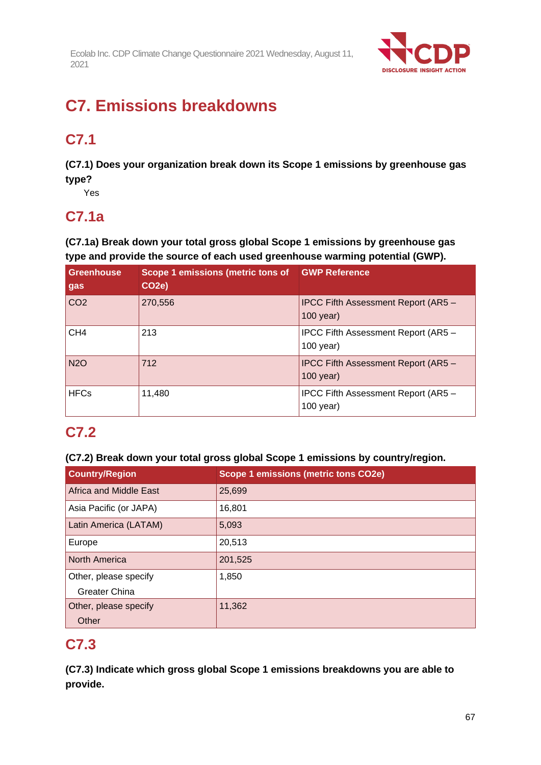# C7. Emissions breakdowns

## C7.1

**(C7.1) Does your organization break down its Scope 1 emissions by greenhouse gas type?**

Yes

## C7.1a

**(C7.1a) Break down your total gross global Scope 1 emissions by greenhouse gas type and provide the source of each used greenhouse warming potential (GWP).**

| Greenhouse gas | Scope 1 emissions (metric tons of $CO_2e$) | GWP Reference |
| --- | --- | --- |
| $CO_2$ | 270,556 | IPCC Fifth Assessment Report (AR5 – 100 year) |
| $CH_4$ | 213 | IPCC Fifth Assessment Report (AR5 – 100 year) |
| $N_2O$ | 712 | IPCC Fifth Assessment Report (AR5 – 100 year) |
| HFCs | 11,480 | IPCC Fifth Assessment Report (AR5 – 100 year) |

## C7.2

**(C7.2) Break down your total gross global Scope 1 emissions by country/region.**

| Country/Region | Scope 1 emissions (metric tons $CO_2e$) |
| --- | --- |
| Africa and Middle East | 25,699 |
| Asia Pacific (or JAPA) | 16,801 |
| Latin America (LATAM) | 5,093 |
| Europe | 20,513 |
| North America | 201,525 |
| Other, please specify<br>Greater China | 1,850 |
| Other, please specify<br>Other | 11,362 |

## C7.3

**(C7.3) Indicate which gross global Scope 1 emissions breakdowns you are able to provide.**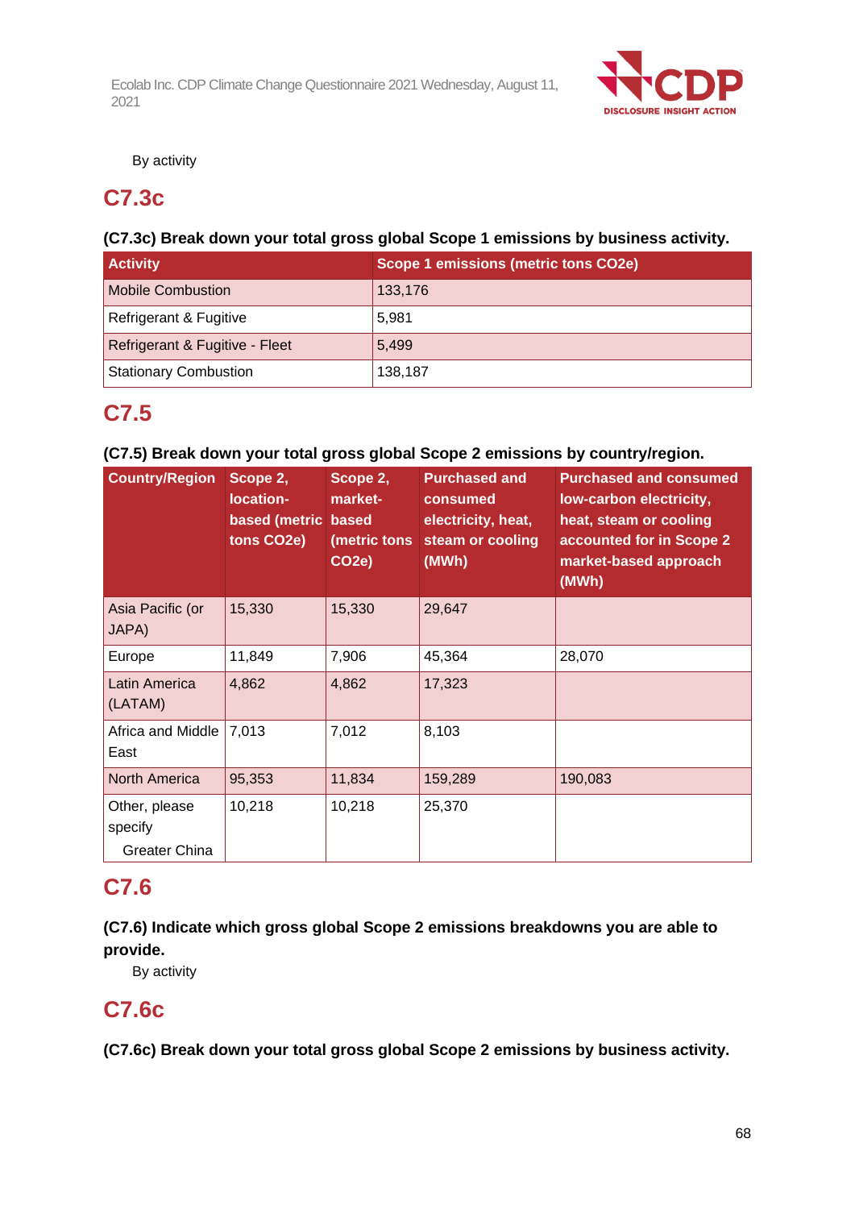By activity

## C7.3c

**(C7.3c) Break down your total gross global Scope 1 emissions by business activity.**

| Activity | Scope 1 emissions (metric tons CO2e) |
|---|---|
| Mobile Combustion | 133,176 |
| Refrigerant & Fugitive | 5,981 |
| Refrigerant & Fugitive - Fleet | 5,499 |
| Stationary Combustion | 138,187 |

## C7.5

**(C7.5) Break down your total gross global Scope 2 emissions by country/region.**

| Country/Region | Scope 2, location-based (metric tons CO2e) | Scope 2, market-based (metric tons CO2e) | Purchased and consumed electricity, heat, steam or cooling (MWh) | Purchased and consumed low-carbon electricity, heat, steam or cooling accounted for in Scope 2 market-based approach (MWh) |
|---|---|---|---|---|
| Asia Pacific (or JAPA) | 15,330 | 15,330 | 29,647 | |
| Europe | 11,849 | 7,906 | 45,364 | 28,070 |
| Latin America (LATAM) | 4,862 | 4,862 | 17,323 | |
| Africa and Middle East | 7,013 | 7,012 | 8,103 | |
| North America | 95,353 | 11,834 | 159,289 | 190,083 |
| Other, please specify Greater China | 10,218 | 10,218 | 25,370 | |

## C7.6

**(C7.6) Indicate which gross global Scope 2 emissions breakdowns you are able to provide.**

By activity

## C7.6c

**(C7.6c) Break down your total gross global Scope 2 emissions by business activity.**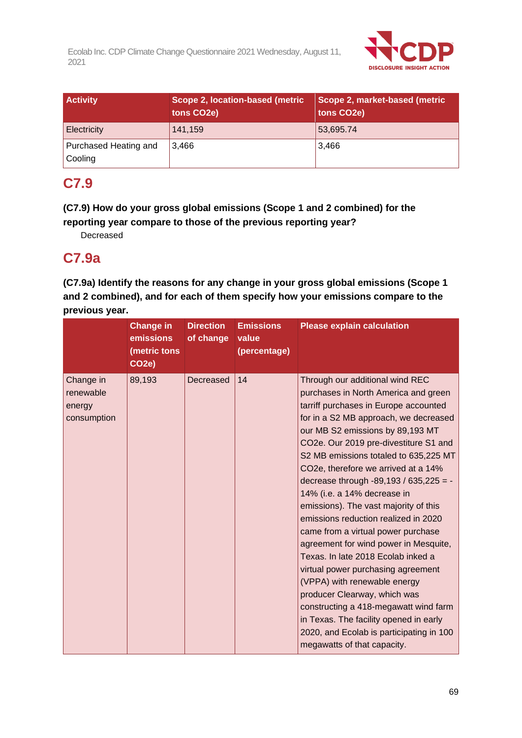| Activity | Scope 2, location-based (metric tons CO2e) | Scope 2, market-based (metric tons CO2e) |
|---|---|---|
| Electricity | 141,159 | 53,695.74 |
| Purchased Heating and Cooling | 3,466 | 3,466 |

## C7.9

**(C7.9) How do your gross global emissions (Scope 1 and 2 combined) for the reporting year compare to those of the previous reporting year?**

Decreased

## C7.9a

**(C7.9a) Identify the reasons for any change in your gross global emissions (Scope 1 and 2 combined), and for each of them specify how your emissions compare to the previous year.**

| | Change in emissions (metric tons CO2e) | Direction of change | Emissions value (percentage) | Please explain calculation |
|---|---|---|---|---|
| Change in renewable energy consumption | 89,193 | Decreased | 14 | Through our additional wind REC purchases in North America and green tarriff purchases in Europe accounted for in a S2 MB approach, we decreased our MB S2 emissions by 89,193 MT CO2e. Our 2019 pre-divestiture S1 and S2 MB emissions totaled to 635,225 MT CO2e, therefore we arrived at a 14% decrease through -89,193 / 635,225 = -14% (i.e. a 14% decrease in emissions). The vast majority of this emissions reduction realized in 2020 came from a virtual power purchase agreement for wind power in Mesquite, Texas. In late 2018 Ecolab inked a virtual power purchasing agreement (VPPA) with renewable energy producer Clearway, which was constructing a 418-megawatt wind farm in Texas. The facility opened in early 2020, and Ecolab is participating in 100 megawatts of that capacity. |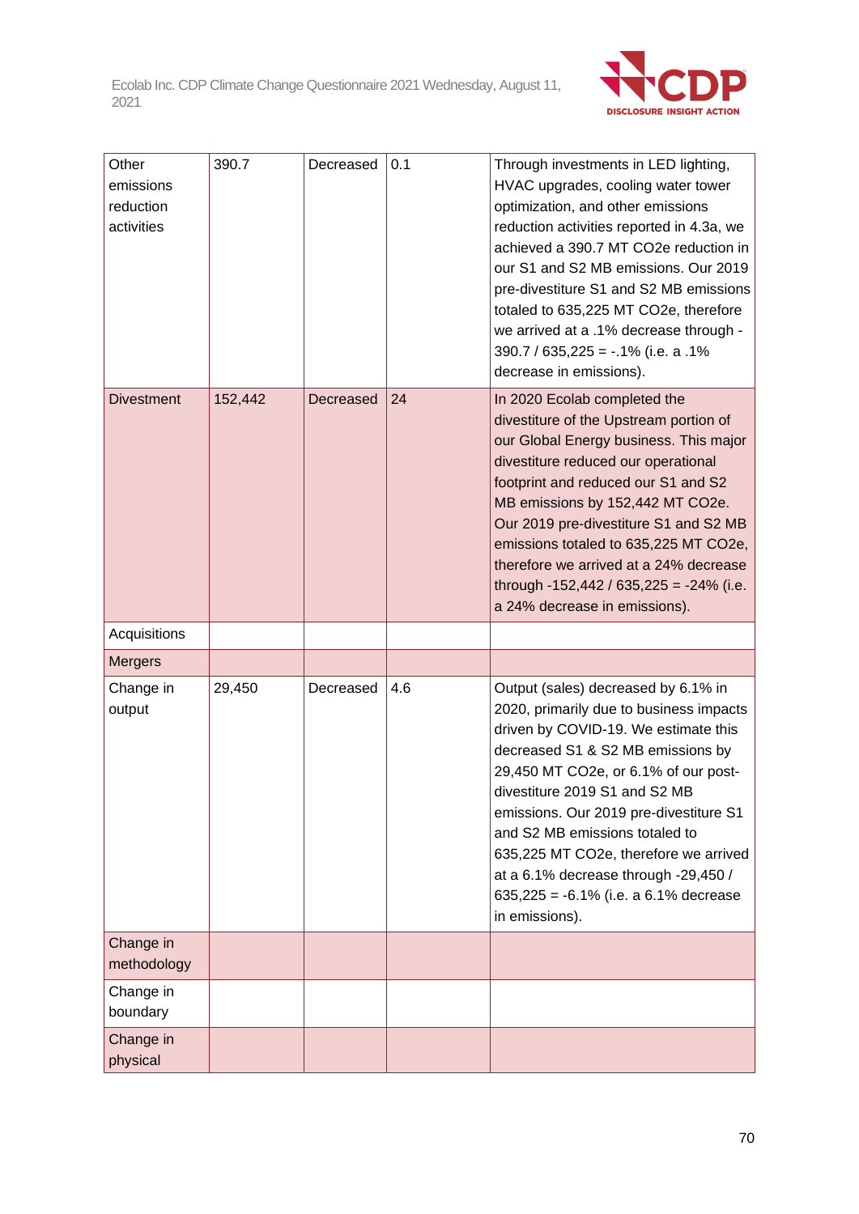| Other emissions reduction activities | 390.7 | Decreased | 0.1 | Through investments in LED lighting, HVAC upgrades, cooling water tower optimization, and other emissions reduction activities reported in 4.3a, we achieved a 390.7 MT CO2e reduction in our S1 and S2 MB emissions. Our 2019 pre-divestiture S1 and S2 MB emissions totaled to 635,225 MT CO2e, therefore we arrived at a .1% decrease through -390.7 / 635,225 = -.1% (i.e. a .1% decrease in emissions). |
|---|---|---|---|---|
| Divestment | 152,442 | Decreased | 24 | In 2020 Ecolab completed the divestiture of the Upstream portion of our Global Energy business. This major divestiture reduced our operational footprint and reduced our S1 and S2 MB emissions by 152,442 MT CO2e. Our 2019 pre-divestiture S1 and S2 MB emissions totaled to 635,225 MT CO2e, therefore we arrived at a 24% decrease through -152,442 / 635,225 = -24% (i.e. a 24% decrease in emissions). |
| Acquisitions | | | | |
| Mergers | | | | |
| Change in output | 29,450 | Decreased | 4.6 | Output (sales) decreased by 6.1% in 2020, primarily due to business impacts driven by COVID-19. We estimate this decreased S1 & S2 MB emissions by 29,450 MT CO2e, or 6.1% of our post-divestiture 2019 S1 and S2 MB emissions. Our 2019 pre-divestiture S1 and S2 MB emissions totaled to 635,225 MT CO2e, therefore we arrived at a 6.1% decrease through -29,450 / 635,225 = -6.1% (i.e. a 6.1% decrease in emissions). |
| Change in methodology | | | | |
| Change in boundary | | | | |
| Change in physical | | | | |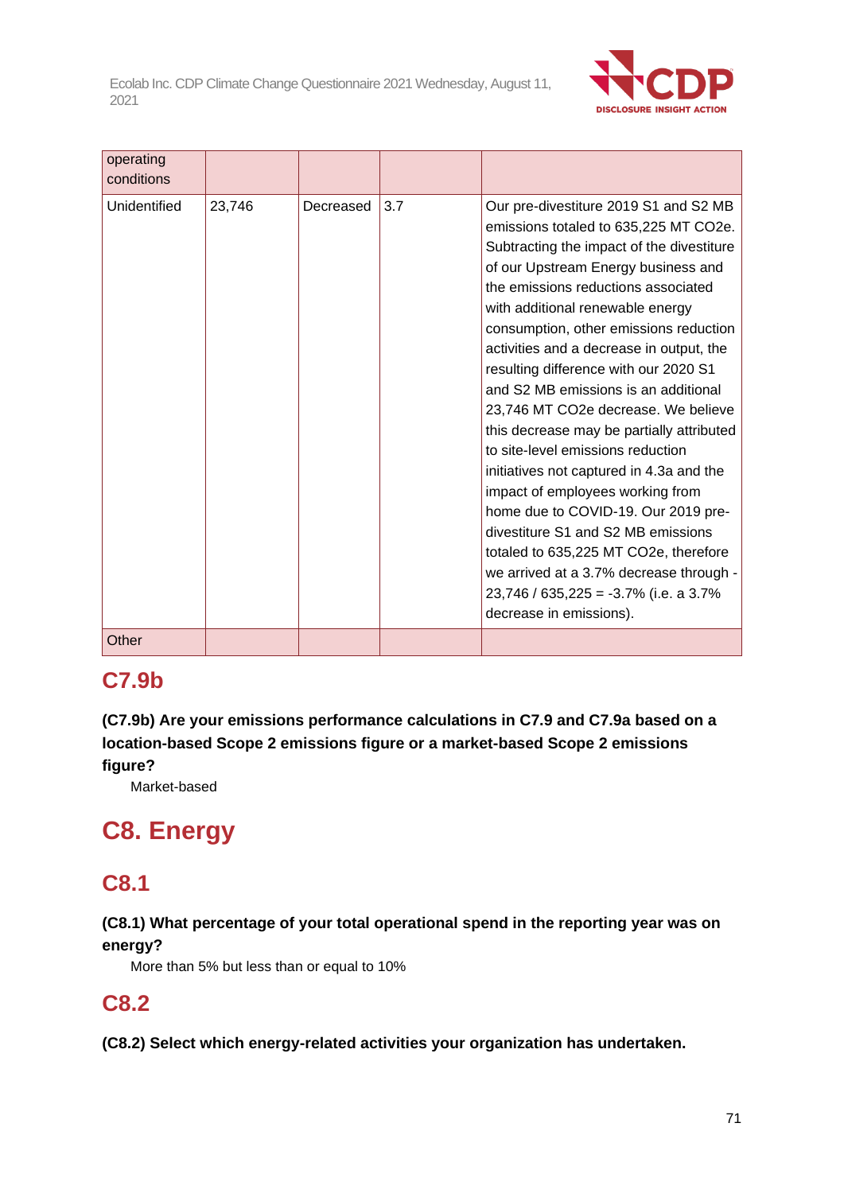| | | | | |
|---|---|---|---|---|
| operating conditions | | | | |
| Unidentified | 23,746 | Decreased | 3.7 | Our pre-divestiture 2019 S1 and S2 MB emissions totaled to 635,225 MT CO2e. Subtracting the impact of the divestiture of our Upstream Energy business and the emissions reductions associated with additional renewable energy consumption, other emissions reduction activities and a decrease in output, the resulting difference with our 2020 S1 and S2 MB emissions is an additional 23,746 MT CO2e decrease. We believe this decrease may be partially attributed to site-level emissions reduction initiatives not captured in 4.3a and the impact of employees working from home due to COVID-19. Our 2019 pre-divestiture S1 and S2 MB emissions totaled to 635,225 MT CO2e, therefore we arrived at a 3.7% decrease through -23,746 / 635,225 = -3.7% (i.e. a 3.7% decrease in emissions). |
| Other | | | | |

## C7.9b

**(C7.9b) Are your emissions performance calculations in C7.9 and C7.9a based on a location-based Scope 2 emissions figure or a market-based Scope 2 emissions figure?**

Market-based

# C8. Energy

## C8.1

**(C8.1) What percentage of your total operational spend in the reporting year was on energy?**

More than 5% but less than or equal to 10%

## C8.2

**(C8.2) Select which energy-related activities your organization has undertaken.**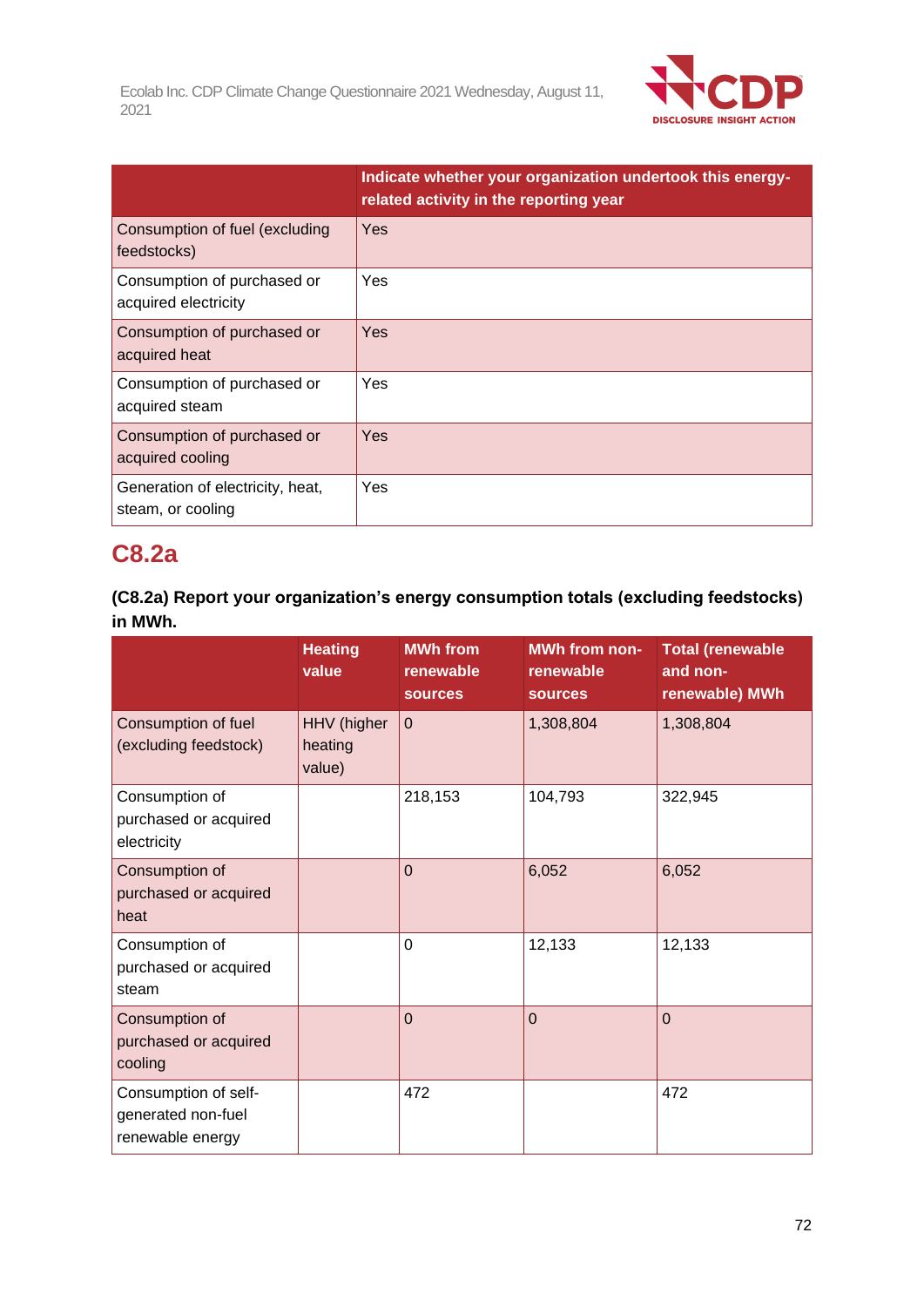| | Indicate whether your organization undertook this energy-related activity in the reporting year |
|---|---|
| Consumption of fuel (excluding feedstocks) | Yes |
| Consumption of purchased or acquired electricity | Yes |
| Consumption of purchased or acquired heat | Yes |
| Consumption of purchased or acquired steam | Yes |
| Consumption of purchased or acquired cooling | Yes |
| Generation of electricity, heat, steam, or cooling | Yes |

## C8.2a

**(C8.2a) Report your organization's energy consumption totals (excluding feedstocks) in MWh.**

| | Heating value | MWh from renewable sources | MWh from non-renewable sources | Total (renewable and non-renewable) MWh |
|---|---|---|---|---|
| Consumption of fuel (excluding feedstock) | HHV (higher heating value) | 0 | 1,308,804 | 1,308,804 |
| Consumption of purchased or acquired electricity | | 218,153 | 104,793 | 322,945 |
| Consumption of purchased or acquired heat | | 0 | 6,052 | 6,052 |
| Consumption of purchased or acquired steam | | 0 | 12,133 | 12,133 |
| Consumption of purchased or acquired cooling | | 0 | 0 | 0 |
| Consumption of self-generated non-fuel renewable energy | | 472 | | 472 |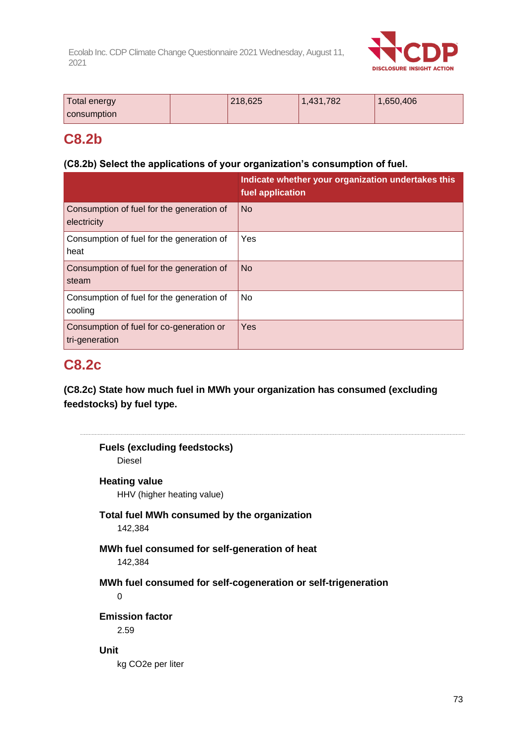| Total energy consumption | | 218,625 | 1,431,782 | 1,650,406 |
|---|---|---|---|---|

## C8.2b

**(C8.2b) Select the applications of your organization's consumption of fuel.**

| | Indicate whether your organization undertakes this fuel application |
|---|---|
| Consumption of fuel for the generation of electricity | No |
| Consumption of fuel for the generation of heat | Yes |
| Consumption of fuel for the generation of steam | No |
| Consumption of fuel for the generation of cooling | No |
| Consumption of fuel for co-generation or tri-generation | Yes |

## C8.2c

**(C8.2c) State how much fuel in MWh your organization has consumed (excluding feedstocks) by fuel type.**

---

**Fuels (excluding feedstocks)**
Diesel

**Heating value**
HHV (higher heating value)

**Total fuel MWh consumed by the organization**
142,384

**MWh fuel consumed for self-generation of heat**
142,384

**MWh fuel consumed for self-cogeneration or self-trigeneration**
0

**Emission factor**
2.59

**Unit**
kg CO2e per liter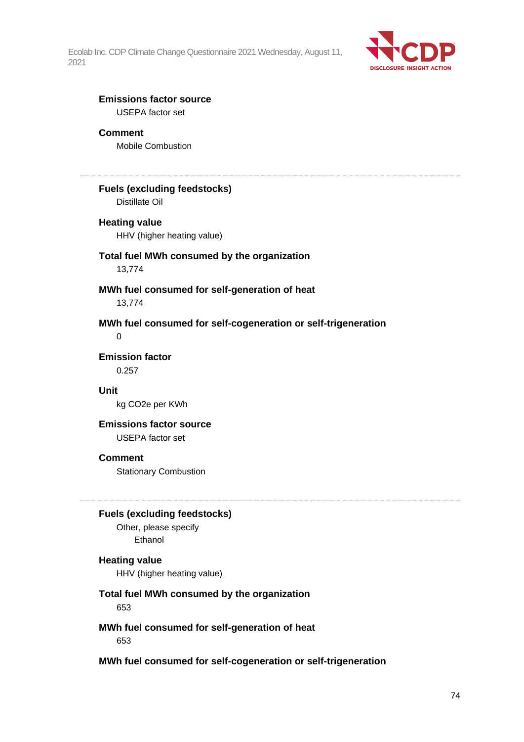**Emissions factor source**

USEPA factor set

**Comment**

Mobile Combustion

---

**Fuels (excluding feedstocks)**

Distillate Oil

**Heating value**

HHV (higher heating value)

**Total fuel MWh consumed by the organization**

13,774

**MWh fuel consumed for self-generation of heat**

13,774

**MWh fuel consumed for self-cogeneration or self-trigeneration**

0

**Emission factor**

0.257

**Unit**

kg CO2e per KWh

**Emissions factor source**

USEPA factor set

**Comment**

Stationary Combustion

---

**Fuels (excluding feedstocks)**

Other, please specify

Ethanol

**Heating value**

HHV (higher heating value)

**Total fuel MWh consumed by the organization**

653

**MWh fuel consumed for self-generation of heat**

653

**MWh fuel consumed for self-cogeneration or self-trigeneration**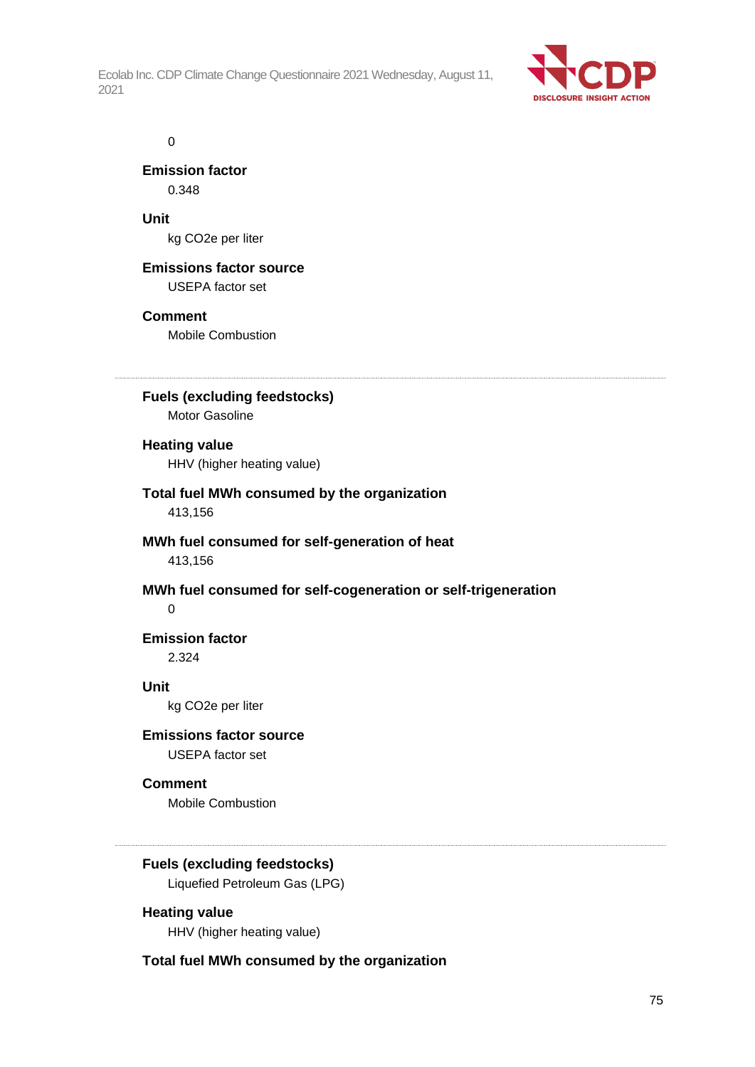0

**Emission factor**
0.348

**Unit**
kg CO2e per liter

**Emissions factor source**
USEPA factor set

**Comment**
Mobile Combustion

---

**Fuels (excluding feedstocks)**
Motor Gasoline

**Heating value**
HHV (higher heating value)

**Total fuel MWh consumed by the organization**
413,156

**MWh fuel consumed for self-generation of heat**
413,156

**MWh fuel consumed for self-cogeneration or self-trigeneration**
0

**Emission factor**
2.324

**Unit**
kg CO2e per liter

**Emissions factor source**
USEPA factor set

**Comment**
Mobile Combustion

---

**Fuels (excluding feedstocks)**
Liquefied Petroleum Gas (LPG)

**Heating value**
HHV (higher heating value)

**Total fuel MWh consumed by the organization**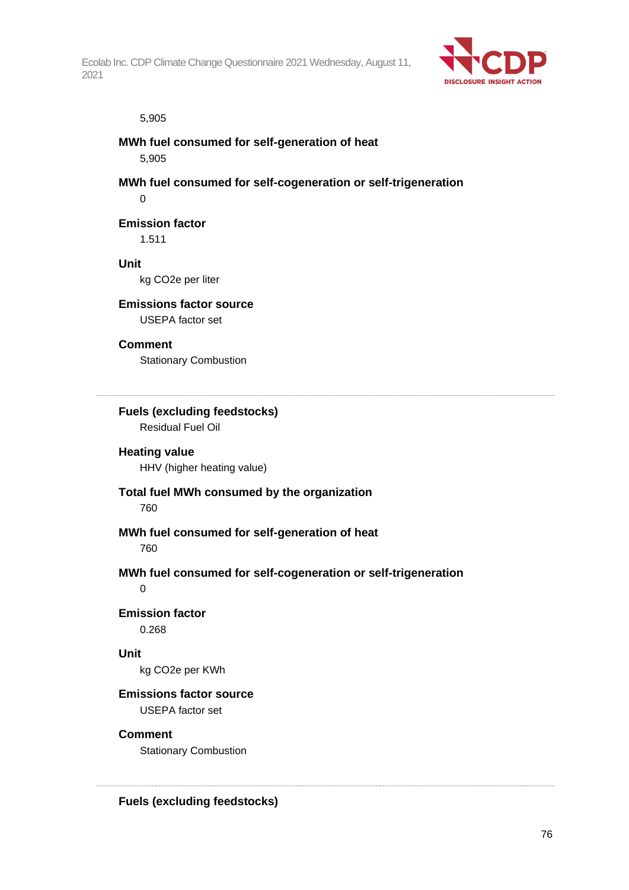5,905

**MWh fuel consumed for self-generation of heat**

5,905

**MWh fuel consumed for self-cogeneration or self-trigeneration**

0

**Emission factor**

1.511

**Unit**

kg CO2e per liter

**Emissions factor source**

USEPA factor set

**Comment**

Stationary Combustion

---

**Fuels (excluding feedstocks)**

Residual Fuel Oil

**Heating value**

HHV (higher heating value)

**Total fuel MWh consumed by the organization**

760

**MWh fuel consumed for self-generation of heat**

760

**MWh fuel consumed for self-cogeneration or self-trigeneration**

0

**Emission factor**

0.268

**Unit**

kg CO2e per KWh

**Emissions factor source**

USEPA factor set

**Comment**

Stationary Combustion

---

**Fuels (excluding feedstocks)**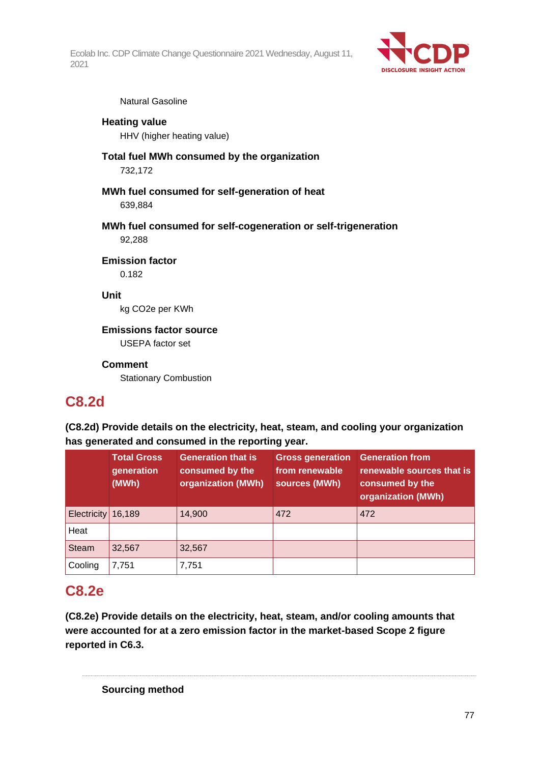Natural Gasoline

**Heating value**

HHV (higher heating value)

**Total fuel MWh consumed by the organization**

732,172

**MWh fuel consumed for self-generation of heat**

639,884

**MWh fuel consumed for self-cogeneration or self-trigeneration**

92,288

**Emission factor**

0.182

**Unit**

kg CO2e per KWh

**Emissions factor source**

USEPA factor set

**Comment**

Stationary Combustion

## C8.2d

**(C8.2d) Provide details on the electricity, heat, steam, and cooling your organization has generated and consumed in the reporting year.**

| | Total Gross generation (MWh) | Generation that is consumed by the organization (MWh) | Gross generation from renewable sources (MWh) | Generation from renewable sources that is consumed by the organization (MWh) |
|---|---|---|---|---|
| Electricity | 16,189 | 14,900 | 472 | 472 |
| Heat | | | | |
| Steam | 32,567 | 32,567 | | |
| Cooling | 7,751 | 7,751 | | |

## C8.2e

**(C8.2e) Provide details on the electricity, heat, steam, and/or cooling amounts that were accounted for at a zero emission factor in the market-based Scope 2 figure reported in C6.3.**

**Sourcing method**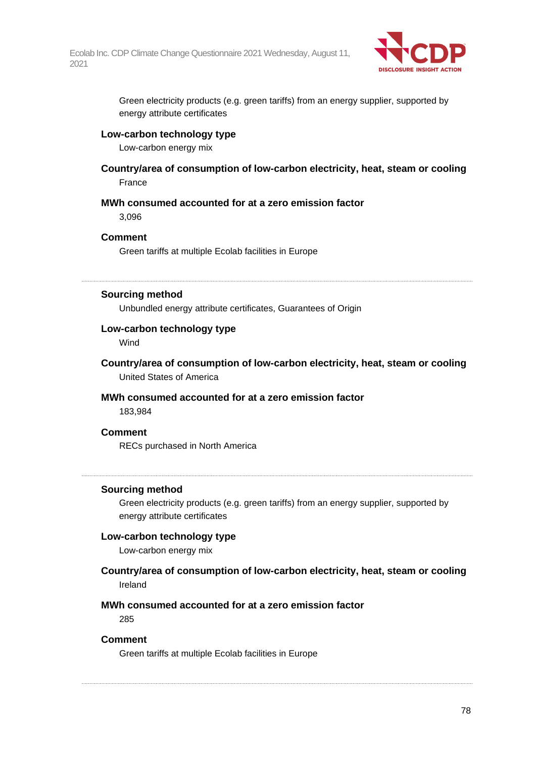Green electricity products (e.g. green tariffs) from an energy supplier, supported by energy attribute certificates

**Low-carbon technology type**

Low-carbon energy mix

**Country/area of consumption of low-carbon electricity, heat, steam or cooling**

France

**MWh consumed accounted for at a zero emission factor**

3,096

**Comment**

Green tariffs at multiple Ecolab facilities in Europe

---

**Sourcing method**

Unbundled energy attribute certificates, Guarantees of Origin

**Low-carbon technology type**

Wind

**Country/area of consumption of low-carbon electricity, heat, steam or cooling**

United States of America

**MWh consumed accounted for at a zero emission factor**

183,984

**Comment**

RECs purchased in North America

---

**Sourcing method**

Green electricity products (e.g. green tariffs) from an energy supplier, supported by energy attribute certificates

**Low-carbon technology type**

Low-carbon energy mix

**Country/area of consumption of low-carbon electricity, heat, steam or cooling**

Ireland

**MWh consumed accounted for at a zero emission factor**

285

**Comment**

Green tariffs at multiple Ecolab facilities in Europe

---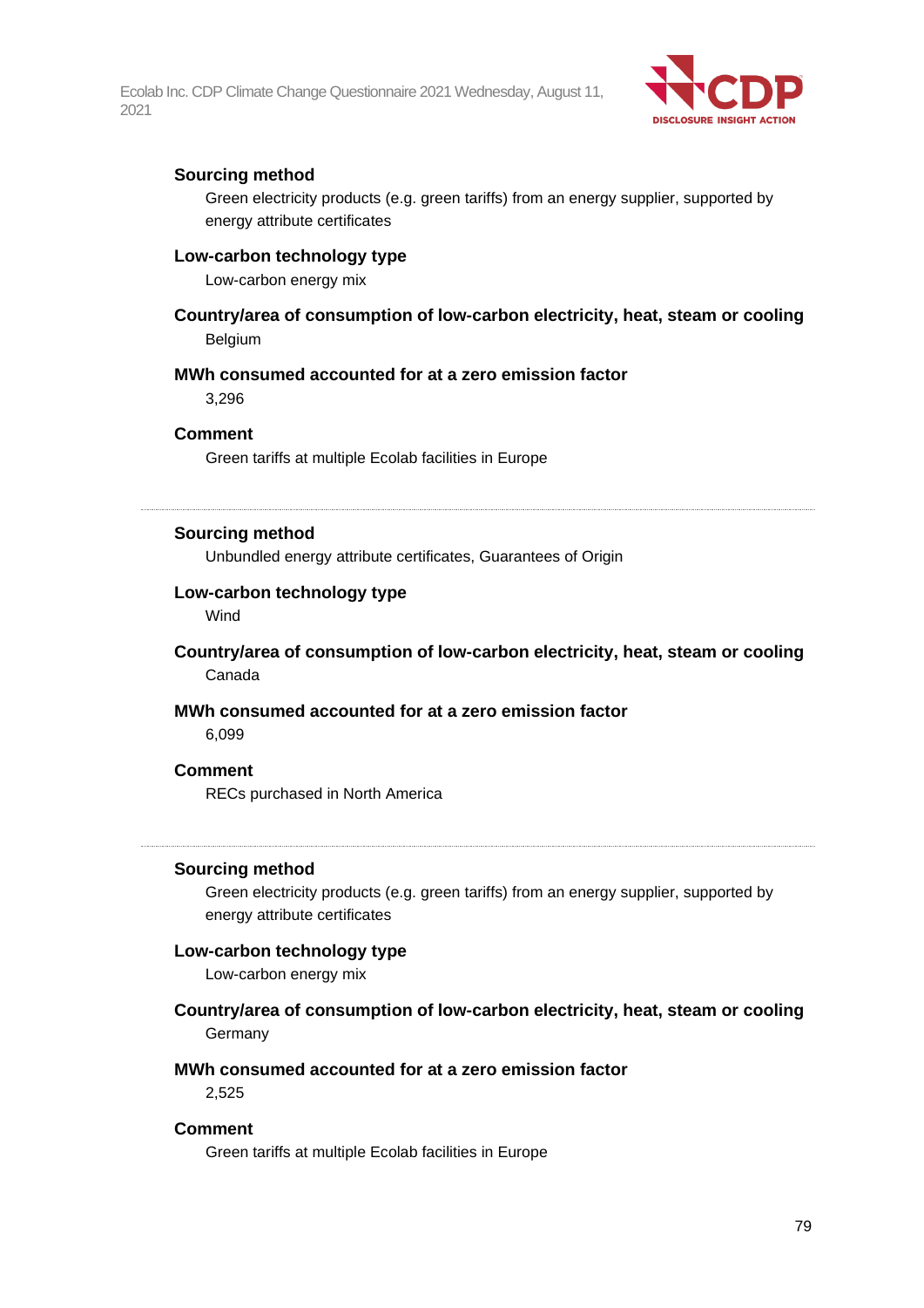**Sourcing method**

Green electricity products (e.g. green tariffs) from an energy supplier, supported by energy attribute certificates

**Low-carbon technology type**

Low-carbon energy mix

**Country/area of consumption of low-carbon electricity, heat, steam or cooling**

Belgium

**MWh consumed accounted for at a zero emission factor**

3,296

**Comment**

Green tariffs at multiple Ecolab facilities in Europe

---

**Sourcing method**

Unbundled energy attribute certificates, Guarantees of Origin

**Low-carbon technology type**

Wind

**Country/area of consumption of low-carbon electricity, heat, steam or cooling**

Canada

**MWh consumed accounted for at a zero emission factor**

6,099

**Comment**

RECs purchased in North America

---

**Sourcing method**

Green electricity products (e.g. green tariffs) from an energy supplier, supported by energy attribute certificates

**Low-carbon technology type**

Low-carbon energy mix

**Country/area of consumption of low-carbon electricity, heat, steam or cooling**

Germany

**MWh consumed accounted for at a zero emission factor**

2,525

**Comment**

Green tariffs at multiple Ecolab facilities in Europe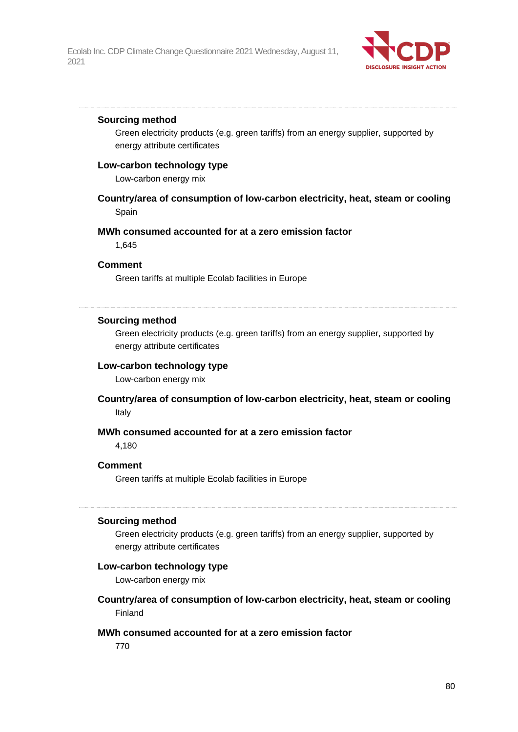**Sourcing method**

Green electricity products (e.g. green tariffs) from an energy supplier, supported by energy attribute certificates

**Low-carbon technology type**

Low-carbon energy mix

**Country/area of consumption of low-carbon electricity, heat, steam or cooling**

Spain

**MWh consumed accounted for at a zero emission factor**

1,645

**Comment**

Green tariffs at multiple Ecolab facilities in Europe

---

**Sourcing method**

Green electricity products (e.g. green tariffs) from an energy supplier, supported by energy attribute certificates

**Low-carbon technology type**

Low-carbon energy mix

**Country/area of consumption of low-carbon electricity, heat, steam or cooling**

Italy

**MWh consumed accounted for at a zero emission factor**

4,180

**Comment**

Green tariffs at multiple Ecolab facilities in Europe

---

**Sourcing method**

Green electricity products (e.g. green tariffs) from an energy supplier, supported by energy attribute certificates

**Low-carbon technology type**

Low-carbon energy mix

**Country/area of consumption of low-carbon electricity, heat, steam or cooling**

Finland

**MWh consumed accounted for at a zero emission factor**

770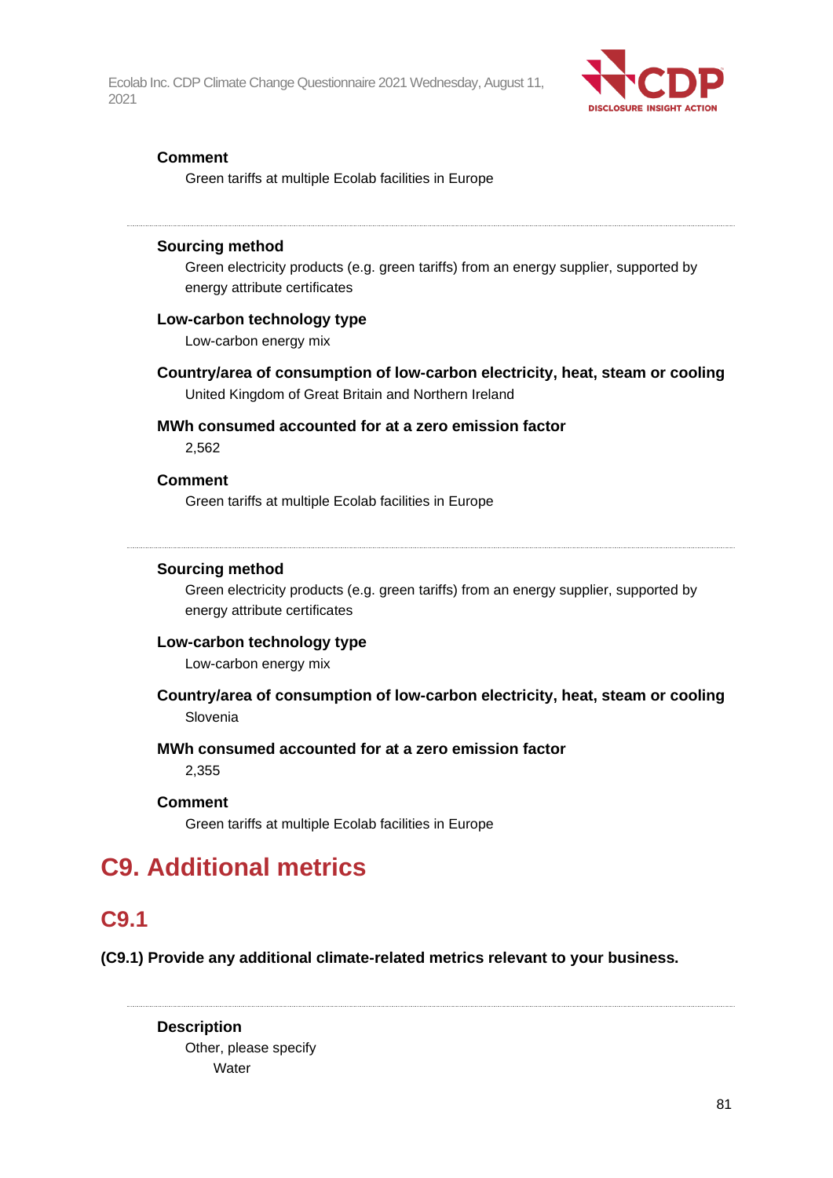**Comment**

Green tariffs at multiple Ecolab facilities in Europe

---

**Sourcing method**

Green electricity products (e.g. green tariffs) from an energy supplier, supported by energy attribute certificates

**Low-carbon technology type**

Low-carbon energy mix

**Country/area of consumption of low-carbon electricity, heat, steam or cooling**

United Kingdom of Great Britain and Northern Ireland

**MWh consumed accounted for at a zero emission factor**

2,562

**Comment**

Green tariffs at multiple Ecolab facilities in Europe

---

**Sourcing method**

Green electricity products (e.g. green tariffs) from an energy supplier, supported by energy attribute certificates

**Low-carbon technology type**

Low-carbon energy mix

**Country/area of consumption of low-carbon electricity, heat, steam or cooling**

Slovenia

**MWh consumed accounted for at a zero emission factor**

2,355

**Comment**

Green tariffs at multiple Ecolab facilities in Europe

# C9. Additional metrics

## C9.1

**(C9.1) Provide any additional climate-related metrics relevant to your business.**

---

**Description**

Other, please specify

Water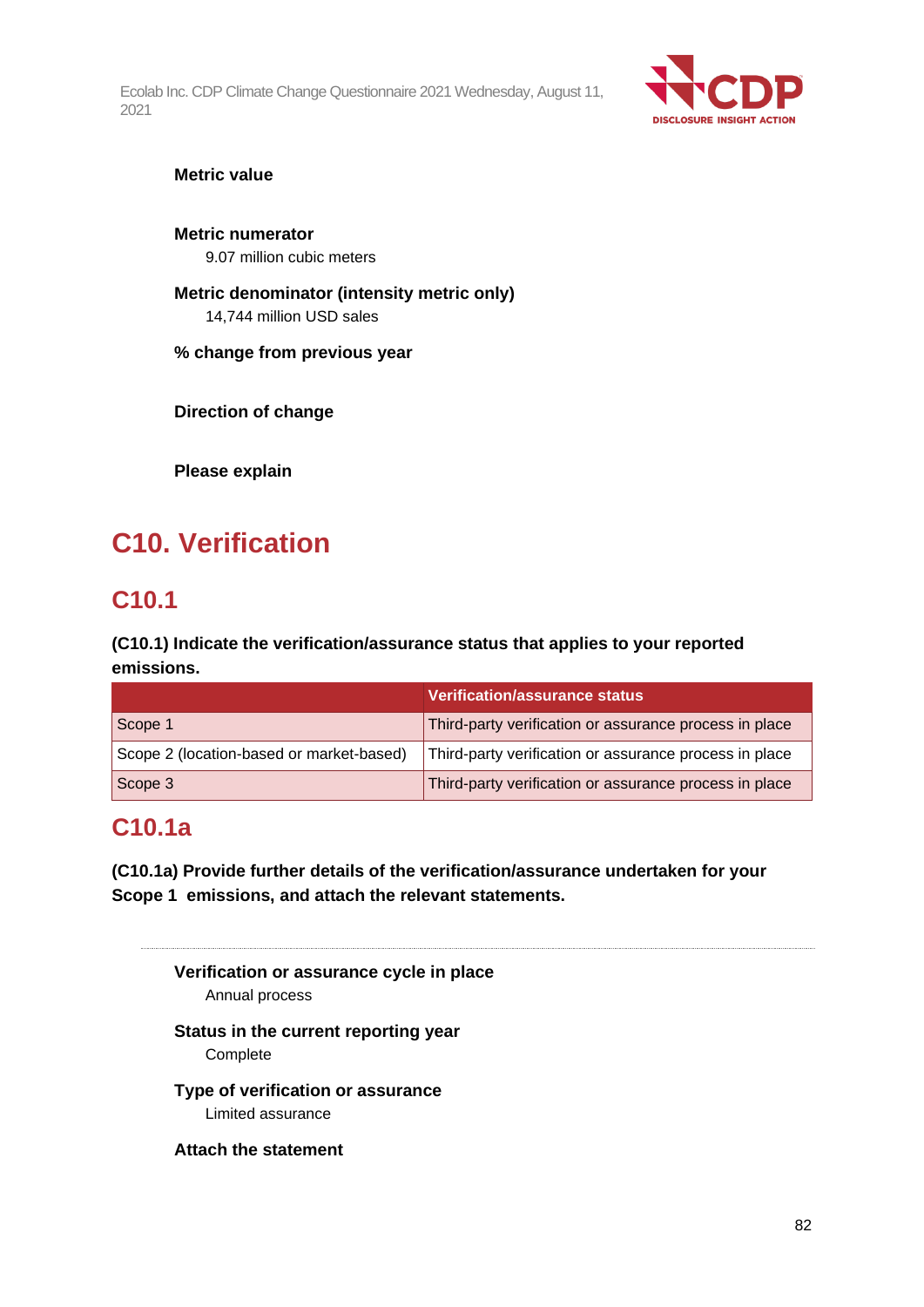**Metric value**

**Metric numerator**

9.07 million cubic meters

**Metric denominator (intensity metric only)**

14,744 million USD sales

**% change from previous year**

**Direction of change**

**Please explain**

# C10. Verification

## C10.1

**(C10.1) Indicate the verification/assurance status that applies to your reported emissions.**

| | Verification/assurance status |
|---|---|
| Scope 1 | Third-party verification or assurance process in place |
| Scope 2 (location-based or market-based) | Third-party verification or assurance process in place |
| Scope 3 | Third-party verification or assurance process in place |

## C10.1a

**(C10.1a) Provide further details of the verification/assurance undertaken for your Scope 1 emissions, and attach the relevant statements.**

**Verification or assurance cycle in place**

Annual process

**Status in the current reporting year**

Complete

**Type of verification or assurance**

Limited assurance

**Attach the statement**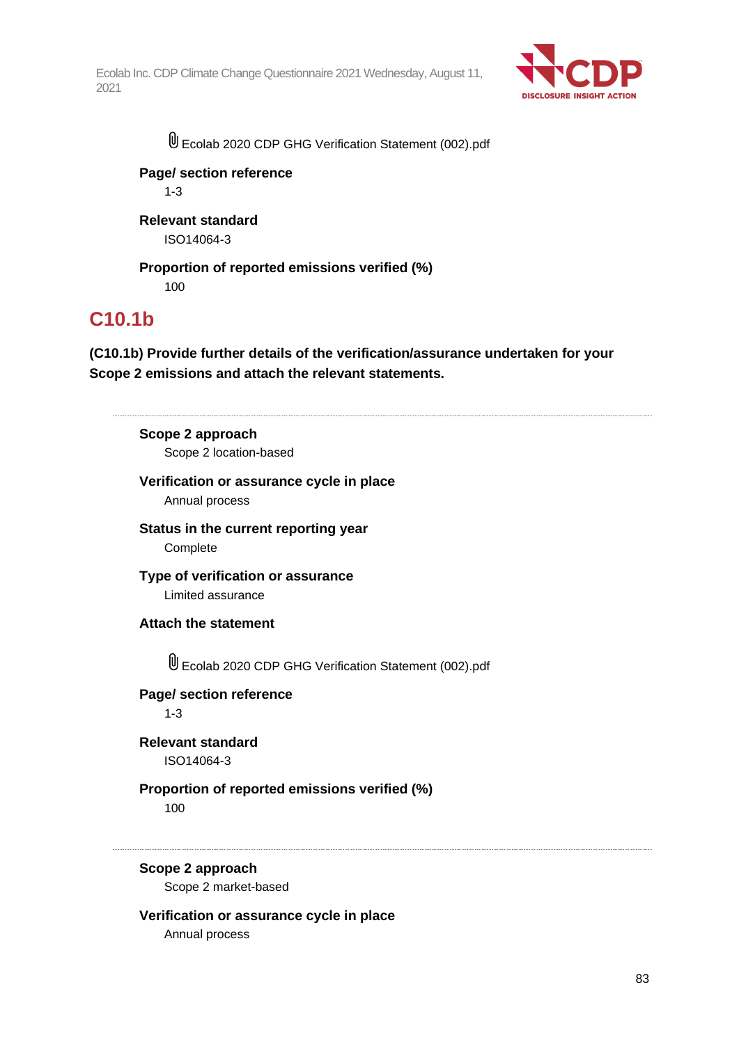Ecolab 2020 CDP GHG Verification Statement (002).pdf

**Page/ section reference**

1-3

**Relevant standard**

ISO14064-3

**Proportion of reported emissions verified (%)**

100

## C10.1b

**(C10.1b) Provide further details of the verification/assurance undertaken for your Scope 2 emissions and attach the relevant statements.**

---

**Scope 2 approach**

Scope 2 location-based

**Verification or assurance cycle in place**

Annual process

**Status in the current reporting year**

Complete

**Type of verification or assurance**

Limited assurance

**Attach the statement**

Ecolab 2020 CDP GHG Verification Statement (002).pdf

**Page/ section reference**

1-3

**Relevant standard**

ISO14064-3

**Proportion of reported emissions verified (%)**

100

---

**Scope 2 approach**

Scope 2 market-based

**Verification or assurance cycle in place**

Annual process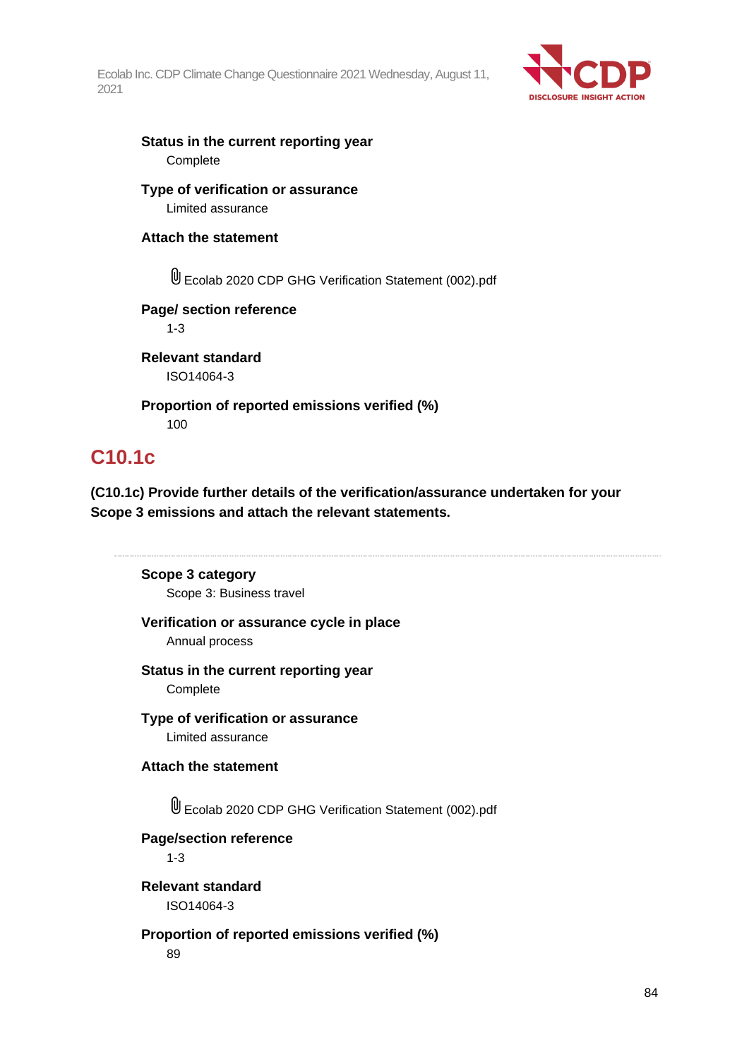**Status in the current reporting year**

Complete

**Type of verification or assurance**

Limited assurance

**Attach the statement**

Ecolab 2020 CDP GHG Verification Statement (002).pdf

**Page/ section reference**

1-3

**Relevant standard**

ISO14064-3

**Proportion of reported emissions verified (%)**

100

## C10.1c

**(C10.1c) Provide further details of the verification/assurance undertaken for your Scope 3 emissions and attach the relevant statements.**

---

**Scope 3 category**

Scope 3: Business travel

**Verification or assurance cycle in place**

Annual process

**Status in the current reporting year**

Complete

**Type of verification or assurance**

Limited assurance

**Attach the statement**

Ecolab 2020 CDP GHG Verification Statement (002).pdf

**Page/section reference**

1-3

**Relevant standard**

ISO14064-3

**Proportion of reported emissions verified (%)**

89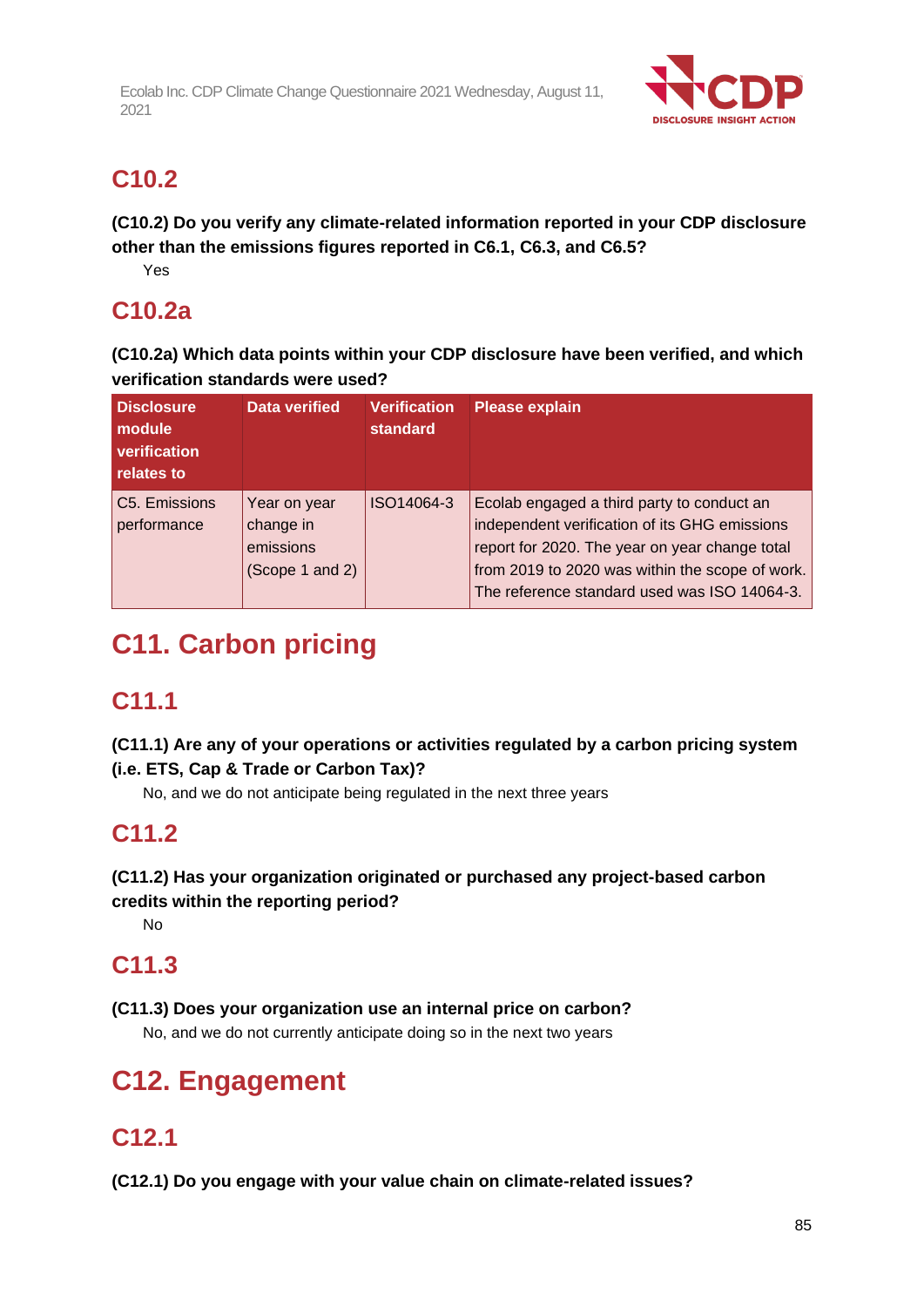## C10.2

**(C10.2) Do you verify any climate-related information reported in your CDP disclosure other than the emissions figures reported in C6.1, C6.3, and C6.5?**

Yes

## C10.2a

**(C10.2a) Which data points within your CDP disclosure have been verified, and which verification standards were used?**

| Disclosure module verification relates to | Data verified | Verification standard | Please explain |
|---|---|---|---|
| C5. Emissions performance | Year on year change in emissions (Scope 1 and 2) | ISO14064-3 | Ecolab engaged a third party to conduct an independent verification of its GHG emissions report for 2020. The year on year change total from 2019 to 2020 was within the scope of work. The reference standard used was ISO 14064-3. |

# C11. Carbon pricing

## C11.1

**(C11.1) Are any of your operations or activities regulated by a carbon pricing system (i.e. ETS, Cap & Trade or Carbon Tax)?**

No, and we do not anticipate being regulated in the next three years

## C11.2

**(C11.2) Has your organization originated or purchased any project-based carbon credits within the reporting period?**

No

## C11.3

**(C11.3) Does your organization use an internal price on carbon?**

No, and we do not currently anticipate doing so in the next two years

# C12. Engagement

## C12.1

**(C12.1) Do you engage with your value chain on climate-related issues?**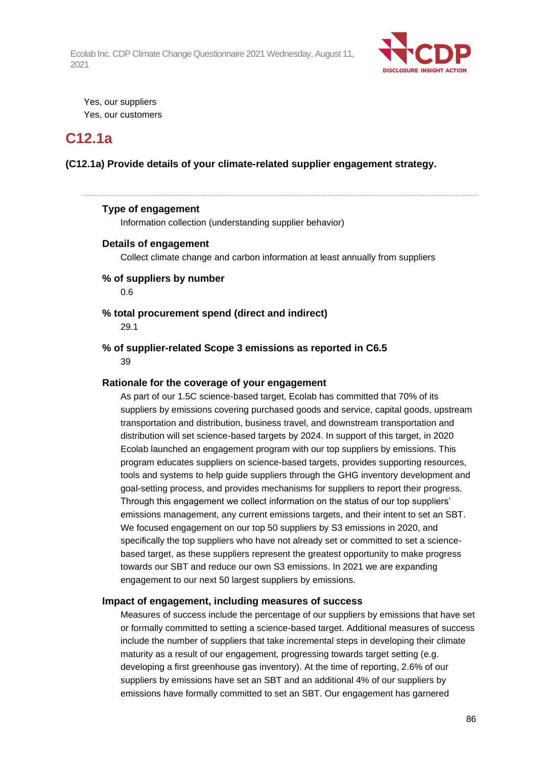Yes, our suppliers
Yes, our customers

## C12.1a

**(C12.1a) Provide details of your climate-related supplier engagement strategy.**

---

**Type of engagement**

Information collection (understanding supplier behavior)

**Details of engagement**

Collect climate change and carbon information at least annually from suppliers

**% of suppliers by number**

0.6

**% total procurement spend (direct and indirect)**

29.1

**% of supplier-related Scope 3 emissions as reported in C6.5**

39

**Rationale for the coverage of your engagement**

As part of our 1.5C science-based target, Ecolab has committed that 70% of its suppliers by emissions covering purchased goods and service, capital goods, upstream transportation and distribution, business travel, and downstream transportation and distribution will set science-based targets by 2024. In support of this target, in 2020 Ecolab launched an engagement program with our top suppliers by emissions. This program educates suppliers on science-based targets, provides supporting resources, tools and systems to help guide suppliers through the GHG inventory development and goal-setting process, and provides mechanisms for suppliers to report their progress. Through this engagement we collect information on the status of our top suppliers' emissions management, any current emissions targets, and their intent to set an SBT. We focused engagement on our top 50 suppliers by S3 emissions in 2020, and specifically the top suppliers who have not already set or committed to set a science-based target, as these suppliers represent the greatest opportunity to make progress towards our SBT and reduce our own S3 emissions. In 2021 we are expanding engagement to our next 50 largest suppliers by emissions.

**Impact of engagement, including measures of success**

Measures of success include the percentage of our suppliers by emissions that have set or formally committed to setting a science-based target. Additional measures of success include the number of suppliers that take incremental steps in developing their climate maturity as a result of our engagement, progressing towards target setting (e.g. developing a first greenhouse gas inventory). At the time of reporting, 2.6% of our suppliers by emissions have set an SBT and an additional 4% of our suppliers by emissions have formally committed to set an SBT. Our engagement has garnered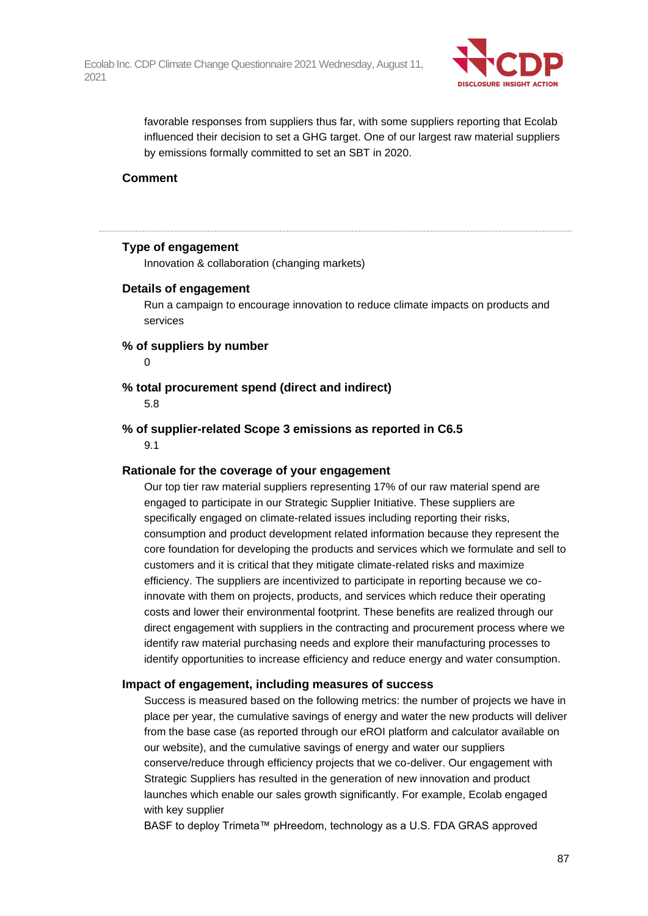favorable responses from suppliers thus far, with some suppliers reporting that Ecolab influenced their decision to set a GHG target. One of our largest raw material suppliers by emissions formally committed to set an SBT in 2020.

**Comment**

---

**Type of engagement**

Innovation & collaboration (changing markets)

**Details of engagement**

Run a campaign to encourage innovation to reduce climate impacts on products and services

**% of suppliers by number**

0

**% total procurement spend (direct and indirect)**

5.8

**% of supplier-related Scope 3 emissions as reported in C6.5**

9.1

**Rationale for the coverage of your engagement**

Our top tier raw material suppliers representing 17% of our raw material spend are engaged to participate in our Strategic Supplier Initiative. These suppliers are specifically engaged on climate-related issues including reporting their risks, consumption and product development related information because they represent the core foundation for developing the products and services which we formulate and sell to customers and it is critical that they mitigate climate-related risks and maximize efficiency. The suppliers are incentivized to participate in reporting because we co-innovate with them on projects, products, and services which reduce their operating costs and lower their environmental footprint. These benefits are realized through our direct engagement with suppliers in the contracting and procurement process where we identify raw material purchasing needs and explore their manufacturing processes to identify opportunities to increase efficiency and reduce energy and water consumption.

**Impact of engagement, including measures of success**

Success is measured based on the following metrics: the number of projects we have in place per year, the cumulative savings of energy and water the new products will deliver from the base case (as reported through our eROI platform and calculator available on our website), and the cumulative savings of energy and water our suppliers conserve/reduce through efficiency projects that we co-deliver. Our engagement with Strategic Suppliers has resulted in the generation of new innovation and product launches which enable our sales growth significantly. For example, Ecolab engaged with key supplier
BASF to deploy Trimeta™ pHreedom, technology as a U.S. FDA GRAS approved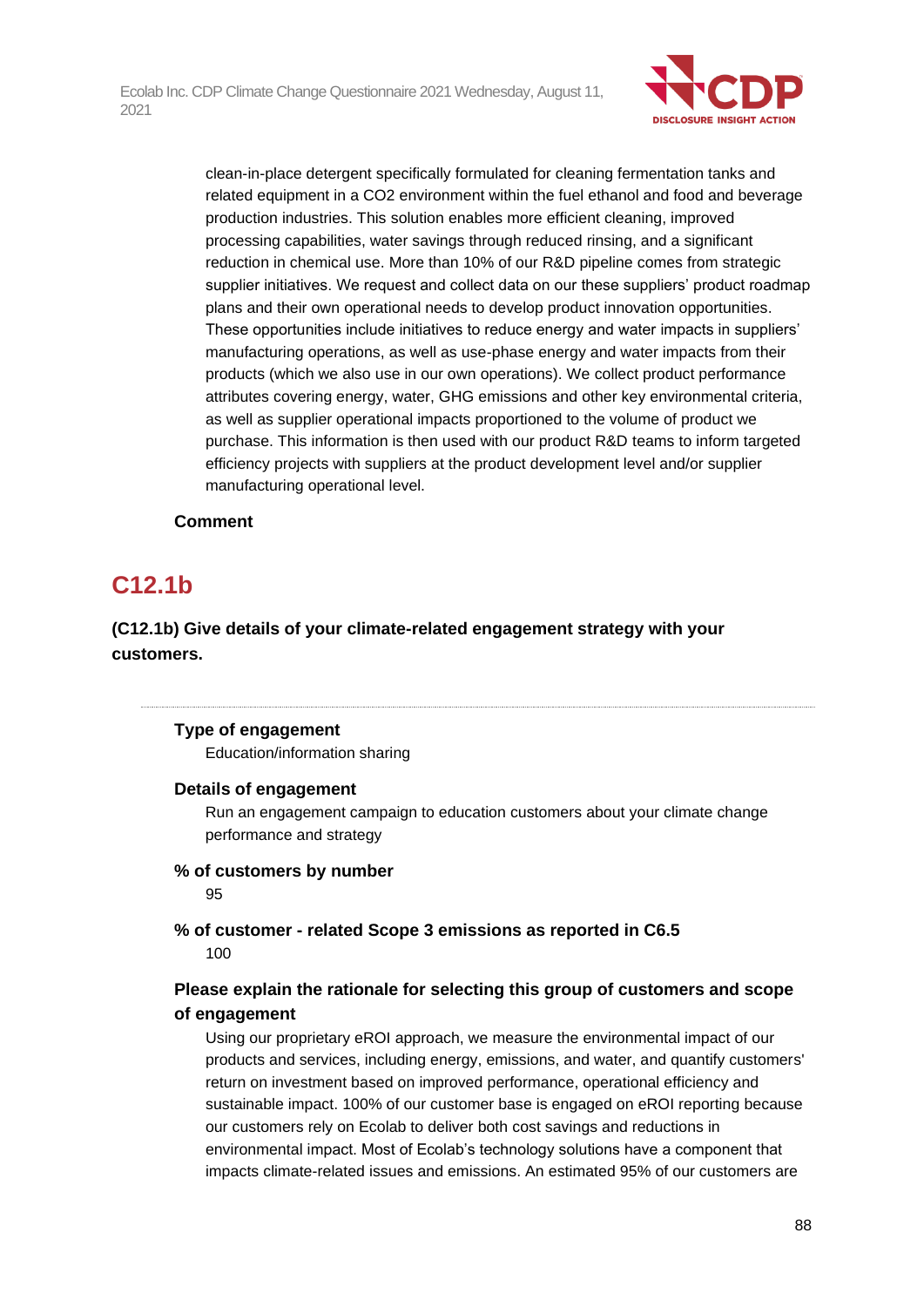clean-in-place detergent specifically formulated for cleaning fermentation tanks and related equipment in a $CO_2$ environment within the fuel ethanol and food and beverage production industries. This solution enables more efficient cleaning, improved processing capabilities, water savings through reduced rinsing, and a significant reduction in chemical use. More than 10% of our R&D pipeline comes from strategic supplier initiatives. We request and collect data on our these suppliers' product roadmap plans and their own operational needs to develop product innovation opportunities. These opportunities include initiatives to reduce energy and water impacts in suppliers' manufacturing operations, as well as use-phase energy and water impacts from their products (which we also use in our own operations). We collect product performance attributes covering energy, water, GHG emissions and other key environmental criteria, as well as supplier operational impacts proportioned to the volume of product we purchase. This information is then used with our product R&D teams to inform targeted efficiency projects with suppliers at the product development level and/or supplier manufacturing operational level.

**Comment**

## C12.1b

**(C12.1b) Give details of your climate-related engagement strategy with your customers.**

---

**Type of engagement**

Education/information sharing

**Details of engagement**

Run an engagement campaign to education customers about your climate change performance and strategy

**% of customers by number**

95

**% of customer - related Scope 3 emissions as reported in C6.5**

100

**Please explain the rationale for selecting this group of customers and scope of engagement**

Using our proprietary eROI approach, we measure the environmental impact of our products and services, including energy, emissions, and water, and quantify customers' return on investment based on improved performance, operational efficiency and sustainable impact. 100% of our customer base is engaged on eROI reporting because our customers rely on Ecolab to deliver both cost savings and reductions in environmental impact. Most of Ecolab's technology solutions have a component that impacts climate-related issues and emissions. An estimated 95% of our customers are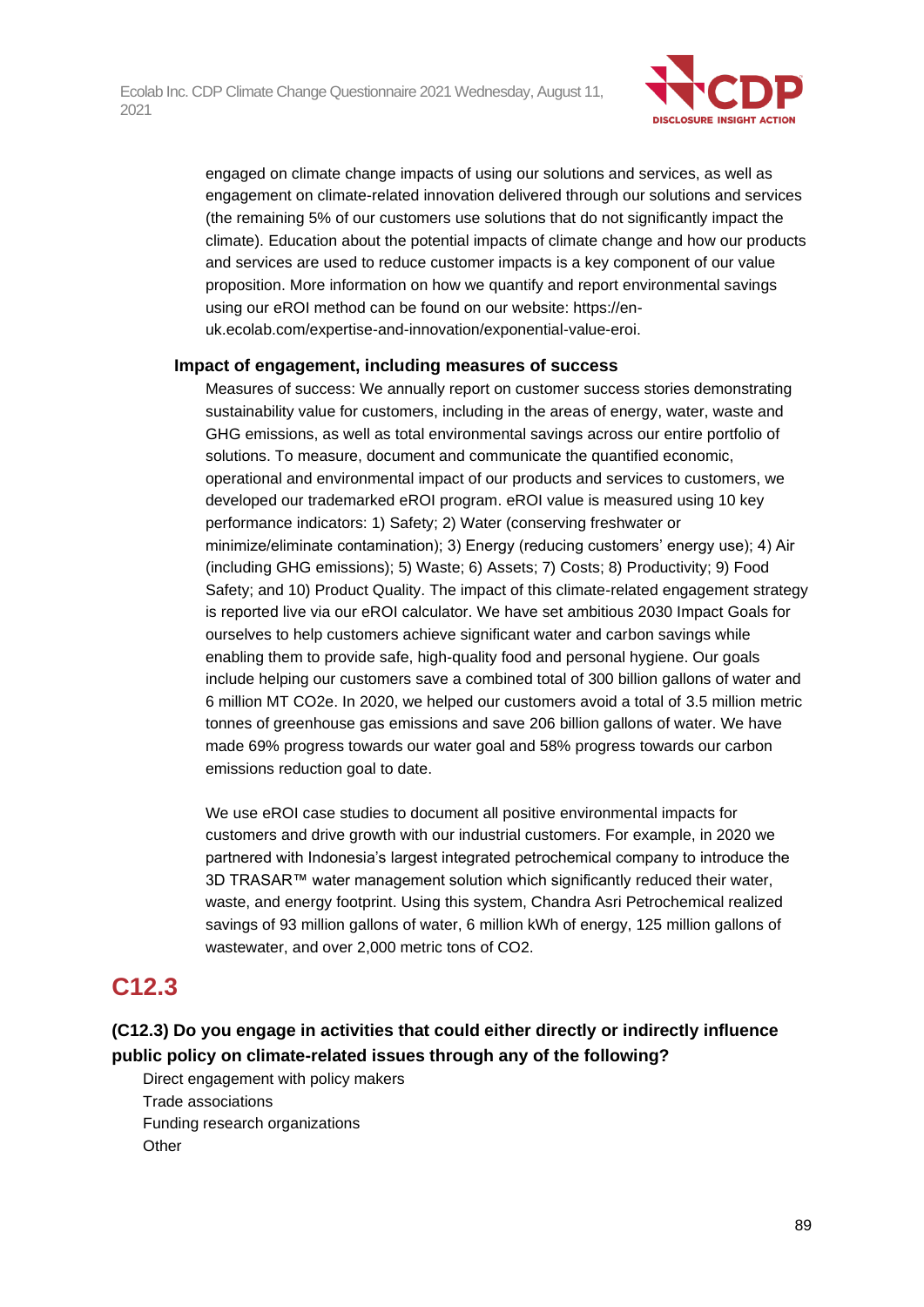engaged on climate change impacts of using our solutions and services, as well as engagement on climate-related innovation delivered through our solutions and services (the remaining 5% of our customers use solutions that do not significantly impact the climate). Education about the potential impacts of climate change and how our products and services are used to reduce customer impacts is a key component of our value proposition. More information on how we quantify and report environmental savings using our eROI method can be found on our website: https://en-uk.ecolab.com/expertise-and-innovation/exponential-value-eroi.

**Impact of engagement, including measures of success**

Measures of success: We annually report on customer success stories demonstrating sustainability value for customers, including in the areas of energy, water, waste and GHG emissions, as well as total environmental savings across our entire portfolio of solutions. To measure, document and communicate the quantified economic, operational and environmental impact of our products and services to customers, we developed our trademarked eROI program. eROI value is measured using 10 key performance indicators: 1) Safety; 2) Water (conserving freshwater or minimize/eliminate contamination); 3) Energy (reducing customers' energy use); 4) Air (including GHG emissions); 5) Waste; 6) Assets; 7) Costs; 8) Productivity; 9) Food Safety; and 10) Product Quality. The impact of this climate-related engagement strategy is reported live via our eROI calculator. We have set ambitious 2030 Impact Goals for ourselves to help customers achieve significant water and carbon savings while enabling them to provide safe, high-quality food and personal hygiene. Our goals include helping our customers save a combined total of 300 billion gallons of water and 6 million MT CO2e. In 2020, we helped our customers avoid a total of 3.5 million metric tonnes of greenhouse gas emissions and save 206 billion gallons of water. We have made 69% progress towards our water goal and 58% progress towards our carbon emissions reduction goal to date.

We use eROI case studies to document all positive environmental impacts for customers and drive growth with our industrial customers. For example, in 2020 we partnered with Indonesia's largest integrated petrochemical company to introduce the 3D TRASAR™ water management solution which significantly reduced their water, waste, and energy footprint. Using this system, Chandra Asri Petrochemical realized savings of 93 million gallons of water, 6 million kWh of energy, 125 million gallons of wastewater, and over 2,000 metric tons of $CO_2$.

# C12.3

**(C12.3) Do you engage in activities that could either directly or indirectly influence public policy on climate-related issues through any of the following?**

Direct engagement with policy makers
Trade associations
Funding research organizations
Other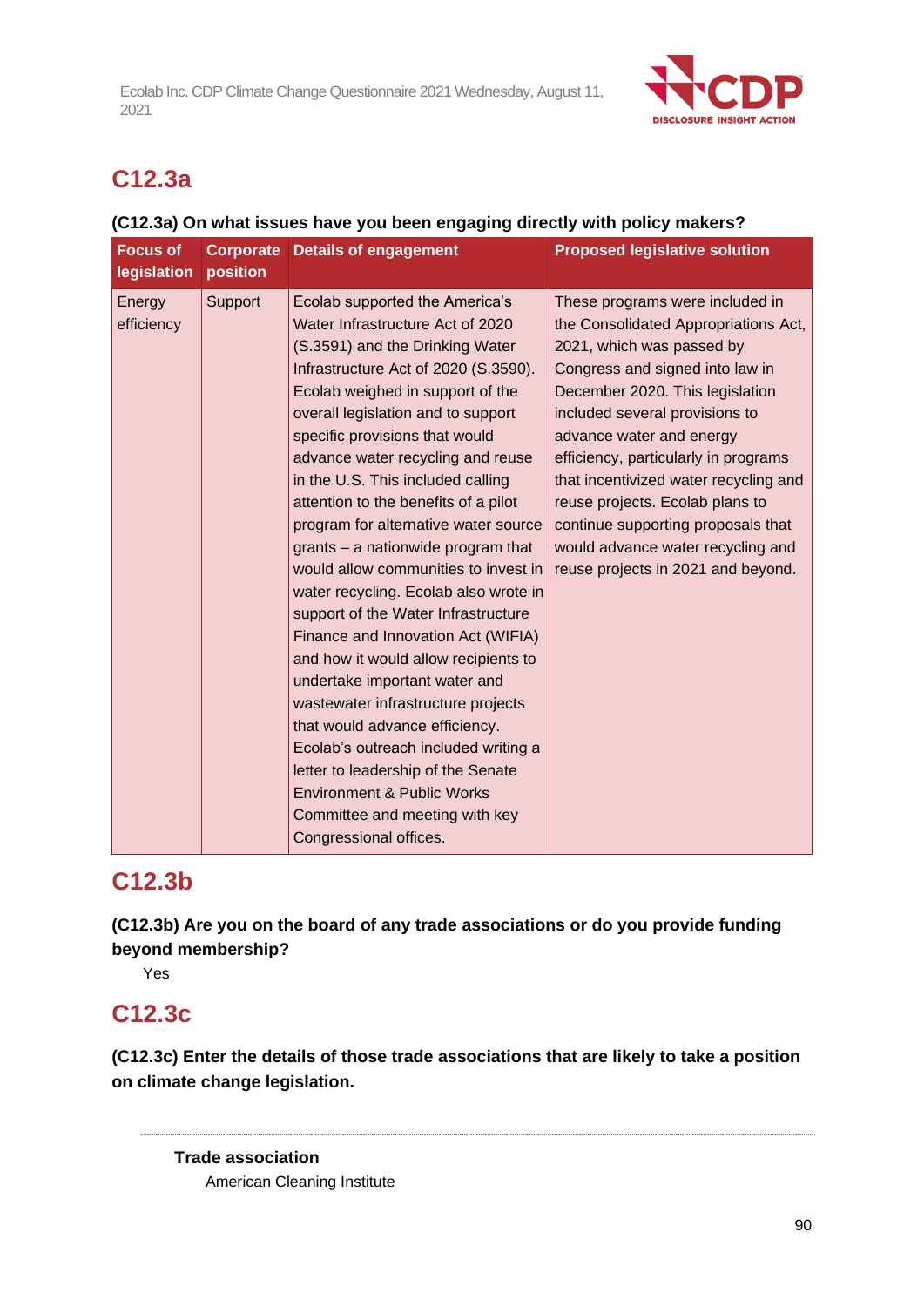## C12.3a

**(C12.3a) On what issues have you been engaging directly with policy makers?**

| Focus of legislation | Corporate position | Details of engagement | Proposed legislative solution |
|---|---|---|---|
| Energy efficiency | Support | Ecolab supported the America's Water Infrastructure Act of 2020 (S.3591) and the Drinking Water Infrastructure Act of 2020 (S.3590). Ecolab weighed in support of the overall legislation and to support specific provisions that would advance water recycling and reuse in the U.S. This included calling attention to the benefits of a pilot program for alternative water source grants – a nationwide program that would allow communities to invest in water recycling. Ecolab also wrote in support of the Water Infrastructure Finance and Innovation Act (WIFIA) and how it would allow recipients to undertake important water and wastewater infrastructure projects that would advance efficiency. Ecolab's outreach included writing a letter to leadership of the Senate Environment & Public Works Committee and meeting with key Congressional offices. | These programs were included in the Consolidated Appropriations Act, 2021, which was passed by Congress and signed into law in December 2020. This legislation included several provisions to advance water and energy efficiency, particularly in programs that incentivized water recycling and reuse projects. Ecolab plans to continue supporting proposals that would advance water recycling and reuse projects in 2021 and beyond. |

## C12.3b

**(C12.3b) Are you on the board of any trade associations or do you provide funding beyond membership?**

Yes

## C12.3c

**(C12.3c) Enter the details of those trade associations that are likely to take a position on climate change legislation.**

---

**Trade association**

American Cleaning Institute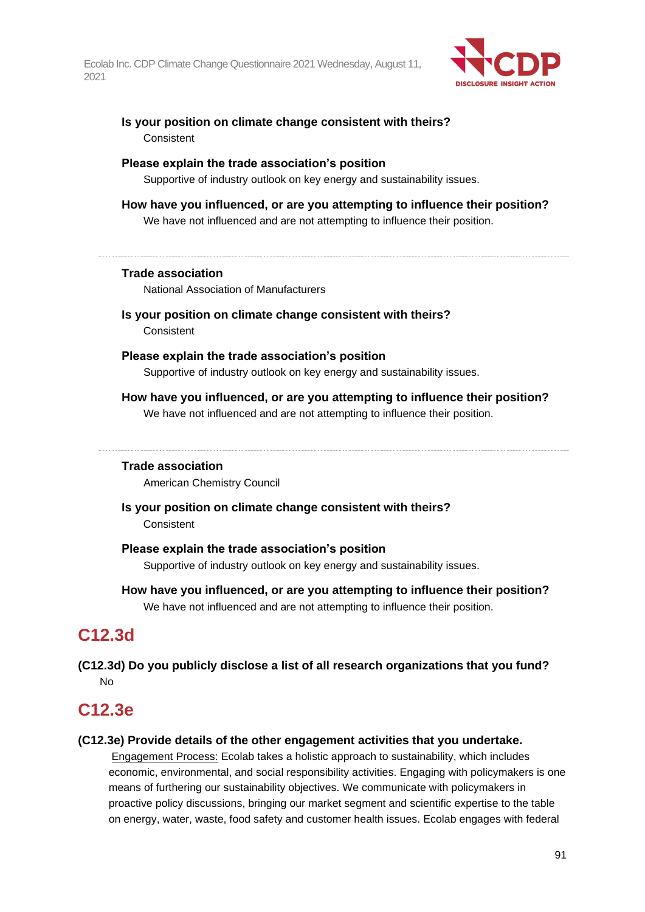**Is your position on climate change consistent with theirs?**

Consistent

**Please explain the trade association's position**

Supportive of industry outlook on key energy and sustainability issues.

**How have you influenced, or are you attempting to influence their position?**

We have not influenced and are not attempting to influence their position.

---

**Trade association**

National Association of Manufacturers

**Is your position on climate change consistent with theirs?**

Consistent

**Please explain the trade association's position**

Supportive of industry outlook on key energy and sustainability issues.

**How have you influenced, or are you attempting to influence their position?**

We have not influenced and are not attempting to influence their position.

---

**Trade association**

American Chemistry Council

**Is your position on climate change consistent with theirs?**

Consistent

**Please explain the trade association's position**

Supportive of industry outlook on key energy and sustainability issues.

**How have you influenced, or are you attempting to influence their position?**

We have not influenced and are not attempting to influence their position.

## C12.3d

**(C12.3d) Do you publicly disclose a list of all research organizations that you fund?**

No

## C12.3e

**(C12.3e) Provide details of the other engagement activities that you undertake.**

Engagement Process: Ecolab takes a holistic approach to sustainability, which includes economic, environmental, and social responsibility activities. Engaging with policymakers is one means of furthering our sustainability objectives. We communicate with policymakers in proactive policy discussions, bringing our market segment and scientific expertise to the table on energy, water, waste, food safety and customer health issues. Ecolab engages with federal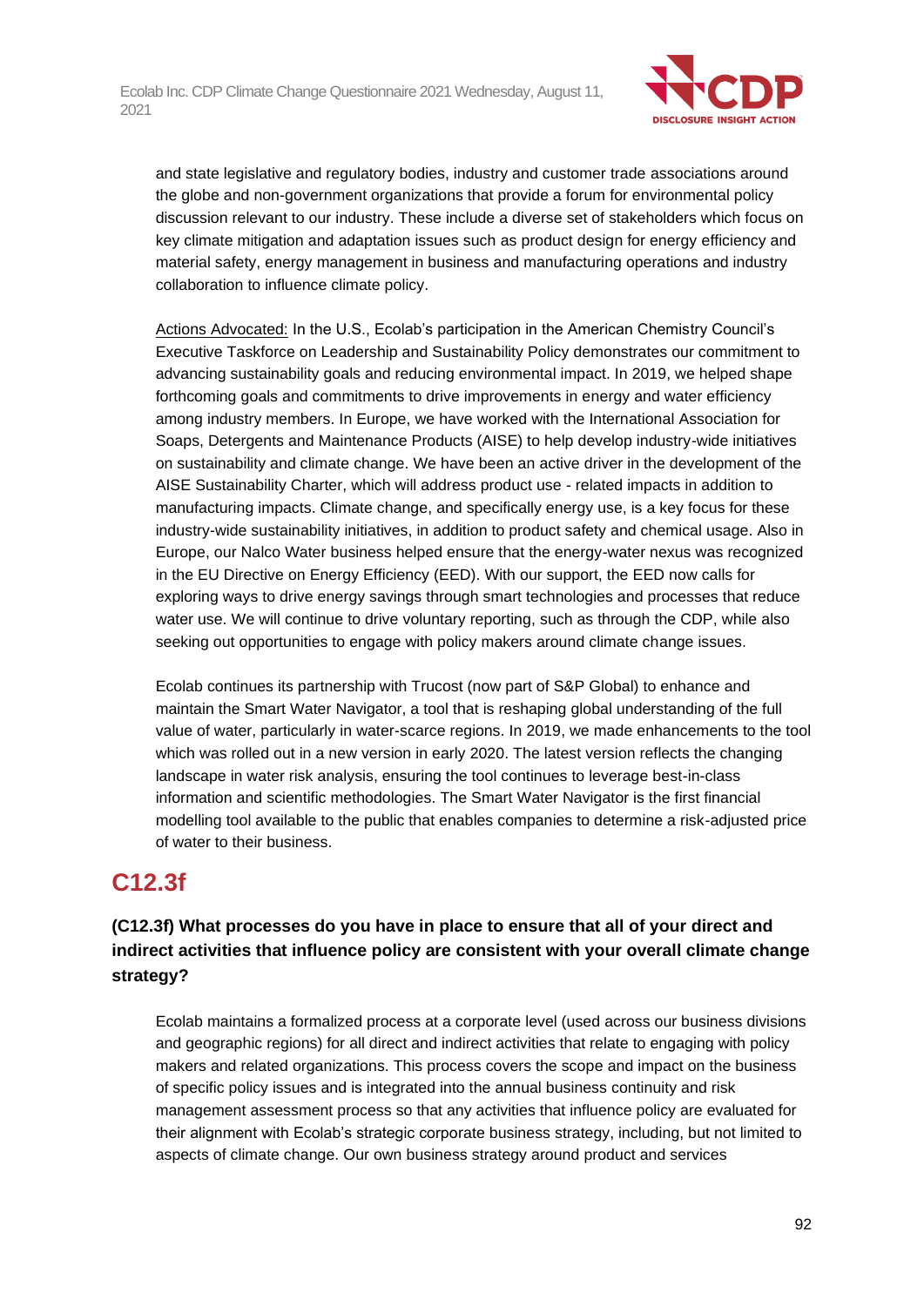and state legislative and regulatory bodies, industry and customer trade associations around the globe and non-government organizations that provide a forum for environmental policy discussion relevant to our industry. These include a diverse set of stakeholders which focus on key climate mitigation and adaptation issues such as product design for energy efficiency and material safety, energy management in business and manufacturing operations and industry collaboration to influence climate policy.

Actions Advocated: In the U.S., Ecolab's participation in the American Chemistry Council's Executive Taskforce on Leadership and Sustainability Policy demonstrates our commitment to advancing sustainability goals and reducing environmental impact. In 2019, we helped shape forthcoming goals and commitments to drive improvements in energy and water efficiency among industry members. In Europe, we have worked with the International Association for Soaps, Detergents and Maintenance Products (AISE) to help develop industry-wide initiatives on sustainability and climate change. We have been an active driver in the development of the AISE Sustainability Charter, which will address product use - related impacts in addition to manufacturing impacts. Climate change, and specifically energy use, is a key focus for these industry-wide sustainability initiatives, in addition to product safety and chemical usage. Also in Europe, our Nalco Water business helped ensure that the energy-water nexus was recognized in the EU Directive on Energy Efficiency (EED). With our support, the EED now calls for exploring ways to drive energy savings through smart technologies and processes that reduce water use. We will continue to drive voluntary reporting, such as through the CDP, while also seeking out opportunities to engage with policy makers around climate change issues.

Ecolab continues its partnership with Trucost (now part of S&P Global) to enhance and maintain the Smart Water Navigator, a tool that is reshaping global understanding of the full value of water, particularly in water-scarce regions. In 2019, we made enhancements to the tool which was rolled out in a new version in early 2020. The latest version reflects the changing landscape in water risk analysis, ensuring the tool continues to leverage best-in-class information and scientific methodologies. The Smart Water Navigator is the first financial modelling tool available to the public that enables companies to determine a risk-adjusted price of water to their business.

## C12.3f

### (C12.3f) What processes do you have in place to ensure that all of your direct and indirect activities that influence policy are consistent with your overall climate change strategy?

Ecolab maintains a formalized process at a corporate level (used across our business divisions and geographic regions) for all direct and indirect activities that relate to engaging with policy makers and related organizations. This process covers the scope and impact on the business of specific policy issues and is integrated into the annual business continuity and risk management assessment process so that any activities that influence policy are evaluated for their alignment with Ecolab's strategic corporate business strategy, including, but not limited to aspects of climate change. Our own business strategy around product and services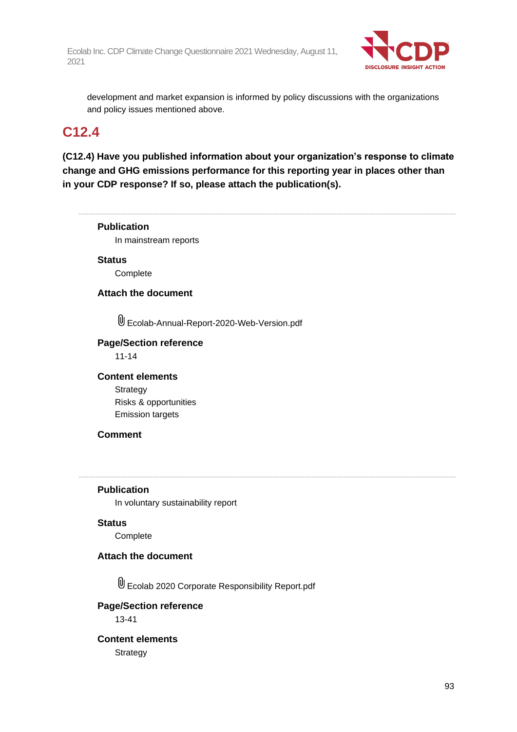development and market expansion is informed by policy discussions with the organizations and policy issues mentioned above.

## C12.4

**(C12.4) Have you published information about your organization's response to climate change and GHG emissions performance for this reporting year in places other than in your CDP response? If so, please attach the publication(s).**

---

**Publication**

In mainstream reports

**Status**

Complete

**Attach the document**

Ecolab-Annual-Report-2020-Web-Version.pdf

**Page/Section reference**

11-14

**Content elements**

Strategy
Risks & opportunities
Emission targets

**Comment**

---

**Publication**

In voluntary sustainability report

**Status**

Complete

**Attach the document**

Ecolab 2020 Corporate Responsibility Report.pdf

**Page/Section reference**

13-41

**Content elements**

Strategy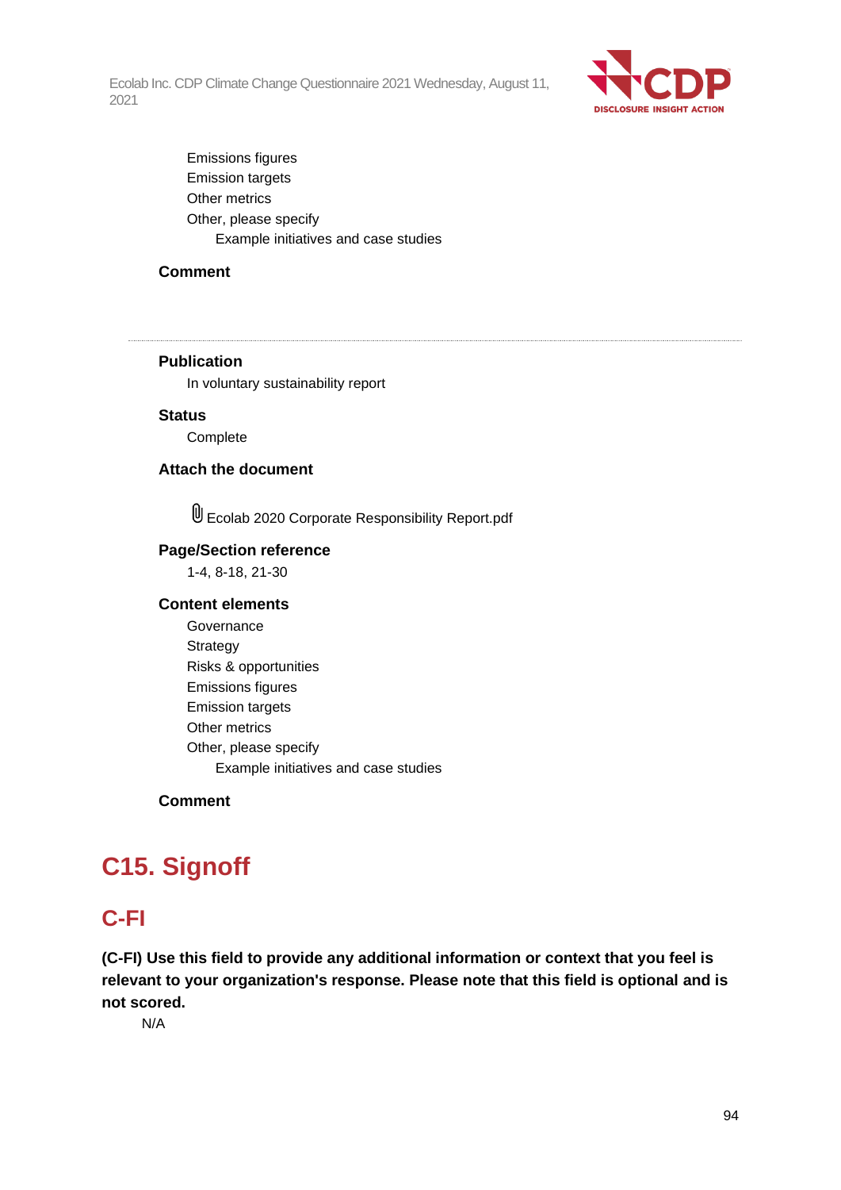Emissions figures
Emission targets
Other metrics
Other, please specify
Example initiatives and case studies

**Comment**

---

**Publication**
In voluntary sustainability report

**Status**
Complete

**Attach the document**

Ecolab 2020 Corporate Responsibility Report.pdf

**Page/Section reference**
1-4, 8-18, 21-30

**Content elements**
Governance
Strategy
Risks & opportunities
Emissions figures
Emission targets
Other metrics
Other, please specify
Example initiatives and case studies

**Comment**

# C15. Signoff

## C-FI

**(C-FI) Use this field to provide any additional information or context that you feel is relevant to your organization's response. Please note that this field is optional and is not scored.**

N/A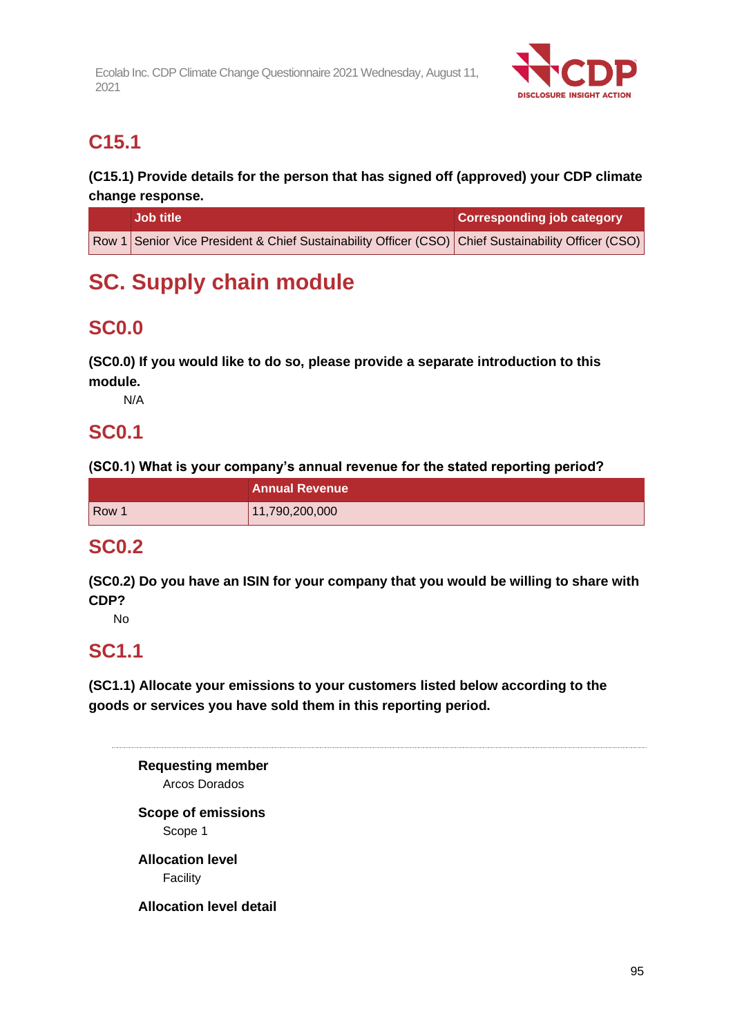## C15.1

**(C15.1) Provide details for the person that has signed off (approved) your CDP climate change response.**

| | Job title | Corresponding job category |
|---|---|---|
| Row 1 | Senior Vice President & Chief Sustainability Officer (CSO) | Chief Sustainability Officer (CSO) |

# SC. Supply chain module

## SC0.0

**(SC0.0) If you would like to do so, please provide a separate introduction to this module.**

N/A

## SC0.1

**(SC0.1) What is your company's annual revenue for the stated reporting period?**

| | Annual Revenue |
|---|---|
| Row 1 | 11,790,200,000 |

## SC0.2

**(SC0.2) Do you have an ISIN for your company that you would be willing to share with CDP?**

No

## SC1.1

**(SC1.1) Allocate your emissions to your customers listed below according to the goods or services you have sold them in this reporting period.**

---

**Requesting member**

Arcos Dorados

**Scope of emissions**

Scope 1

**Allocation level**

Facility

**Allocation level detail**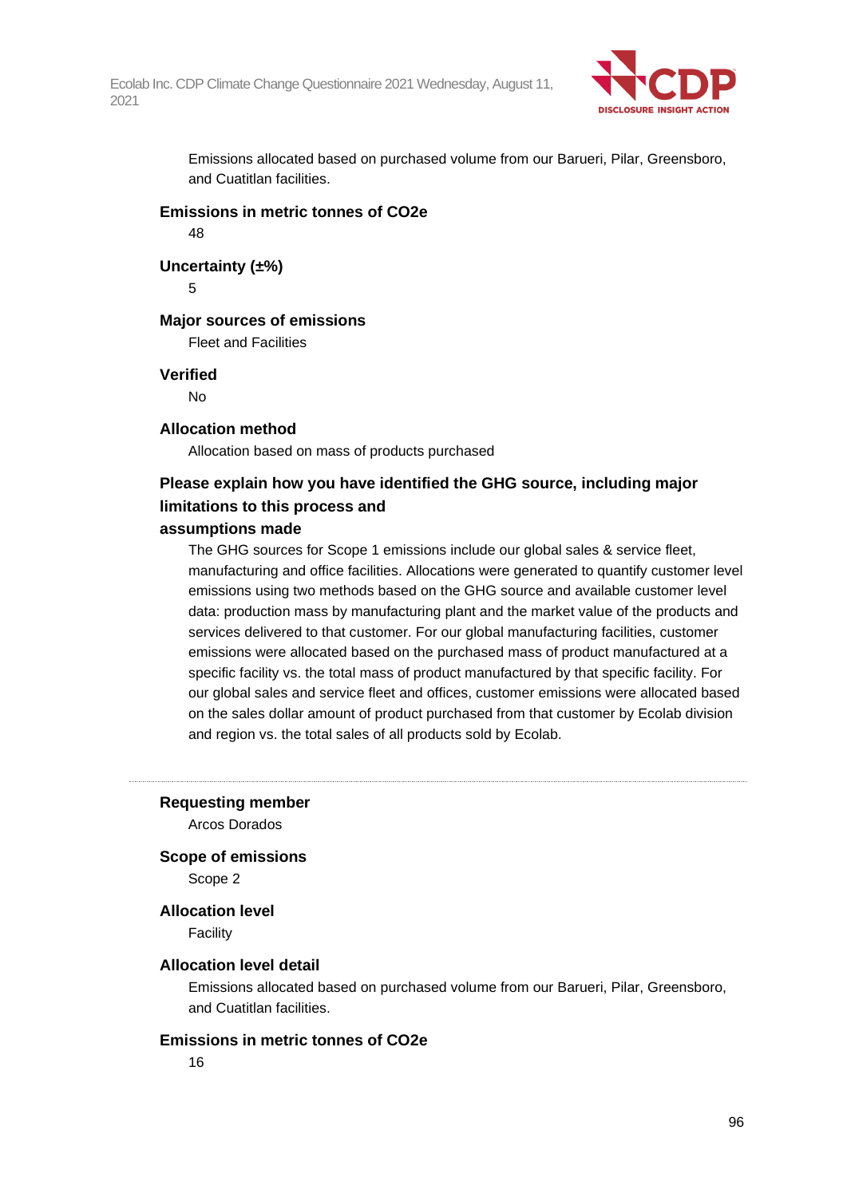Emissions allocated based on purchased volume from our Barueri, Pilar, Greensboro, and Cuatitlan facilities.

**Emissions in metric tonnes of CO2e**

48

**Uncertainty (±%)**

5

**Major sources of emissions**

Fleet and Facilities

**Verified**

No

**Allocation method**

Allocation based on mass of products purchased

**Please explain how you have identified the GHG source, including major limitations to this process and assumptions made**

The GHG sources for Scope 1 emissions include our global sales & service fleet, manufacturing and office facilities. Allocations were generated to quantify customer level emissions using two methods based on the GHG source and available customer level data: production mass by manufacturing plant and the market value of the products and services delivered to that customer. For our global manufacturing facilities, customer emissions were allocated based on the purchased mass of product manufactured at a specific facility vs. the total mass of product manufactured by that specific facility. For our global sales and service fleet and offices, customer emissions were allocated based on the sales dollar amount of product purchased from that customer by Ecolab division and region vs. the total sales of all products sold by Ecolab.

---

**Requesting member**

Arcos Dorados

**Scope of emissions**

Scope 2

**Allocation level**

Facility

**Allocation level detail**

Emissions allocated based on purchased volume from our Barueri, Pilar, Greensboro, and Cuatitlan facilities.

**Emissions in metric tonnes of CO2e**

16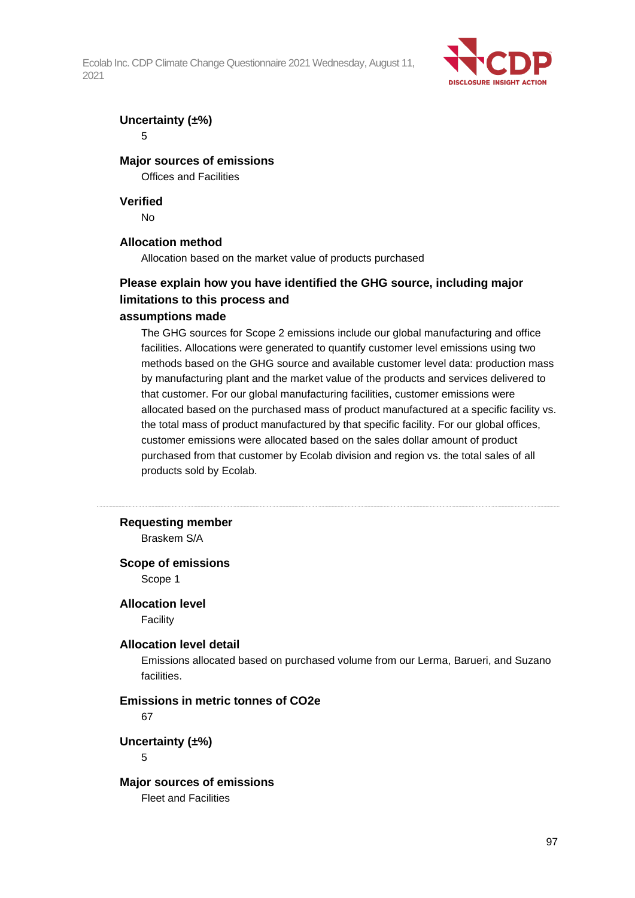**Uncertainty (±%)**

5

**Major sources of emissions**

Offices and Facilities

**Verified**

No

**Allocation method**

Allocation based on the market value of products purchased

**Please explain how you have identified the GHG source, including major limitations to this process and assumptions made**

The GHG sources for Scope 2 emissions include our global manufacturing and office facilities. Allocations were generated to quantify customer level emissions using two methods based on the GHG source and available customer level data: production mass by manufacturing plant and the market value of the products and services delivered to that customer. For our global manufacturing facilities, customer emissions were allocated based on the purchased mass of product manufactured at a specific facility vs. the total mass of product manufactured by that specific facility. For our global offices, customer emissions were allocated based on the sales dollar amount of product purchased from that customer by Ecolab division and region vs. the total sales of all products sold by Ecolab.

---

**Requesting member**

Braskem S/A

**Scope of emissions**

Scope 1

**Allocation level**

Facility

**Allocation level detail**

Emissions allocated based on purchased volume from our Lerma, Barueri, and Suzano facilities.

**Emissions in metric tonnes of CO2e**

67

**Uncertainty (±%)**

5

**Major sources of emissions**

Fleet and Facilities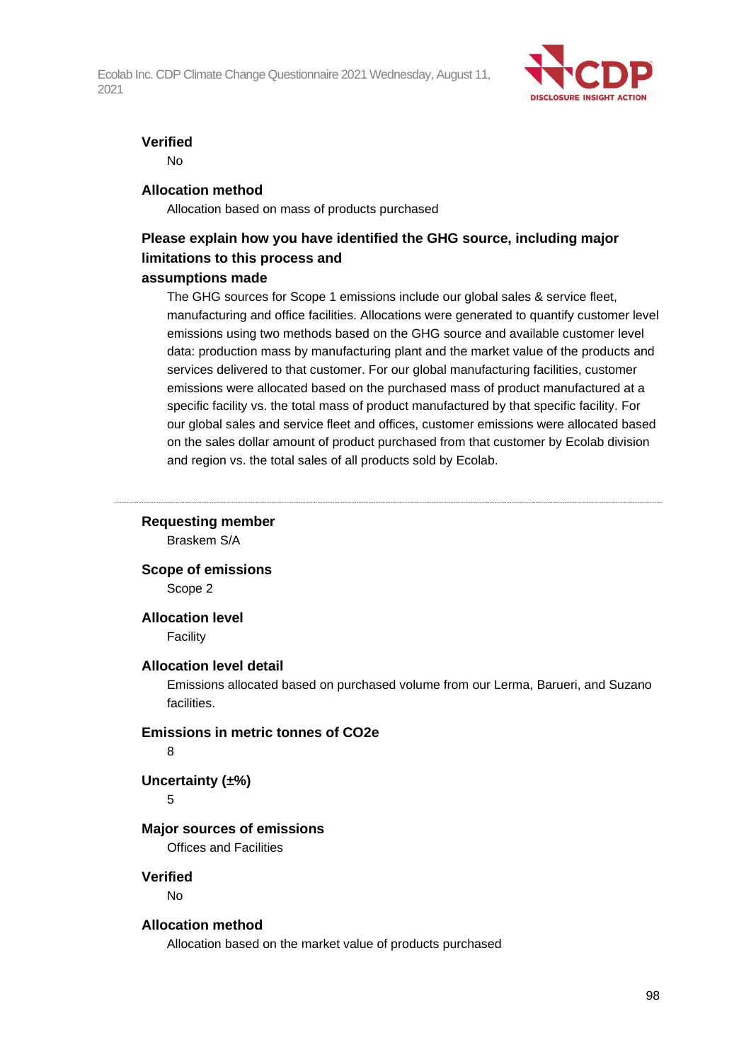**Verified**

No

**Allocation method**

Allocation based on mass of products purchased

**Please explain how you have identified the GHG source, including major limitations to this process and assumptions made**

The GHG sources for Scope 1 emissions include our global sales & service fleet, manufacturing and office facilities. Allocations were generated to quantify customer level emissions using two methods based on the GHG source and available customer level data: production mass by manufacturing plant and the market value of the products and services delivered to that customer. For our global manufacturing facilities, customer emissions were allocated based on the purchased mass of product manufactured at a specific facility vs. the total mass of product manufactured by that specific facility. For our global sales and service fleet and offices, customer emissions were allocated based on the sales dollar amount of product purchased from that customer by Ecolab division and region vs. the total sales of all products sold by Ecolab.

---

**Requesting member**

Braskem S/A

**Scope of emissions**

Scope 2

**Allocation level**

Facility

**Allocation level detail**

Emissions allocated based on purchased volume from our Lerma, Barueri, and Suzano facilities.

**Emissions in metric tonnes of CO2e**

8

**Uncertainty (±%)**

5

**Major sources of emissions**

Offices and Facilities

**Verified**

No

**Allocation method**

Allocation based on the market value of products purchased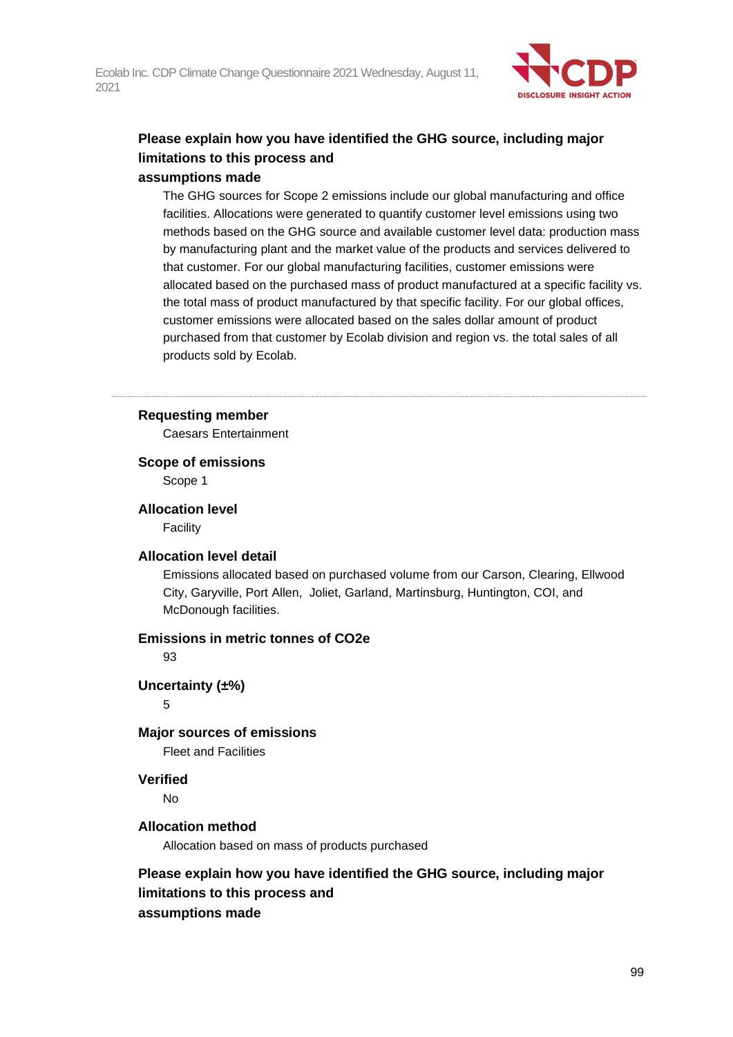**Please explain how you have identified the GHG source, including major limitations to this process and assumptions made**

The GHG sources for Scope 2 emissions include our global manufacturing and office facilities. Allocations were generated to quantify customer level emissions using two methods based on the GHG source and available customer level data: production mass by manufacturing plant and the market value of the products and services delivered to that customer. For our global manufacturing facilities, customer emissions were allocated based on the purchased mass of product manufactured at a specific facility vs. the total mass of product manufactured by that specific facility. For our global offices, customer emissions were allocated based on the sales dollar amount of product purchased from that customer by Ecolab division and region vs. the total sales of all products sold by Ecolab.

---

**Requesting member**

Caesars Entertainment

**Scope of emissions**

Scope 1

**Allocation level**

Facility

**Allocation level detail**

Emissions allocated based on purchased volume from our Carson, Clearing, Ellwood City, Garyville, Port Allen,  Joliet, Garland, Martinsburg, Huntington, COI, and McDonough facilities.

**Emissions in metric tonnes of CO2e**

93

**Uncertainty (±%)**

5

**Major sources of emissions**

Fleet and Facilities

**Verified**

No

**Allocation method**

Allocation based on mass of products purchased

**Please explain how you have identified the GHG source, including major limitations to this process and assumptions made**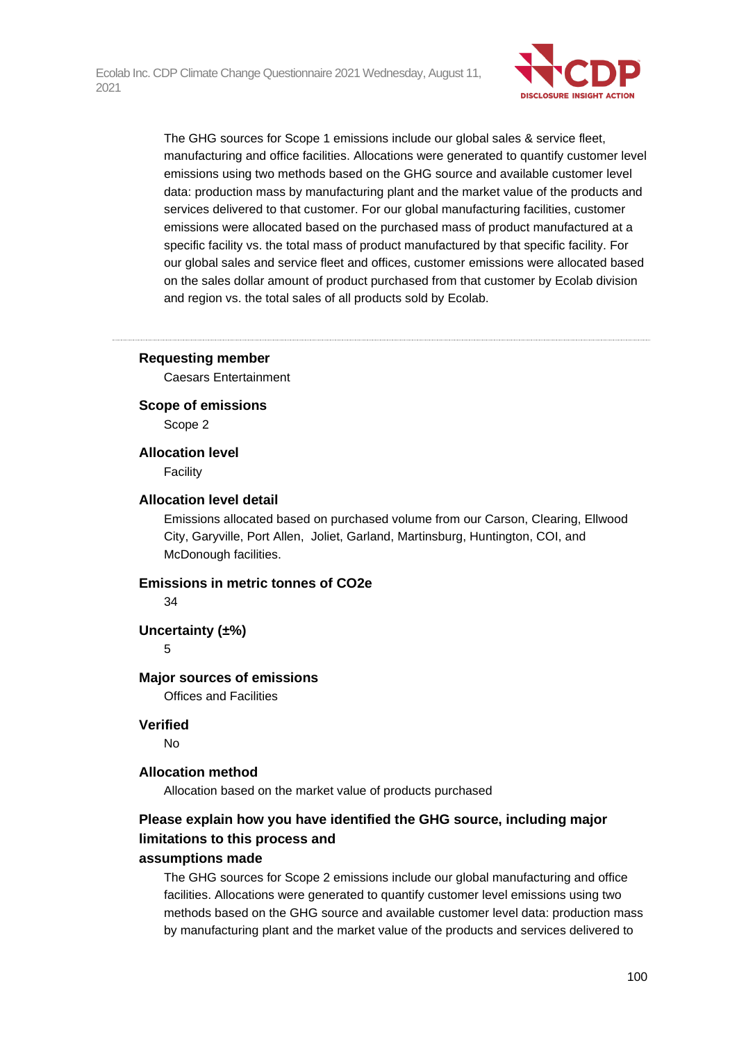The GHG sources for Scope 1 emissions include our global sales & service fleet, manufacturing and office facilities. Allocations were generated to quantify customer level emissions using two methods based on the GHG source and available customer level data: production mass by manufacturing plant and the market value of the products and services delivered to that customer. For our global manufacturing facilities, customer emissions were allocated based on the purchased mass of product manufactured at a specific facility vs. the total mass of product manufactured by that specific facility. For our global sales and service fleet and offices, customer emissions were allocated based on the sales dollar amount of product purchased from that customer by Ecolab division and region vs. the total sales of all products sold by Ecolab.

---

**Requesting member**

Caesars Entertainment

**Scope of emissions**

Scope 2

**Allocation level**

Facility

**Allocation level detail**

Emissions allocated based on purchased volume from our Carson, Clearing, Ellwood City, Garyville, Port Allen, Joliet, Garland, Martinsburg, Huntington, COI, and McDonough facilities.

**Emissions in metric tonnes of CO2e**

34

**Uncertainty (±%)**

5

**Major sources of emissions**

Offices and Facilities

**Verified**

No

**Allocation method**

Allocation based on the market value of products purchased

**Please explain how you have identified the GHG source, including major limitations to this process and assumptions made**

The GHG sources for Scope 2 emissions include our global manufacturing and office facilities. Allocations were generated to quantify customer level emissions using two methods based on the GHG source and available customer level data: production mass by manufacturing plant and the market value of the products and services delivered to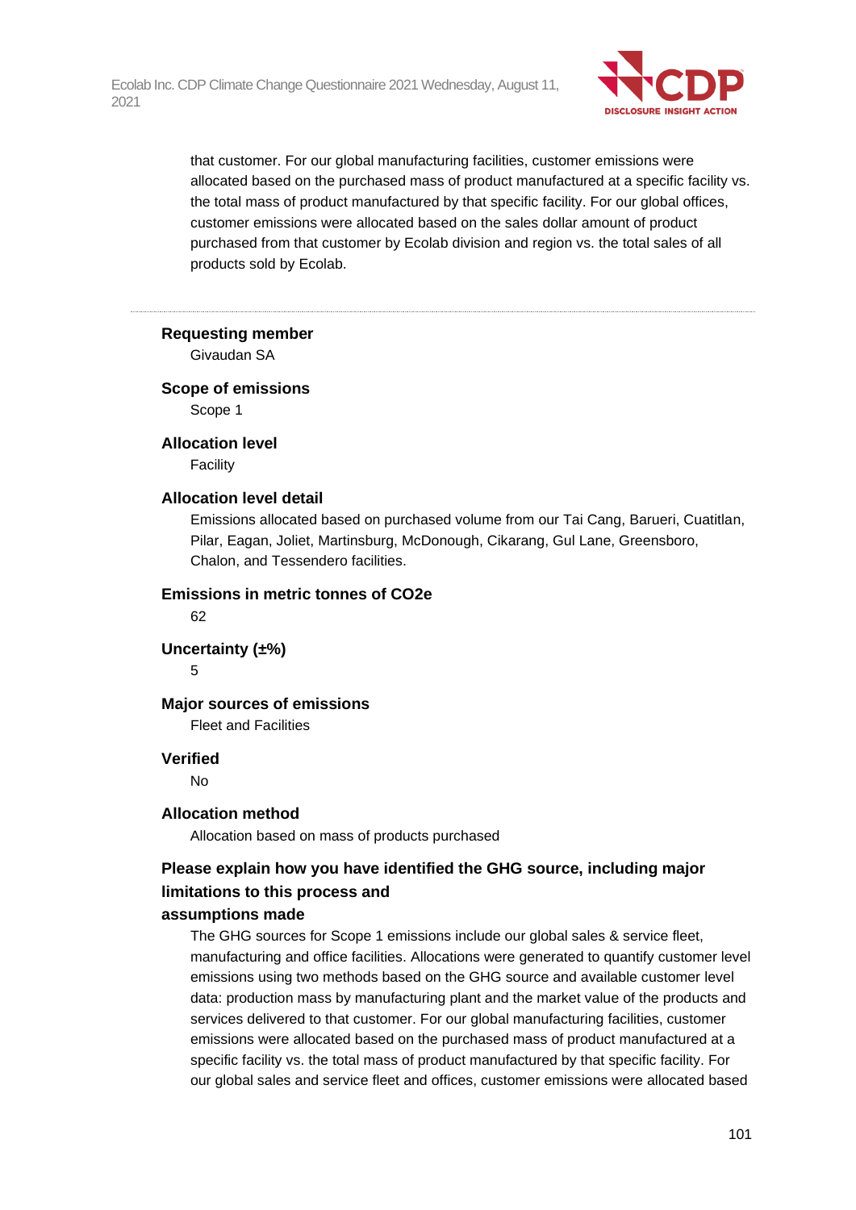that customer. For our global manufacturing facilities, customer emissions were allocated based on the purchased mass of product manufactured at a specific facility vs. the total mass of product manufactured by that specific facility. For our global offices, customer emissions were allocated based on the sales dollar amount of product purchased from that customer by Ecolab division and region vs. the total sales of all products sold by Ecolab.

---

**Requesting member**

Givaudan SA

**Scope of emissions**

Scope 1

**Allocation level**

Facility

**Allocation level detail**

Emissions allocated based on purchased volume from our Tai Cang, Barueri, Cuatitlan, Pilar, Eagan, Joliet, Martinsburg, McDonough, Cikarang, Gul Lane, Greensboro, Chalon, and Tessendero facilities.

**Emissions in metric tonnes of CO2e**

62

**Uncertainty (±%)**

5

**Major sources of emissions**

Fleet and Facilities

**Verified**

No

**Allocation method**

Allocation based on mass of products purchased

**Please explain how you have identified the GHG source, including major limitations to this process and assumptions made**

The GHG sources for Scope 1 emissions include our global sales & service fleet, manufacturing and office facilities. Allocations were generated to quantify customer level emissions using two methods based on the GHG source and available customer level data: production mass by manufacturing plant and the market value of the products and services delivered to that customer. For our global manufacturing facilities, customer emissions were allocated based on the purchased mass of product manufactured at a specific facility vs. the total mass of product manufactured by that specific facility. For our global sales and service fleet and offices, customer emissions were allocated based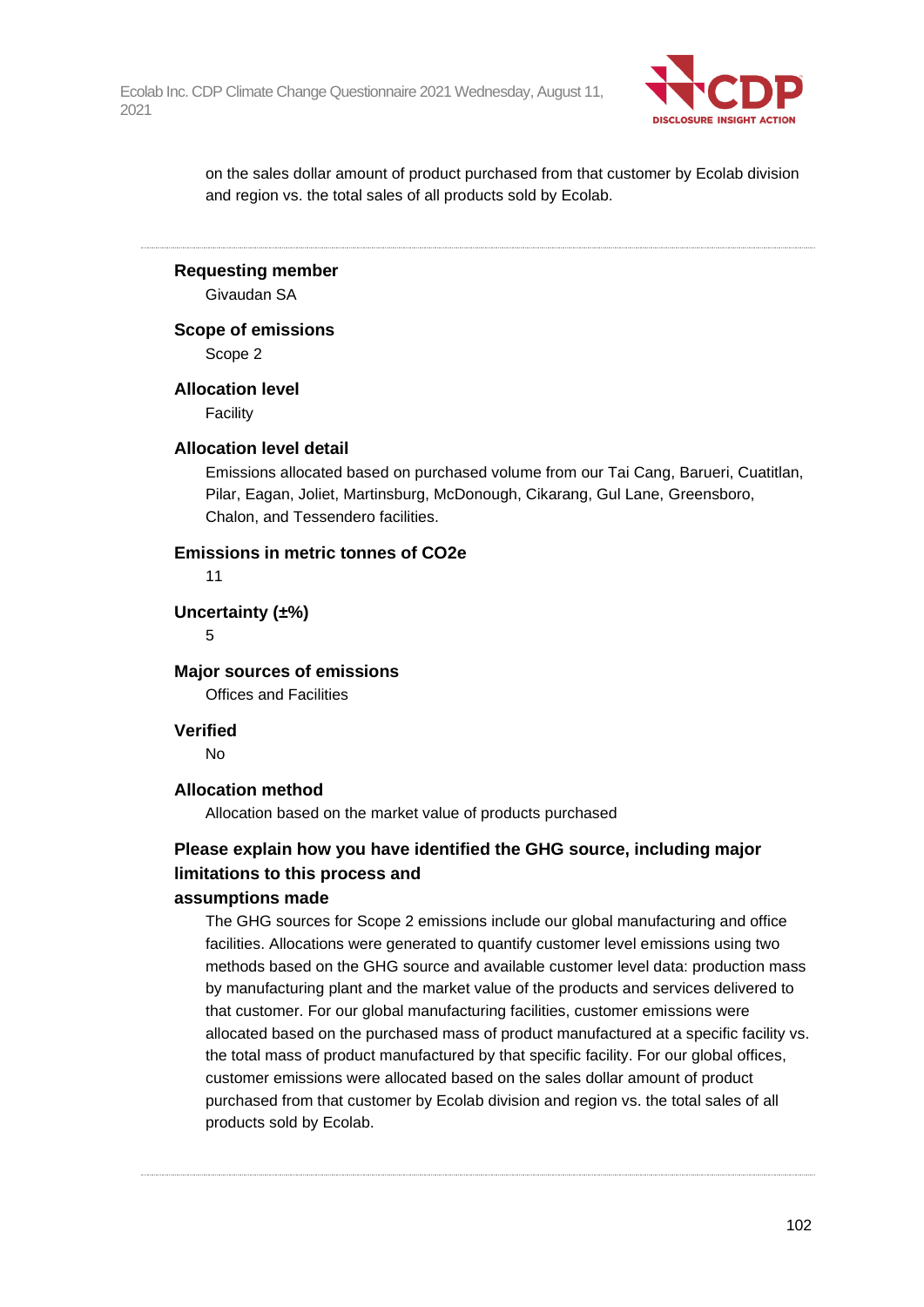on the sales dollar amount of product purchased from that customer by Ecolab division and region vs. the total sales of all products sold by Ecolab.

---

**Requesting member**

Givaudan SA

**Scope of emissions**

Scope 2

**Allocation level**

Facility

**Allocation level detail**

Emissions allocated based on purchased volume from our Tai Cang, Barueri, Cuatitlan, Pilar, Eagan, Joliet, Martinsburg, McDonough, Cikarang, Gul Lane, Greensboro, Chalon, and Tessendero facilities.

**Emissions in metric tonnes of CO2e**

11

**Uncertainty (±%)**

5

**Major sources of emissions**

Offices and Facilities

**Verified**

No

**Allocation method**

Allocation based on the market value of products purchased

**Please explain how you have identified the GHG source, including major limitations to this process and assumptions made**

The GHG sources for Scope 2 emissions include our global manufacturing and office facilities. Allocations were generated to quantify customer level emissions using two methods based on the GHG source and available customer level data: production mass by manufacturing plant and the market value of the products and services delivered to that customer. For our global manufacturing facilities, customer emissions were allocated based on the purchased mass of product manufactured at a specific facility vs. the total mass of product manufactured by that specific facility. For our global offices, customer emissions were allocated based on the sales dollar amount of product purchased from that customer by Ecolab division and region vs. the total sales of all products sold by Ecolab.

---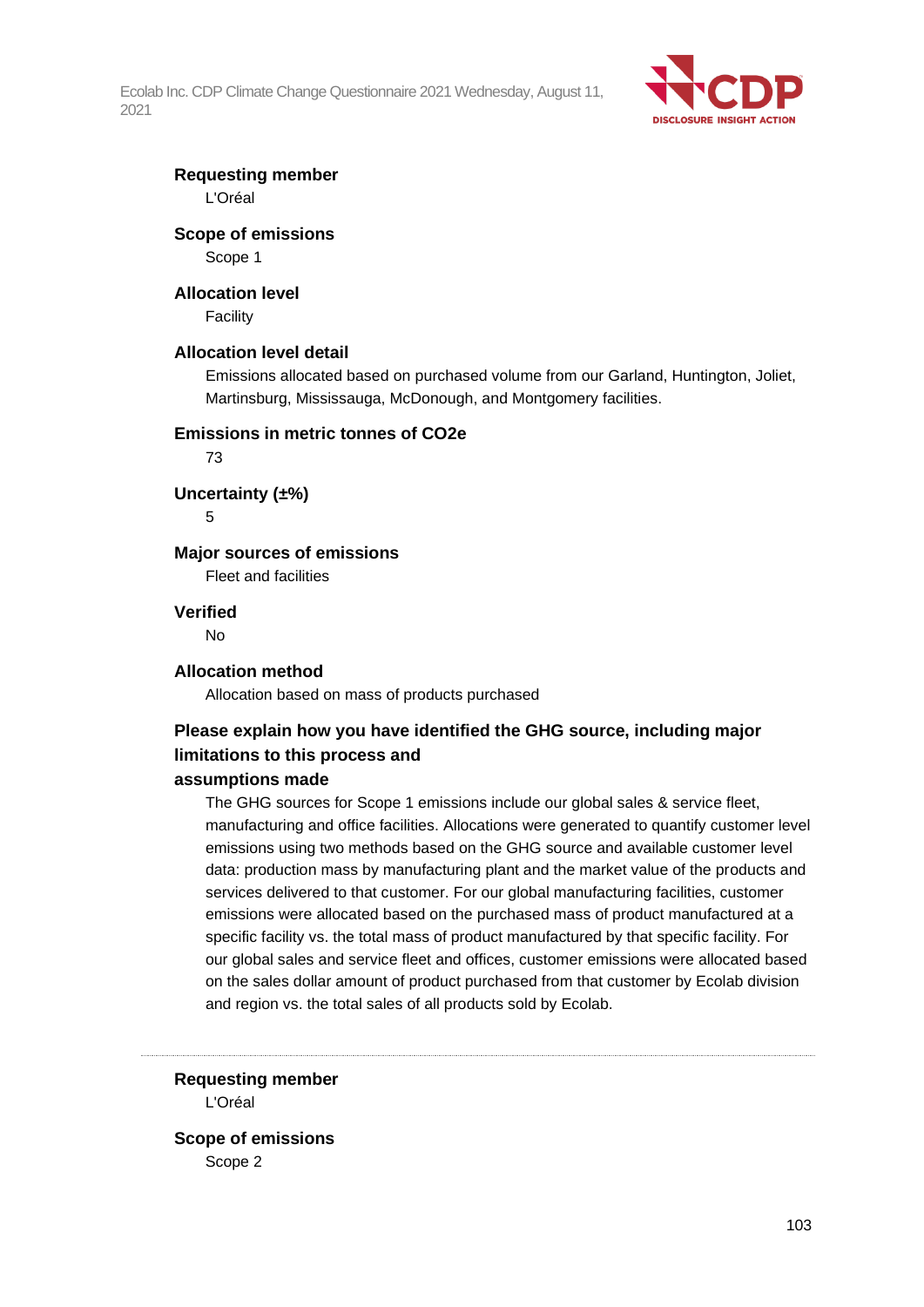**Requesting member**

L'Oréal

**Scope of emissions**

Scope 1

**Allocation level**

Facility

**Allocation level detail**

Emissions allocated based on purchased volume from our Garland, Huntington, Joliet, Martinsburg, Mississauga, McDonough, and Montgomery facilities.

**Emissions in metric tonnes of CO2e**

73

**Uncertainty (±%)**

5

**Major sources of emissions**

Fleet and facilities

**Verified**

No

**Allocation method**

Allocation based on mass of products purchased

**Please explain how you have identified the GHG source, including major limitations to this process and assumptions made**

The GHG sources for Scope 1 emissions include our global sales & service fleet, manufacturing and office facilities. Allocations were generated to quantify customer level emissions using two methods based on the GHG source and available customer level data: production mass by manufacturing plant and the market value of the products and services delivered to that customer. For our global manufacturing facilities, customer emissions were allocated based on the purchased mass of product manufactured at a specific facility vs. the total mass of product manufactured by that specific facility. For our global sales and service fleet and offices, customer emissions were allocated based on the sales dollar amount of product purchased from that customer by Ecolab division and region vs. the total sales of all products sold by Ecolab.

---

**Requesting member**

L'Oréal

**Scope of emissions**

Scope 2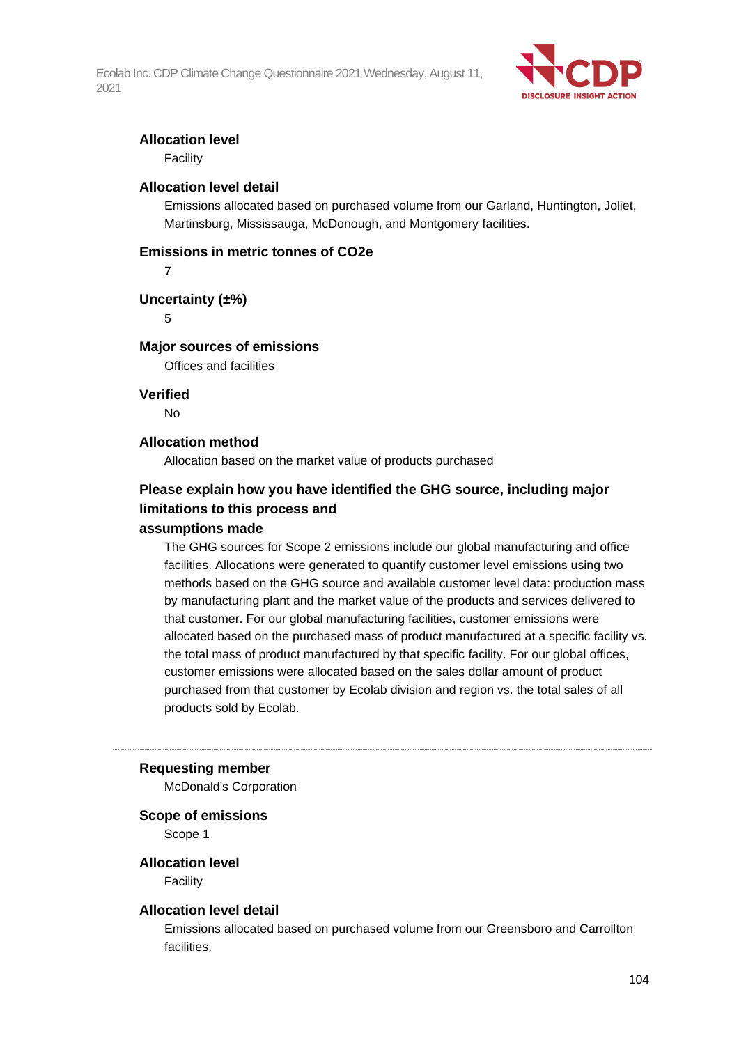**Allocation level**

Facility

**Allocation level detail**

Emissions allocated based on purchased volume from our Garland, Huntington, Joliet, Martinsburg, Mississauga, McDonough, and Montgomery facilities.

**Emissions in metric tonnes of CO2e**

7

**Uncertainty (±%)**

5

**Major sources of emissions**

Offices and facilities

**Verified**

No

**Allocation method**

Allocation based on the market value of products purchased

**Please explain how you have identified the GHG source, including major limitations to this process and assumptions made**

The GHG sources for Scope 2 emissions include our global manufacturing and office facilities. Allocations were generated to quantify customer level emissions using two methods based on the GHG source and available customer level data: production mass by manufacturing plant and the market value of the products and services delivered to that customer. For our global manufacturing facilities, customer emissions were allocated based on the purchased mass of product manufactured at a specific facility vs. the total mass of product manufactured by that specific facility. For our global offices, customer emissions were allocated based on the sales dollar amount of product purchased from that customer by Ecolab division and region vs. the total sales of all products sold by Ecolab.

---

**Requesting member**

McDonald's Corporation

**Scope of emissions**

Scope 1

**Allocation level**

Facility

**Allocation level detail**

Emissions allocated based on purchased volume from our Greensboro and Carrollton facilities.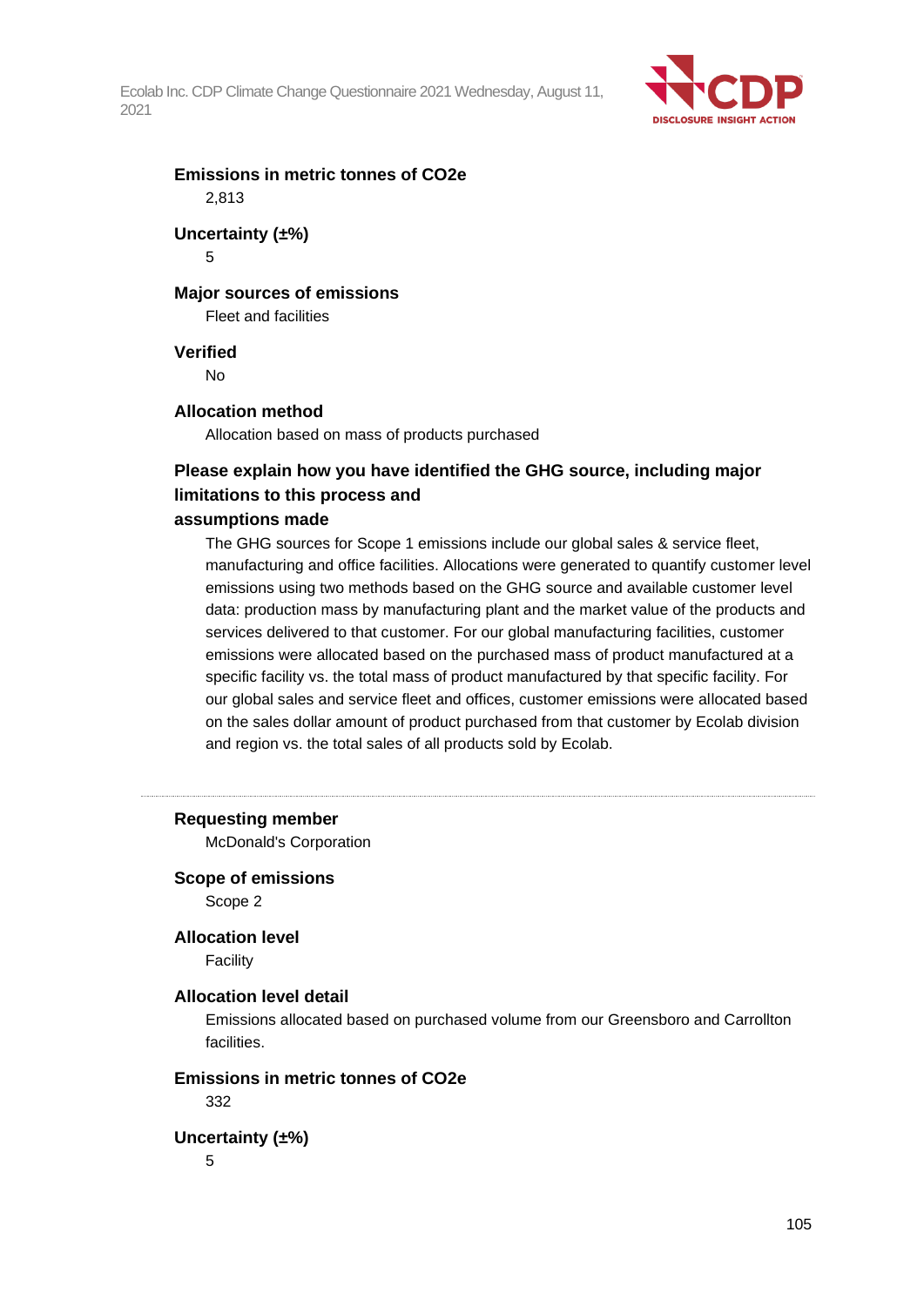**Emissions in metric tonnes of CO2e**

2,813

**Uncertainty (±%)**

5

**Major sources of emissions**

Fleet and facilities

**Verified**

No

**Allocation method**

Allocation based on mass of products purchased

**Please explain how you have identified the GHG source, including major limitations to this process and assumptions made**

The GHG sources for Scope 1 emissions include our global sales & service fleet, manufacturing and office facilities. Allocations were generated to quantify customer level emissions using two methods based on the GHG source and available customer level data: production mass by manufacturing plant and the market value of the products and services delivered to that customer. For our global manufacturing facilities, customer emissions were allocated based on the purchased mass of product manufactured at a specific facility vs. the total mass of product manufactured by that specific facility. For our global sales and service fleet and offices, customer emissions were allocated based on the sales dollar amount of product purchased from that customer by Ecolab division and region vs. the total sales of all products sold by Ecolab.

---

**Requesting member**

McDonald's Corporation

**Scope of emissions**

Scope 2

**Allocation level**

Facility

**Allocation level detail**

Emissions allocated based on purchased volume from our Greensboro and Carrollton facilities.

**Emissions in metric tonnes of CO2e**

332

**Uncertainty (±%)**

5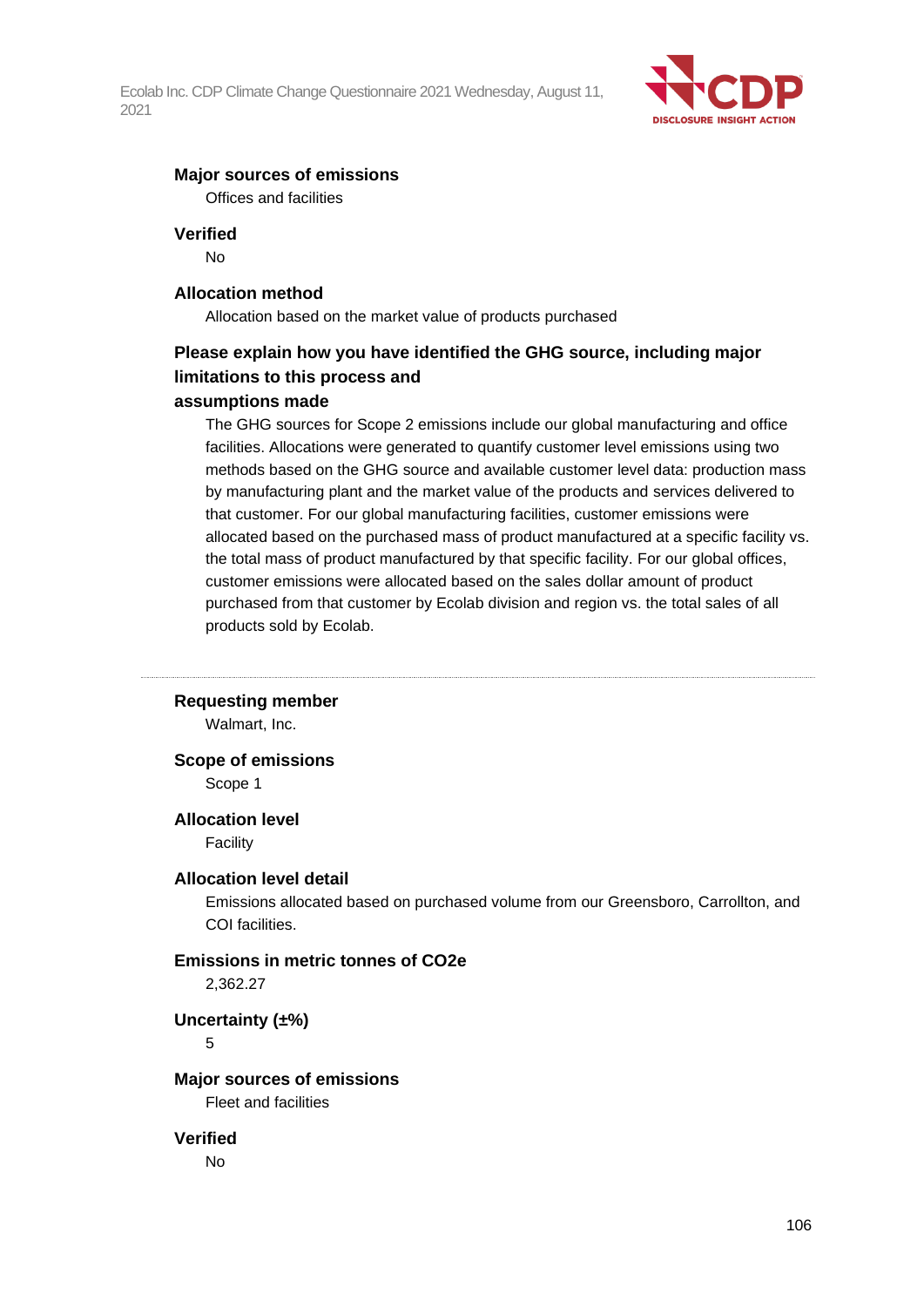**Major sources of emissions**

Offices and facilities

**Verified**

No

**Allocation method**

Allocation based on the market value of products purchased

**Please explain how you have identified the GHG source, including major limitations to this process and assumptions made**

The GHG sources for Scope 2 emissions include our global manufacturing and office facilities. Allocations were generated to quantify customer level emissions using two methods based on the GHG source and available customer level data: production mass by manufacturing plant and the market value of the products and services delivered to that customer. For our global manufacturing facilities, customer emissions were allocated based on the purchased mass of product manufactured at a specific facility vs. the total mass of product manufactured by that specific facility. For our global offices, customer emissions were allocated based on the sales dollar amount of product purchased from that customer by Ecolab division and region vs. the total sales of all products sold by Ecolab.

---

**Requesting member**

Walmart, Inc.

**Scope of emissions**

Scope 1

**Allocation level**

Facility

**Allocation level detail**

Emissions allocated based on purchased volume from our Greensboro, Carrollton, and COI facilities.

**Emissions in metric tonnes of CO2e**

2,362.27

**Uncertainty (±%)**

5

**Major sources of emissions**

Fleet and facilities

**Verified**

No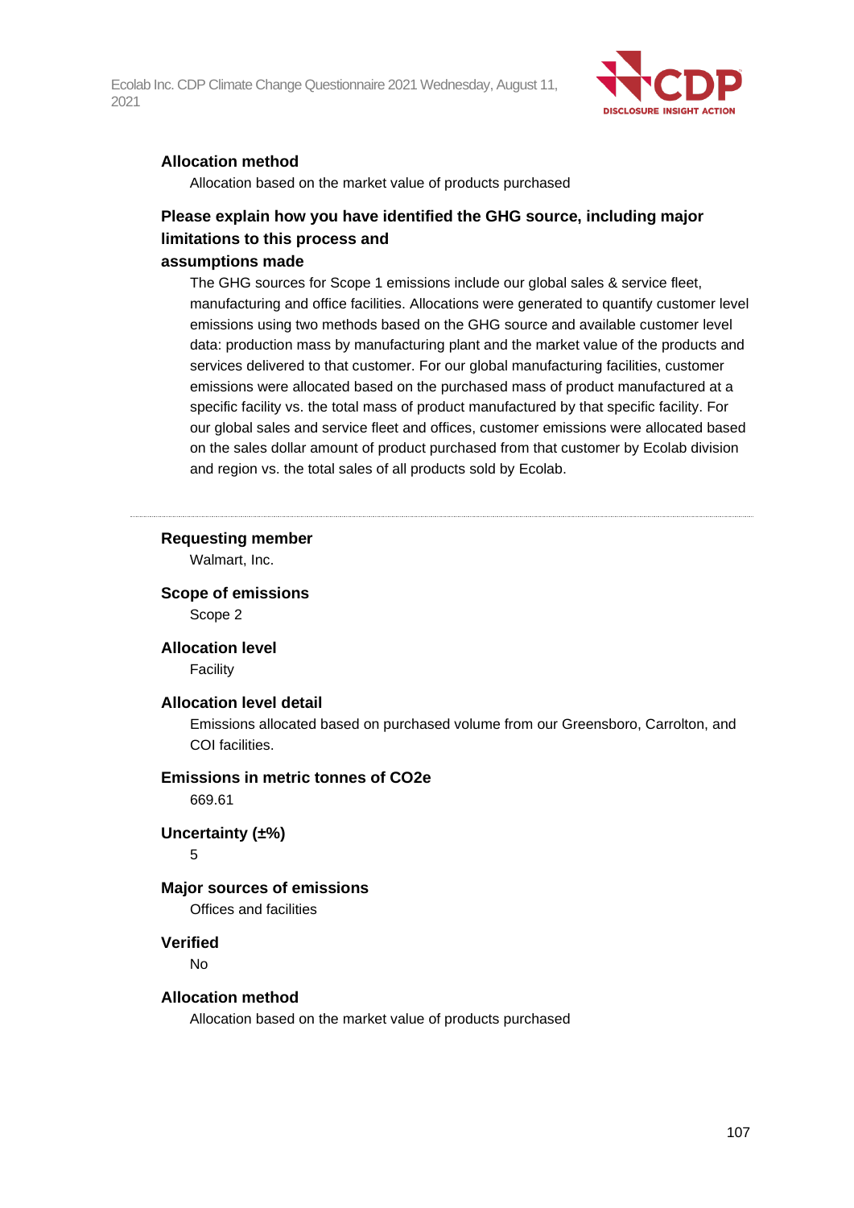**Allocation method**

Allocation based on the market value of products purchased

**Please explain how you have identified the GHG source, including major limitations to this process and assumptions made**

The GHG sources for Scope 1 emissions include our global sales & service fleet, manufacturing and office facilities. Allocations were generated to quantify customer level emissions using two methods based on the GHG source and available customer level data: production mass by manufacturing plant and the market value of the products and services delivered to that customer. For our global manufacturing facilities, customer emissions were allocated based on the purchased mass of product manufactured at a specific facility vs. the total mass of product manufactured by that specific facility. For our global sales and service fleet and offices, customer emissions were allocated based on the sales dollar amount of product purchased from that customer by Ecolab division and region vs. the total sales of all products sold by Ecolab.

---

**Requesting member**

Walmart, Inc.

**Scope of emissions**

Scope 2

**Allocation level**

Facility

**Allocation level detail**

Emissions allocated based on purchased volume from our Greensboro, Carrolton, and COI facilities.

**Emissions in metric tonnes of CO2e**

669.61

**Uncertainty (±%)**

5

**Major sources of emissions**

Offices and facilities

**Verified**

No

**Allocation method**

Allocation based on the market value of products purchased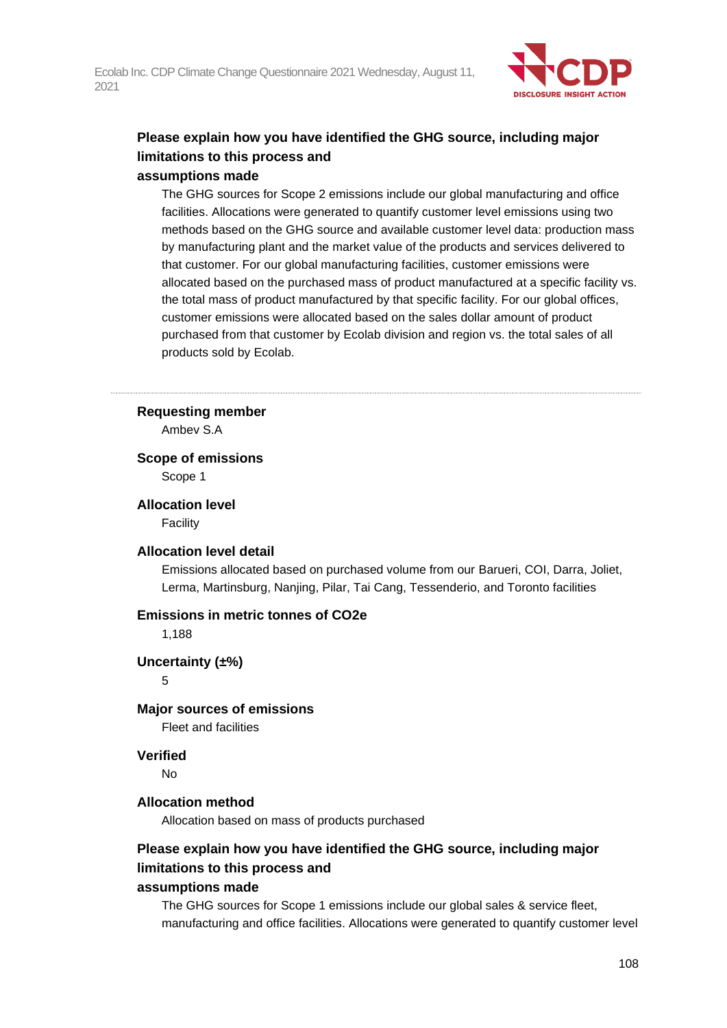**Please explain how you have identified the GHG source, including major limitations to this process and assumptions made**

The GHG sources for Scope 2 emissions include our global manufacturing and office facilities. Allocations were generated to quantify customer level emissions using two methods based on the GHG source and available customer level data: production mass by manufacturing plant and the market value of the products and services delivered to that customer. For our global manufacturing facilities, customer emissions were allocated based on the purchased mass of product manufactured at a specific facility vs. the total mass of product manufactured by that specific facility. For our global offices, customer emissions were allocated based on the sales dollar amount of product purchased from that customer by Ecolab division and region vs. the total sales of all products sold by Ecolab.

---

**Requesting member**

Ambev S.A

**Scope of emissions**

Scope 1

**Allocation level**

Facility

**Allocation level detail**

Emissions allocated based on purchased volume from our Barueri, COI, Darra, Joliet, Lerma, Martinsburg, Nanjing, Pilar, Tai Cang, Tessenderio, and Toronto facilities

**Emissions in metric tonnes of CO2e**

1,188

**Uncertainty (±%)**

5

**Major sources of emissions**

Fleet and facilities

**Verified**

No

**Allocation method**

Allocation based on mass of products purchased

**Please explain how you have identified the GHG source, including major limitations to this process and assumptions made**

The GHG sources for Scope 1 emissions include our global sales & service fleet, manufacturing and office facilities. Allocations were generated to quantify customer level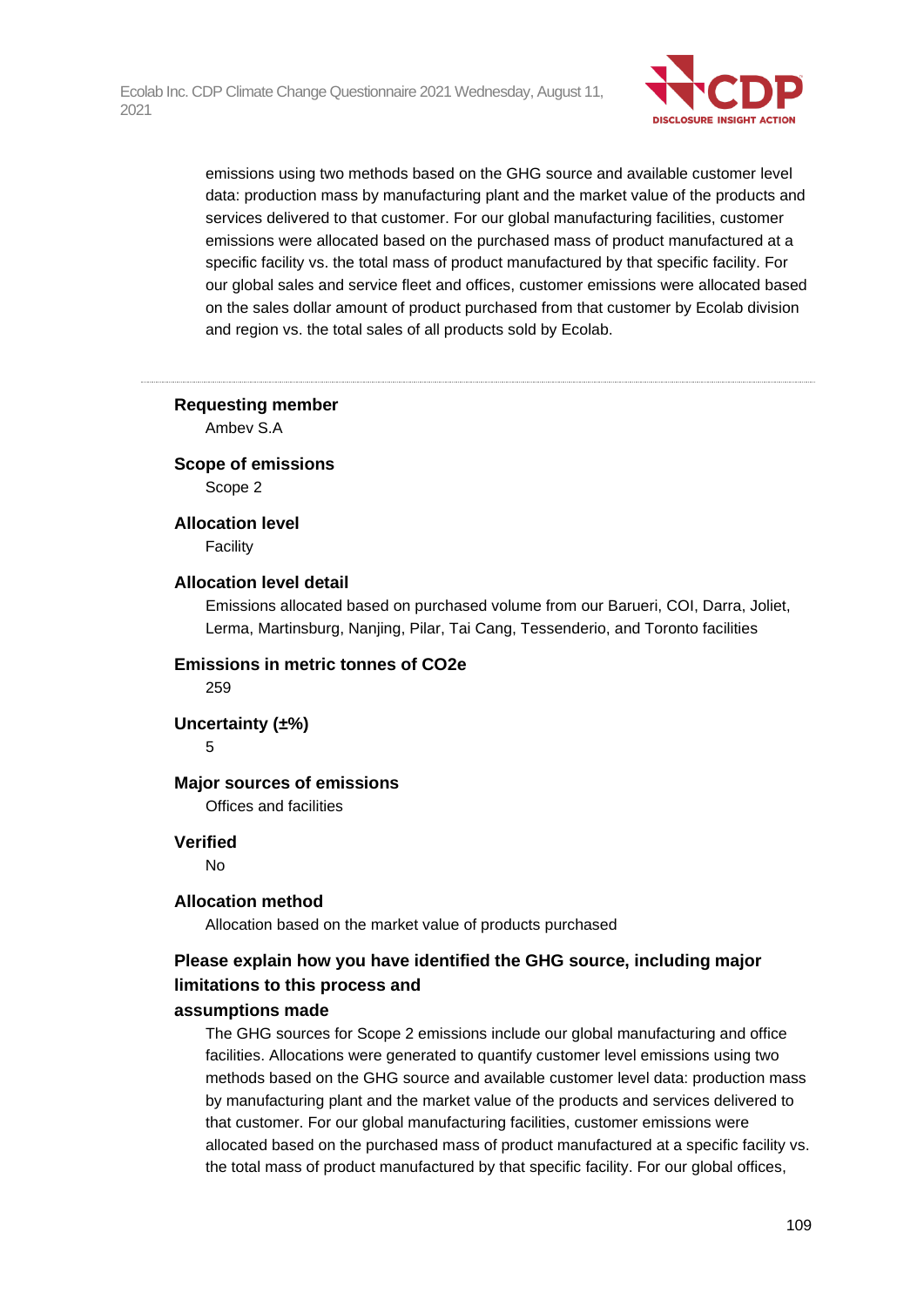emissions using two methods based on the GHG source and available customer level data: production mass by manufacturing plant and the market value of the products and services delivered to that customer. For our global manufacturing facilities, customer emissions were allocated based on the purchased mass of product manufactured at a specific facility vs. the total mass of product manufactured by that specific facility. For our global sales and service fleet and offices, customer emissions were allocated based on the sales dollar amount of product purchased from that customer by Ecolab division and region vs. the total sales of all products sold by Ecolab.

---

**Requesting member**

Ambev S.A

**Scope of emissions**

Scope 2

**Allocation level**

Facility

**Allocation level detail**

Emissions allocated based on purchased volume from our Barueri, COI, Darra, Joliet, Lerma, Martinsburg, Nanjing, Pilar, Tai Cang, Tessenderio, and Toronto facilities

**Emissions in metric tonnes of CO2e**

259

**Uncertainty (±%)**

5

**Major sources of emissions**

Offices and facilities

**Verified**

No

**Allocation method**

Allocation based on the market value of products purchased

**Please explain how you have identified the GHG source, including major limitations to this process and assumptions made**

The GHG sources for Scope 2 emissions include our global manufacturing and office facilities. Allocations were generated to quantify customer level emissions using two methods based on the GHG source and available customer level data: production mass by manufacturing plant and the market value of the products and services delivered to that customer. For our global manufacturing facilities, customer emissions were allocated based on the purchased mass of product manufactured at a specific facility vs. the total mass of product manufactured by that specific facility. For our global offices,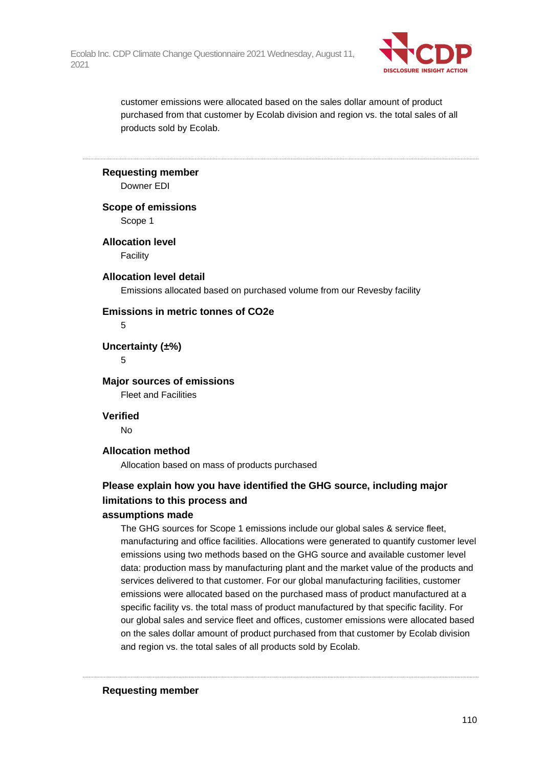customer emissions were allocated based on the sales dollar amount of product purchased from that customer by Ecolab division and region vs. the total sales of all products sold by Ecolab.

---

**Requesting member**

Downer EDI

**Scope of emissions**

Scope 1

**Allocation level**

Facility

**Allocation level detail**

Emissions allocated based on purchased volume from our Revesby facility

**Emissions in metric tonnes of CO2e**

5

**Uncertainty (±%)**

5

**Major sources of emissions**

Fleet and Facilities

**Verified**

No

**Allocation method**

Allocation based on mass of products purchased

**Please explain how you have identified the GHG source, including major limitations to this process and assumptions made**

The GHG sources for Scope 1 emissions include our global sales & service fleet, manufacturing and office facilities. Allocations were generated to quantify customer level emissions using two methods based on the GHG source and available customer level data: production mass by manufacturing plant and the market value of the products and services delivered to that customer. For our global manufacturing facilities, customer emissions were allocated based on the purchased mass of product manufactured at a specific facility vs. the total mass of product manufactured by that specific facility. For our global sales and service fleet and offices, customer emissions were allocated based on the sales dollar amount of product purchased from that customer by Ecolab division and region vs. the total sales of all products sold by Ecolab.

---

**Requesting member**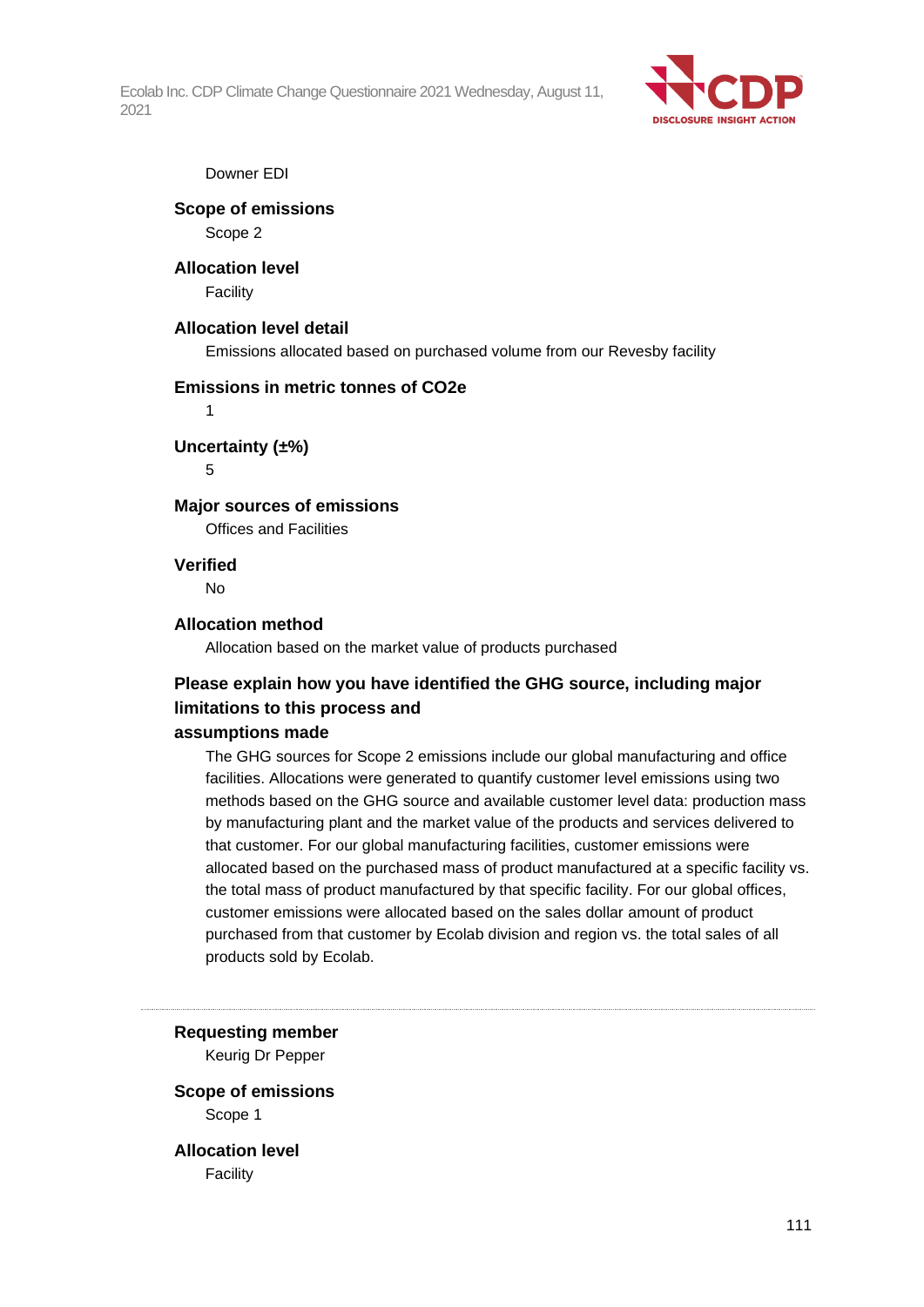Downer EDI

**Scope of emissions**

Scope 2

**Allocation level**

Facility

**Allocation level detail**

Emissions allocated based on purchased volume from our Revesby facility

**Emissions in metric tonnes of CO2e**

1

**Uncertainty (±%)**

5

**Major sources of emissions**

Offices and Facilities

**Verified**

No

**Allocation method**

Allocation based on the market value of products purchased

**Please explain how you have identified the GHG source, including major limitations to this process and assumptions made**

The GHG sources for Scope 2 emissions include our global manufacturing and office facilities. Allocations were generated to quantify customer level emissions using two methods based on the GHG source and available customer level data: production mass by manufacturing plant and the market value of the products and services delivered to that customer. For our global manufacturing facilities, customer emissions were allocated based on the purchased mass of product manufactured at a specific facility vs. the total mass of product manufactured by that specific facility. For our global offices, customer emissions were allocated based on the sales dollar amount of product purchased from that customer by Ecolab division and region vs. the total sales of all products sold by Ecolab.

---

**Requesting member**

Keurig Dr Pepper

**Scope of emissions**

Scope 1

**Allocation level**

Facility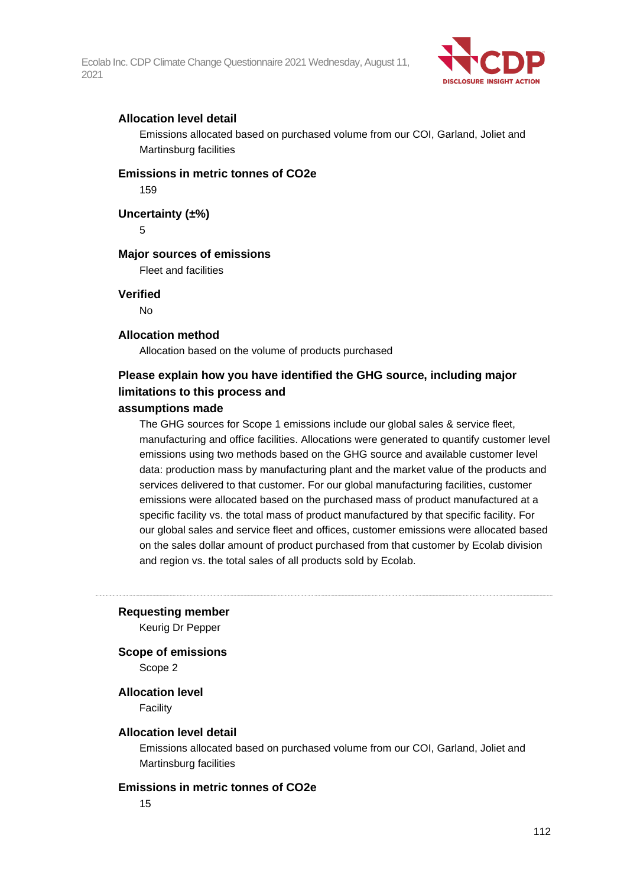**Allocation level detail**

Emissions allocated based on purchased volume from our COI, Garland, Joliet and Martinsburg facilities

**Emissions in metric tonnes of CO2e**

159

**Uncertainty (±%)**

5

**Major sources of emissions**

Fleet and facilities

**Verified**

No

**Allocation method**

Allocation based on the volume of products purchased

**Please explain how you have identified the GHG source, including major limitations to this process and assumptions made**

The GHG sources for Scope 1 emissions include our global sales & service fleet, manufacturing and office facilities. Allocations were generated to quantify customer level emissions using two methods based on the GHG source and available customer level data: production mass by manufacturing plant and the market value of the products and services delivered to that customer. For our global manufacturing facilities, customer emissions were allocated based on the purchased mass of product manufactured at a specific facility vs. the total mass of product manufactured by that specific facility. For our global sales and service fleet and offices, customer emissions were allocated based on the sales dollar amount of product purchased from that customer by Ecolab division and region vs. the total sales of all products sold by Ecolab.

---

**Requesting member**

Keurig Dr Pepper

**Scope of emissions**

Scope 2

**Allocation level**

Facility

**Allocation level detail**

Emissions allocated based on purchased volume from our COI, Garland, Joliet and Martinsburg facilities

**Emissions in metric tonnes of CO2e**

15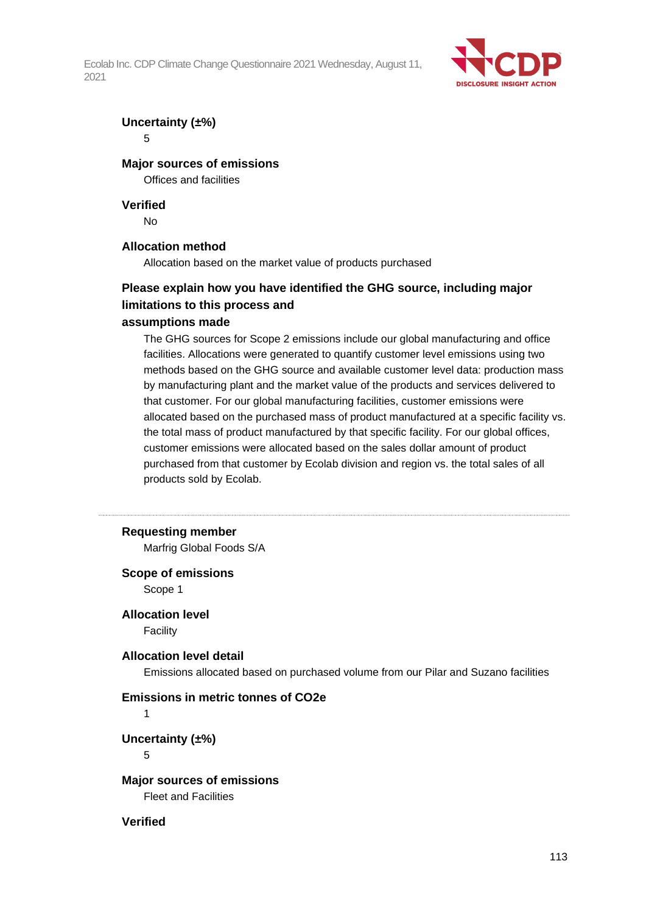**Uncertainty (±%)**

5

**Major sources of emissions**

Offices and facilities

**Verified**

No

**Allocation method**

Allocation based on the market value of products purchased

**Please explain how you have identified the GHG source, including major limitations to this process and assumptions made**

The GHG sources for Scope 2 emissions include our global manufacturing and office facilities. Allocations were generated to quantify customer level emissions using two methods based on the GHG source and available customer level data: production mass by manufacturing plant and the market value of the products and services delivered to that customer. For our global manufacturing facilities, customer emissions were allocated based on the purchased mass of product manufactured at a specific facility vs. the total mass of product manufactured by that specific facility. For our global offices, customer emissions were allocated based on the sales dollar amount of product purchased from that customer by Ecolab division and region vs. the total sales of all products sold by Ecolab.

---

**Requesting member**

Marfrig Global Foods S/A

**Scope of emissions**

Scope 1

**Allocation level**

Facility

**Allocation level detail**

Emissions allocated based on purchased volume from our Pilar and Suzano facilities

**Emissions in metric tonnes of CO2e**

1

**Uncertainty (±%)**

5

**Major sources of emissions**

Fleet and Facilities

**Verified**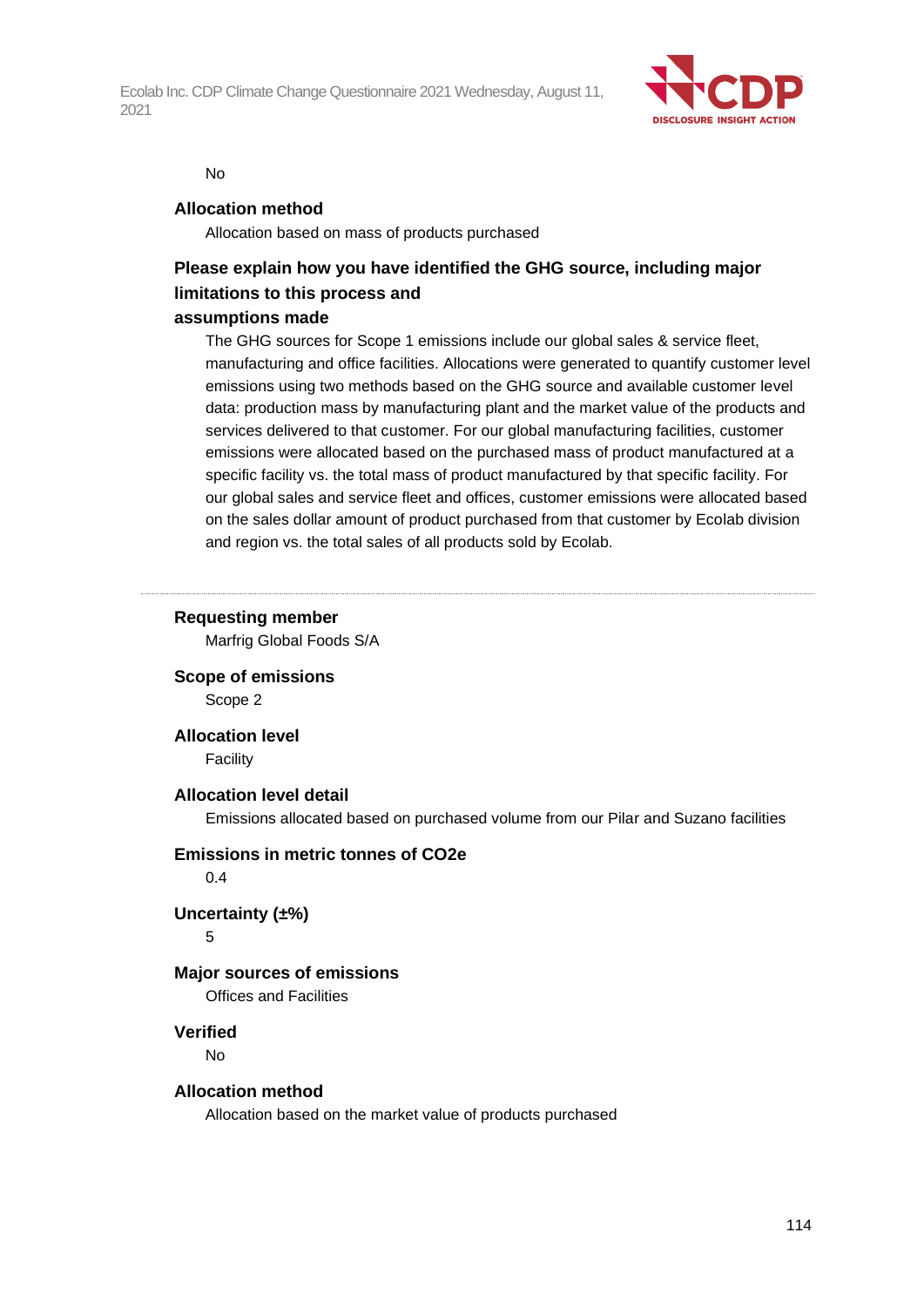No

**Allocation method**

Allocation based on mass of products purchased

**Please explain how you have identified the GHG source, including major limitations to this process and assumptions made**

The GHG sources for Scope 1 emissions include our global sales & service fleet, manufacturing and office facilities. Allocations were generated to quantify customer level emissions using two methods based on the GHG source and available customer level data: production mass by manufacturing plant and the market value of the products and services delivered to that customer. For our global manufacturing facilities, customer emissions were allocated based on the purchased mass of product manufactured at a specific facility vs. the total mass of product manufactured by that specific facility. For our global sales and service fleet and offices, customer emissions were allocated based on the sales dollar amount of product purchased from that customer by Ecolab division and region vs. the total sales of all products sold by Ecolab.

---

**Requesting member**

Marfrig Global Foods S/A

**Scope of emissions**

Scope 2

**Allocation level**

Facility

**Allocation level detail**

Emissions allocated based on purchased volume from our Pilar and Suzano facilities

**Emissions in metric tonnes of CO2e**

0.4

**Uncertainty (±%)**

5

**Major sources of emissions**

Offices and Facilities

**Verified**

No

**Allocation method**

Allocation based on the market value of products purchased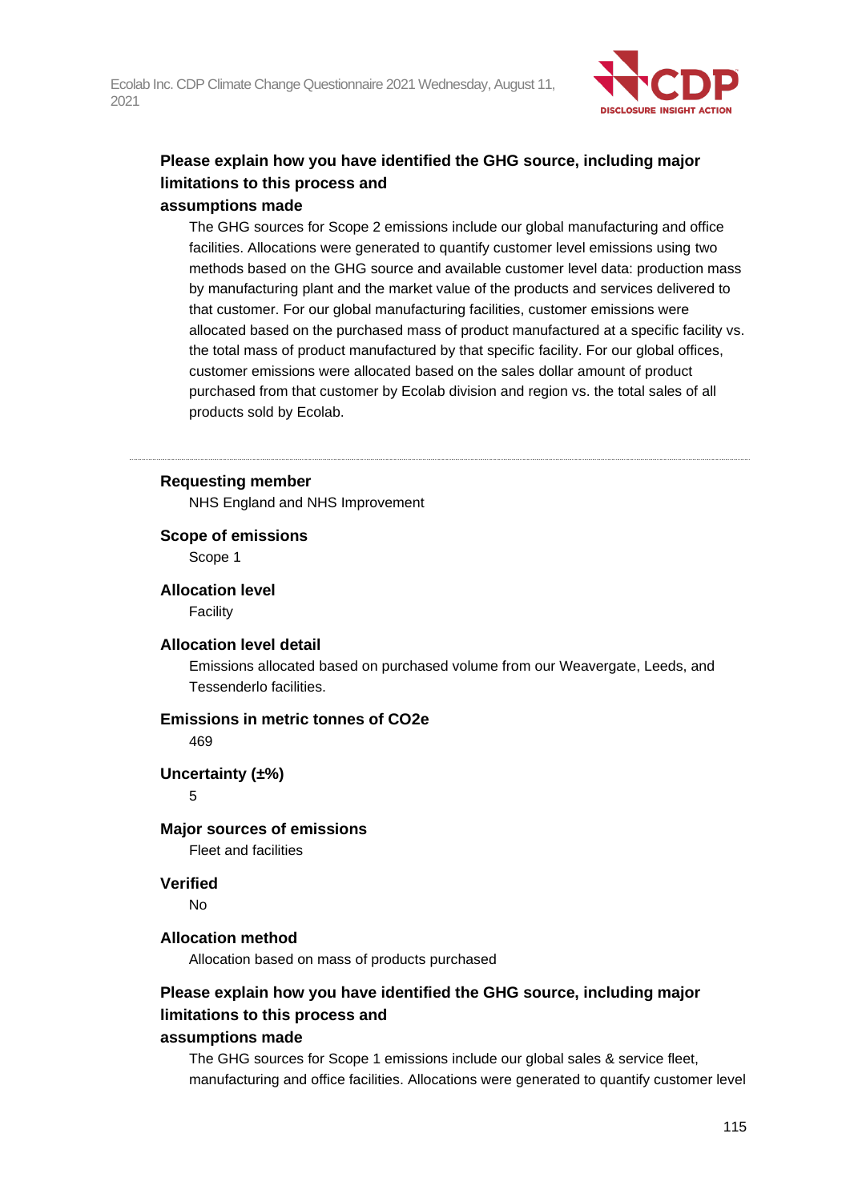**Please explain how you have identified the GHG source, including major limitations to this process and assumptions made**

The GHG sources for Scope 2 emissions include our global manufacturing and office facilities. Allocations were generated to quantify customer level emissions using two methods based on the GHG source and available customer level data: production mass by manufacturing plant and the market value of the products and services delivered to that customer. For our global manufacturing facilities, customer emissions were allocated based on the purchased mass of product manufactured at a specific facility vs. the total mass of product manufactured by that specific facility. For our global offices, customer emissions were allocated based on the sales dollar amount of product purchased from that customer by Ecolab division and region vs. the total sales of all products sold by Ecolab.

---

**Requesting member**

NHS England and NHS Improvement

**Scope of emissions**

Scope 1

**Allocation level**

Facility

**Allocation level detail**

Emissions allocated based on purchased volume from our Weavergate, Leeds, and Tessenderlo facilities.

**Emissions in metric tonnes of CO2e**

469

**Uncertainty (±%)**

5

**Major sources of emissions**

Fleet and facilities

**Verified**

No

**Allocation method**

Allocation based on mass of products purchased

**Please explain how you have identified the GHG source, including major limitations to this process and assumptions made**

The GHG sources for Scope 1 emissions include our global sales & service fleet, manufacturing and office facilities. Allocations were generated to quantify customer level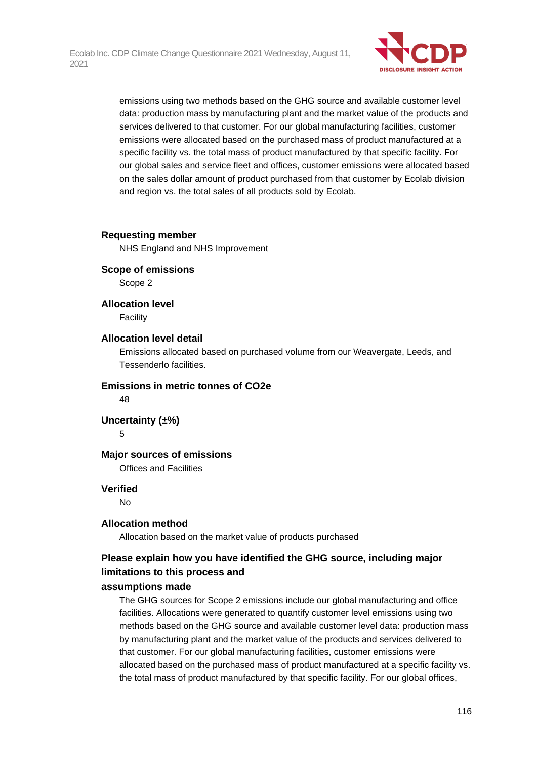emissions using two methods based on the GHG source and available customer level data: production mass by manufacturing plant and the market value of the products and services delivered to that customer. For our global manufacturing facilities, customer emissions were allocated based on the purchased mass of product manufactured at a specific facility vs. the total mass of product manufactured by that specific facility. For our global sales and service fleet and offices, customer emissions were allocated based on the sales dollar amount of product purchased from that customer by Ecolab division and region vs. the total sales of all products sold by Ecolab.

---

**Requesting member**

NHS England and NHS Improvement

**Scope of emissions**

Scope 2

**Allocation level**

Facility

**Allocation level detail**

Emissions allocated based on purchased volume from our Weavergate, Leeds, and Tessenderlo facilities.

**Emissions in metric tonnes of CO2e**

48

**Uncertainty (±%)**

5

**Major sources of emissions**

Offices and Facilities

**Verified**

No

**Allocation method**

Allocation based on the market value of products purchased

**Please explain how you have identified the GHG source, including major limitations to this process and assumptions made**

The GHG sources for Scope 2 emissions include our global manufacturing and office facilities. Allocations were generated to quantify customer level emissions using two methods based on the GHG source and available customer level data: production mass by manufacturing plant and the market value of the products and services delivered to that customer. For our global manufacturing facilities, customer emissions were allocated based on the purchased mass of product manufactured at a specific facility vs. the total mass of product manufactured by that specific facility. For our global offices,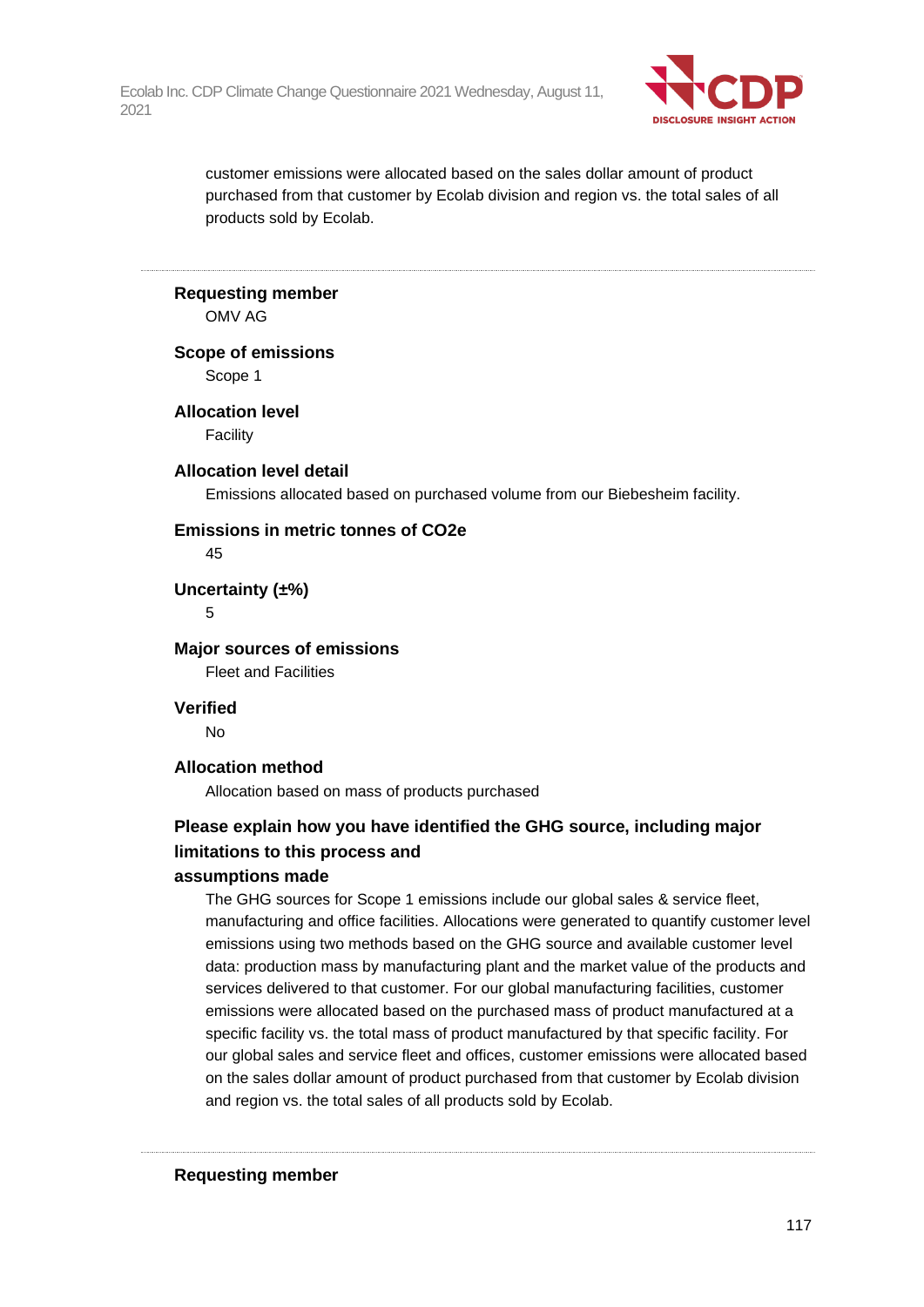customer emissions were allocated based on the sales dollar amount of product purchased from that customer by Ecolab division and region vs. the total sales of all products sold by Ecolab.

---

**Requesting member**

OMV AG

**Scope of emissions**

Scope 1

**Allocation level**

Facility

**Allocation level detail**

Emissions allocated based on purchased volume from our Biebesheim facility.

**Emissions in metric tonnes of CO2e**

45

**Uncertainty (±%)**

5

**Major sources of emissions**

Fleet and Facilities

**Verified**

No

**Allocation method**

Allocation based on mass of products purchased

**Please explain how you have identified the GHG source, including major limitations to this process and assumptions made**

The GHG sources for Scope 1 emissions include our global sales & service fleet, manufacturing and office facilities. Allocations were generated to quantify customer level emissions using two methods based on the GHG source and available customer level data: production mass by manufacturing plant and the market value of the products and services delivered to that customer. For our global manufacturing facilities, customer emissions were allocated based on the purchased mass of product manufactured at a specific facility vs. the total mass of product manufactured by that specific facility. For our global sales and service fleet and offices, customer emissions were allocated based on the sales dollar amount of product purchased from that customer by Ecolab division and region vs. the total sales of all products sold by Ecolab.

---

**Requesting member**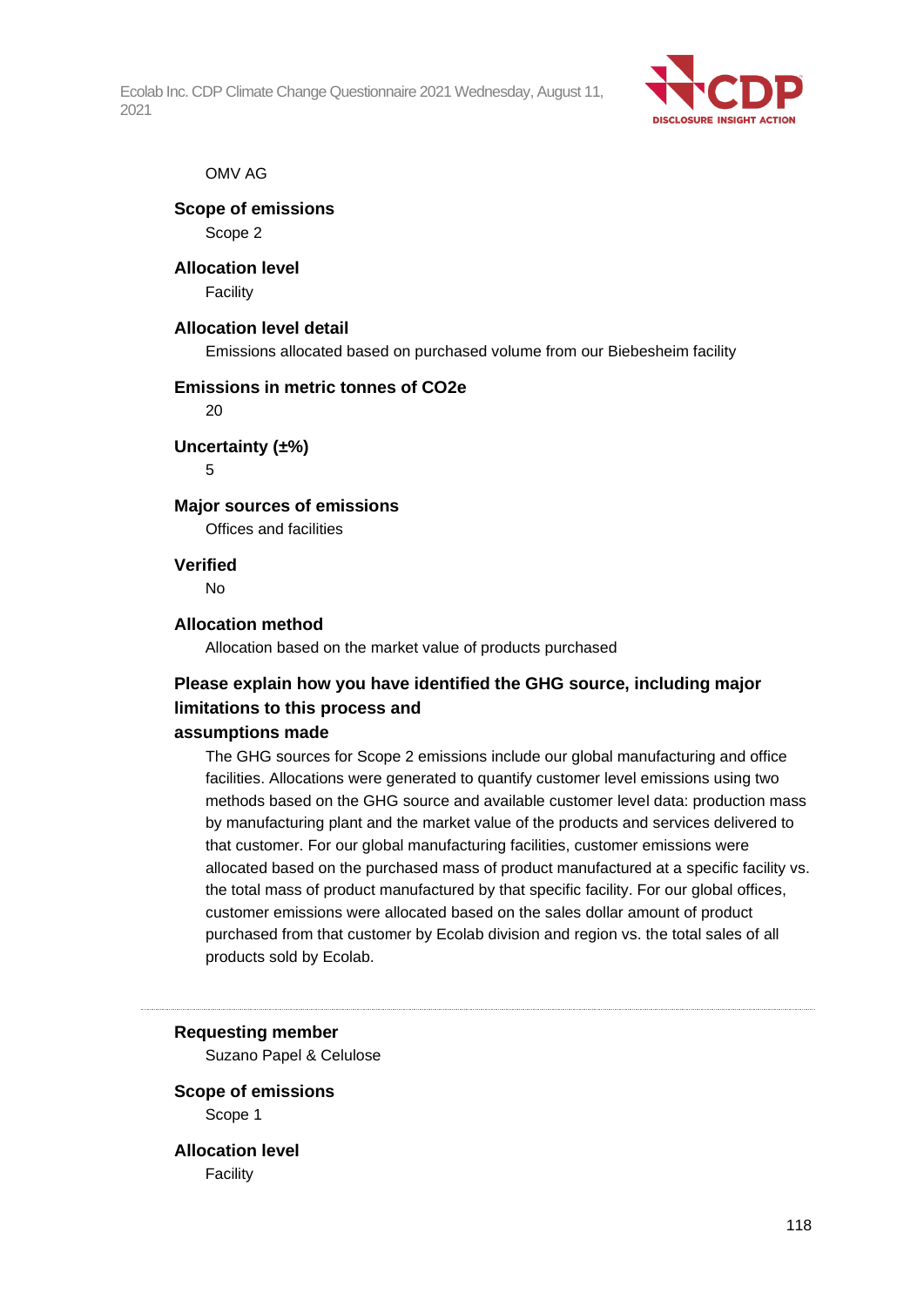OMV AG

**Scope of emissions**

Scope 2

**Allocation level**

Facility

**Allocation level detail**

Emissions allocated based on purchased volume from our Biebesheim facility

**Emissions in metric tonnes of CO2e**

20

**Uncertainty (±%)**

5

**Major sources of emissions**

Offices and facilities

**Verified**

No

**Allocation method**

Allocation based on the market value of products purchased

**Please explain how you have identified the GHG source, including major limitations to this process and assumptions made**

The GHG sources for Scope 2 emissions include our global manufacturing and office facilities. Allocations were generated to quantify customer level emissions using two methods based on the GHG source and available customer level data: production mass by manufacturing plant and the market value of the products and services delivered to that customer. For our global manufacturing facilities, customer emissions were allocated based on the purchased mass of product manufactured at a specific facility vs. the total mass of product manufactured by that specific facility. For our global offices, customer emissions were allocated based on the sales dollar amount of product purchased from that customer by Ecolab division and region vs. the total sales of all products sold by Ecolab.

---

**Requesting member**

Suzano Papel & Celulose

**Scope of emissions**

Scope 1

**Allocation level**

Facility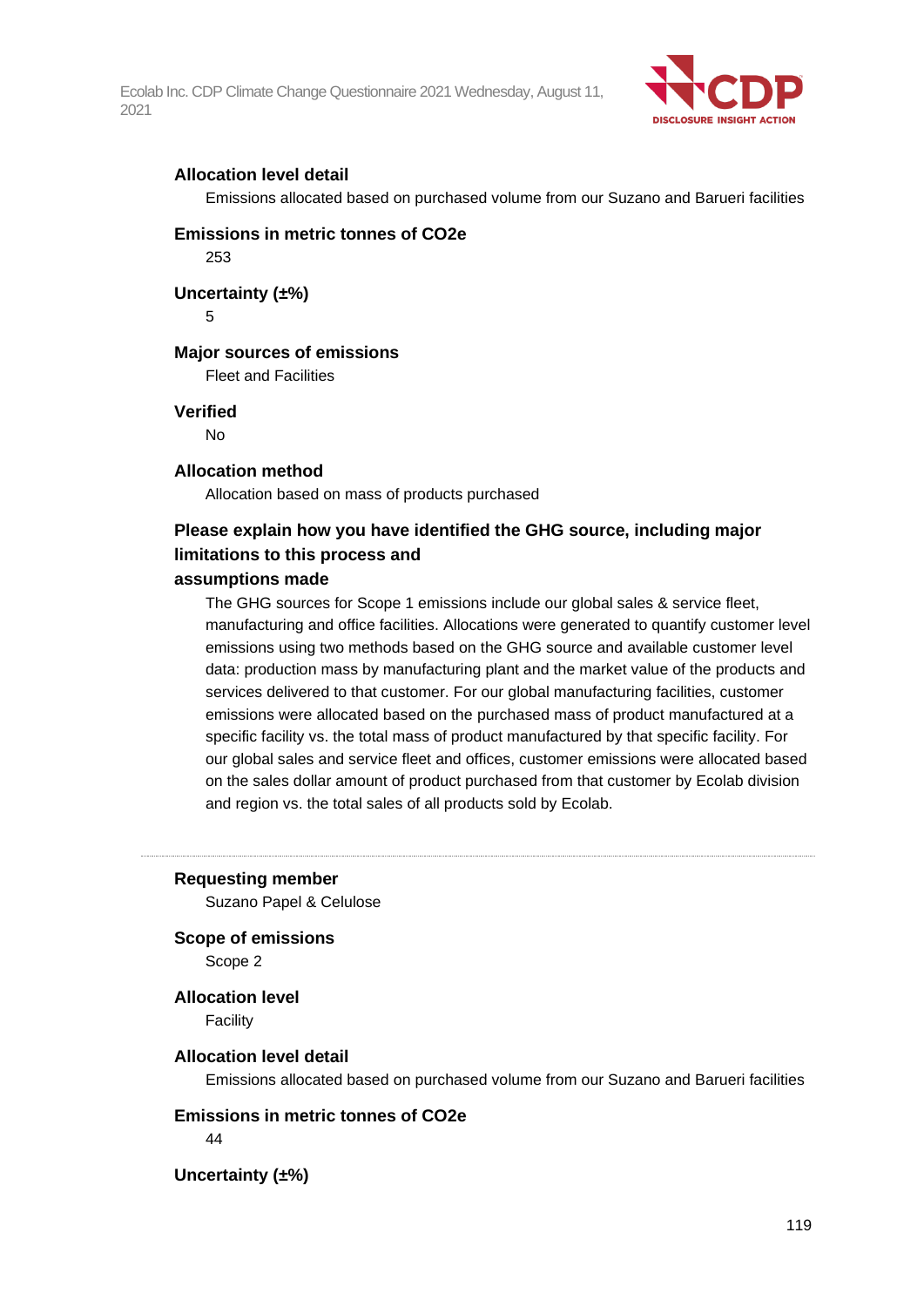**Allocation level detail**

Emissions allocated based on purchased volume from our Suzano and Barueri facilities

**Emissions in metric tonnes of CO2e**

253

**Uncertainty (±%)**

5

**Major sources of emissions**

Fleet and Facilities

**Verified**

No

**Allocation method**

Allocation based on mass of products purchased

**Please explain how you have identified the GHG source, including major limitations to this process and assumptions made**

The GHG sources for Scope 1 emissions include our global sales & service fleet, manufacturing and office facilities. Allocations were generated to quantify customer level emissions using two methods based on the GHG source and available customer level data: production mass by manufacturing plant and the market value of the products and services delivered to that customer. For our global manufacturing facilities, customer emissions were allocated based on the purchased mass of product manufactured at a specific facility vs. the total mass of product manufactured by that specific facility. For our global sales and service fleet and offices, customer emissions were allocated based on the sales dollar amount of product purchased from that customer by Ecolab division and region vs. the total sales of all products sold by Ecolab.

---

**Requesting member**

Suzano Papel & Celulose

**Scope of emissions**

Scope 2

**Allocation level**

Facility

**Allocation level detail**

Emissions allocated based on purchased volume from our Suzano and Barueri facilities

**Emissions in metric tonnes of CO2e**

44

**Uncertainty (±%)**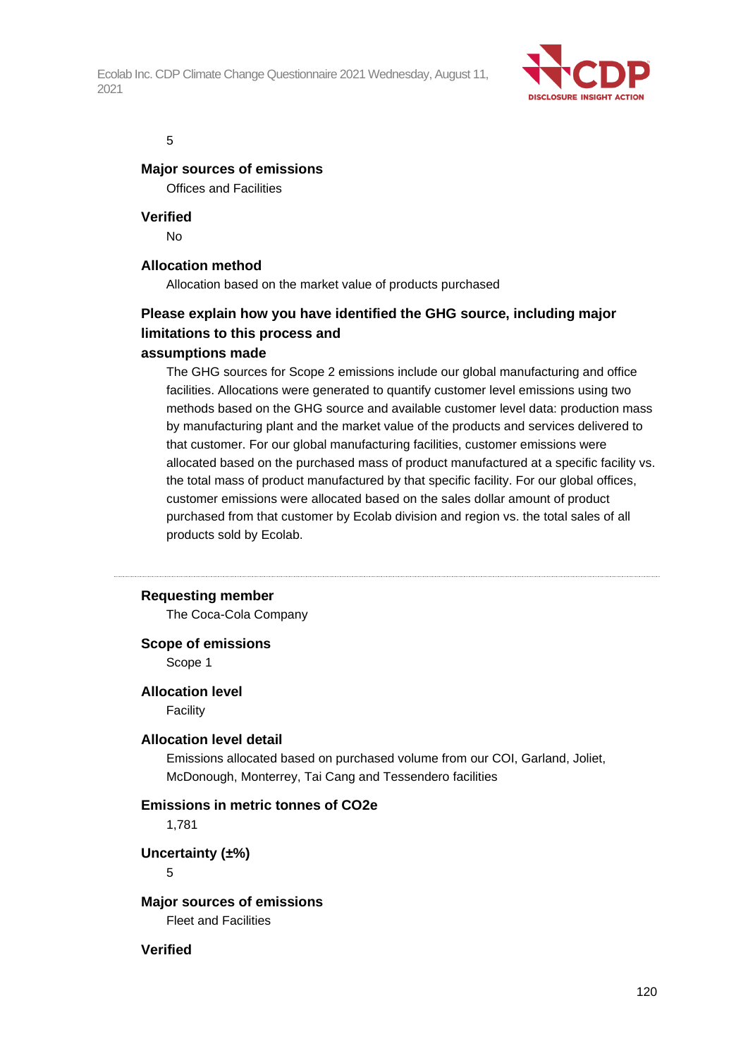5

**Major sources of emissions**

Offices and Facilities

**Verified**

No

**Allocation method**

Allocation based on the market value of products purchased

**Please explain how you have identified the GHG source, including major limitations to this process and assumptions made**

The GHG sources for Scope 2 emissions include our global manufacturing and office facilities. Allocations were generated to quantify customer level emissions using two methods based on the GHG source and available customer level data: production mass by manufacturing plant and the market value of the products and services delivered to that customer. For our global manufacturing facilities, customer emissions were allocated based on the purchased mass of product manufactured at a specific facility vs. the total mass of product manufactured by that specific facility. For our global offices, customer emissions were allocated based on the sales dollar amount of product purchased from that customer by Ecolab division and region vs. the total sales of all products sold by Ecolab.

---

**Requesting member**

The Coca-Cola Company

**Scope of emissions**

Scope 1

**Allocation level**

Facility

**Allocation level detail**

Emissions allocated based on purchased volume from our COI, Garland, Joliet, McDonough, Monterrey, Tai Cang and Tessendero facilities

**Emissions in metric tonnes of CO2e**

1,781

**Uncertainty (±%)**

5

**Major sources of emissions**

Fleet and Facilities

**Verified**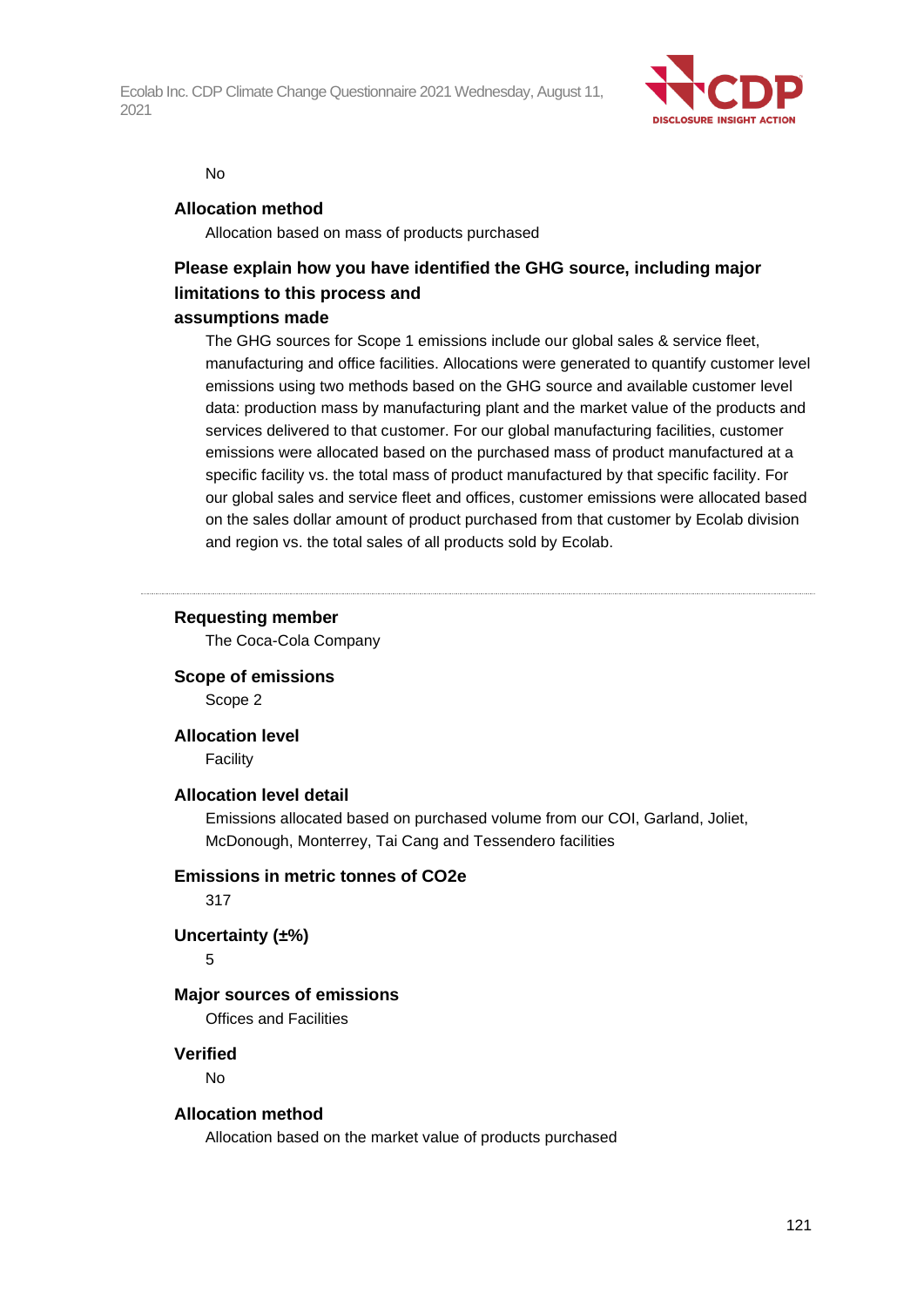No

**Allocation method**

Allocation based on mass of products purchased

**Please explain how you have identified the GHG source, including major limitations to this process and assumptions made**

The GHG sources for Scope 1 emissions include our global sales & service fleet, manufacturing and office facilities. Allocations were generated to quantify customer level emissions using two methods based on the GHG source and available customer level data: production mass by manufacturing plant and the market value of the products and services delivered to that customer. For our global manufacturing facilities, customer emissions were allocated based on the purchased mass of product manufactured at a specific facility vs. the total mass of product manufactured by that specific facility. For our global sales and service fleet and offices, customer emissions were allocated based on the sales dollar amount of product purchased from that customer by Ecolab division and region vs. the total sales of all products sold by Ecolab.

---

**Requesting member**

The Coca-Cola Company

**Scope of emissions**

Scope 2

**Allocation level**

Facility

**Allocation level detail**

Emissions allocated based on purchased volume from our COI, Garland, Joliet, McDonough, Monterrey, Tai Cang and Tessendero facilities

**Emissions in metric tonnes of CO2e**

317

**Uncertainty (±%)**

5

**Major sources of emissions**

Offices and Facilities

**Verified**

No

**Allocation method**

Allocation based on the market value of products purchased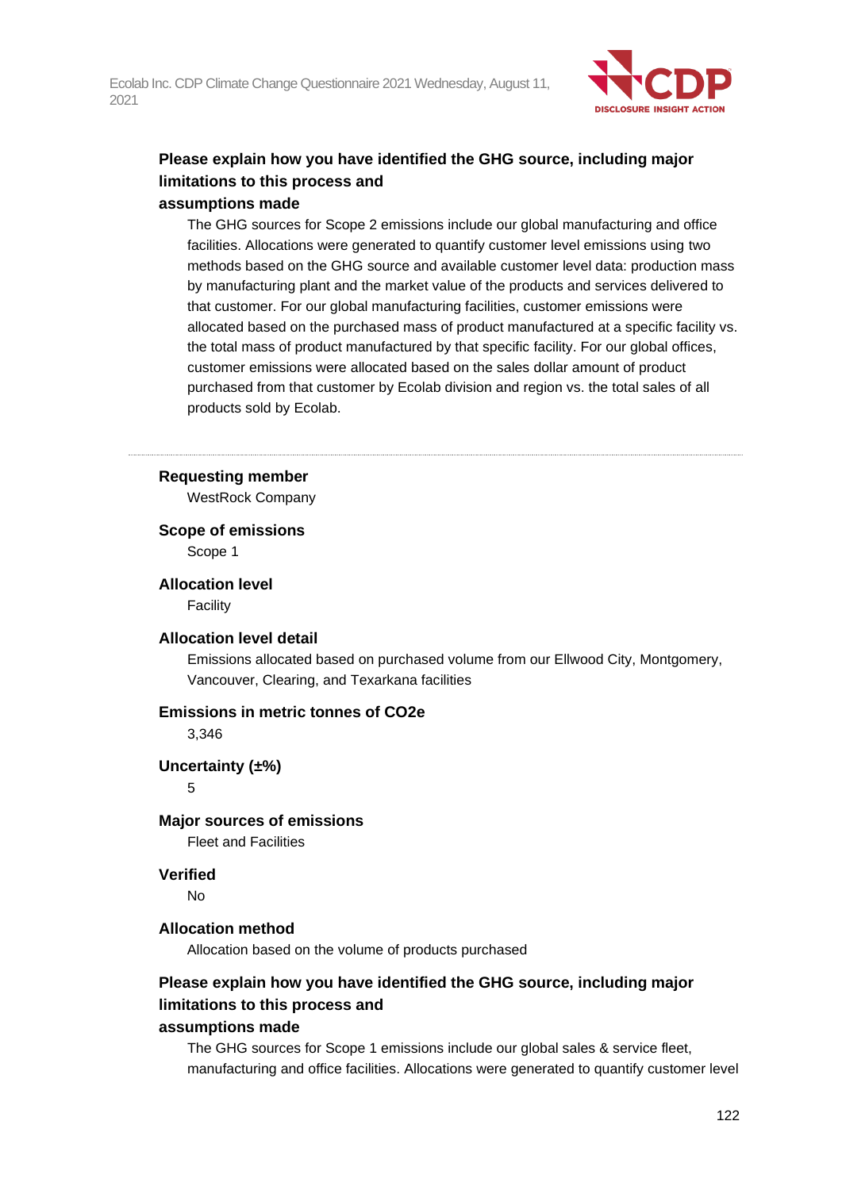**Please explain how you have identified the GHG source, including major limitations to this process and assumptions made**

The GHG sources for Scope 2 emissions include our global manufacturing and office facilities. Allocations were generated to quantify customer level emissions using two methods based on the GHG source and available customer level data: production mass by manufacturing plant and the market value of the products and services delivered to that customer. For our global manufacturing facilities, customer emissions were allocated based on the purchased mass of product manufactured at a specific facility vs. the total mass of product manufactured by that specific facility. For our global offices, customer emissions were allocated based on the sales dollar amount of product purchased from that customer by Ecolab division and region vs. the total sales of all products sold by Ecolab.

---

**Requesting member**

WestRock Company

**Scope of emissions**

Scope 1

**Allocation level**

Facility

**Allocation level detail**

Emissions allocated based on purchased volume from our Ellwood City, Montgomery, Vancouver, Clearing, and Texarkana facilities

**Emissions in metric tonnes of CO2e**

3,346

**Uncertainty (±%)**

5

**Major sources of emissions**

Fleet and Facilities

**Verified**

No

**Allocation method**

Allocation based on the volume of products purchased

**Please explain how you have identified the GHG source, including major limitations to this process and assumptions made**

The GHG sources for Scope 1 emissions include our global sales & service fleet, manufacturing and office facilities. Allocations were generated to quantify customer level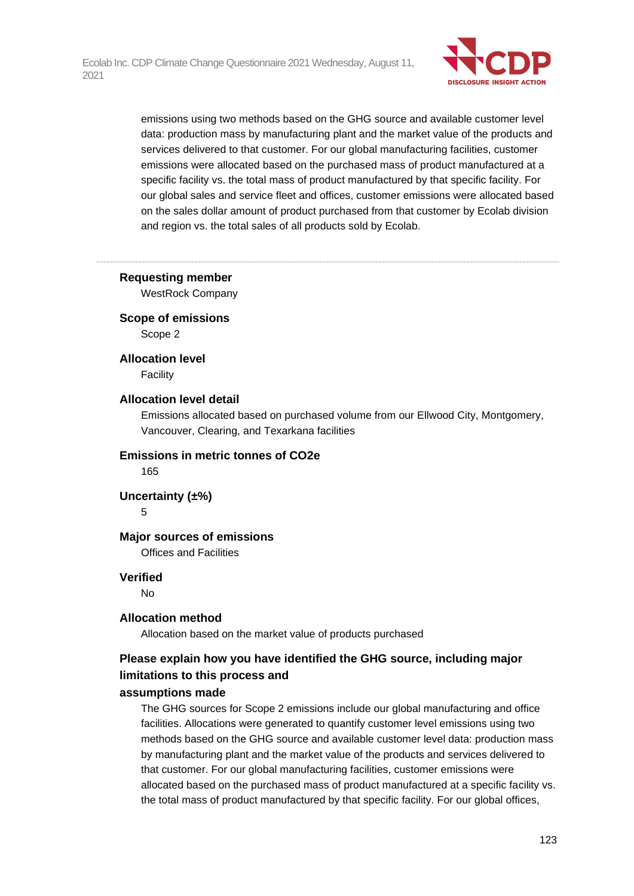emissions using two methods based on the GHG source and available customer level data: production mass by manufacturing plant and the market value of the products and services delivered to that customer. For our global manufacturing facilities, customer emissions were allocated based on the purchased mass of product manufactured at a specific facility vs. the total mass of product manufactured by that specific facility. For our global sales and service fleet and offices, customer emissions were allocated based on the sales dollar amount of product purchased from that customer by Ecolab division and region vs. the total sales of all products sold by Ecolab.

---

**Requesting member**

WestRock Company

**Scope of emissions**

Scope 2

**Allocation level**

Facility

**Allocation level detail**

Emissions allocated based on purchased volume from our Ellwood City, Montgomery, Vancouver, Clearing, and Texarkana facilities

**Emissions in metric tonnes of CO2e**

165

**Uncertainty (±%)**

5

**Major sources of emissions**

Offices and Facilities

**Verified**

No

**Allocation method**

Allocation based on the market value of products purchased

**Please explain how you have identified the GHG source, including major limitations to this process and assumptions made**

The GHG sources for Scope 2 emissions include our global manufacturing and office facilities. Allocations were generated to quantify customer level emissions using two methods based on the GHG source and available customer level data: production mass by manufacturing plant and the market value of the products and services delivered to that customer. For our global manufacturing facilities, customer emissions were allocated based on the purchased mass of product manufactured at a specific facility vs. the total mass of product manufactured by that specific facility. For our global offices,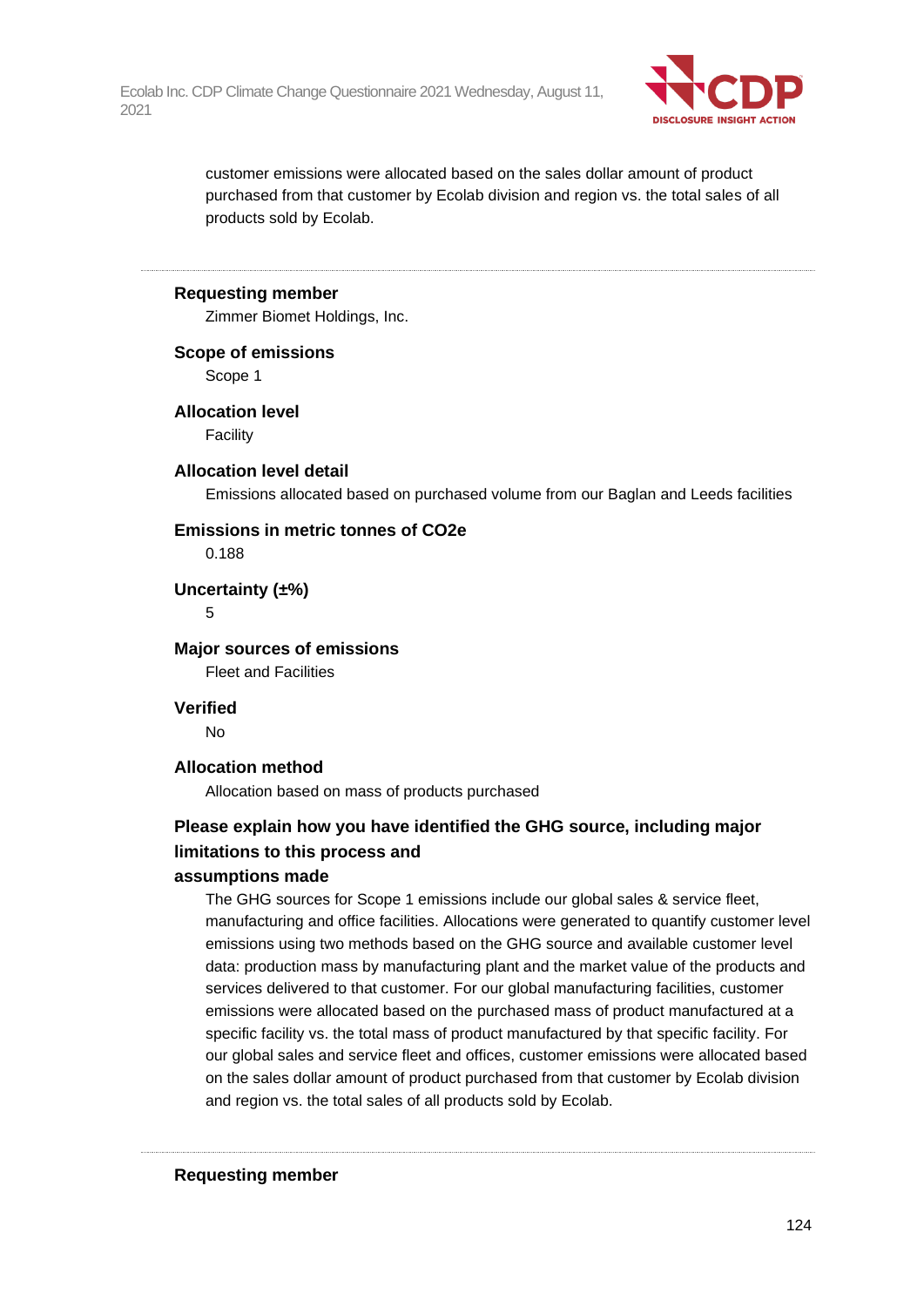customer emissions were allocated based on the sales dollar amount of product purchased from that customer by Ecolab division and region vs. the total sales of all products sold by Ecolab.

---

**Requesting member**

Zimmer Biomet Holdings, Inc.

**Scope of emissions**

Scope 1

**Allocation level**

Facility

**Allocation level detail**

Emissions allocated based on purchased volume from our Baglan and Leeds facilities

**Emissions in metric tonnes of CO2e**

0.188

**Uncertainty (±%)**

5

**Major sources of emissions**

Fleet and Facilities

**Verified**

No

**Allocation method**

Allocation based on mass of products purchased

**Please explain how you have identified the GHG source, including major limitations to this process and assumptions made**

The GHG sources for Scope 1 emissions include our global sales & service fleet, manufacturing and office facilities. Allocations were generated to quantify customer level emissions using two methods based on the GHG source and available customer level data: production mass by manufacturing plant and the market value of the products and services delivered to that customer. For our global manufacturing facilities, customer emissions were allocated based on the purchased mass of product manufactured at a specific facility vs. the total mass of product manufactured by that specific facility. For our global sales and service fleet and offices, customer emissions were allocated based on the sales dollar amount of product purchased from that customer by Ecolab division and region vs. the total sales of all products sold by Ecolab.

---

**Requesting member**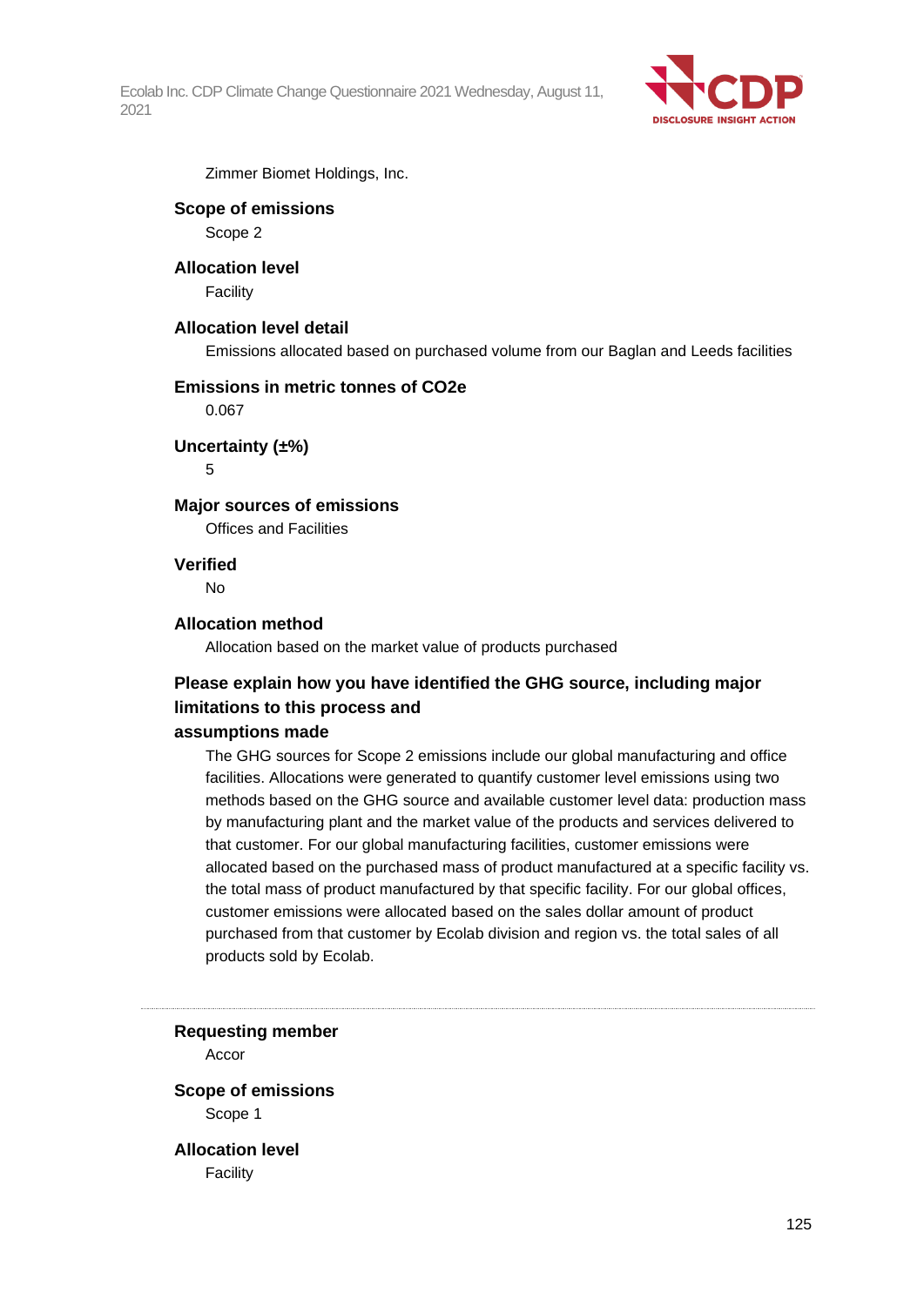Zimmer Biomet Holdings, Inc.

**Scope of emissions**

Scope 2

**Allocation level**

Facility

**Allocation level detail**

Emissions allocated based on purchased volume from our Baglan and Leeds facilities

**Emissions in metric tonnes of CO2e**

0.067

**Uncertainty (±%)**

5

**Major sources of emissions**

Offices and Facilities

**Verified**

No

**Allocation method**

Allocation based on the market value of products purchased

**Please explain how you have identified the GHG source, including major limitations to this process and assumptions made**

The GHG sources for Scope 2 emissions include our global manufacturing and office facilities. Allocations were generated to quantify customer level emissions using two methods based on the GHG source and available customer level data: production mass by manufacturing plant and the market value of the products and services delivered to that customer. For our global manufacturing facilities, customer emissions were allocated based on the purchased mass of product manufactured at a specific facility vs. the total mass of product manufactured by that specific facility. For our global offices, customer emissions were allocated based on the sales dollar amount of product purchased from that customer by Ecolab division and region vs. the total sales of all products sold by Ecolab.

---

**Requesting member**

Accor

**Scope of emissions**

Scope 1

**Allocation level**

Facility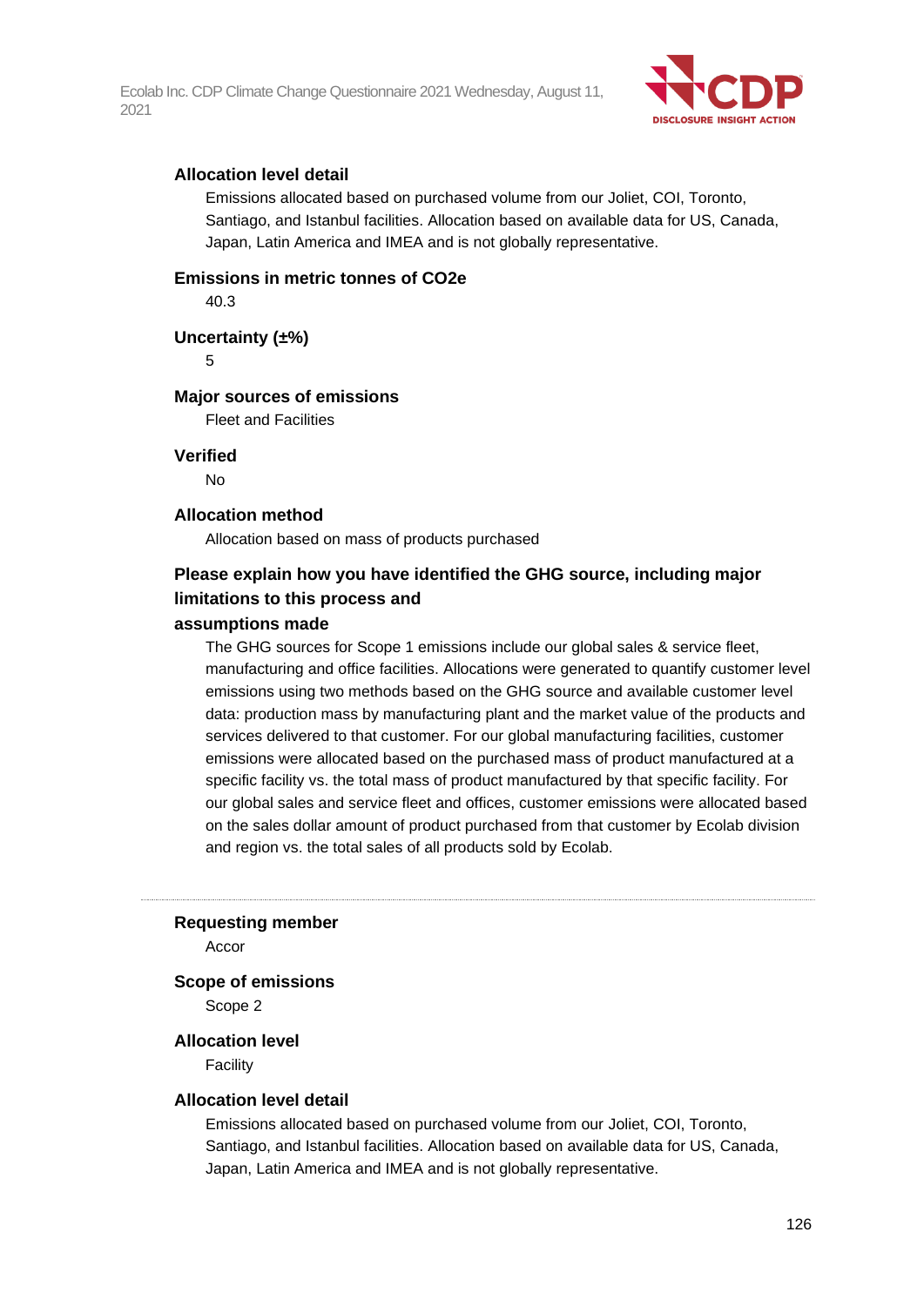#### Allocation level detail

Emissions allocated based on purchased volume from our Joliet, COI, Toronto, Santiago, and Istanbul facilities. Allocation based on available data for US, Canada, Japan, Latin America and IMEA and is not globally representative.

#### Emissions in metric tonnes of CO2e

40.3

#### Uncertainty (±%)

5

#### Major sources of emissions

Fleet and Facilities

#### Verified

No

#### Allocation method

Allocation based on mass of products purchased

#### Please explain how you have identified the GHG source, including major limitations to this process and assumptions made

The GHG sources for Scope 1 emissions include our global sales & service fleet, manufacturing and office facilities. Allocations were generated to quantify customer level emissions using two methods based on the GHG source and available customer level data: production mass by manufacturing plant and the market value of the products and services delivered to that customer. For our global manufacturing facilities, customer emissions were allocated based on the purchased mass of product manufactured at a specific facility vs. the total mass of product manufactured by that specific facility. For our global sales and service fleet and offices, customer emissions were allocated based on the sales dollar amount of product purchased from that customer by Ecolab division and region vs. the total sales of all products sold by Ecolab.

---

#### Requesting member

Accor

#### Scope of emissions

Scope 2

#### Allocation level

Facility

#### Allocation level detail

Emissions allocated based on purchased volume from our Joliet, COI, Toronto, Santiago, and Istanbul facilities. Allocation based on available data for US, Canada, Japan, Latin America and IMEA and is not globally representative.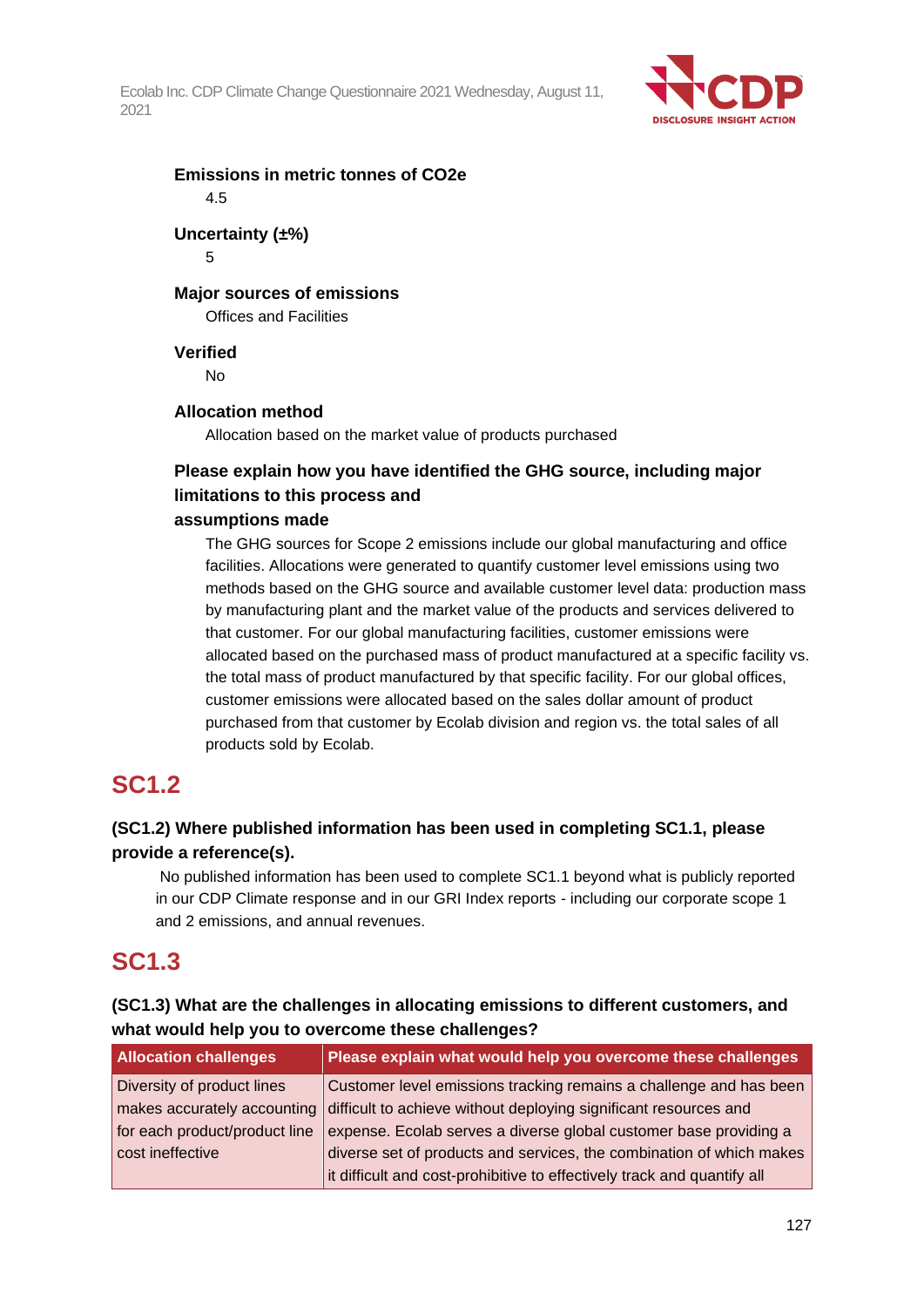**Emissions in metric tonnes of CO2e**

4.5

**Uncertainty (±%)**

5

**Major sources of emissions**

Offices and Facilities

**Verified**

No

**Allocation method**

Allocation based on the market value of products purchased

**Please explain how you have identified the GHG source, including major limitations to this process and assumptions made**

The GHG sources for Scope 2 emissions include our global manufacturing and office facilities. Allocations were generated to quantify customer level emissions using two methods based on the GHG source and available customer level data: production mass by manufacturing plant and the market value of the products and services delivered to that customer. For our global manufacturing facilities, customer emissions were allocated based on the purchased mass of product manufactured at a specific facility vs. the total mass of product manufactured by that specific facility. For our global offices, customer emissions were allocated based on the sales dollar amount of product purchased from that customer by Ecolab division and region vs. the total sales of all products sold by Ecolab.

## SC1.2

**(SC1.2) Where published information has been used in completing SC1.1, please provide a reference(s).**

No published information has been used to complete SC1.1 beyond what is publicly reported in our CDP Climate response and in our GRI Index reports - including our corporate scope 1 and 2 emissions, and annual revenues.

## SC1.3

**(SC1.3) What are the challenges in allocating emissions to different customers, and what would help you to overcome these challenges?**

| Allocation challenges | Please explain what would help you overcome these challenges |
| --- | --- |
| Diversity of product lines makes accurately accounting for each product/product line cost ineffective | Customer level emissions tracking remains a challenge and has been difficult to achieve without deploying significant resources and expense. Ecolab serves a diverse global customer base providing a diverse set of products and services, the combination of which makes it difficult and cost-prohibitive to effectively track and quantify all |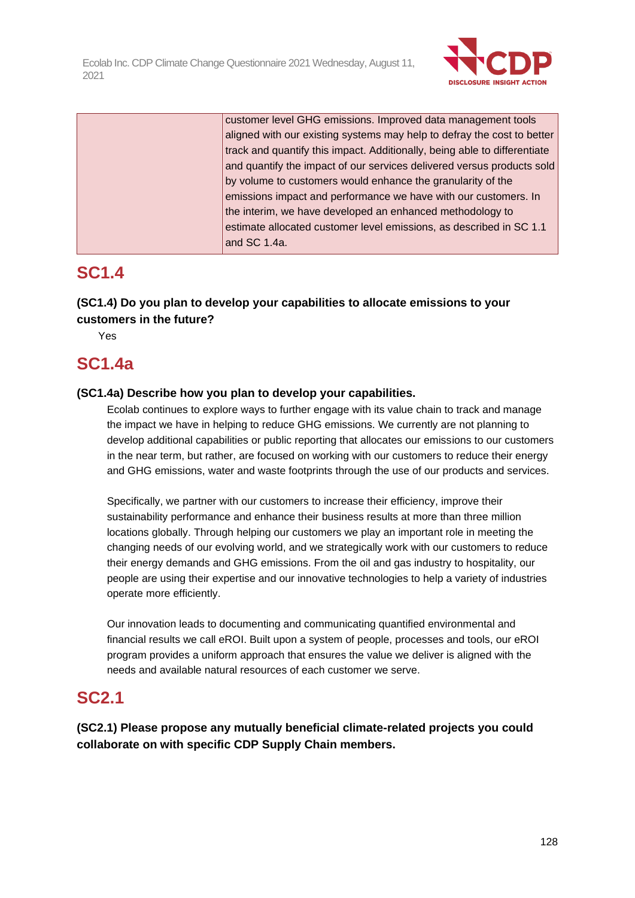| | customer level GHG emissions. Improved data management tools aligned with our existing systems may help to defray the cost to better track and quantify this impact. Additionally, being able to differentiate and quantify the impact of our services delivered versus products sold by volume to customers would enhance the granularity of the emissions impact and performance we have with our customers. In the interim, we have developed an enhanced methodology to estimate allocated customer level emissions, as described in SC 1.1 and SC 1.4a. |
|---|---|

## SC1.4

**(SC1.4) Do you plan to develop your capabilities to allocate emissions to your customers in the future?**

Yes

## SC1.4a

**(SC1.4a) Describe how you plan to develop your capabilities.**

Ecolab continues to explore ways to further engage with its value chain to track and manage the impact we have in helping to reduce GHG emissions. We currently are not planning to develop additional capabilities or public reporting that allocates our emissions to our customers in the near term, but rather, are focused on working with our customers to reduce their energy and GHG emissions, water and waste footprints through the use of our products and services.

Specifically, we partner with our customers to increase their efficiency, improve their sustainability performance and enhance their business results at more than three million locations globally. Through helping our customers we play an important role in meeting the changing needs of our evolving world, and we strategically work with our customers to reduce their energy demands and GHG emissions. From the oil and gas industry to hospitality, our people are using their expertise and our innovative technologies to help a variety of industries operate more efficiently.

Our innovation leads to documenting and communicating quantified environmental and financial results we call eROI. Built upon a system of people, processes and tools, our eROI program provides a uniform approach that ensures the value we deliver is aligned with the needs and available natural resources of each customer we serve.

## SC2.1

**(SC2.1) Please propose any mutually beneficial climate-related projects you could collaborate on with specific CDP Supply Chain members.**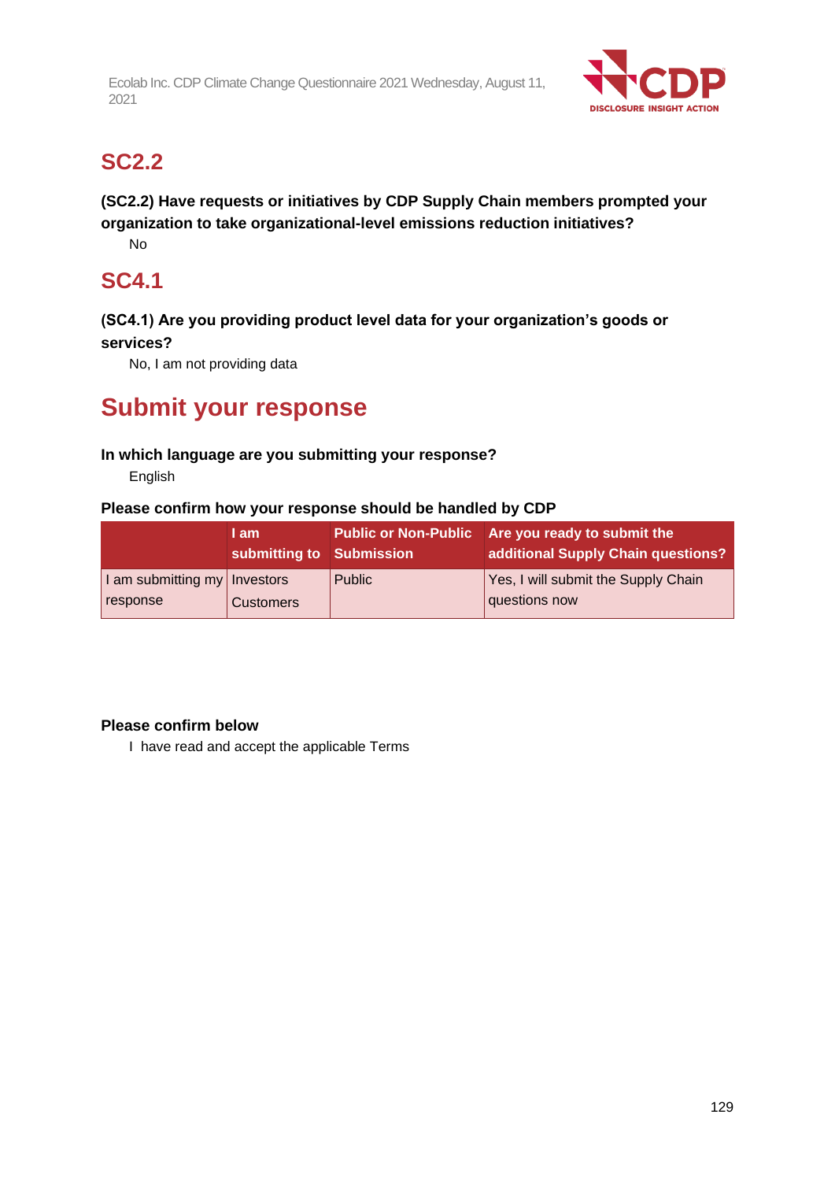## SC2.2

**(SC2.2) Have requests or initiatives by CDP Supply Chain members prompted your organization to take organizational-level emissions reduction initiatives?**

No

## SC4.1

**(SC4.1) Are you providing product level data for your organization's goods or services?**

No, I am not providing data

# Submit your response

**In which language are you submitting your response?**

English

**Please confirm how your response should be handled by CDP**

| | I am submitting to | Public or Non-Public Submission | Are you ready to submit the additional Supply Chain questions? |
|---|---|---|---|
| I am submitting my response | Investors<br>Customers | Public | Yes, I will submit the Supply Chain questions now |

**Please confirm below**

I have read and accept the applicable Terms